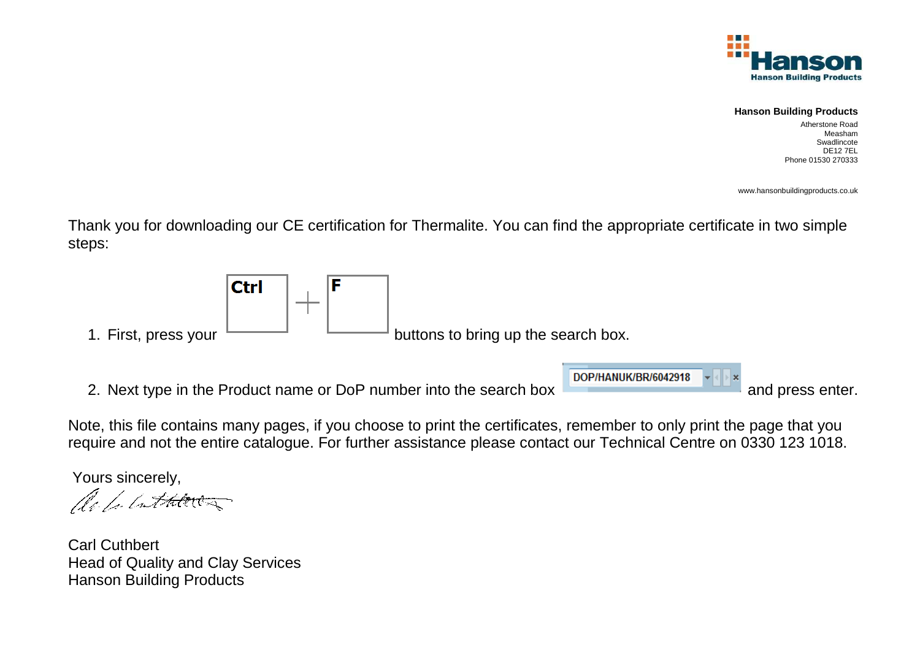Hanson
Hanson Building Products

**Hanson Building Products**
Atherstone Road
Measham
Swadlincote
DE12 7EL
Phone 01530 270333

www.hansonbuildingproducts.co.uk

Thank you for downloading our CE certification for Thermalite. You can find the appropriate certificate in two simple steps:

1. First, press your Ctrl + F buttons to bring up the search box.
2. Next type in the Product name or DoP number into the search box DOP/HANUK/BR/6042918 and press enter.

Note, this file contains many pages, if you choose to print the certificates, remember to only print the page that you require and not the entire catalogue. For further assistance please contact our Technical Centre on 0330 123 1018.

Yours sincerely,

Carl Cuthbert
Head of Quality and Clay Services
Hanson Building Products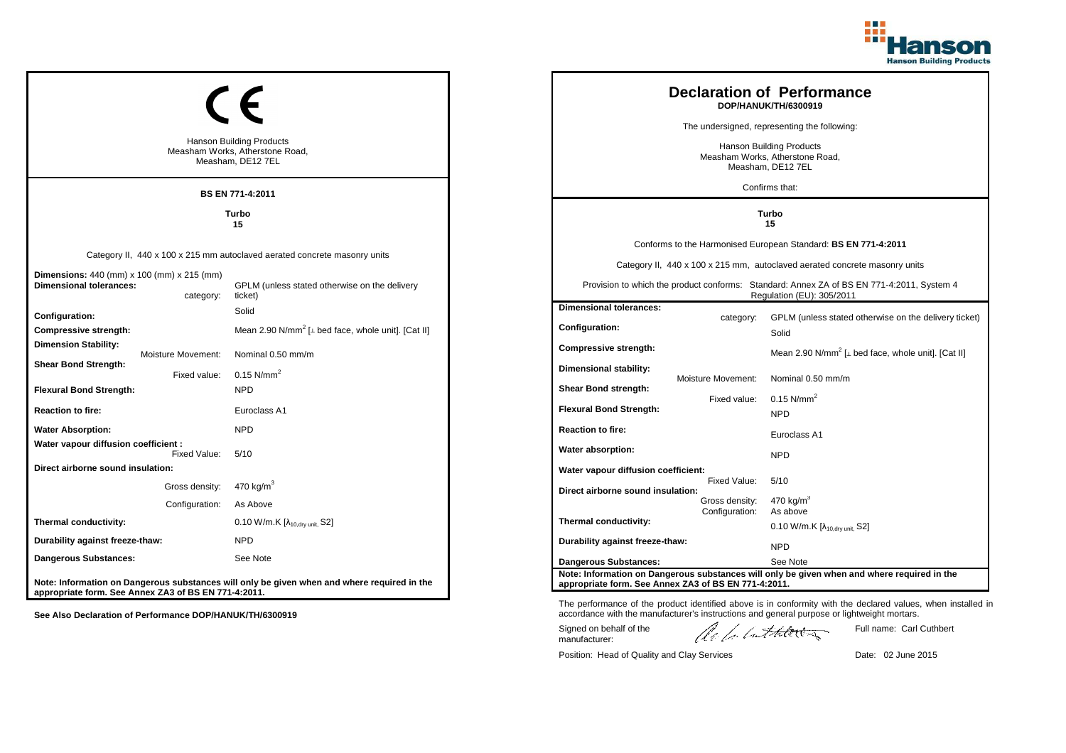CE

Hanson Building Products
Measham Works, Atherstone Road,
Measham, DE12 7EL

**BS EN 771-4:2011**

**Turbo**
**15**

Category II, 440 x 100 x 215 mm autoclaved aerated concrete masonry units

| | |
|---|---|
| **Dimensions:** 440 (mm) x 100 (mm) x 215 (mm) | |
| **Dimensional tolerances:** category: | GPLM (unless stated otherwise on the delivery ticket) |
| **Configuration:** | Solid |
| **Compressive strength:** | Mean 2.90 N/mm$^2$ [⊥ bed face, whole unit]. [Cat II] |
| **Dimension Stability:** Moisture Movement: | Nominal 0.50 mm/m |
| **Shear Bond Strength:** Fixed value: | 0.15 N/mm$^2$ |
| **Flexural Bond Strength:** | NPD |
| **Reaction to fire:** | Euroclass A1 |
| **Water Absorption:** | NPD |
| **Water vapour diffusion coefficient :** Fixed Value: | 5/10 |
| **Direct airborne sound insulation:** Gross density: | 470 kg/m$^3$ |
| Configuration: | As Above |
| **Thermal conductivity:** | 0.10 W/m.K [$\lambda_{10,dry\ unit}$, S2] |
| **Durability against freeze-thaw:** | NPD |
| **Dangerous Substances:** | See Note |

**Note: Information on Dangerous substances will only be given when and where required in the appropriate form. See Annex ZA3 of BS EN 771-4:2011.**

**See Also Declaration of Performance DOP/HANUK/TH/6300919**

# Declaration of Performance
**DOP/HANUK/TH/6300919**

The undersigned, representing the following:

Hanson Building Products
Measham Works, Atherstone Road,
Measham, DE12 7EL

Confirms that:

**Turbo**
**15**

Conforms to the Harmonised European Standard: **BS EN 771-4:2011**

Category II, 440 x 100 x 215 mm, autoclaved aerated concrete masonry units

Provision to which the product conforms: Standard: Annex ZA of BS EN 771-4:2011, System 4 Regulation (EU): 305/2011

| | |
|---|---|
| **Dimensional tolerances:** category: | GPLM (unless stated otherwise on the delivery ticket) |
| **Configuration:** | Solid |
| **Compressive strength:** | Mean 2.90 N/mm$^2$ [⊥ bed face, whole unit]. [Cat II] |
| **Dimensional stability:** Moisture Movement: | Nominal 0.50 mm/m |
| **Shear Bond strength:** Fixed value: | 0.15 N/mm$^2$ |
| **Flexural Bond Strength:** | NPD |
| **Reaction to fire:** | Euroclass A1 |
| **Water absorption:** | NPD |
| **Water vapour diffusion coefficient:** Fixed Value: | 5/10 |
| **Direct airborne sound insulation:** Gross density: | 470 kg/m$^3$ |
| Configuration: | As above |
| **Thermal conductivity:** | 0.10 W/m.K [$\lambda_{10,dry\ unit}$, S2] |
| **Durability against freeze-thaw:** | NPD |
| **Dangerous Substances:** | See Note |

**Note: Information on Dangerous substances will only be given when and where required in the appropriate form. See Annex ZA3 of BS EN 771-4:2011.**

The performance of the product identified above is in conformity with the declared values, when installed in accordance with the manufacturer's instructions and general purpose or lightweight mortars.

Signed on behalf of the manufacturer: Full name: Carl Cuthbert

Position: Head of Quality and Clay Services Date: 02 June 2015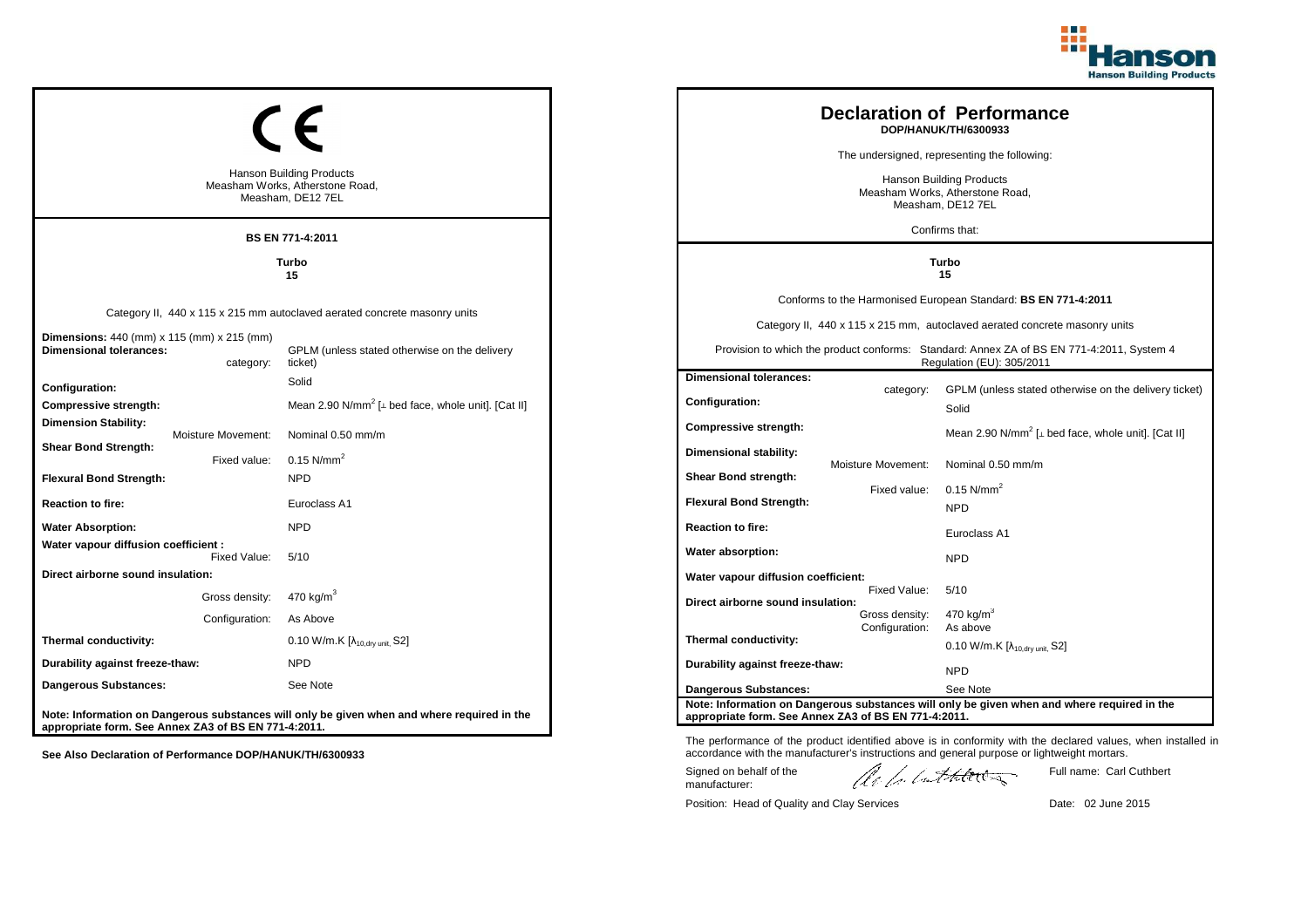CE

Hanson Building Products
Measham Works, Atherstone Road,
Measham, DE12 7EL

**BS EN 771-4:2011**

**Turbo**
**15**

Category II, 440 x 115 x 215 mm autoclaved aerated concrete masonry units

| | | |
|---|---|---|
| **Dimensions:** 440 (mm) x 115 (mm) x 215 (mm) | | |
| **Dimensional tolerances:** | category: | GPLM (unless stated otherwise on the delivery ticket) |
| **Configuration:** | | Solid |
| **Compressive strength:** | | Mean 2.90 N/mm$^2$ [⊥ bed face, whole unit]. [Cat II] |
| **Dimension Stability:** | Moisture Movement: | Nominal 0.50 mm/m |
| **Shear Bond Strength:** | Fixed value: | 0.15 N/mm$^2$ |
| **Flexural Bond Strength:** | | NPD |
| **Reaction to fire:** | | Euroclass A1 |
| **Water Absorption:** | | NPD |
| **Water vapour diffusion coefficient :** | Fixed Value: | 5/10 |
| **Direct airborne sound insulation:** | Gross density: | 470 kg/m$^3$ |
| | Configuration: | As Above |
| **Thermal conductivity:** | | 0.10 W/m.K [$\lambda_{10,dry\ unit}$, S2] |
| **Durability against freeze-thaw:** | | NPD |
| **Dangerous Substances:** | | See Note |

**Note: Information on Dangerous substances will only be given when and where required in the appropriate form. See Annex ZA3 of BS EN 771-4:2011.**

**See Also Declaration of Performance DOP/HANUK/TH/6300933**

# Declaration of Performance

**DOP/HANUK/TH/6300933**

The undersigned, representing the following:

Hanson Building Products
Measham Works, Atherstone Road,
Measham, DE12 7EL

Confirms that:

**Turbo**
**15**

Conforms to the Harmonised European Standard: **BS EN 771-4:2011**

Category II, 440 x 115 x 215 mm, autoclaved aerated concrete masonry units

Provision to which the product conforms: Standard: Annex ZA of BS EN 771-4:2011, System 4 Regulation (EU): 305/2011

| | | |
|---|---|---|
| **Dimensional tolerances:** | category: | GPLM (unless stated otherwise on the delivery ticket) |
| **Configuration:** | | Solid |
| **Compressive strength:** | | Mean 2.90 N/mm$^2$ [⊥ bed face, whole unit]. [Cat II] |
| **Dimensional stability:** | Moisture Movement: | Nominal 0.50 mm/m |
| **Shear Bond strength:** | Fixed value: | 0.15 N/mm$^2$ |
| **Flexural Bond Strength:** | | NPD |
| **Reaction to fire:** | | Euroclass A1 |
| **Water absorption:** | | NPD |
| **Water vapour diffusion coefficient:** | Fixed Value: | 5/10 |
| **Direct airborne sound insulation:** | Gross density: | 470 kg/m$^3$ |
| | Configuration: | As above |
| **Thermal conductivity:** | | 0.10 W/m.K [$\lambda_{10,dry\ unit}$, S2] |
| **Durability against freeze-thaw:** | | NPD |
| **Dangerous Substances:** | | See Note |

**Note: Information on Dangerous substances will only be given when and where required in the appropriate form. See Annex ZA3 of BS EN 771-4:2011.**

The performance of the product identified above is in conformity with the declared values, when installed in accordance with the manufacturer's instructions and general purpose or lightweight mortars.

Signed on behalf of the manufacturer: Full name: Carl Cuthbert

Position: Head of Quality and Clay Services Date: 02 June 2015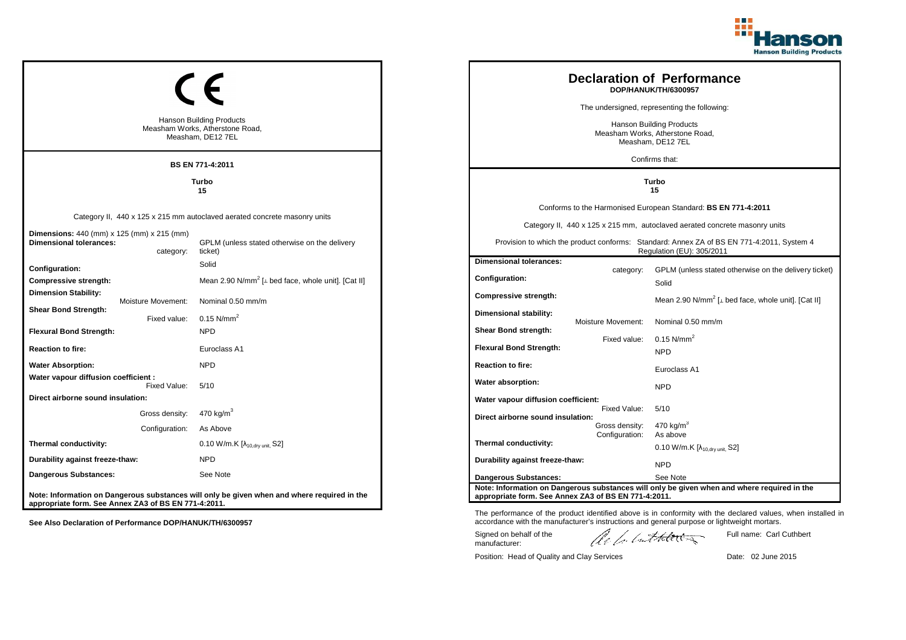CE

Hanson Building Products
Measham Works, Atherstone Road,
Measham, DE12 7EL

**BS EN 771-4:2011**

**Turbo**
**15**

Category II, 440 x 125 x 215 mm autoclaved aerated concrete masonry units

| | |
|---|---|
| **Dimensions:** 440 (mm) x 125 (mm) x 215 (mm) | |
| **Dimensional tolerances:** category: | GPLM (unless stated otherwise on the delivery ticket) |
| **Configuration:** | Solid |
| **Compressive strength:** | Mean 2.90 N/mm$^2$ [⊥ bed face, whole unit]. [Cat II] |
| **Dimension Stability:** Moisture Movement: | Nominal 0.50 mm/m |
| **Shear Bond Strength:** Fixed value: | 0.15 N/mm$^2$ |
| **Flexural Bond Strength:** | NPD |
| **Reaction to fire:** | Euroclass A1 |
| **Water Absorption:** | NPD |
| **Water vapour diffusion coefficient :** Fixed Value: | 5/10 |
| **Direct airborne sound insulation:** Gross density: | 470 kg/m$^3$ |
| Configuration: | As Above |
| **Thermal conductivity:** | 0.10 W/m.K [$\lambda_{10,dry\ unit}$, S2] |
| **Durability against freeze-thaw:** | NPD |
| **Dangerous Substances:** | See Note |

**Note: Information on Dangerous substances will only be given when and where required in the appropriate form. See Annex ZA3 of BS EN 771-4:2011.**

**See Also Declaration of Performance DOP/HANUK/TH/6300957**

# Declaration of Performance

**DOP/HANUK/TH/6300957**

The undersigned, representing the following:

Hanson Building Products
Measham Works, Atherstone Road,
Measham, DE12 7EL

Confirms that:

**Turbo**
**15**

Conforms to the Harmonised European Standard: **BS EN 771-4:2011**

Category II, 440 x 125 x 215 mm, autoclaved aerated concrete masonry units

Provision to which the product conforms: Standard: Annex ZA of BS EN 771-4:2011, System 4 Regulation (EU): 305/2011

| | |
|---|---|
| **Dimensional tolerances:** category: | GPLM (unless stated otherwise on the delivery ticket) |
| **Configuration:** | Solid |
| **Compressive strength:** | Mean 2.90 N/mm$^2$ [⊥ bed face, whole unit]. [Cat II] |
| **Dimensional stability:** Moisture Movement: | Nominal 0.50 mm/m |
| **Shear Bond strength:** Fixed value: | 0.15 N/mm$^2$ |
| **Flexural Bond Strength:** | NPD |
| **Reaction to fire:** | Euroclass A1 |
| **Water absorption:** | NPD |
| **Water vapour diffusion coefficient:** Fixed Value: | 5/10 |
| **Direct airborne sound insulation:** Gross density: | 470 kg/m$^3$ |
| Configuration: | As above |
| **Thermal conductivity:** | 0.10 W/m.K [$\lambda_{10,dry\ unit}$, S2] |
| **Durability against freeze-thaw:** | NPD |
| **Dangerous Substances:** | See Note |

**Note: Information on Dangerous substances will only be given when and where required in the appropriate form. See Annex ZA3 of BS EN 771-4:2011.**

The performance of the product identified above is in conformity with the declared values, when installed in accordance with the manufacturer's instructions and general purpose or lightweight mortars.

Signed on behalf of the manufacturer: Full name: Carl Cuthbert

Position: Head of Quality and Clay Services Date: 02 June 2015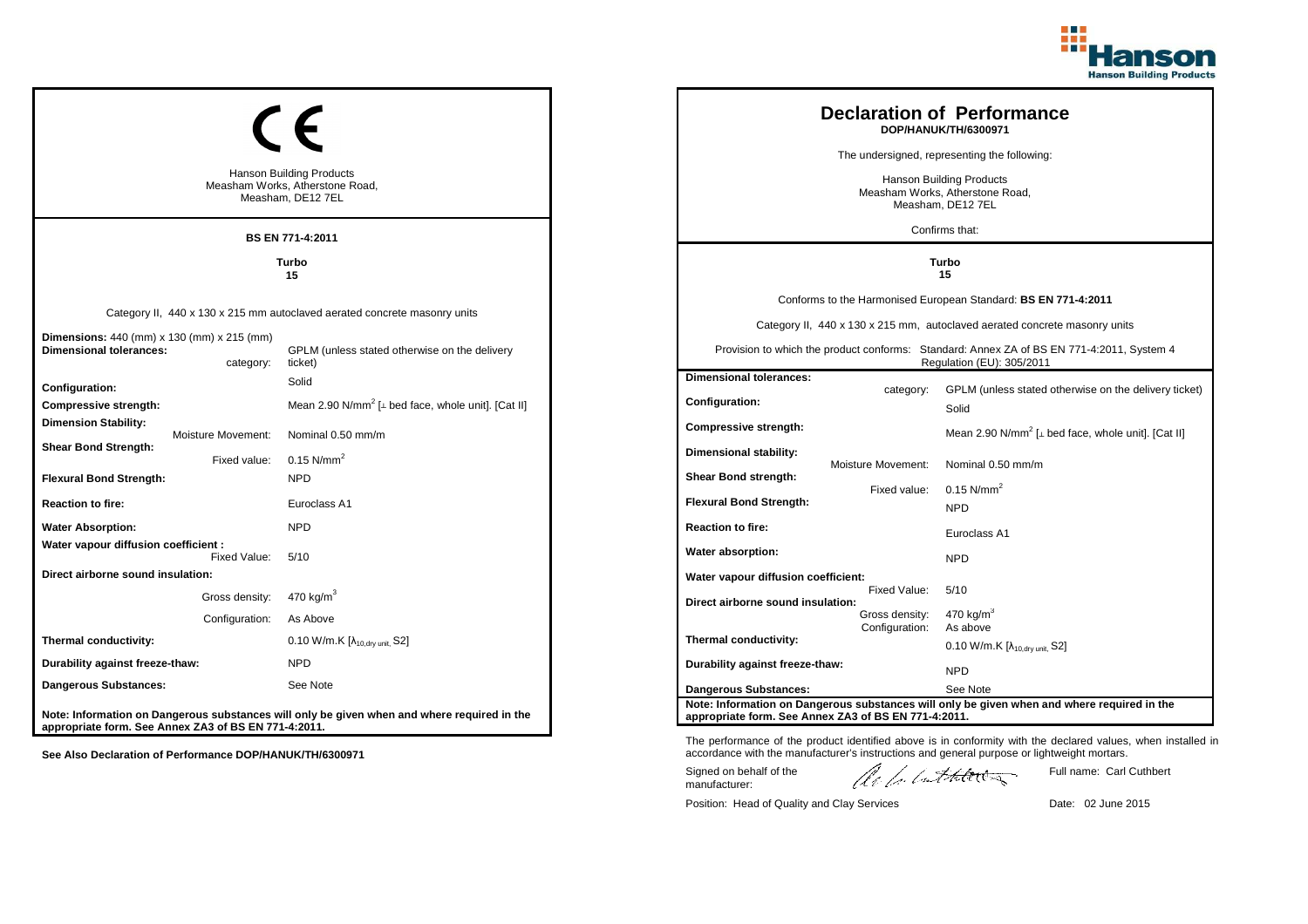## CE

Hanson Building Products
Measham Works, Atherstone Road,
Measham, DE12 7EL

**BS EN 771-4:2011**

**Turbo**
**15**

Category II, 440 x 130 x 215 mm autoclaved aerated concrete masonry units

| | |
|---|---|
| **Dimensions:** 440 (mm) x 130 (mm) x 215 (mm) | |
| **Dimensional tolerances:** category: | GPLM (unless stated otherwise on the delivery ticket) |
| **Configuration:** | Solid |
| **Compressive strength:** | Mean 2.90 N/mm$^2$ [⊥ bed face, whole unit]. [Cat II] |
| **Dimension Stability:** Moisture Movement: | Nominal 0.50 mm/m |
| **Shear Bond Strength:** Fixed value: | 0.15 N/mm$^2$ |
| **Flexural Bond Strength:** | NPD |
| **Reaction to fire:** | Euroclass A1 |
| **Water Absorption:** | NPD |
| **Water vapour diffusion coefficient :** Fixed Value: | 5/10 |
| **Direct airborne sound insulation:** Gross density: | 470 kg/m$^3$ |
| Configuration: | As Above |
| **Thermal conductivity:** | 0.10 W/m.K [$\lambda_{10,dry\ unit}$, S2] |
| **Durability against freeze-thaw:** | NPD |
| **Dangerous Substances:** | See Note |

**Note: Information on Dangerous substances will only be given when and where required in the appropriate form. See Annex ZA3 of BS EN 771-4:2011.**

**See Also Declaration of Performance DOP/HANUK/TH/6300971**

# Declaration of Performance

**DOP/HANUK/TH/6300971**

The undersigned, representing the following:

Hanson Building Products
Measham Works, Atherstone Road,
Measham, DE12 7EL

Confirms that:

**Turbo**
**15**

Conforms to the Harmonised European Standard: **BS EN 771-4:2011**

Category II, 440 x 130 x 215 mm, autoclaved aerated concrete masonry units

Provision to which the product conforms: Standard: Annex ZA of BS EN 771-4:2011, System 4 Regulation (EU): 305/2011

| | | |
|---|---|---|
| **Dimensional tolerances:** | category: | GPLM (unless stated otherwise on the delivery ticket) |
| **Configuration:** | | Solid |
| **Compressive strength:** | | Mean 2.90 N/mm$^2$ [⊥ bed face, whole unit]. [Cat II] |
| **Dimensional stability:** | Moisture Movement: | Nominal 0.50 mm/m |
| **Shear Bond strength:** | Fixed value: | 0.15 N/mm$^2$ |
| **Flexural Bond Strength:** | | NPD |
| **Reaction to fire:** | | Euroclass A1 |
| **Water absorption:** | | NPD |
| **Water vapour diffusion coefficient:** | Fixed Value: | 5/10 |
| **Direct airborne sound insulation:** | Gross density: | 470 kg/m$^3$ |
| | Configuration: | As above |
| **Thermal conductivity:** | | 0.10 W/m.K [$\lambda_{10,dry\ unit}$, S2] |
| **Durability against freeze-thaw:** | | NPD |
| **Dangerous Substances:** | | See Note |

**Note: Information on Dangerous substances will only be given when and where required in the appropriate form. See Annex ZA3 of BS EN 771-4:2011.**

The performance of the product identified above is in conformity with the declared values, when installed in accordance with the manufacturer's instructions and general purpose or lightweight mortars.

Signed on behalf of the manufacturer: Full name: Carl Cuthbert

Position: Head of Quality and Clay Services Date: 02 June 2015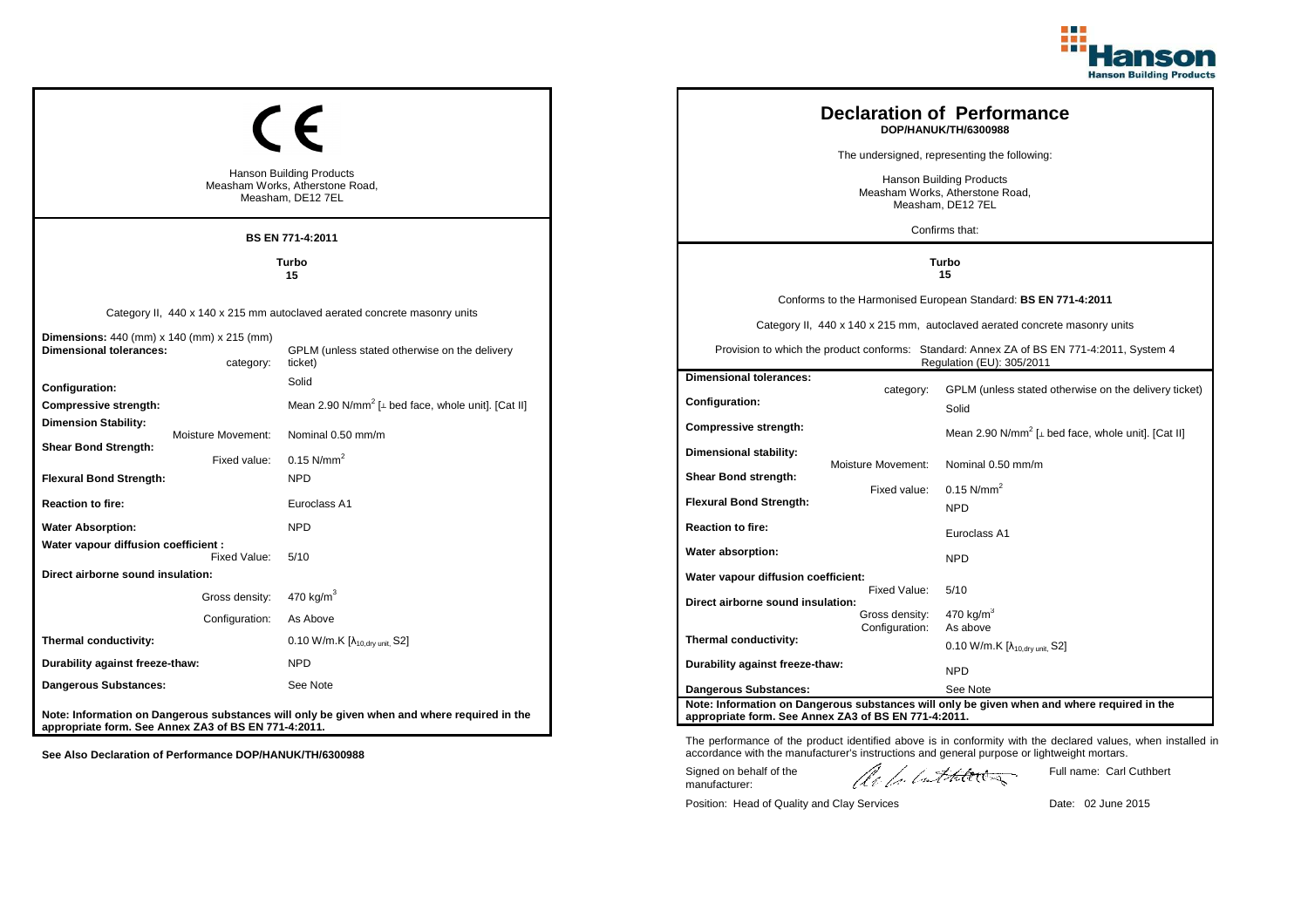## CE

Hanson Building Products
Measham Works, Atherstone Road,
Measham, DE12 7EL

**BS EN 771-4:2011**

**Turbo**
**15**

Category II, 440 x 140 x 215 mm autoclaved aerated concrete masonry units

| | |
|---|---|
| **Dimensions:** 440 (mm) x 140 (mm) x 215 (mm) | |
| **Dimensional tolerances:** category: | GPLM (unless stated otherwise on the delivery ticket) |
| **Configuration:** | Solid |
| **Compressive strength:** | Mean 2.90 N/mm$^2$ [⊥ bed face, whole unit]. [Cat II] |
| **Dimension Stability:** Moisture Movement: | Nominal 0.50 mm/m |
| **Shear Bond Strength:** Fixed value: | 0.15 N/mm$^2$ |
| **Flexural Bond Strength:** | NPD |
| **Reaction to fire:** | Euroclass A1 |
| **Water Absorption:** | NPD |
| **Water vapour diffusion coefficient :** Fixed Value: | 5/10 |
| **Direct airborne sound insulation:** Gross density: | 470 kg/m$^3$ |
| Configuration: | As Above |
| **Thermal conductivity:** | 0.10 W/m.K [$\lambda_{10,dry\ unit}$, S2] |
| **Durability against freeze-thaw:** | NPD |
| **Dangerous Substances:** | See Note |

**Note: Information on Dangerous substances will only be given when and where required in the appropriate form. See Annex ZA3 of BS EN 771-4:2011.**

**See Also Declaration of Performance DOP/HANUK/TH/6300988**

# Declaration of Performance

**DOP/HANUK/TH/6300988**

The undersigned, representing the following:

Hanson Building Products
Measham Works, Atherstone Road,
Measham, DE12 7EL

Confirms that:

**Turbo**
**15**

Conforms to the Harmonised European Standard: **BS EN 771-4:2011**

Category II, 440 x 140 x 215 mm, autoclaved aerated concrete masonry units

Provision to which the product conforms: Standard: Annex ZA of BS EN 771-4:2011, System 4 Regulation (EU): 305/2011

| | |
|---|---|
| **Dimensional tolerances:** category: | GPLM (unless stated otherwise on the delivery ticket) |
| **Configuration:** | Solid |
| **Compressive strength:** | Mean 2.90 N/mm$^2$ [⊥ bed face, whole unit]. [Cat II] |
| **Dimensional stability:** Moisture Movement: | Nominal 0.50 mm/m |
| **Shear Bond strength:** Fixed value: | 0.15 N/mm$^2$ |
| **Flexural Bond Strength:** | NPD |
| **Reaction to fire:** | Euroclass A1 |
| **Water absorption:** | NPD |
| **Water vapour diffusion coefficient:** Fixed Value: | 5/10 |
| **Direct airborne sound insulation:** Gross density: | 470 kg/m$^3$ |
| Configuration: | As above |
| **Thermal conductivity:** | 0.10 W/m.K [$\lambda_{10,dry\ unit}$, S2] |
| **Durability against freeze-thaw:** | NPD |
| **Dangerous Substances:** | See Note |

**Note: Information on Dangerous substances will only be given when and where required in the appropriate form. See Annex ZA3 of BS EN 771-4:2011.**

The performance of the product identified above is in conformity with the declared values, when installed in accordance with the manufacturer's instructions and general purpose or lightweight mortars.

Signed on behalf of the manufacturer: [signature] Full name: Carl Cuthbert

Position: Head of Quality and Clay Services Date: 02 June 2015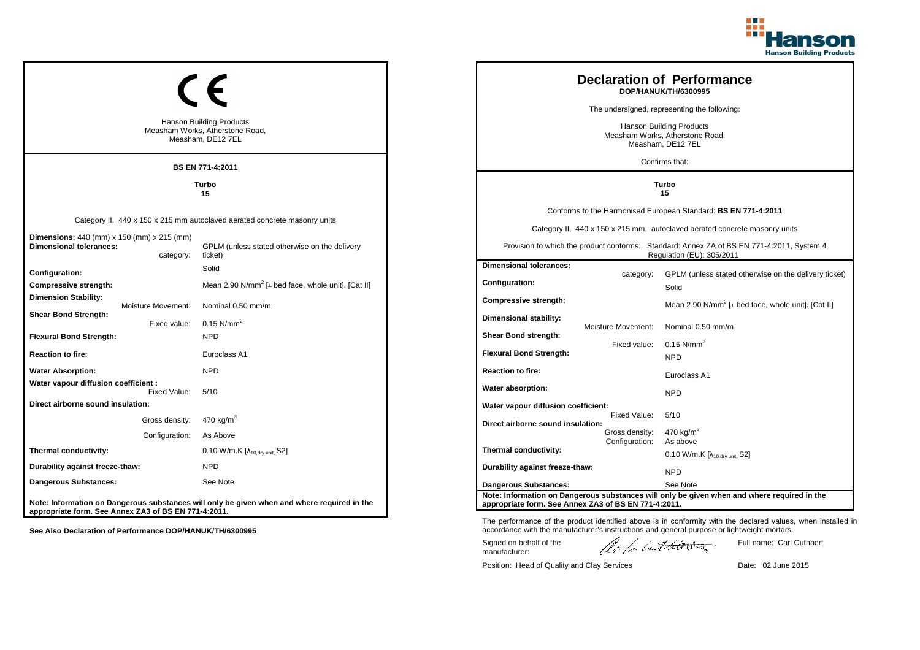CE

Hanson Building Products
Measham Works, Atherstone Road,
Measham, DE12 7EL

**BS EN 771-4:2011**

**Turbo**
**15**

Category II, 440 x 150 x 215 mm autoclaved aerated concrete masonry units

| | |
|---|---|
| **Dimensions:** 440 (mm) x 150 (mm) x 215 (mm) | |
| **Dimensional tolerances:** category: | GPLM (unless stated otherwise on the delivery ticket) |
| **Configuration:** | Solid |
| **Compressive strength:** | Mean 2.90 N/mm$^2$ [⊥ bed face, whole unit]. [Cat II] |
| **Dimension Stability:** Moisture Movement: | Nominal 0.50 mm/m |
| **Shear Bond Strength:** Fixed value: | 0.15 N/mm$^2$ |
| **Flexural Bond Strength:** | NPD |
| **Reaction to fire:** | Euroclass A1 |
| **Water Absorption:** | NPD |
| **Water vapour diffusion coefficient :** Fixed Value: | 5/10 |
| **Direct airborne sound insulation:** Gross density: | 470 kg/m$^3$ |
| Configuration: | As Above |
| **Thermal conductivity:** | 0.10 W/m.K [$\lambda_{10,dry\ unit}$, S2] |
| **Durability against freeze-thaw:** | NPD |
| **Dangerous Substances:** | See Note |

**Note: Information on Dangerous substances will only be given when and where required in the appropriate form. See Annex ZA3 of BS EN 771-4:2011.**

**See Also Declaration of Performance DOP/HANUK/TH/6300995**

# Declaration of Performance

**DOP/HANUK/TH/6300995**

The undersigned, representing the following:

Hanson Building Products
Measham Works, Atherstone Road,
Measham, DE12 7EL

Confirms that:

**Turbo**
**15**

Conforms to the Harmonised European Standard: **BS EN 771-4:2011**

Category II, 440 x 150 x 215 mm, autoclaved aerated concrete masonry units

Provision to which the product conforms: Standard: Annex ZA of BS EN 771-4:2011, System 4 Regulation (EU): 305/2011

| | |
|---|---|
| **Dimensional tolerances:** category: | GPLM (unless stated otherwise on the delivery ticket) |
| **Configuration:** | Solid |
| **Compressive strength:** | Mean 2.90 N/mm$^2$ [⊥ bed face, whole unit]. [Cat II] |
| **Dimensional stability:** Moisture Movement: | Nominal 0.50 mm/m |
| **Shear Bond strength:** Fixed value: | 0.15 N/mm$^2$ |
| **Flexural Bond Strength:** | NPD |
| **Reaction to fire:** | Euroclass A1 |
| **Water absorption:** | NPD |
| **Water vapour diffusion coefficient:** Fixed Value: | 5/10 |
| **Direct airborne sound insulation:** Gross density: | 470 kg/m$^3$ |
| Configuration: | As above |
| **Thermal conductivity:** | 0.10 W/m.K [$\lambda_{10,dry\ unit}$, S2] |
| **Durability against freeze-thaw:** | NPD |
| **Dangerous Substances:** | See Note |

**Note: Information on Dangerous substances will only be given when and where required in the appropriate form. See Annex ZA3 of BS EN 771-4:2011.**

The performance of the product identified above is in conformity with the declared values, when installed in accordance with the manufacturer's instructions and general purpose or lightweight mortars.

Signed on behalf of the manufacturer: [signature] Full name: Carl Cuthbert

Position: Head of Quality and Clay Services Date: 02 June 2015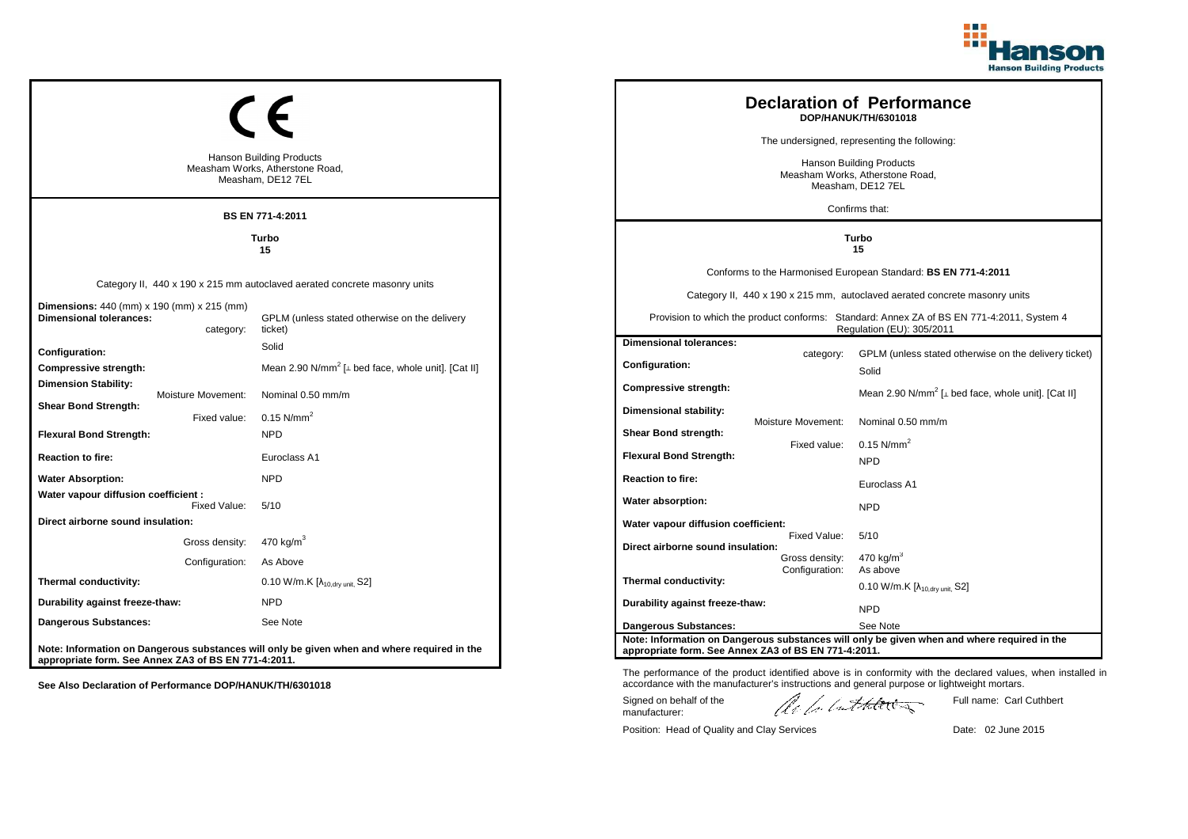CE

Hanson Building Products
Measham Works, Atherstone Road,
Measham, DE12 7EL

**BS EN 771-4:2011**

**Turbo**
**15**

Category II, 440 x 190 x 215 mm autoclaved aerated concrete masonry units

| | |
|---|---|
| **Dimensions:** 440 (mm) x 190 (mm) x 215 (mm) | |
| **Dimensional tolerances:** category: | GPLM (unless stated otherwise on the delivery ticket) |
| **Configuration:** | Solid |
| **Compressive strength:** | Mean 2.90 N/mm$^2$ [⊥ bed face, whole unit]. [Cat II] |
| **Dimension Stability:** Moisture Movement: | Nominal 0.50 mm/m |
| **Shear Bond Strength:** Fixed value: | 0.15 N/mm$^2$ |
| **Flexural Bond Strength:** | NPD |
| **Reaction to fire:** | Euroclass A1 |
| **Water Absorption:** | NPD |
| **Water vapour diffusion coefficient :** Fixed Value: | 5/10 |
| **Direct airborne sound insulation:** Gross density: | 470 kg/m$^3$ |
| Configuration: | As Above |
| **Thermal conductivity:** | 0.10 W/m.K [$\lambda_{10,dry\ unit}$, S2] |
| **Durability against freeze-thaw:** | NPD |
| **Dangerous Substances:** | See Note |

**Note: Information on Dangerous substances will only be given when and where required in the appropriate form. See Annex ZA3 of BS EN 771-4:2011.**

**See Also Declaration of Performance DOP/HANUK/TH/6301018**

# Declaration of Performance
**DOP/HANUK/TH/6301018**

The undersigned, representing the following:

Hanson Building Products
Measham Works, Atherstone Road,
Measham, DE12 7EL

Confirms that:

**Turbo**
**15**

Conforms to the Harmonised European Standard: **BS EN 771-4:2011**

Category II, 440 x 190 x 215 mm, autoclaved aerated concrete masonry units

Provision to which the product conforms: Standard: Annex ZA of BS EN 771-4:2011, System 4 Regulation (EU): 305/2011

| | |
|---|---|
| **Dimensional tolerances:** category: | GPLM (unless stated otherwise on the delivery ticket) |
| **Configuration:** | Solid |
| **Compressive strength:** | Mean 2.90 N/mm$^2$ [⊥ bed face, whole unit]. [Cat II] |
| **Dimensional stability:** Moisture Movement: | Nominal 0.50 mm/m |
| **Shear Bond strength:** Fixed value: | 0.15 N/mm$^2$ |
| **Flexural Bond Strength:** | NPD |
| **Reaction to fire:** | Euroclass A1 |
| **Water absorption:** | NPD |
| **Water vapour diffusion coefficient:** Fixed Value: | 5/10 |
| **Direct airborne sound insulation:** Gross density: | 470 kg/m$^3$ |
| Configuration: | As above |
| **Thermal conductivity:** | 0.10 W/m.K [$\lambda_{10,dry\ unit}$, S2] |
| **Durability against freeze-thaw:** | NPD |
| **Dangerous Substances:** | See Note |

**Note: Information on Dangerous substances will only be given when and where required in the appropriate form. See Annex ZA3 of BS EN 771-4:2011.**

The performance of the product identified above is in conformity with the declared values, when installed in accordance with the manufacturer's instructions and general purpose or lightweight mortars.

Signed on behalf of the manufacturer:

Full name: Carl Cuthbert

Position: Head of Quality and Clay Services

Date: 02 June 2015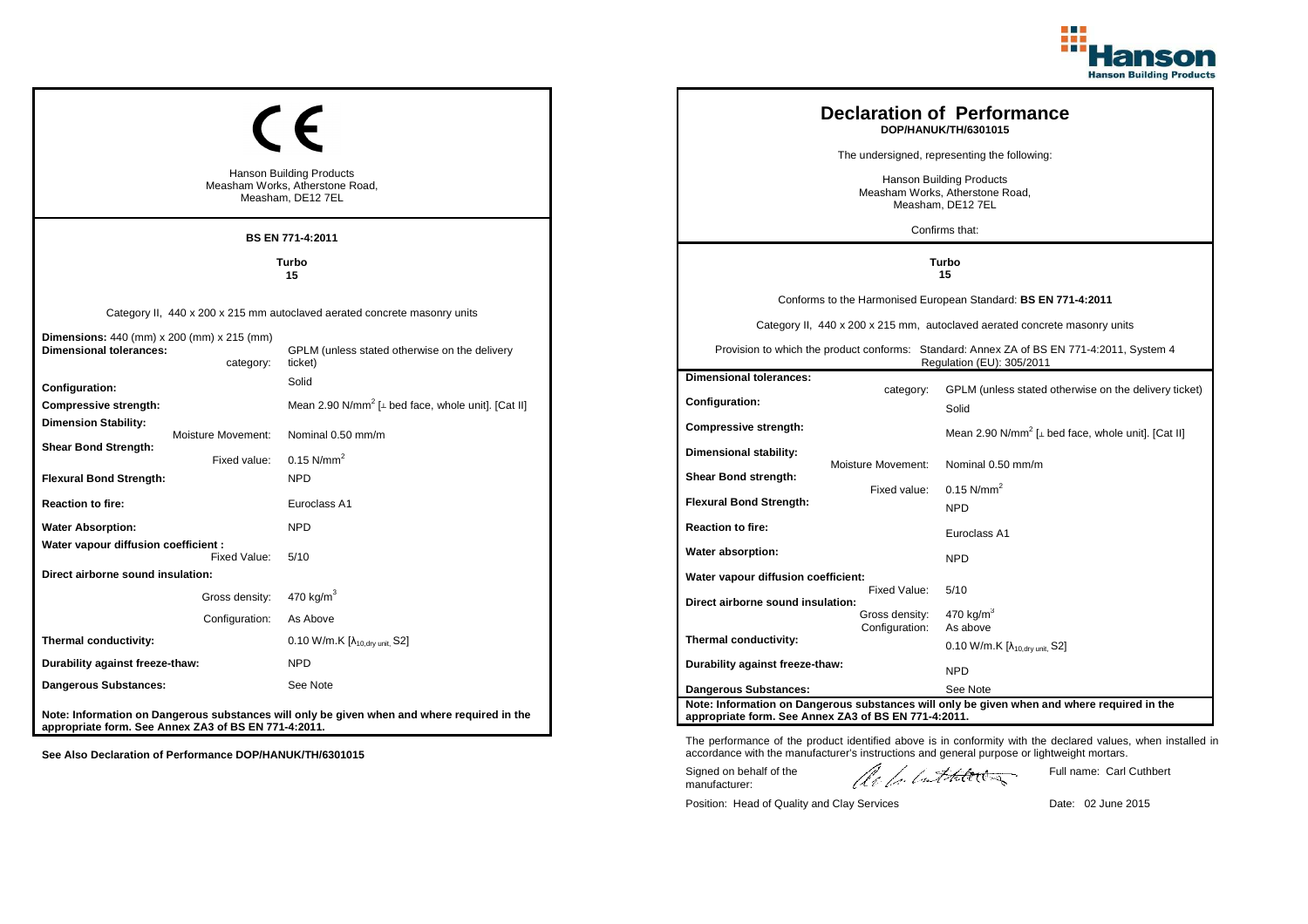**CE**

Hanson Building Products
Measham Works, Atherstone Road,
Measham, DE12 7EL

**BS EN 771-4:2011**

**Turbo**
**15**

Category II, 440 x 200 x 215 mm autoclaved aerated concrete masonry units

| | |
|---|---|
| **Dimensions:** 440 (mm) x 200 (mm) x 215 (mm) | |
| **Dimensional tolerances:** category: | GPLM (unless stated otherwise on the delivery ticket) |
| **Configuration:** | Solid |
| **Compressive strength:** | Mean 2.90 N/mm$^2$ [⊥ bed face, whole unit]. [Cat II] |
| **Dimension Stability:** Moisture Movement: | Nominal 0.50 mm/m |
| **Shear Bond Strength:** Fixed value: | 0.15 N/mm$^2$ |
| **Flexural Bond Strength:** | NPD |
| **Reaction to fire:** | Euroclass A1 |
| **Water Absorption:** | NPD |
| **Water vapour diffusion coefficient :** Fixed Value: | 5/10 |
| **Direct airborne sound insulation:** Gross density: | 470 kg/m$^3$ |
| Configuration: | As Above |
| **Thermal conductivity:** | 0.10 W/m.K [$\lambda_{10,dry\ unit}$, S2] |
| **Durability against freeze-thaw:** | NPD |
| **Dangerous Substances:** | See Note |

**Note: Information on Dangerous substances will only be given when and where required in the appropriate form. See Annex ZA3 of BS EN 771-4:2011.**

**See Also Declaration of Performance DOP/HANUK/TH/6301015**

# Declaration of Performance

**DOP/HANUK/TH/6301015**

The undersigned, representing the following:

Hanson Building Products
Measham Works, Atherstone Road,
Measham, DE12 7EL

Confirms that:

**Turbo**
**15**

Conforms to the Harmonised European Standard: **BS EN 771-4:2011**

Category II, 440 x 200 x 215 mm, autoclaved aerated concrete masonry units

Provision to which the product conforms: Standard: Annex ZA of BS EN 771-4:2011, System 4 Regulation (EU): 305/2011

| | |
|---|---|
| **Dimensional tolerances:** category: | GPLM (unless stated otherwise on the delivery ticket) |
| **Configuration:** | Solid |
| **Compressive strength:** | Mean 2.90 N/mm$^2$ [⊥ bed face, whole unit]. [Cat II] |
| **Dimensional stability:** Moisture Movement: | Nominal 0.50 mm/m |
| **Shear Bond strength:** Fixed value: | 0.15 N/mm$^2$ |
| **Flexural Bond Strength:** | NPD |
| **Reaction to fire:** | Euroclass A1 |
| **Water absorption:** | NPD |
| **Water vapour diffusion coefficient:** Fixed Value: | 5/10 |
| **Direct airborne sound insulation:** Gross density: | 470 kg/m$^3$ |
| Configuration: | As above |
| **Thermal conductivity:** | 0.10 W/m.K [$\lambda_{10,dry\ unit}$, S2] |
| **Durability against freeze-thaw:** | NPD |
| **Dangerous Substances:** | See Note |

**Note: Information on Dangerous substances will only be given when and where required in the appropriate form. See Annex ZA3 of BS EN 771-4:2011.**

The performance of the product identified above is in conformity with the declared values, when installed in accordance with the manufacturer's instructions and general purpose or lightweight mortars.

Signed on behalf of the manufacturer: [signature] Full name: Carl Cuthbert

Position: Head of Quality and Clay Services Date: 02 June 2015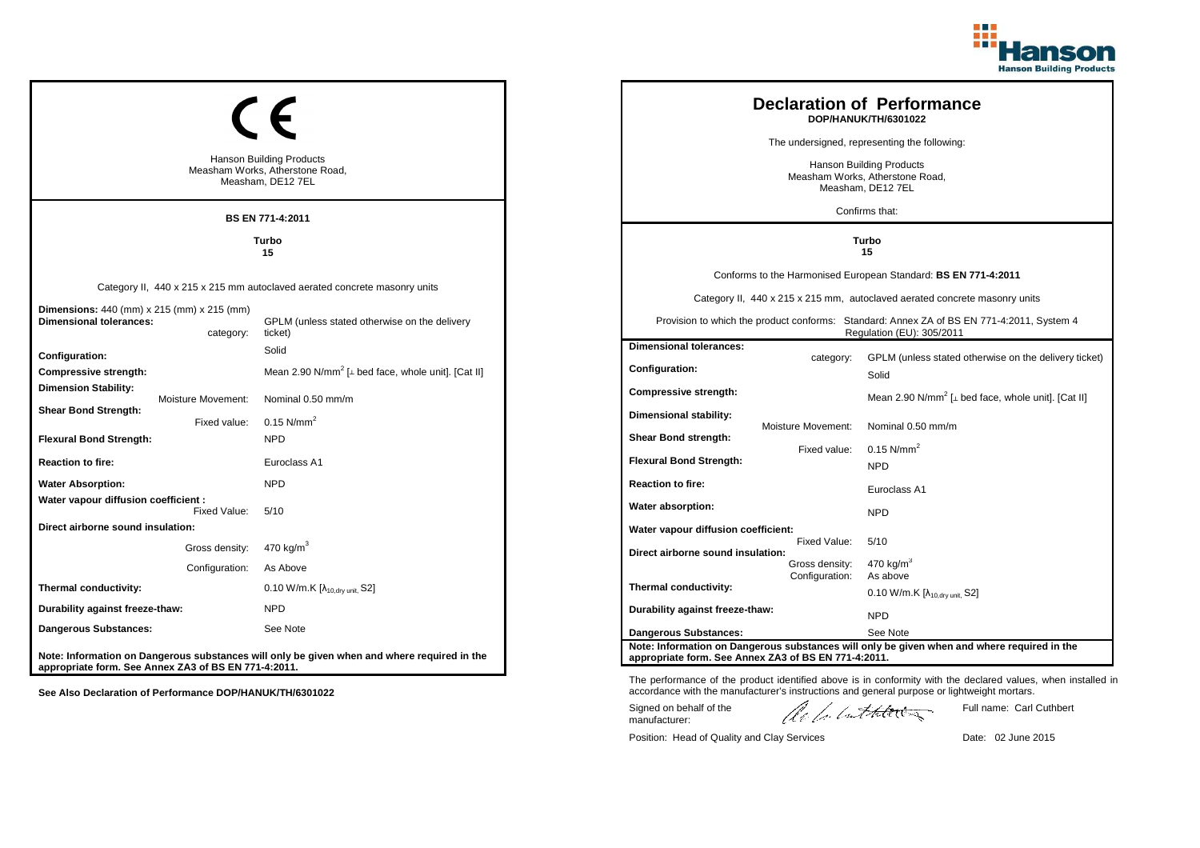## CE

Hanson Building Products
Measham Works, Atherstone Road,
Measham, DE12 7EL

**BS EN 771-4:2011**

**Turbo**
**15**

Category II, 440 x 215 x 215 mm autoclaved aerated concrete masonry units

| | |
|---|---|
| **Dimensions:** 440 (mm) x 215 (mm) x 215 (mm) | |
| **Dimensional tolerances:** category: | GPLM (unless stated otherwise on the delivery ticket) |
| **Configuration:** | Solid |
| **Compressive strength:** | Mean 2.90 N/mm$^2$ [⊥ bed face, whole unit]. [Cat II] |
| **Dimension Stability:** Moisture Movement: | Nominal 0.50 mm/m |
| **Shear Bond Strength:** Fixed value: | 0.15 N/mm$^2$ |
| **Flexural Bond Strength:** | NPD |
| **Reaction to fire:** | Euroclass A1 |
| **Water Absorption:** | NPD |
| **Water vapour diffusion coefficient :** Fixed Value: | 5/10 |
| **Direct airborne sound insulation:** Gross density: | 470 kg/m$^3$ |
| Configuration: | As Above |
| **Thermal conductivity:** | 0.10 W/m.K [$\lambda_{10,dry\ unit}$, S2] |
| **Durability against freeze-thaw:** | NPD |
| **Dangerous Substances:** | See Note |

**Note: Information on Dangerous substances will only be given when and where required in the appropriate form. See Annex ZA3 of BS EN 771-4:2011.**

**See Also Declaration of Performance DOP/HANUK/TH/6301022**

# Declaration of Performance

**DOP/HANUK/TH/6301022**

The undersigned, representing the following:

Hanson Building Products
Measham Works, Atherstone Road,
Measham, DE12 7EL

Confirms that:

**Turbo**
**15**

Conforms to the Harmonised European Standard: **BS EN 771-4:2011**

Category II, 440 x 215 x 215 mm, autoclaved aerated concrete masonry units

Provision to which the product conforms: Standard: Annex ZA of BS EN 771-4:2011, System 4 Regulation (EU): 305/2011

| | |
|---|---|
| **Dimensional tolerances:** category: | GPLM (unless stated otherwise on the delivery ticket) |
| **Configuration:** | Solid |
| **Compressive strength:** | Mean 2.90 N/mm$^2$ [⊥ bed face, whole unit]. [Cat II] |
| **Dimensional stability:** Moisture Movement: | Nominal 0.50 mm/m |
| **Shear Bond strength:** Fixed value: | 0.15 N/mm$^2$ |
| **Flexural Bond Strength:** | NPD |
| **Reaction to fire:** | Euroclass A1 |
| **Water absorption:** | NPD |
| **Water vapour diffusion coefficient:** Fixed Value: | 5/10 |
| **Direct airborne sound insulation:** Gross density: | 470 kg/m$^3$ |
| Configuration: | As above |
| **Thermal conductivity:** | 0.10 W/m.K [$\lambda_{10,dry\ unit}$, S2] |
| **Durability against freeze-thaw:** | NPD |
| **Dangerous Substances:** | See Note |

**Note: Information on Dangerous substances will only be given when and where required in the appropriate form. See Annex ZA3 of BS EN 771-4:2011.**

The performance of the product identified above is in conformity with the declared values, when installed in accordance with the manufacturer's instructions and general purpose or lightweight mortars.

Signed on behalf of the manufacturer: Full name: Carl Cuthbert

Position: Head of Quality and Clay Services Date: 02 June 2015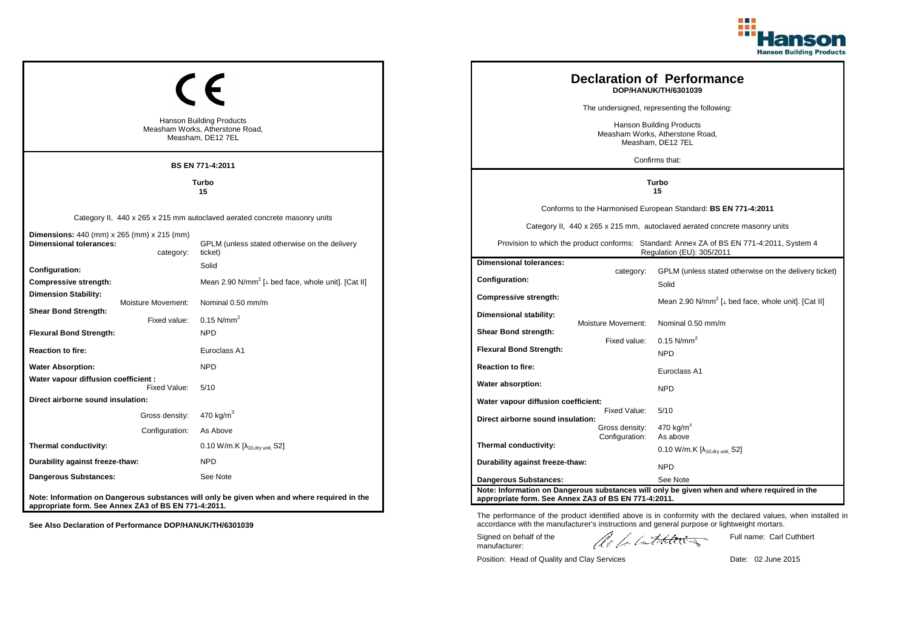CE

Hanson Building Products
Measham Works, Atherstone Road,
Measham, DE12 7EL

**BS EN 771-4:2011**

**Turbo**
**15**

Category II, 440 x 265 x 215 mm autoclaved aerated concrete masonry units

| | |
|---|---|
| **Dimensions:** 440 (mm) x 265 (mm) x 215 (mm) | |
| **Dimensional tolerances:** category: | GPLM (unless stated otherwise on the delivery ticket) |
| **Configuration:** | Solid |
| **Compressive strength:** | Mean 2.90 N/mm$^2$ [⊥ bed face, whole unit]. [Cat II] |
| **Dimension Stability:** Moisture Movement: | Nominal 0.50 mm/m |
| **Shear Bond Strength:** Fixed value: | 0.15 N/mm$^2$ |
| **Flexural Bond Strength:** | NPD |
| **Reaction to fire:** | Euroclass A1 |
| **Water Absorption:** | NPD |
| **Water vapour diffusion coefficient :** Fixed Value: | 5/10 |
| **Direct airborne sound insulation:** Gross density: | 470 kg/m$^3$ |
| Configuration: | As Above |
| **Thermal conductivity:** | 0.10 W/m.K [$\lambda_{10,dry\ unit}$, S2] |
| **Durability against freeze-thaw:** | NPD |
| **Dangerous Substances:** | See Note |

**Note: Information on Dangerous substances will only be given when and where required in the appropriate form. See Annex ZA3 of BS EN 771-4:2011.**

**See Also Declaration of Performance DOP/HANUK/TH/6301039**

# Declaration of Performance
**DOP/HANUK/TH/6301039**

The undersigned, representing the following:

Hanson Building Products
Measham Works, Atherstone Road,
Measham, DE12 7EL

Confirms that:

**Turbo**
**15**

Conforms to the Harmonised European Standard: **BS EN 771-4:2011**

Category II, 440 x 265 x 215 mm, autoclaved aerated concrete masonry units

Provision to which the product conforms: Standard: Annex ZA of BS EN 771-4:2011, System 4 Regulation (EU): 305/2011

| | |
|---|---|
| **Dimensional tolerances:** category: | GPLM (unless stated otherwise on the delivery ticket) |
| **Configuration:** | Solid |
| **Compressive strength:** | Mean 2.90 N/mm$^2$ [⊥ bed face, whole unit]. [Cat II] |
| **Dimensional stability:** Moisture Movement: | Nominal 0.50 mm/m |
| **Shear Bond strength:** Fixed value: | 0.15 N/mm$^2$ |
| **Flexural Bond Strength:** | NPD |
| **Reaction to fire:** | Euroclass A1 |
| **Water absorption:** | NPD |
| **Water vapour diffusion coefficient:** Fixed Value: | 5/10 |
| **Direct airborne sound insulation:** Gross density: | 470 kg/m$^3$ |
| Configuration: | As above |
| **Thermal conductivity:** | 0.10 W/m.K [$\lambda_{10,dry\ unit}$, S2] |
| **Durability against freeze-thaw:** | NPD |
| **Dangerous Substances:** | See Note |

**Note: Information on Dangerous substances will only be given when and where required in the appropriate form. See Annex ZA3 of BS EN 771-4:2011.**

The performance of the product identified above is in conformity with the declared values, when installed in accordance with the manufacturer's instructions and general purpose or lightweight mortars.

Signed on behalf of the manufacturer:

Full name: Carl Cuthbert

Position: Head of Quality and Clay Services

Date: 02 June 2015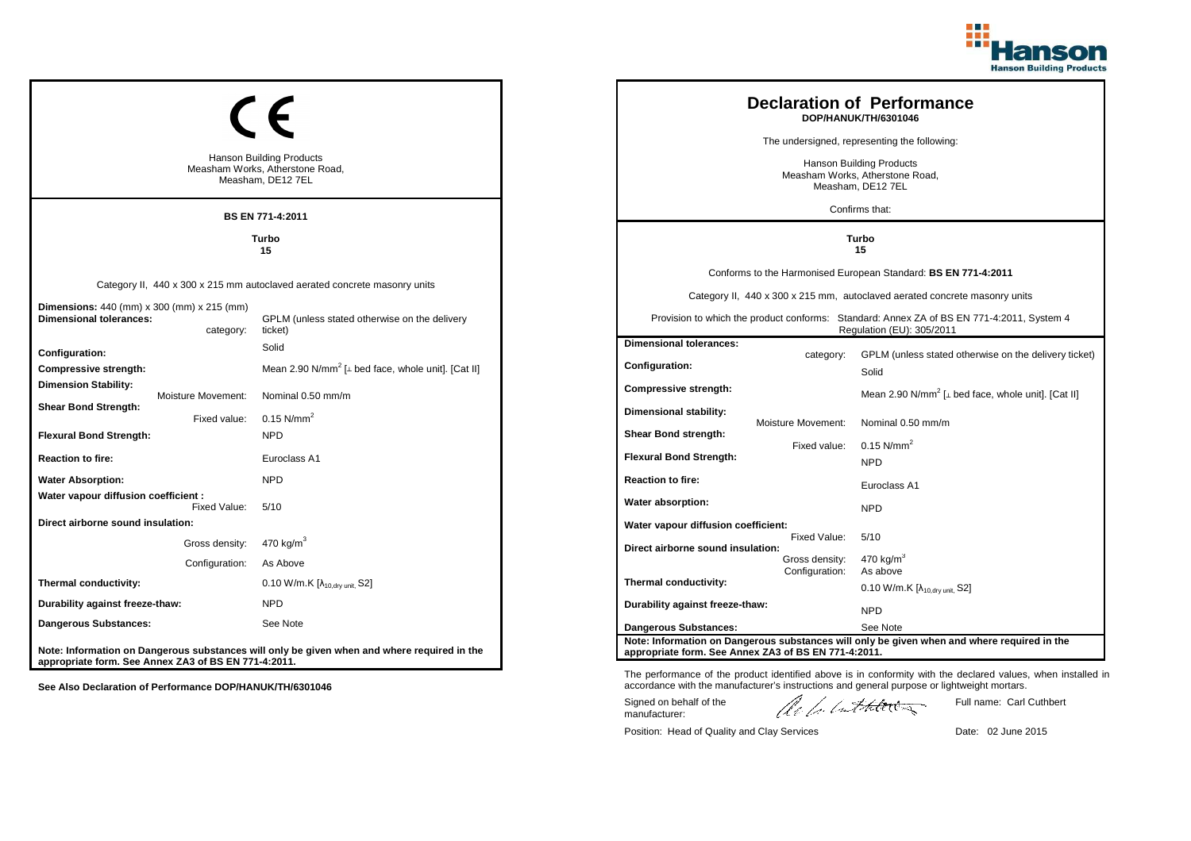CE

Hanson Building Products
Measham Works, Atherstone Road,
Measham, DE12 7EL

**BS EN 771-4:2011**

**Turbo**
**15**

Category II, 440 x 300 x 215 mm autoclaved aerated concrete masonry units

| | |
|---|---|
| **Dimensions:** 440 (mm) x 300 (mm) x 215 (mm) | |
| **Dimensional tolerances:** category: | GPLM (unless stated otherwise on the delivery ticket) |
| **Configuration:** | Solid |
| **Compressive strength:** | Mean 2.90 N/mm$^2$ [⊥ bed face, whole unit]. [Cat II] |
| **Dimension Stability:** Moisture Movement: | Nominal 0.50 mm/m |
| **Shear Bond Strength:** Fixed value: | 0.15 N/mm$^2$ |
| **Flexural Bond Strength:** | NPD |
| **Reaction to fire:** | Euroclass A1 |
| **Water Absorption:** | NPD |
| **Water vapour diffusion coefficient :** Fixed Value: | 5/10 |
| **Direct airborne sound insulation:** Gross density: | 470 kg/m$^3$ |
| Configuration: | As Above |
| **Thermal conductivity:** | 0.10 W/m.K [$\lambda_{10,dry\ unit}$, S2] |
| **Durability against freeze-thaw:** | NPD |
| **Dangerous Substances:** | See Note |

**Note: Information on Dangerous substances will only be given when and where required in the appropriate form. See Annex ZA3 of BS EN 771-4:2011.**

**See Also Declaration of Performance DOP/HANUK/TH/6301046**

# Declaration of Performance
**DOP/HANUK/TH/6301046**

The undersigned, representing the following:

Hanson Building Products
Measham Works, Atherstone Road,
Measham, DE12 7EL

Confirms that:

**Turbo**
**15**

Conforms to the Harmonised European Standard: **BS EN 771-4:2011**

Category II, 440 x 300 x 215 mm, autoclaved aerated concrete masonry units

Provision to which the product conforms: Standard: Annex ZA of BS EN 771-4:2011, System 4 Regulation (EU): 305/2011

| | |
|---|---|
| **Dimensional tolerances:** category: | GPLM (unless stated otherwise on the delivery ticket) |
| **Configuration:** | Solid |
| **Compressive strength:** | Mean 2.90 N/mm$^2$ [⊥ bed face, whole unit]. [Cat II] |
| **Dimensional stability:** Moisture Movement: | Nominal 0.50 mm/m |
| **Shear Bond strength:** Fixed value: | 0.15 N/mm$^2$ |
| **Flexural Bond Strength:** | NPD |
| **Reaction to fire:** | Euroclass A1 |
| **Water absorption:** | NPD |
| **Water vapour diffusion coefficient:** Fixed Value: | 5/10 |
| **Direct airborne sound insulation:** Gross density: | 470 kg/m$^3$ |
| Configuration: | As above |
| **Thermal conductivity:** | 0.10 W/m.K [$\lambda_{10,dry\ unit}$, S2] |
| **Durability against freeze-thaw:** | NPD |
| **Dangerous Substances:** | See Note |

**Note: Information on Dangerous substances will only be given when and where required in the appropriate form. See Annex ZA3 of BS EN 771-4:2011.**

The performance of the product identified above is in conformity with the declared values, when installed in accordance with the manufacturer's instructions and general purpose or lightweight mortars.

Signed on behalf of the manufacturer: Full name: Carl Cuthbert

Position: Head of Quality and Clay Services Date: 02 June 2015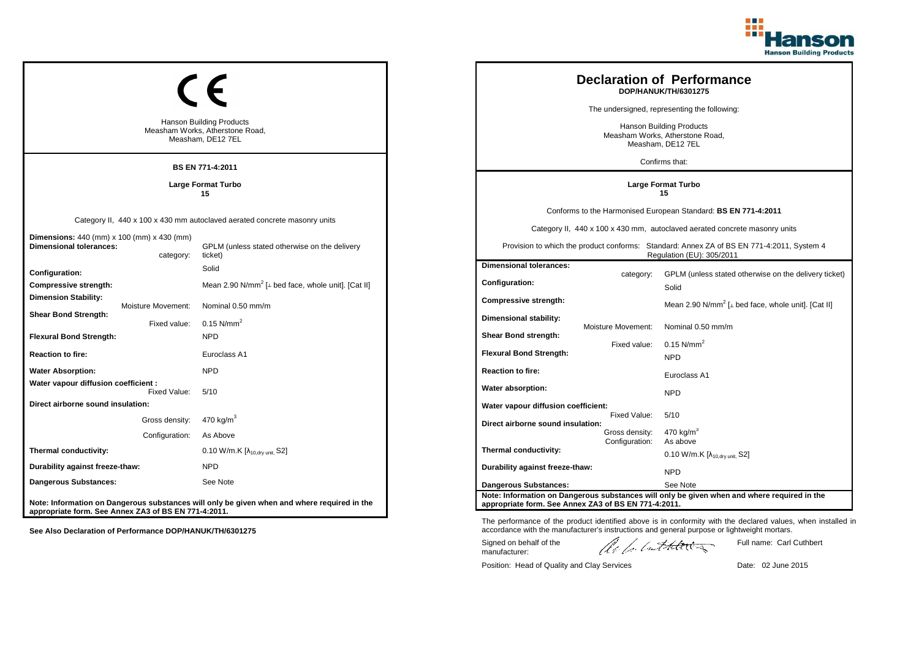## CE

Hanson Building Products
Measham Works, Atherstone Road,
Measham, DE12 7EL

**BS EN 771-4:2011**

**Large Format Turbo**
**15**

Category II, 440 x 100 x 430 mm autoclaved aerated concrete masonry units

| | |
|---|---|
| **Dimensions:** 440 (mm) x 100 (mm) x 430 (mm) | |
| **Dimensional tolerances:** category: | GPLM (unless stated otherwise on the delivery ticket) |
| **Configuration:** | Solid |
| **Compressive strength:** | Mean 2.90 N/mm$^2$ [⊥ bed face, whole unit]. [Cat II] |
| **Dimension Stability:** Moisture Movement: | Nominal 0.50 mm/m |
| **Shear Bond Strength:** Fixed value: | 0.15 N/mm$^2$ |
| **Flexural Bond Strength:** | NPD |
| **Reaction to fire:** | Euroclass A1 |
| **Water Absorption:** | NPD |
| **Water vapour diffusion coefficient :** Fixed Value: | 5/10 |
| **Direct airborne sound insulation:** Gross density: | 470 kg/m$^3$ |
| Configuration: | As Above |
| **Thermal conductivity:** | 0.10 W/m.K [$\lambda_{10,dry\ unit}$, S2] |
| **Durability against freeze-thaw:** | NPD |
| **Dangerous Substances:** | See Note |

**Note: Information on Dangerous substances will only be given when and where required in the appropriate form. See Annex ZA3 of BS EN 771-4:2011.**

**See Also Declaration of Performance DOP/HANUK/TH/6301275**

# Declaration of Performance

**DOP/HANUK/TH/6301275**

The undersigned, representing the following:

Hanson Building Products
Measham Works, Atherstone Road,
Measham, DE12 7EL

Confirms that:

**Large Format Turbo**
**15**

Conforms to the Harmonised European Standard: **BS EN 771-4:2011**

Category II, 440 x 100 x 430 mm, autoclaved aerated concrete masonry units

Provision to which the product conforms: Standard: Annex ZA of BS EN 771-4:2011, System 4 Regulation (EU): 305/2011

| | |
|---|---|
| **Dimensional tolerances:** category: | GPLM (unless stated otherwise on the delivery ticket) |
| **Configuration:** | Solid |
| **Compressive strength:** | Mean 2.90 N/mm$^2$ [⊥ bed face, whole unit]. [Cat II] |
| **Dimensional stability:** Moisture Movement: | Nominal 0.50 mm/m |
| **Shear Bond strength:** Fixed value: | 0.15 N/mm$^2$ |
| **Flexural Bond Strength:** | NPD |
| **Reaction to fire:** | Euroclass A1 |
| **Water absorption:** | NPD |
| **Water vapour diffusion coefficient:** Fixed Value: | 5/10 |
| **Direct airborne sound insulation:** Gross density: | 470 kg/m$^3$ |
| Configuration: | As above |
| **Thermal conductivity:** | 0.10 W/m.K [$\lambda_{10,dry\ unit}$, S2] |
| **Durability against freeze-thaw:** | NPD |
| **Dangerous Substances:** | See Note |

**Note: Information on Dangerous substances will only be given when and where required in the appropriate form. See Annex ZA3 of BS EN 771-4:2011.**

The performance of the product identified above is in conformity with the declared values, when installed in accordance with the manufacturer's instructions and general purpose or lightweight mortars.

Signed on behalf of the manufacturer: [signature] Full name: Carl Cuthbert

Position: Head of Quality and Clay Services Date: 02 June 2015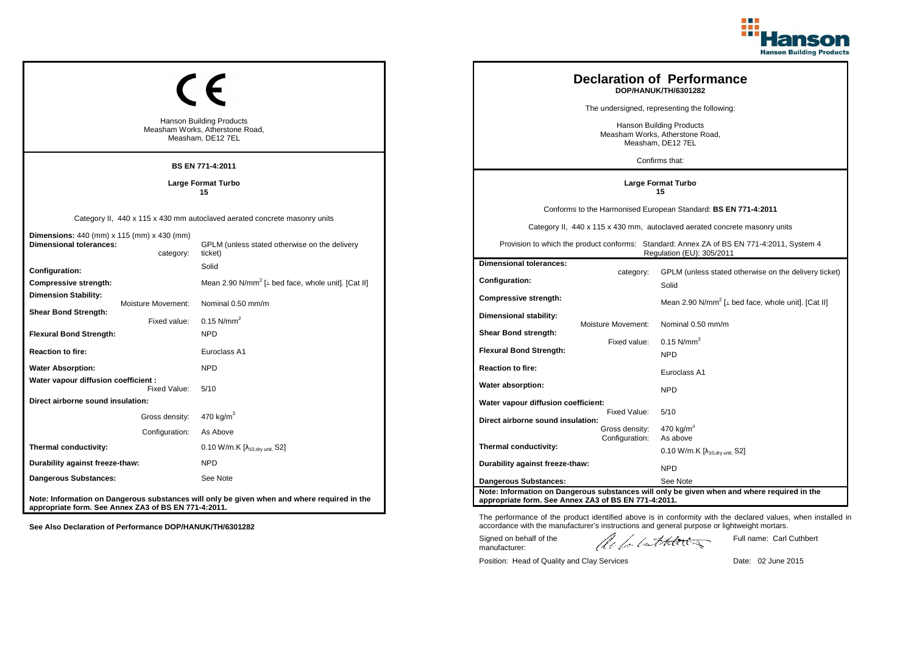CE

Hanson Building Products
Measham Works, Atherstone Road,
Measham, DE12 7EL

**BS EN 771-4:2011**

**Large Format Turbo**
**15**

Category II, 440 x 115 x 430 mm autoclaved aerated concrete masonry units

| | |
|---|---|
| **Dimensions:** 440 (mm) x 115 (mm) x 430 (mm) | |
| **Dimensional tolerances:** category: | GPLM (unless stated otherwise on the delivery ticket) |
| **Configuration:** | Solid |
| **Compressive strength:** | Mean 2.90 N/mm$^2$ [⊥ bed face, whole unit]. [Cat II] |
| **Dimension Stability:** Moisture Movement: | Nominal 0.50 mm/m |
| **Shear Bond Strength:** Fixed value: | 0.15 N/mm$^2$ |
| **Flexural Bond Strength:** | NPD |
| **Reaction to fire:** | Euroclass A1 |
| **Water Absorption:** | NPD |
| **Water vapour diffusion coefficient :** Fixed Value: | 5/10 |
| **Direct airborne sound insulation:** Gross density: | 470 kg/m$^3$ |
| Configuration: | As Above |
| **Thermal conductivity:** | 0.10 W/m.K [$\lambda_{10,dry\ unit}$, S2] |
| **Durability against freeze-thaw:** | NPD |
| **Dangerous Substances:** | See Note |

**Note: Information on Dangerous substances will only be given when and where required in the appropriate form. See Annex ZA3 of BS EN 771-4:2011.**

**See Also Declaration of Performance DOP/HANUK/TH/6301282**

# Declaration of Performance

**DOP/HANUK/TH/6301282**

The undersigned, representing the following:

Hanson Building Products
Measham Works, Atherstone Road,
Measham, DE12 7EL

Confirms that:

**Large Format Turbo**
**15**

Conforms to the Harmonised European Standard: **BS EN 771-4:2011**

Category II, 440 x 115 x 430 mm, autoclaved aerated concrete masonry units

Provision to which the product conforms: Standard: Annex ZA of BS EN 771-4:2011, System 4 Regulation (EU): 305/2011

| | |
|---|---|
| **Dimensional tolerances:** category: | GPLM (unless stated otherwise on the delivery ticket) |
| **Configuration:** | Solid |
| **Compressive strength:** | Mean 2.90 N/mm$^2$ [⊥ bed face, whole unit]. [Cat II] |
| **Dimensional stability:** Moisture Movement: | Nominal 0.50 mm/m |
| **Shear Bond strength:** Fixed value: | 0.15 N/mm$^2$ |
| **Flexural Bond Strength:** | NPD |
| **Reaction to fire:** | Euroclass A1 |
| **Water absorption:** | NPD |
| **Water vapour diffusion coefficient:** Fixed Value: | 5/10 |
| **Direct airborne sound insulation:** Gross density: | 470 kg/m$^3$ |
| Configuration: | As above |
| **Thermal conductivity:** | 0.10 W/m.K [$\lambda_{10,dry\ unit}$, S2] |
| **Durability against freeze-thaw:** | NPD |
| **Dangerous Substances:** | See Note |

**Note: Information on Dangerous substances will only be given when and where required in the appropriate form. See Annex ZA3 of BS EN 771-4:2011.**

The performance of the product identified above is in conformity with the declared values, when installed in accordance with the manufacturer's instructions and general purpose or lightweight mortars.

Signed on behalf of the manufacturer: [signature] Full name: Carl Cuthbert

Position: Head of Quality and Clay Services Date: 02 June 2015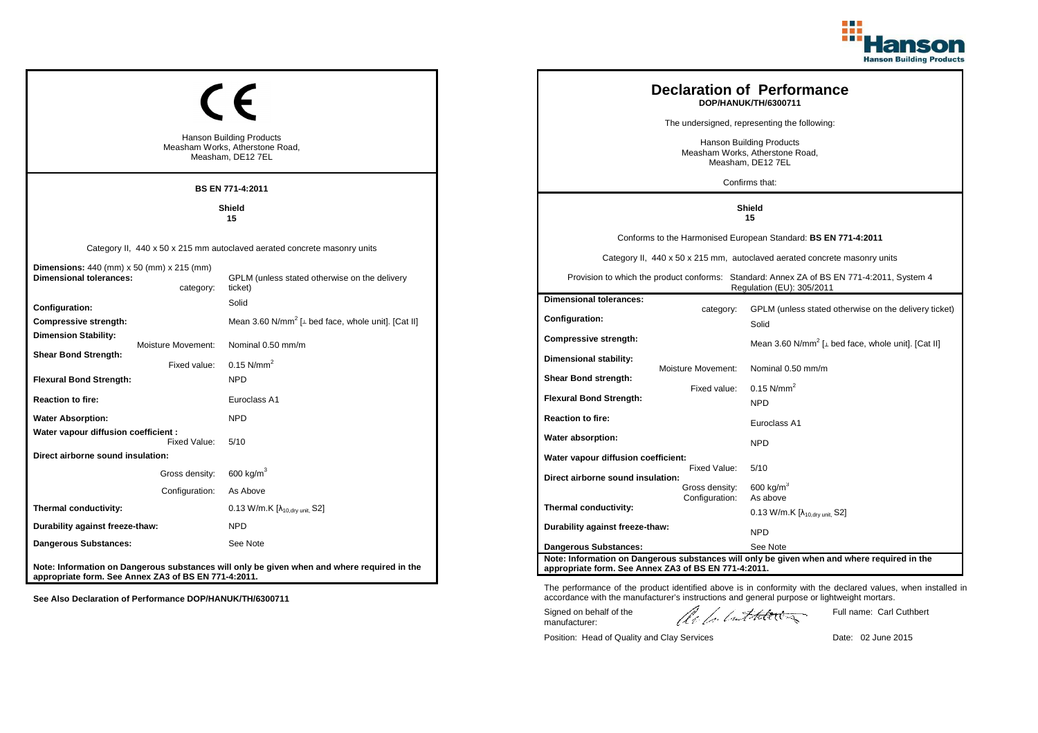# CE

Hanson Building Products
Measham Works, Atherstone Road,
Measham, DE12 7EL

**BS EN 771-4:2011**

**Shield**
**15**

Category II, 440 x 50 x 215 mm autoclaved aerated concrete masonry units

| | |
|---|---|
| **Dimensions:** 440 (mm) x 50 (mm) x 215 (mm) | |
| **Dimensional tolerances:** category: | GPLM (unless stated otherwise on the delivery ticket) |
| **Configuration:** | Solid |
| **Compressive strength:** | Mean 3.60 N/mm$^2$ [⊥ bed face, whole unit]. [Cat II] |
| **Dimension Stability:** Moisture Movement: | Nominal 0.50 mm/m |
| **Shear Bond Strength:** Fixed value: | 0.15 N/mm$^2$ |
| **Flexural Bond Strength:** | NPD |
| **Reaction to fire:** | Euroclass A1 |
| **Water Absorption:** | NPD |
| **Water vapour diffusion coefficient :** Fixed Value: | 5/10 |
| **Direct airborne sound insulation:** | |
| Gross density: | 600 kg/m$^3$ |
| Configuration: | As Above |
| **Thermal conductivity:** | 0.13 W/m.K [$\lambda_{10,dry\ unit}$, S2] |
| **Durability against freeze-thaw:** | NPD |
| **Dangerous Substances:** | See Note |

**Note: Information on Dangerous substances will only be given when and where required in the appropriate form. See Annex ZA3 of BS EN 771-4:2011.**

**See Also Declaration of Performance DOP/HANUK/TH/6300711**

# Declaration of Performance

**DOP/HANUK/TH/6300711**

The undersigned, representing the following:

Hanson Building Products
Measham Works, Atherstone Road,
Measham, DE12 7EL

Confirms that:

**Shield**
**15**

Conforms to the Harmonised European Standard: **BS EN 771-4:2011**

Category II, 440 x 50 x 215 mm, autoclaved aerated concrete masonry units

Provision to which the product conforms: Standard: Annex ZA of BS EN 771-4:2011, System 4 Regulation (EU): 305/2011

| | |
|---|---|
| **Dimensional tolerances:** category: | GPLM (unless stated otherwise on the delivery ticket) |
| **Configuration:** | Solid |
| **Compressive strength:** | Mean 3.60 N/mm$^2$ [⊥ bed face, whole unit]. [Cat II] |
| **Dimensional stability:** Moisture Movement: | Nominal 0.50 mm/m |
| **Shear Bond strength:** Fixed value: | 0.15 N/mm$^2$ |
| **Flexural Bond Strength:** | NPD |
| **Reaction to fire:** | Euroclass A1 |
| **Water absorption:** | NPD |
| **Water vapour diffusion coefficient:** Fixed Value: | 5/10 |
| **Direct airborne sound insulation:** Gross density: | 600 kg/m$^3$ |
| Configuration: | As above |
| **Thermal conductivity:** | 0.13 W/m.K [$\lambda_{10,dry\ unit}$, S2] |
| **Durability against freeze-thaw:** | NPD |
| **Dangerous Substances:** | See Note |

**Note: Information on Dangerous substances will only be given when and where required in the appropriate form. See Annex ZA3 of BS EN 771-4:2011.**

The performance of the product identified above is in conformity with the declared values, when installed in accordance with the manufacturer's instructions and general purpose or lightweight mortars.

Signed on behalf of the manufacturer: Full name: Carl Cuthbert

Position: Head of Quality and Clay Services Date: 02 June 2015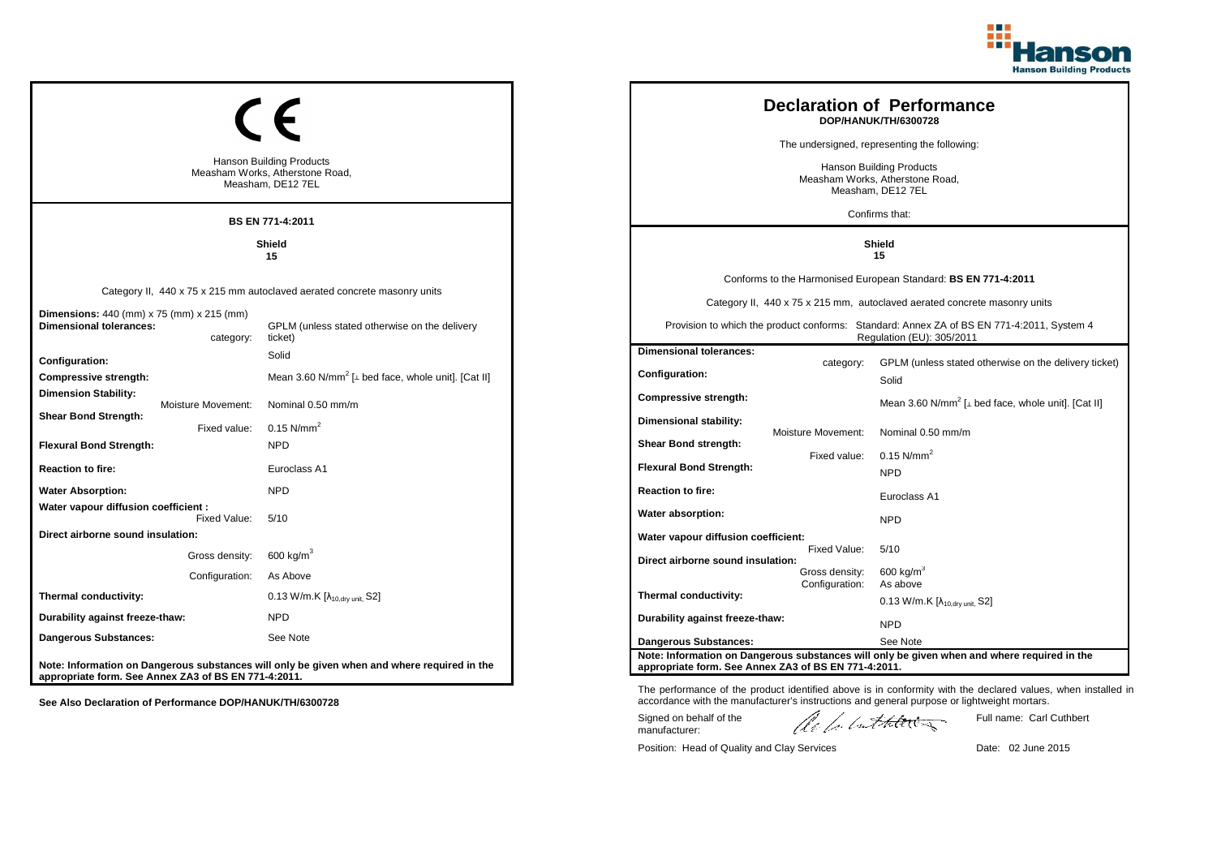## CE

Hanson Building Products
Measham Works, Atherstone Road,
Measham, DE12 7EL

**BS EN 771-4:2011**

**Shield**
**15**

Category II, 440 x 75 x 215 mm autoclaved aerated concrete masonry units

| | |
|---|---|
| **Dimensions:** 440 (mm) x 75 (mm) x 215 (mm) | |
| **Dimensional tolerances:** category: | GPLM (unless stated otherwise on the delivery ticket) |
| **Configuration:** | Solid |
| **Compressive strength:** | Mean 3.60 N/mm$^2$ [⊥ bed face, whole unit]. [Cat II] |
| **Dimension Stability:** Moisture Movement: | Nominal 0.50 mm/m |
| **Shear Bond Strength:** Fixed value: | 0.15 N/mm$^2$ |
| **Flexural Bond Strength:** | NPD |
| **Reaction to fire:** | Euroclass A1 |
| **Water Absorption:** | NPD |
| **Water vapour diffusion coefficient :** Fixed Value: | 5/10 |
| **Direct airborne sound insulation:** Gross density: | 600 kg/m$^3$ |
| Configuration: | As Above |
| **Thermal conductivity:** | 0.13 W/m.K [$\lambda_{10,dry\ unit}$, S2] |
| **Durability against freeze-thaw:** | NPD |
| **Dangerous Substances:** | See Note |

**Note: Information on Dangerous substances will only be given when and where required in the appropriate form. See Annex ZA3 of BS EN 771-4:2011.**

**See Also Declaration of Performance DOP/HANUK/TH/6300728**

# Declaration of Performance

**DOP/HANUK/TH/6300728**

The undersigned, representing the following:

Hanson Building Products
Measham Works, Atherstone Road,
Measham, DE12 7EL

Confirms that:

**Shield**
**15**

Conforms to the Harmonised European Standard: **BS EN 771-4:2011**

Category II, 440 x 75 x 215 mm, autoclaved aerated concrete masonry units

Provision to which the product conforms: Standard: Annex ZA of BS EN 771-4:2011, System 4 Regulation (EU): 305/2011

| | |
|---|---|
| **Dimensional tolerances:** category: | GPLM (unless stated otherwise on the delivery ticket) |
| **Configuration:** | Solid |
| **Compressive strength:** | Mean 3.60 N/mm$^2$ [⊥ bed face, whole unit]. [Cat II] |
| **Dimensional stability:** Moisture Movement: | Nominal 0.50 mm/m |
| **Shear Bond strength:** Fixed value: | 0.15 N/mm$^2$ |
| **Flexural Bond Strength:** | NPD |
| **Reaction to fire:** | Euroclass A1 |
| **Water absorption:** | NPD |
| **Water vapour diffusion coefficient:** Fixed Value: | 5/10 |
| **Direct airborne sound insulation:** Gross density: | 600 kg/m$^3$ |
| Configuration: | As above |
| **Thermal conductivity:** | 0.13 W/m.K [$\lambda_{10,dry\ unit}$, S2] |
| **Durability against freeze-thaw:** | NPD |
| **Dangerous Substances:** | See Note |

**Note: Information on Dangerous substances will only be given when and where required in the appropriate form. See Annex ZA3 of BS EN 771-4:2011.**

The performance of the product identified above is in conformity with the declared values, when installed in accordance with the manufacturer's instructions and general purpose or lightweight mortars.

Signed on behalf of the manufacturer: Full name: Carl Cuthbert

Position: Head of Quality and Clay Services Date: 02 June 2015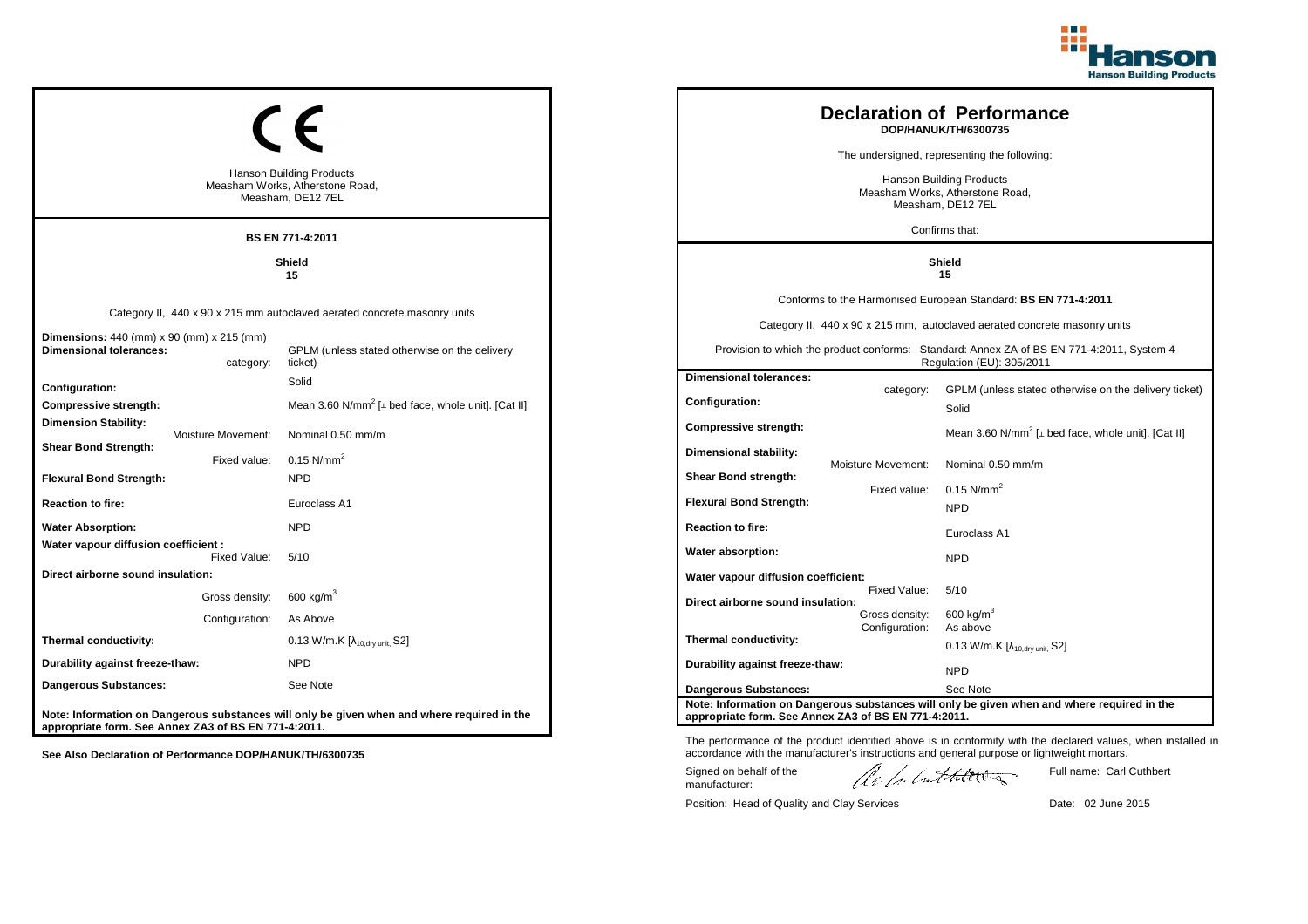CE

Hanson Building Products
Measham Works, Atherstone Road,
Measham, DE12 7EL

**BS EN 771-4:2011**

**Shield**
**15**

Category II, 440 x 90 x 215 mm autoclaved aerated concrete masonry units

| | |
|---|---|
| **Dimensions:** 440 (mm) x 90 (mm) x 215 (mm) | |
| **Dimensional tolerances:** category: | GPLM (unless stated otherwise on the delivery ticket) |
| **Configuration:** | Solid |
| **Compressive strength:** | Mean 3.60 N/mm$^2$ [⊥ bed face, whole unit]. [Cat II] |
| **Dimension Stability:** Moisture Movement: | Nominal 0.50 mm/m |
| **Shear Bond Strength:** Fixed value: | 0.15 N/mm$^2$ |
| **Flexural Bond Strength:** | NPD |
| **Reaction to fire:** | Euroclass A1 |
| **Water Absorption:** | NPD |
| **Water vapour diffusion coefficient :** Fixed Value: | 5/10 |
| **Direct airborne sound insulation:** Gross density: | 600 kg/m$^3$ |
| Configuration: | As Above |
| **Thermal conductivity:** | 0.13 W/m.K [$\lambda_{10,dry\ unit}$, S2] |
| **Durability against freeze-thaw:** | NPD |
| **Dangerous Substances:** | See Note |

**Note: Information on Dangerous substances will only be given when and where required in the appropriate form. See Annex ZA3 of BS EN 771-4:2011.**

**See Also Declaration of Performance DOP/HANUK/TH/6300735**

# Declaration of Performance

**DOP/HANUK/TH/6300735**

The undersigned, representing the following:

Hanson Building Products
Measham Works, Atherstone Road,
Measham, DE12 7EL

Confirms that:

**Shield**
**15**

Conforms to the Harmonised European Standard: **BS EN 771-4:2011**

Category II, 440 x 90 x 215 mm, autoclaved aerated concrete masonry units

Provision to which the product conforms: Standard: Annex ZA of BS EN 771-4:2011, System 4 Regulation (EU): 305/2011

| | | |
|---|---|---|
| **Dimensional tolerances:** | category: | GPLM (unless stated otherwise on the delivery ticket) |
| **Configuration:** | | Solid |
| **Compressive strength:** | | Mean 3.60 N/mm$^2$ [⊥ bed face, whole unit]. [Cat II] |
| **Dimensional stability:** | Moisture Movement: | Nominal 0.50 mm/m |
| **Shear Bond strength:** | Fixed value: | 0.15 N/mm$^2$ |
| **Flexural Bond Strength:** | | NPD |
| **Reaction to fire:** | | Euroclass A1 |
| **Water absorption:** | | NPD |
| **Water vapour diffusion coefficient:** | Fixed Value: | 5/10 |
| **Direct airborne sound insulation:** | Gross density: | 600 kg/m$^3$ |
| | Configuration: | As above |
| **Thermal conductivity:** | | 0.13 W/m.K [$\lambda_{10,dry\ unit}$, S2] |
| **Durability against freeze-thaw:** | | NPD |
| **Dangerous Substances:** | | See Note |

**Note: Information on Dangerous substances will only be given when and where required in the appropriate form. See Annex ZA3 of BS EN 771-4:2011.**

The performance of the product identified above is in conformity with the declared values, when installed in accordance with the manufacturer's instructions and general purpose or lightweight mortars.

Signed on behalf of the manufacturer: Full name: Carl Cuthbert

Position: Head of Quality and Clay Services Date: 02 June 2015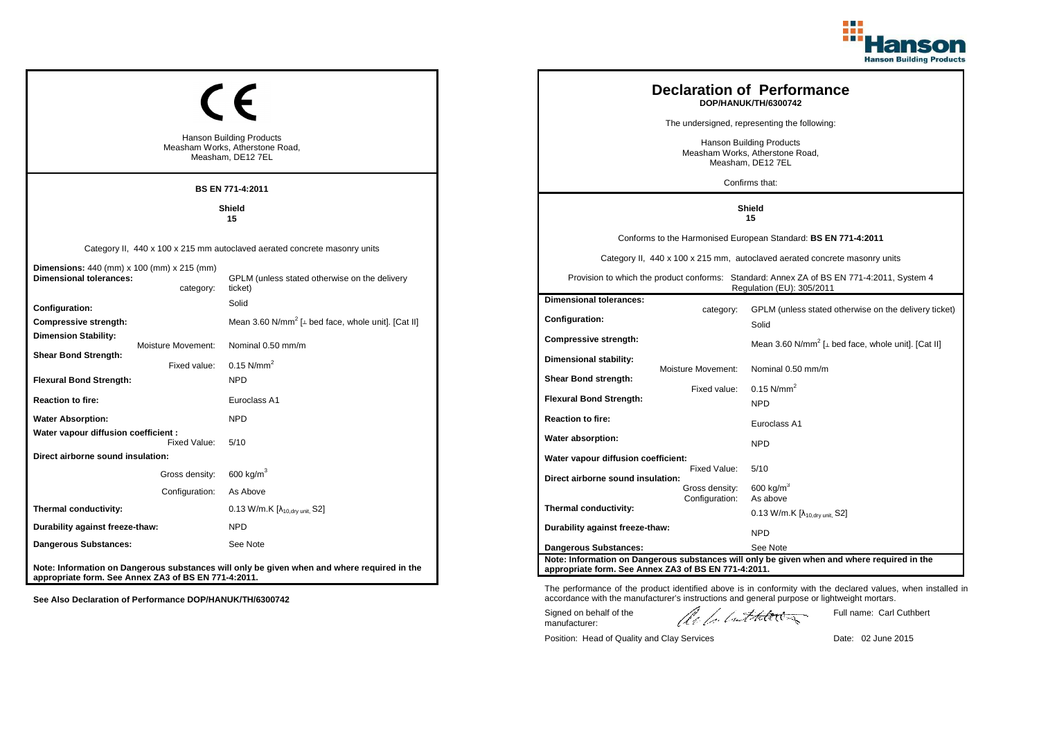## CE

Hanson Building Products
Measham Works, Atherstone Road,
Measham, DE12 7EL

**BS EN 771-4:2011**

**Shield**
**15**

Category II, 440 x 100 x 215 mm autoclaved aerated concrete masonry units

| | |
|---|---|
| **Dimensions:** 440 (mm) x 100 (mm) x 215 (mm) | |
| **Dimensional tolerances:** category: | GPLM (unless stated otherwise on the delivery ticket) |
| **Configuration:** | Solid |
| **Compressive strength:** | Mean 3.60 N/mm$^2$ [⊥ bed face, whole unit]. [Cat II] |
| **Dimension Stability:** Moisture Movement: | Nominal 0.50 mm/m |
| **Shear Bond Strength:** Fixed value: | 0.15 N/mm$^2$ |
| **Flexural Bond Strength:** | NPD |
| **Reaction to fire:** | Euroclass A1 |
| **Water Absorption:** | NPD |
| **Water vapour diffusion coefficient :** Fixed Value: | 5/10 |
| **Direct airborne sound insulation:** Gross density: | 600 kg/m$^3$ |
| Configuration: | As Above |
| **Thermal conductivity:** | 0.13 W/m.K [$\lambda_{10,dry\ unit}$, S2] |
| **Durability against freeze-thaw:** | NPD |
| **Dangerous Substances:** | See Note |

**Note: Information on Dangerous substances will only be given when and where required in the appropriate form. See Annex ZA3 of BS EN 771-4:2011.**

**See Also Declaration of Performance DOP/HANUK/TH/6300742**

## Declaration of Performance
**DOP/HANUK/TH/6300742**

The undersigned, representing the following:

Hanson Building Products
Measham Works, Atherstone Road,
Measham, DE12 7EL

Confirms that:

**Shield**
**15**

Conforms to the Harmonised European Standard: **BS EN 771-4:2011**

Category II, 440 x 100 x 215 mm, autoclaved aerated concrete masonry units

Provision to which the product conforms: Standard: Annex ZA of BS EN 771-4:2011, System 4 Regulation (EU): 305/2011

| | |
|---|---|
| **Dimensional tolerances:** category: | GPLM (unless stated otherwise on the delivery ticket) |
| **Configuration:** | Solid |
| **Compressive strength:** | Mean 3.60 N/mm$^2$ [⊥ bed face, whole unit]. [Cat II] |
| **Dimensional stability:** Moisture Movement: | Nominal 0.50 mm/m |
| **Shear Bond strength:** Fixed value: | 0.15 N/mm$^2$ |
| **Flexural Bond Strength:** | NPD |
| **Reaction to fire:** | Euroclass A1 |
| **Water absorption:** | NPD |
| **Water vapour diffusion coefficient:** Fixed Value: | 5/10 |
| **Direct airborne sound insulation:** Gross density: | 600 kg/m$^3$ |
| Configuration: | As above |
| **Thermal conductivity:** | 0.13 W/m.K [$\lambda_{10,dry\ unit}$, S2] |
| **Durability against freeze-thaw:** | NPD |
| **Dangerous Substances:** | See Note |

**Note: Information on Dangerous substances will only be given when and where required in the appropriate form. See Annex ZA3 of BS EN 771-4:2011.**

The performance of the product identified above is in conformity with the declared values, when installed in accordance with the manufacturer's instructions and general purpose or lightweight mortars.

Signed on behalf of the manufacturer: 

Full name: Carl Cuthbert

Position: Head of Quality and Clay Services

Date: 02 June 2015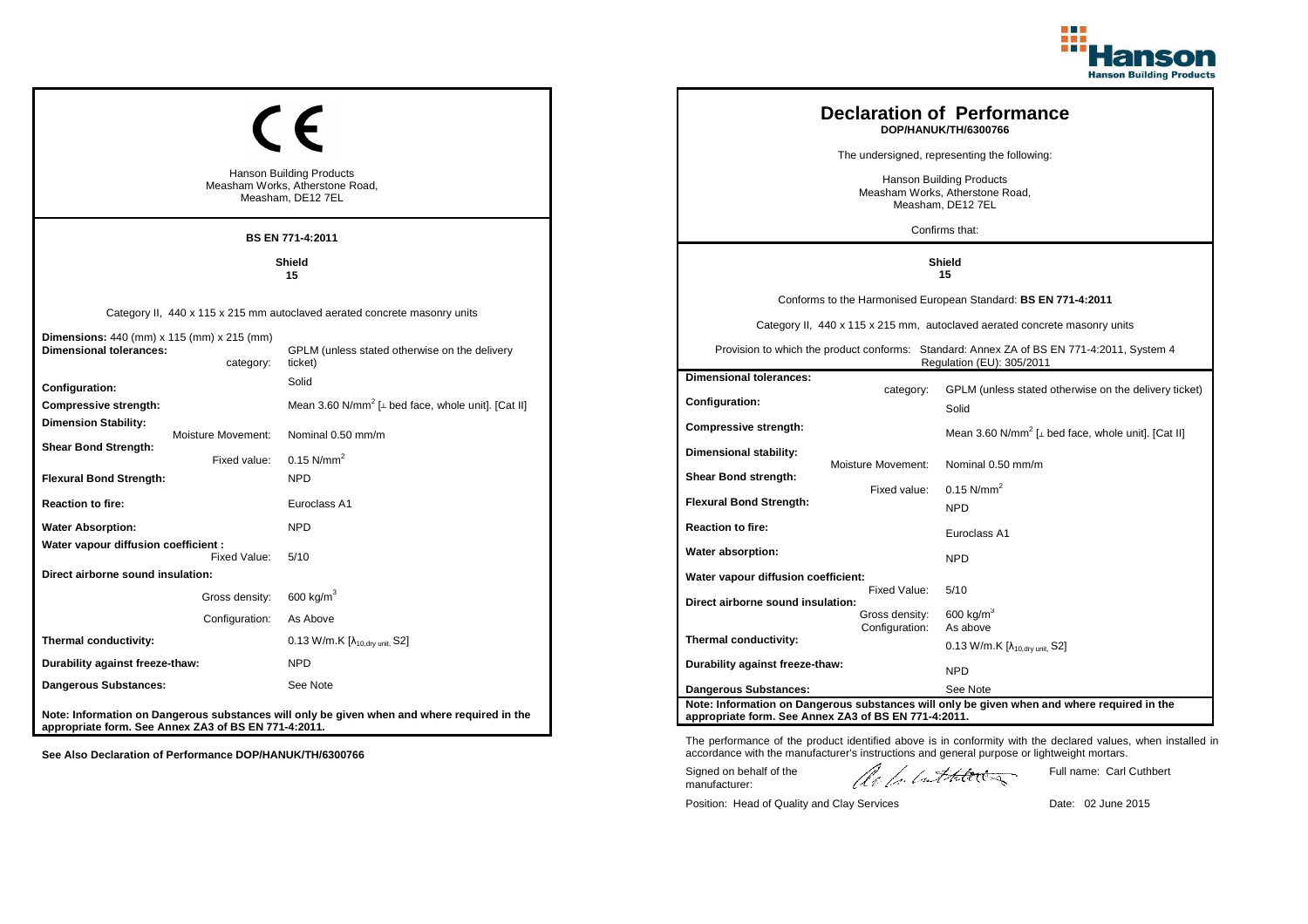# CE

Hanson Building Products
Measham Works, Atherstone Road,
Measham, DE12 7EL

**BS EN 771-4:2011**

**Shield**
**15**

Category II, 440 x 115 x 215 mm autoclaved aerated concrete masonry units

| | |
|---|---|
| **Dimensions:** 440 (mm) x 115 (mm) x 215 (mm) | |
| **Dimensional tolerances:** category: | GPLM (unless stated otherwise on the delivery ticket) |
| **Configuration:** | Solid |
| **Compressive strength:** | Mean 3.60 N/mm$^2$ [⊥ bed face, whole unit]. [Cat II] |
| **Dimension Stability:** Moisture Movement: | Nominal 0.50 mm/m |
| **Shear Bond Strength:** Fixed value: | 0.15 N/mm$^2$ |
| **Flexural Bond Strength:** | NPD |
| **Reaction to fire:** | Euroclass A1 |
| **Water Absorption:** | NPD |
| **Water vapour diffusion coefficient :** Fixed Value: | 5/10 |
| **Direct airborne sound insulation:** | |
| Gross density: | 600 kg/m$^3$ |
| Configuration: | As Above |
| **Thermal conductivity:** | 0.13 W/m.K [$\lambda_{10,dry\ unit}$, S2] |
| **Durability against freeze-thaw:** | NPD |
| **Dangerous Substances:** | See Note |

**Note: Information on Dangerous substances will only be given when and where required in the appropriate form. See Annex ZA3 of BS EN 771-4:2011.**

**See Also Declaration of Performance DOP/HANUK/TH/6300766**

# Declaration of Performance

**DOP/HANUK/TH/6300766**

The undersigned, representing the following:

Hanson Building Products
Measham Works, Atherstone Road,
Measham, DE12 7EL

Confirms that:

**Shield**
**15**

Conforms to the Harmonised European Standard: **BS EN 771-4:2011**

Category II, 440 x 115 x 215 mm, autoclaved aerated concrete masonry units

Provision to which the product conforms: Standard: Annex ZA of BS EN 771-4:2011, System 4 Regulation (EU): 305/2011

| | |
|---|---|
| **Dimensional tolerances:** category: | GPLM (unless stated otherwise on the delivery ticket) |
| **Configuration:** | Solid |
| **Compressive strength:** | Mean 3.60 N/mm$^2$ [⊥ bed face, whole unit]. [Cat II] |
| **Dimensional stability:** Moisture Movement: | Nominal 0.50 mm/m |
| **Shear Bond strength:** Fixed value: | 0.15 N/mm$^2$ |
| **Flexural Bond Strength:** | NPD |
| **Reaction to fire:** | Euroclass A1 |
| **Water absorption:** | NPD |
| **Water vapour diffusion coefficient:** Fixed Value: | 5/10 |
| **Direct airborne sound insulation:** Gross density: | 600 kg/m$^3$ |
| Configuration: | As above |
| **Thermal conductivity:** | 0.13 W/m.K [$\lambda_{10,dry\ unit}$, S2] |
| **Durability against freeze-thaw:** | NPD |
| **Dangerous Substances:** | See Note |

**Note: Information on Dangerous substances will only be given when and where required in the appropriate form. See Annex ZA3 of BS EN 771-4:2011.**

The performance of the product identified above is in conformity with the declared values, when installed in accordance with the manufacturer's instructions and general purpose or lightweight mortars.

Signed on behalf of the manufacturer: Full name: Carl Cuthbert

Position: Head of Quality and Clay Services Date: 02 June 2015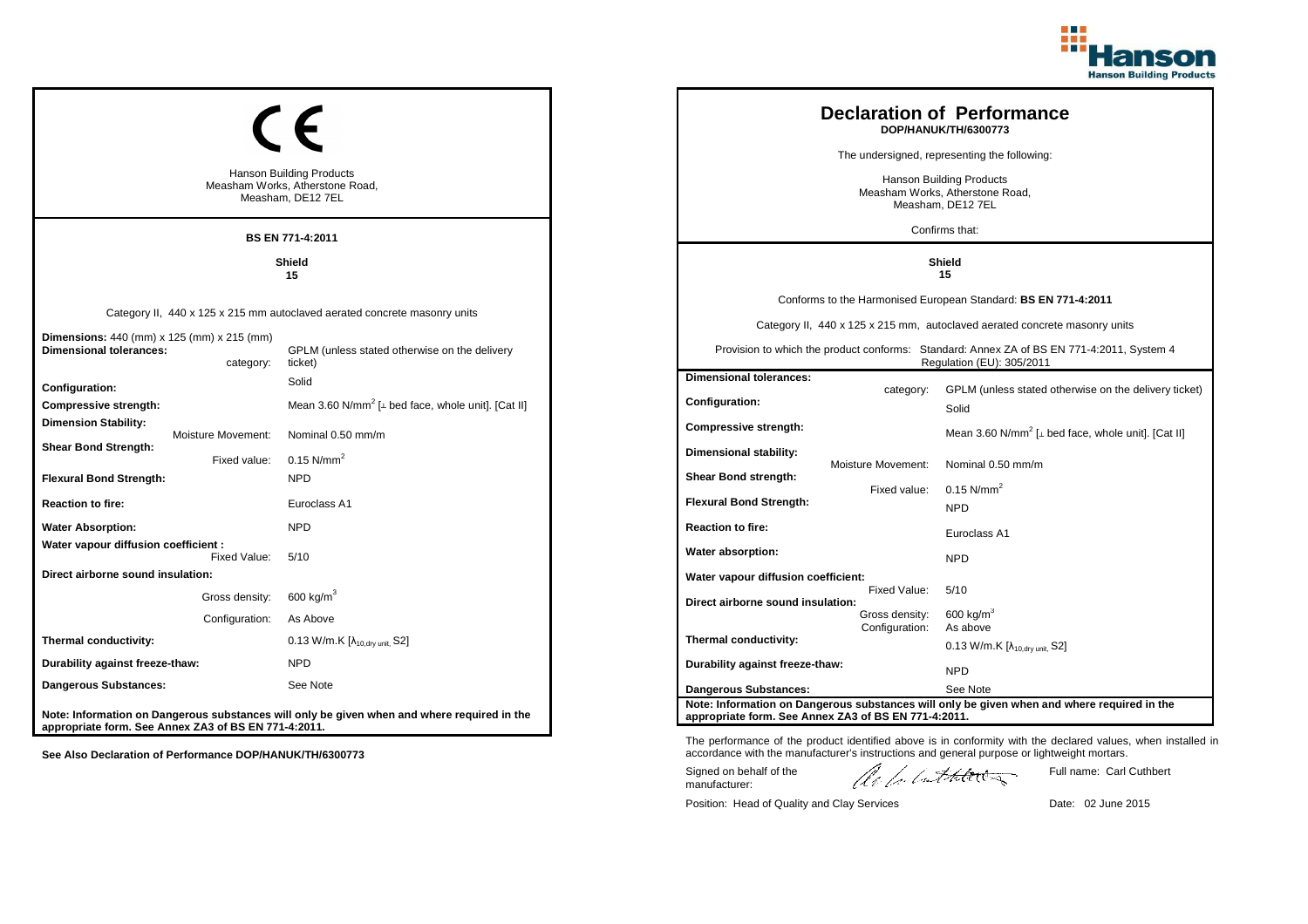## CE

Hanson Building Products
Measham Works, Atherstone Road,
Measham, DE12 7EL

**BS EN 771-4:2011**

**Shield**
**15**

Category II, 440 x 125 x 215 mm autoclaved aerated concrete masonry units

| | |
|---|---|
| **Dimensions:** 440 (mm) x 125 (mm) x 215 (mm) | |
| **Dimensional tolerances:** category: | GPLM (unless stated otherwise on the delivery ticket) |
| **Configuration:** | Solid |
| **Compressive strength:** | Mean 3.60 N/mm$^2$ [⊥ bed face, whole unit]. [Cat II] |
| **Dimension Stability:** Moisture Movement: | Nominal 0.50 mm/m |
| **Shear Bond Strength:** Fixed value: | 0.15 N/mm$^2$ |
| **Flexural Bond Strength:** | NPD |
| **Reaction to fire:** | Euroclass A1 |
| **Water Absorption:** | NPD |
| **Water vapour diffusion coefficient :** Fixed Value: | 5/10 |
| **Direct airborne sound insulation:** Gross density: | 600 kg/m$^3$ |
| Configuration: | As Above |
| **Thermal conductivity:** | 0.13 W/m.K [$\lambda_{10,dry\ unit}$, S2] |
| **Durability against freeze-thaw:** | NPD |
| **Dangerous Substances:** | See Note |

**Note: Information on Dangerous substances will only be given when and where required in the appropriate form. See Annex ZA3 of BS EN 771-4:2011.**

**See Also Declaration of Performance DOP/HANUK/TH/6300773**

## Declaration of Performance

**DOP/HANUK/TH/6300773**

The undersigned, representing the following:

Hanson Building Products
Measham Works, Atherstone Road,
Measham, DE12 7EL

Confirms that:

**Shield**
**15**

Conforms to the Harmonised European Standard: **BS EN 771-4:2011**

Category II, 440 x 125 x 215 mm, autoclaved aerated concrete masonry units

Provision to which the product conforms: Standard: Annex ZA of BS EN 771-4:2011, System 4 Regulation (EU): 305/2011

| | |
|---|---|
| **Dimensional tolerances:** category: | GPLM (unless stated otherwise on the delivery ticket) |
| **Configuration:** | Solid |
| **Compressive strength:** | Mean 3.60 N/mm$^2$ [⊥ bed face, whole unit]. [Cat II] |
| **Dimensional stability:** Moisture Movement: | Nominal 0.50 mm/m |
| **Shear Bond strength:** Fixed value: | 0.15 N/mm$^2$ |
| **Flexural Bond Strength:** | NPD |
| **Reaction to fire:** | Euroclass A1 |
| **Water absorption:** | NPD |
| **Water vapour diffusion coefficient:** Fixed Value: | 5/10 |
| **Direct airborne sound insulation:** Gross density: | 600 kg/m$^3$ |
| Configuration: | As above |
| **Thermal conductivity:** | 0.13 W/m.K [$\lambda_{10,dry\ unit}$, S2] |
| **Durability against freeze-thaw:** | NPD |
| **Dangerous Substances:** | See Note |

**Note: Information on Dangerous substances will only be given when and where required in the appropriate form. See Annex ZA3 of BS EN 771-4:2011.**

The performance of the product identified above is in conformity with the declared values, when installed in accordance with the manufacturer's instructions and general purpose or lightweight mortars.

Signed on behalf of the manufacturer: Full name: Carl Cuthbert

Position: Head of Quality and Clay Services Date: 02 June 2015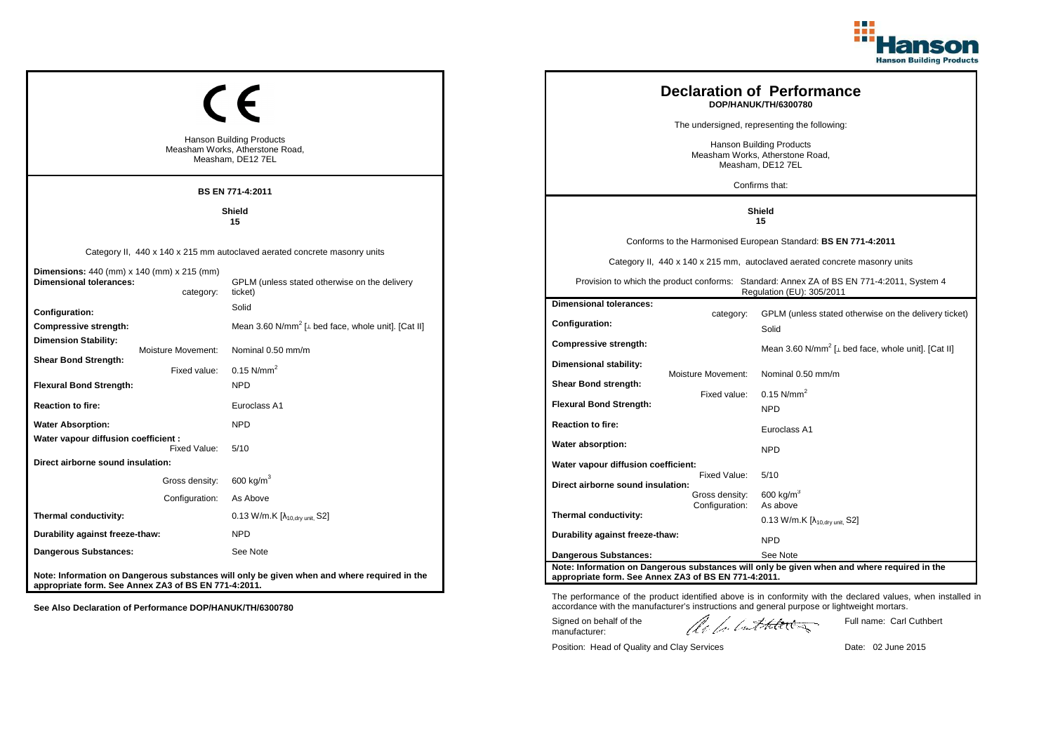## CE

Hanson Building Products
Measham Works, Atherstone Road,
Measham, DE12 7EL

**BS EN 771-4:2011**

**Shield**
**15**

Category II, 440 x 140 x 215 mm autoclaved aerated concrete masonry units

| | |
|---|---|
| **Dimensions:** 440 (mm) x 140 (mm) x 215 (mm) | |
| **Dimensional tolerances:** category: | GPLM (unless stated otherwise on the delivery ticket) |
| **Configuration:** | Solid |
| **Compressive strength:** | Mean 3.60 N/mm$^2$ [⊥ bed face, whole unit]. [Cat II] |
| **Dimension Stability:** Moisture Movement: | Nominal 0.50 mm/m |
| **Shear Bond Strength:** Fixed value: | 0.15 N/mm$^2$ |
| **Flexural Bond Strength:** | NPD |
| **Reaction to fire:** | Euroclass A1 |
| **Water Absorption:** | NPD |
| **Water vapour diffusion coefficient :** Fixed Value: | 5/10 |
| **Direct airborne sound insulation:** Gross density: | 600 kg/m$^3$ |
| Configuration: | As Above |
| **Thermal conductivity:** | 0.13 W/m.K [$\lambda_{10,dry\ unit}$, S2] |
| **Durability against freeze-thaw:** | NPD |
| **Dangerous Substances:** | See Note |

**Note: Information on Dangerous substances will only be given when and where required in the appropriate form. See Annex ZA3 of BS EN 771-4:2011.**

**See Also Declaration of Performance DOP/HANUK/TH/6300780**

# Declaration of Performance

**DOP/HANUK/TH/6300780**

The undersigned, representing the following:

Hanson Building Products
Measham Works, Atherstone Road,
Measham, DE12 7EL

Confirms that:

**Shield**
**15**

Conforms to the Harmonised European Standard: **BS EN 771-4:2011**

Category II, 440 x 140 x 215 mm, autoclaved aerated concrete masonry units

Provision to which the product conforms: Standard: Annex ZA of BS EN 771-4:2011, System 4 Regulation (EU): 305/2011

| | |
|---|---|
| **Dimensional tolerances:** category: | GPLM (unless stated otherwise on the delivery ticket) |
| **Configuration:** | Solid |
| **Compressive strength:** | Mean 3.60 N/mm$^2$ [⊥ bed face, whole unit]. [Cat II] |
| **Dimensional stability:** Moisture Movement: | Nominal 0.50 mm/m |
| **Shear Bond strength:** Fixed value: | 0.15 N/mm$^2$ |
| **Flexural Bond Strength:** | NPD |
| **Reaction to fire:** | Euroclass A1 |
| **Water absorption:** | NPD |
| **Water vapour diffusion coefficient:** Fixed Value: | 5/10 |
| **Direct airborne sound insulation:** Gross density: | 600 kg/m$^3$ |
| Configuration: | As above |
| **Thermal conductivity:** | 0.13 W/m.K [$\lambda_{10,dry\ unit}$, S2] |
| **Durability against freeze-thaw:** | NPD |
| **Dangerous Substances:** | See Note |

**Note: Information on Dangerous substances will only be given when and where required in the appropriate form. See Annex ZA3 of BS EN 771-4:2011.**

The performance of the product identified above is in conformity with the declared values, when installed in accordance with the manufacturer's instructions and general purpose or lightweight mortars.

Signed on behalf of the manufacturer: Full name: Carl Cuthbert

Position: Head of Quality and Clay Services Date: 02 June 2015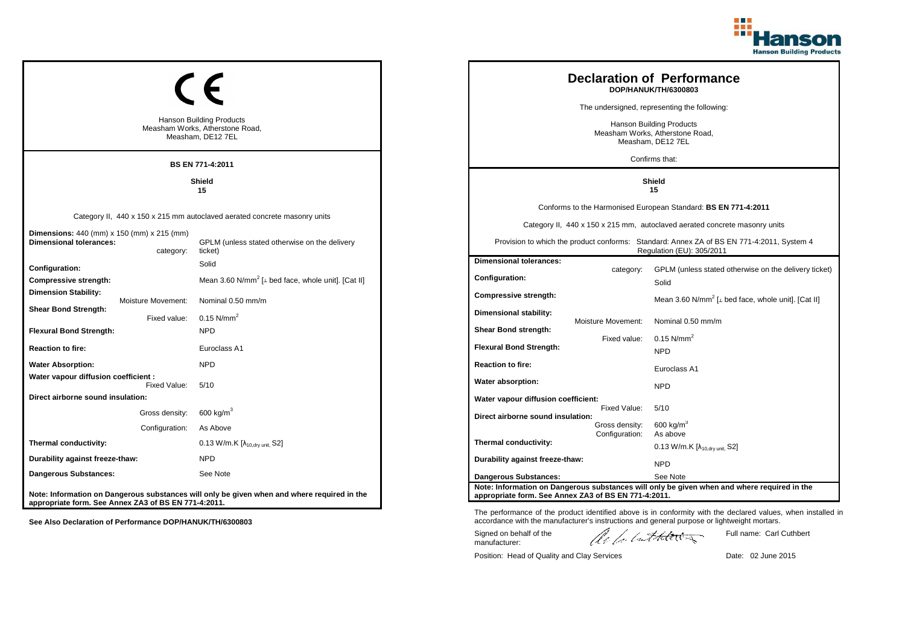CE

Hanson Building Products
Measham Works, Atherstone Road,
Measham, DE12 7EL

**BS EN 771-4:2011**

**Shield**
**15**

Category II, 440 x 150 x 215 mm autoclaved aerated concrete masonry units

| | |
|---|---|
| **Dimensions:** 440 (mm) x 150 (mm) x 215 (mm) | |
| **Dimensional tolerances:** category: | GPLM (unless stated otherwise on the delivery ticket) |
| **Configuration:** | Solid |
| **Compressive strength:** | Mean 3.60 N/mm$^2$ [⊥ bed face, whole unit]. [Cat II] |
| **Dimension Stability:** Moisture Movement: | Nominal 0.50 mm/m |
| **Shear Bond Strength:** Fixed value: | 0.15 N/mm$^2$ |
| **Flexural Bond Strength:** | NPD |
| **Reaction to fire:** | Euroclass A1 |
| **Water Absorption:** | NPD |
| **Water vapour diffusion coefficient :** Fixed Value: | 5/10 |
| **Direct airborne sound insulation:** Gross density: | 600 kg/m$^3$ |
| Configuration: | As Above |
| **Thermal conductivity:** | 0.13 W/m.K [$\lambda_{10,dry\ unit}$, S2] |
| **Durability against freeze-thaw:** | NPD |
| **Dangerous Substances:** | See Note |

**Note: Information on Dangerous substances will only be given when and where required in the appropriate form. See Annex ZA3 of BS EN 771-4:2011.**

**See Also Declaration of Performance DOP/HANUK/TH/6300803**

# Declaration of Performance

**DOP/HANUK/TH/6300803**

The undersigned, representing the following:

Hanson Building Products
Measham Works, Atherstone Road,
Measham, DE12 7EL

Confirms that:

**Shield**
**15**

Conforms to the Harmonised European Standard: **BS EN 771-4:2011**

Category II, 440 x 150 x 215 mm, autoclaved aerated concrete masonry units

Provision to which the product conforms: Standard: Annex ZA of BS EN 771-4:2011, System 4 Regulation (EU): 305/2011

| | |
|---|---|
| **Dimensional tolerances:** category: | GPLM (unless stated otherwise on the delivery ticket) |
| **Configuration:** | Solid |
| **Compressive strength:** | Mean 3.60 N/mm$^2$ [⊥ bed face, whole unit]. [Cat II] |
| **Dimensional stability:** Moisture Movement: | Nominal 0.50 mm/m |
| **Shear Bond strength:** Fixed value: | 0.15 N/mm$^2$ |
| **Flexural Bond Strength:** | NPD |
| **Reaction to fire:** | Euroclass A1 |
| **Water absorption:** | NPD |
| **Water vapour diffusion coefficient:** Fixed Value: | 5/10 |
| **Direct airborne sound insulation:** Gross density: | 600 kg/m$^3$ |
| Configuration: | As above |
| **Thermal conductivity:** | 0.13 W/m.K [$\lambda_{10,dry\ unit}$, S2] |
| **Durability against freeze-thaw:** | NPD |
| **Dangerous Substances:** | See Note |

**Note: Information on Dangerous substances will only be given when and where required in the appropriate form. See Annex ZA3 of BS EN 771-4:2011.**

The performance of the product identified above is in conformity with the declared values, when installed in accordance with the manufacturer's instructions and general purpose or lightweight mortars.

Signed on behalf of the manufacturer: Full name: Carl Cuthbert

Position: Head of Quality and Clay Services Date: 02 June 2015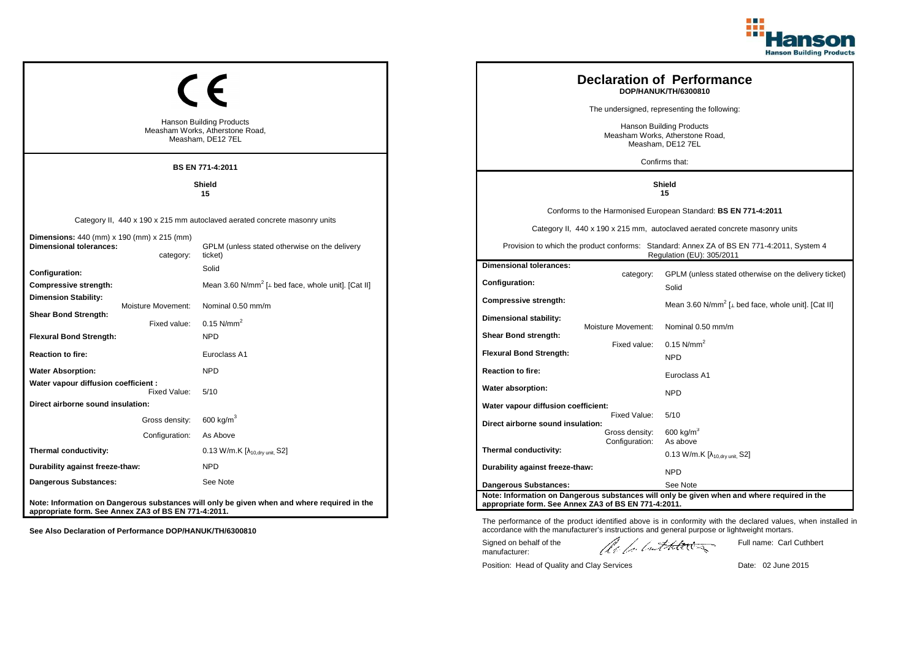CE

Hanson Building Products
Measham Works, Atherstone Road,
Measham, DE12 7EL

**BS EN 771-4:2011**

**Shield**
**15**

Category II, 440 x 190 x 215 mm autoclaved aerated concrete masonry units

| | |
|---|---|
| **Dimensions:** 440 (mm) x 190 (mm) x 215 (mm) | |
| **Dimensional tolerances:** category: | GPLM (unless stated otherwise on the delivery ticket) |
| **Configuration:** | Solid |
| **Compressive strength:** | Mean 3.60 N/mm$^2$ [⊥ bed face, whole unit]. [Cat II] |
| **Dimension Stability:** Moisture Movement: | Nominal 0.50 mm/m |
| **Shear Bond Strength:** Fixed value: | 0.15 N/mm$^2$ |
| **Flexural Bond Strength:** | NPD |
| **Reaction to fire:** | Euroclass A1 |
| **Water Absorption:** | NPD |
| **Water vapour diffusion coefficient :** Fixed Value: | 5/10 |
| **Direct airborne sound insulation:** Gross density: | 600 kg/m$^3$ |
| Configuration: | As Above |
| **Thermal conductivity:** | 0.13 W/m.K [$\lambda_{10,dry\ unit}$, S2] |
| **Durability against freeze-thaw:** | NPD |
| **Dangerous Substances:** | See Note |

**Note: Information on Dangerous substances will only be given when and where required in the appropriate form. See Annex ZA3 of BS EN 771-4:2011.**

**See Also Declaration of Performance DOP/HANUK/TH/6300810**

# Declaration of Performance
**DOP/HANUK/TH/6300810**

The undersigned, representing the following:

Hanson Building Products
Measham Works, Atherstone Road,
Measham, DE12 7EL

Confirms that:

**Shield**
**15**

Conforms to the Harmonised European Standard: **BS EN 771-4:2011**

Category II, 440 x 190 x 215 mm, autoclaved aerated concrete masonry units

Provision to which the product conforms: Standard: Annex ZA of BS EN 771-4:2011, System 4 Regulation (EU): 305/2011

| | |
|---|---|
| **Dimensional tolerances:** category: | GPLM (unless stated otherwise on the delivery ticket) |
| **Configuration:** | Solid |
| **Compressive strength:** | Mean 3.60 N/mm$^2$ [⊥ bed face, whole unit]. [Cat II] |
| **Dimensional stability:** Moisture Movement: | Nominal 0.50 mm/m |
| **Shear Bond strength:** Fixed value: | 0.15 N/mm$^2$ |
| **Flexural Bond Strength:** | NPD |
| **Reaction to fire:** | Euroclass A1 |
| **Water absorption:** | NPD |
| **Water vapour diffusion coefficient:** Fixed Value: | 5/10 |
| **Direct airborne sound insulation:** Gross density: | 600 kg/m$^3$ |
| Configuration: | As above |
| **Thermal conductivity:** | 0.13 W/m.K [$\lambda_{10,dry\ unit}$, S2] |
| **Durability against freeze-thaw:** | NPD |
| **Dangerous Substances:** | See Note |

**Note: Information on Dangerous substances will only be given when and where required in the appropriate form. See Annex ZA3 of BS EN 771-4:2011.**

The performance of the product identified above is in conformity with the declared values, when installed in accordance with the manufacturer's instructions and general purpose or lightweight mortars.

Signed on behalf of the manufacturer: [signature] Full name: Carl Cuthbert

Position: Head of Quality and Clay Services Date: 02 June 2015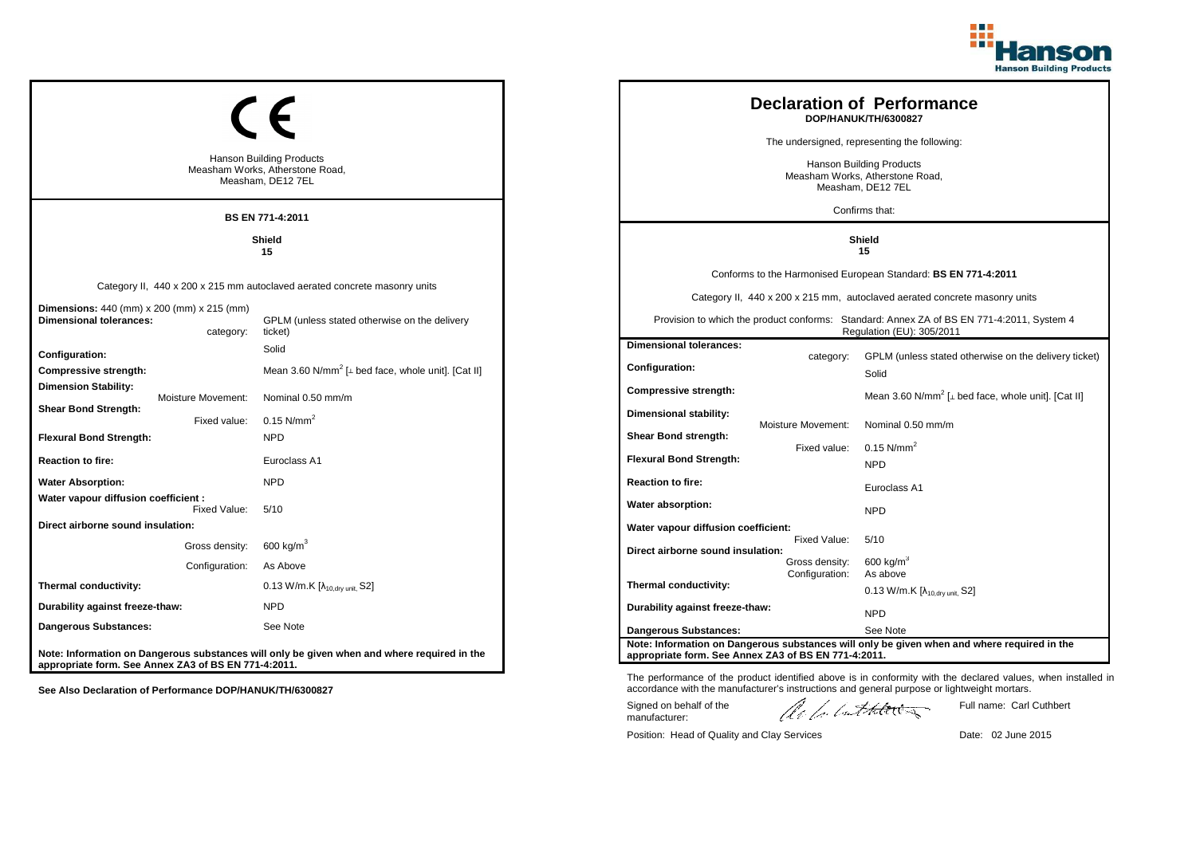CE

Hanson Building Products
Measham Works, Atherstone Road,
Measham, DE12 7EL

**BS EN 771-4:2011**

**Shield**
**15**

Category II, 440 x 200 x 215 mm autoclaved aerated concrete masonry units

| | |
|---|---|
| **Dimensions:** 440 (mm) x 200 (mm) x 215 (mm) | |
| **Dimensional tolerances:** category: | GPLM (unless stated otherwise on the delivery ticket) |
| **Configuration:** | Solid |
| **Compressive strength:** | Mean 3.60 N/mm$^2$ [⊥ bed face, whole unit]. [Cat II] |
| **Dimension Stability:** Moisture Movement: | Nominal 0.50 mm/m |
| **Shear Bond Strength:** Fixed value: | 0.15 N/mm$^2$ |
| **Flexural Bond Strength:** | NPD |
| **Reaction to fire:** | Euroclass A1 |
| **Water Absorption:** | NPD |
| **Water vapour diffusion coefficient :** Fixed Value: | 5/10 |
| **Direct airborne sound insulation:** | |
| Gross density: | 600 kg/m$^3$ |
| Configuration: | As Above |
| **Thermal conductivity:** | 0.13 W/m.K [$\lambda_{10,dry\ unit}$, S2] |
| **Durability against freeze-thaw:** | NPD |
| **Dangerous Substances:** | See Note |

**Note: Information on Dangerous substances will only be given when and where required in the appropriate form. See Annex ZA3 of BS EN 771-4:2011.**

**See Also Declaration of Performance DOP/HANUK/TH/6300827**

# Declaration of Performance

**DOP/HANUK/TH/6300827**

The undersigned, representing the following:

Hanson Building Products
Measham Works, Atherstone Road,
Measham, DE12 7EL

Confirms that:

**Shield**
**15**

Conforms to the Harmonised European Standard: **BS EN 771-4:2011**

Category II, 440 x 200 x 215 mm, autoclaved aerated concrete masonry units

Provision to which the product conforms: Standard: Annex ZA of BS EN 771-4:2011, System 4 Regulation (EU): 305/2011

| | |
|---|---|
| **Dimensional tolerances:** category: | GPLM (unless stated otherwise on the delivery ticket) |
| **Configuration:** | Solid |
| **Compressive strength:** | Mean 3.60 N/mm$^2$ [⊥ bed face, whole unit]. [Cat II] |
| **Dimensional stability:** Moisture Movement: | Nominal 0.50 mm/m |
| **Shear Bond strength:** Fixed value: | 0.15 N/mm$^2$ |
| **Flexural Bond Strength:** | NPD |
| **Reaction to fire:** | Euroclass A1 |
| **Water absorption:** | NPD |
| **Water vapour diffusion coefficient:** Fixed Value: | 5/10 |
| **Direct airborne sound insulation:** Gross density: | 600 kg/m$^3$ |
| Configuration: | As above |
| **Thermal conductivity:** | 0.13 W/m.K [$\lambda_{10,dry\ unit}$, S2] |
| **Durability against freeze-thaw:** | NPD |
| **Dangerous Substances:** | See Note |

**Note: Information on Dangerous substances will only be given when and where required in the appropriate form. See Annex ZA3 of BS EN 771-4:2011.**

The performance of the product identified above is in conformity with the declared values, when installed in accordance with the manufacturer's instructions and general purpose or lightweight mortars.

Signed on behalf of the manufacturer: Full name: Carl Cuthbert

Position: Head of Quality and Clay Services Date: 02 June 2015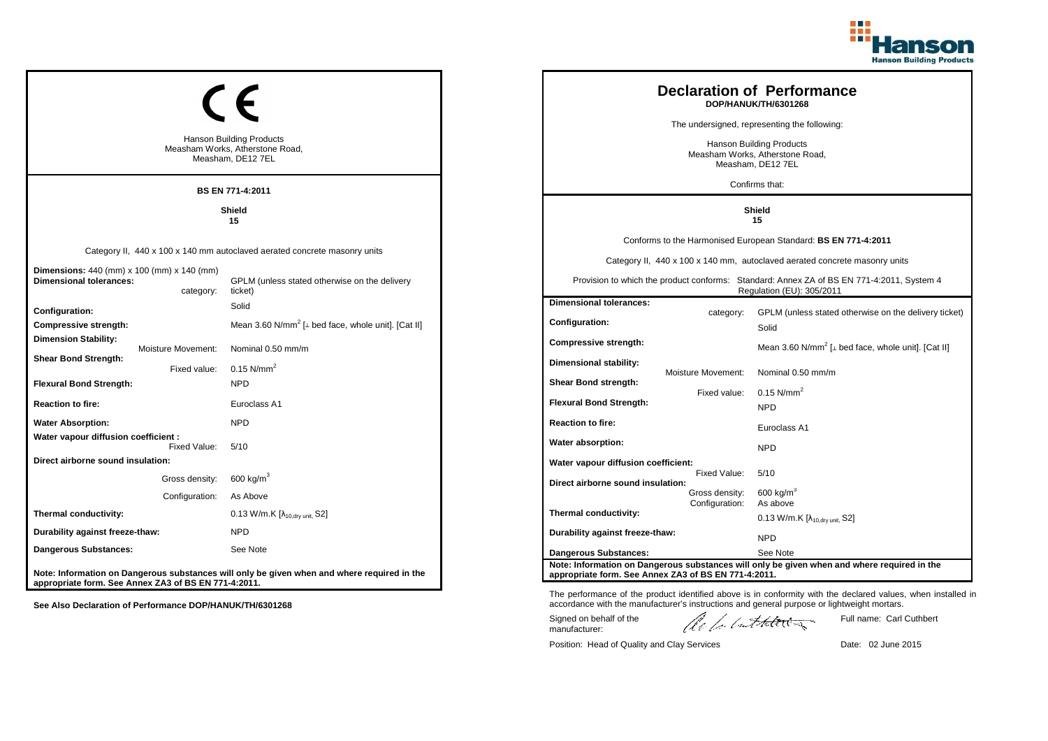## CE

Hanson Building Products
Measham Works, Atherstone Road,
Measham, DE12 7EL

**BS EN 771-4:2011**

**Shield**
**15**

Category II, 440 x 100 x 140 mm autoclaved aerated concrete masonry units

| | |
|---|---|
| **Dimensions:** 440 (mm) x 100 (mm) x 140 (mm) | |
| **Dimensional tolerances:** category: | GPLM (unless stated otherwise on the delivery ticket) |
| **Configuration:** | Solid |
| **Compressive strength:** | Mean 3.60 N/mm$^2$ [⊥ bed face, whole unit]. [Cat II] |
| **Dimension Stability:** Moisture Movement: | Nominal 0.50 mm/m |
| **Shear Bond Strength:** Fixed value: | 0.15 N/mm$^2$ |
| **Flexural Bond Strength:** | NPD |
| **Reaction to fire:** | Euroclass A1 |
| **Water Absorption:** | NPD |
| **Water vapour diffusion coefficient :** Fixed Value: | 5/10 |
| **Direct airborne sound insulation:** Gross density: | 600 kg/m$^3$ |
| Configuration: | As Above |
| **Thermal conductivity:** | 0.13 W/m.K [$\lambda_{10,dry\ unit}$, S2] |
| **Durability against freeze-thaw:** | NPD |
| **Dangerous Substances:** | See Note |

**Note: Information on Dangerous substances will only be given when and where required in the appropriate form. See Annex ZA3 of BS EN 771-4:2011.**

**See Also Declaration of Performance DOP/HANUK/TH/6301268**

# Declaration of Performance

**DOP/HANUK/TH/6301268**

The undersigned, representing the following:

Hanson Building Products
Measham Works, Atherstone Road,
Measham, DE12 7EL

Confirms that:

**Shield**
**15**

Conforms to the Harmonised European Standard: **BS EN 771-4:2011**

Category II, 440 x 100 x 140 mm, autoclaved aerated concrete masonry units

Provision to which the product conforms: Standard: Annex ZA of BS EN 771-4:2011, System 4 Regulation (EU): 305/2011

| | |
|---|---|
| **Dimensional tolerances:** category: | GPLM (unless stated otherwise on the delivery ticket) |
| **Configuration:** | Solid |
| **Compressive strength:** | Mean 3.60 N/mm$^2$ [⊥ bed face, whole unit]. [Cat II] |
| **Dimensional stability:** Moisture Movement: | Nominal 0.50 mm/m |
| **Shear Bond strength:** Fixed value: | 0.15 N/mm$^2$ |
| **Flexural Bond Strength:** | NPD |
| **Reaction to fire:** | Euroclass A1 |
| **Water absorption:** | NPD |
| **Water vapour diffusion coefficient:** Fixed Value: | 5/10 |
| **Direct airborne sound insulation:** Gross density: | 600 kg/m$^3$ |
| Configuration: | As above |
| **Thermal conductivity:** | 0.13 W/m.K [$\lambda_{10,dry\ unit}$, S2] |
| **Durability against freeze-thaw:** | NPD |
| **Dangerous Substances:** | See Note |

**Note: Information on Dangerous substances will only be given when and where required in the appropriate form. See Annex ZA3 of BS EN 771-4:2011.**

The performance of the product identified above is in conformity with the declared values, when installed in accordance with the manufacturer's instructions and general purpose or lightweight mortars.

Signed on behalf of the manufacturer: Full name: Carl Cuthbert

Position: Head of Quality and Clay Services Date: 02 June 2015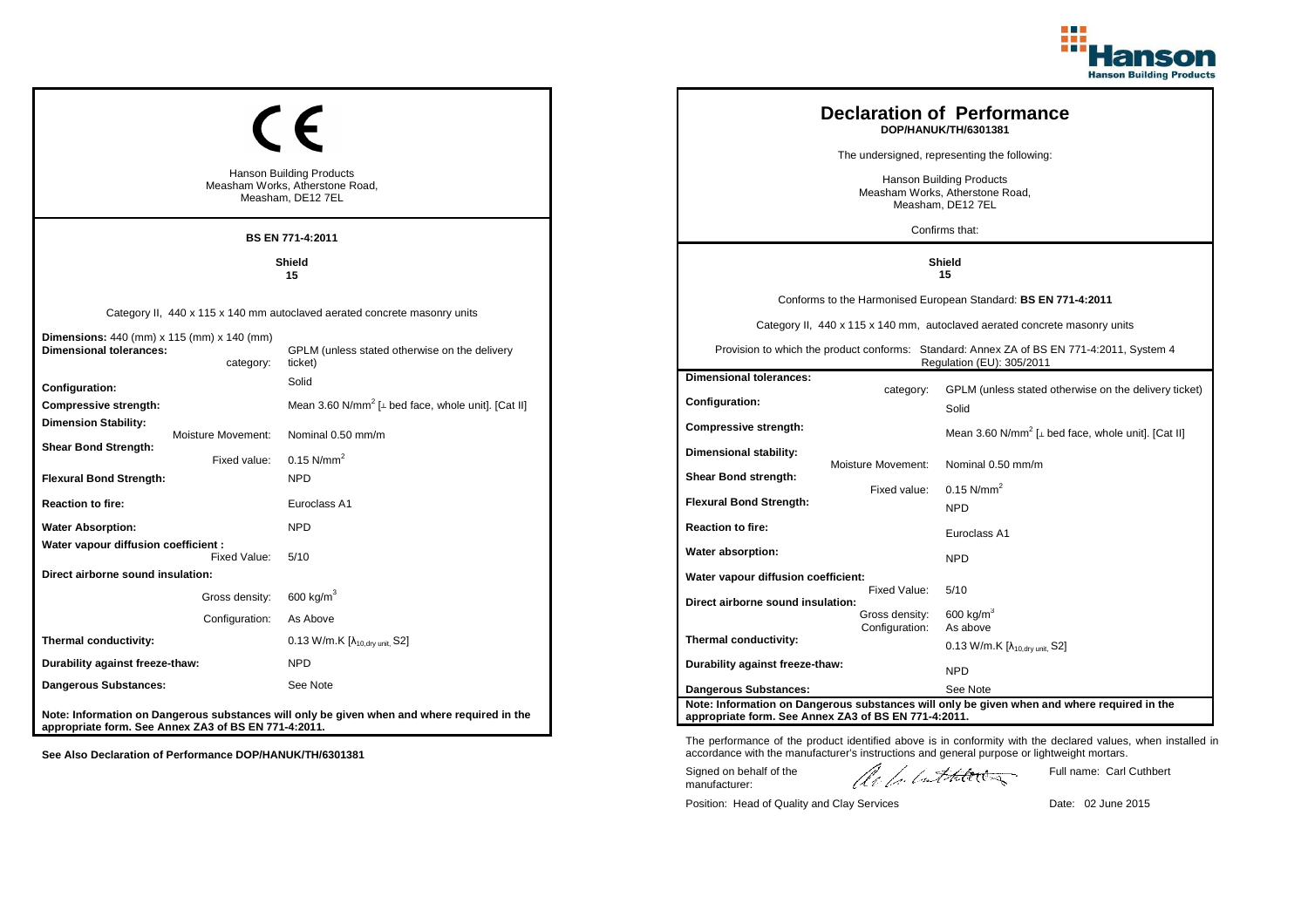CE

Hanson Building Products
Measham Works, Atherstone Road,
Measham, DE12 7EL

**BS EN 771-4:2011**

**Shield**
**15**

Category II, 440 x 115 x 140 mm autoclaved aerated concrete masonry units

| | |
|---|---|
| **Dimensions:** 440 (mm) x 115 (mm) x 140 (mm) | |
| **Dimensional tolerances:** category: | GPLM (unless stated otherwise on the delivery ticket) |
| **Configuration:** | Solid |
| **Compressive strength:** | Mean 3.60 N/mm$^2$ [⊥ bed face, whole unit]. [Cat II] |
| **Dimension Stability:** Moisture Movement: | Nominal 0.50 mm/m |
| **Shear Bond Strength:** Fixed value: | 0.15 N/mm$^2$ |
| **Flexural Bond Strength:** | NPD |
| **Reaction to fire:** | Euroclass A1 |
| **Water Absorption:** | NPD |
| **Water vapour diffusion coefficient :** Fixed Value: | 5/10 |
| **Direct airborne sound insulation:** Gross density: | 600 kg/m$^3$ |
| Configuration: | As Above |
| **Thermal conductivity:** | 0.13 W/m.K [$\lambda_{10,dry\ unit}$, S2] |
| **Durability against freeze-thaw:** | NPD |
| **Dangerous Substances:** | See Note |

**Note: Information on Dangerous substances will only be given when and where required in the appropriate form. See Annex ZA3 of BS EN 771-4:2011.**

**See Also Declaration of Performance DOP/HANUK/TH/6301381**

# Declaration of Performance

**DOP/HANUK/TH/6301381**

The undersigned, representing the following:

Hanson Building Products
Measham Works, Atherstone Road,
Measham, DE12 7EL

Confirms that:

**Shield**
**15**

Conforms to the Harmonised European Standard: **BS EN 771-4:2011**

Category II, 440 x 115 x 140 mm, autoclaved aerated concrete masonry units

Provision to which the product conforms: Standard: Annex ZA of BS EN 771-4:2011, System 4 Regulation (EU): 305/2011

| | |
|---|---|
| **Dimensional tolerances:** category: | GPLM (unless stated otherwise on the delivery ticket) |
| **Configuration:** | Solid |
| **Compressive strength:** | Mean 3.60 N/mm$^2$ [⊥ bed face, whole unit]. [Cat II] |
| **Dimensional stability:** Moisture Movement: | Nominal 0.50 mm/m |
| **Shear Bond strength:** Fixed value: | 0.15 N/mm$^2$ |
| **Flexural Bond Strength:** | NPD |
| **Reaction to fire:** | Euroclass A1 |
| **Water absorption:** | NPD |
| **Water vapour diffusion coefficient:** Fixed Value: | 5/10 |
| **Direct airborne sound insulation:** Gross density: | 600 kg/m$^3$ |
| Configuration: | As above |
| **Thermal conductivity:** | 0.13 W/m.K [$\lambda_{10,dry\ unit}$, S2] |
| **Durability against freeze-thaw:** | NPD |
| **Dangerous Substances:** | See Note |

**Note: Information on Dangerous substances will only be given when and where required in the appropriate form. See Annex ZA3 of BS EN 771-4:2011.**

The performance of the product identified above is in conformity with the declared values, when installed in accordance with the manufacturer's instructions and general purpose or lightweight mortars.

Signed on behalf of the manufacturer: &nbsp;&nbsp;&nbsp; Full name: Carl Cuthbert

Position: Head of Quality and Clay Services &nbsp;&nbsp;&nbsp; Date: 02 June 2015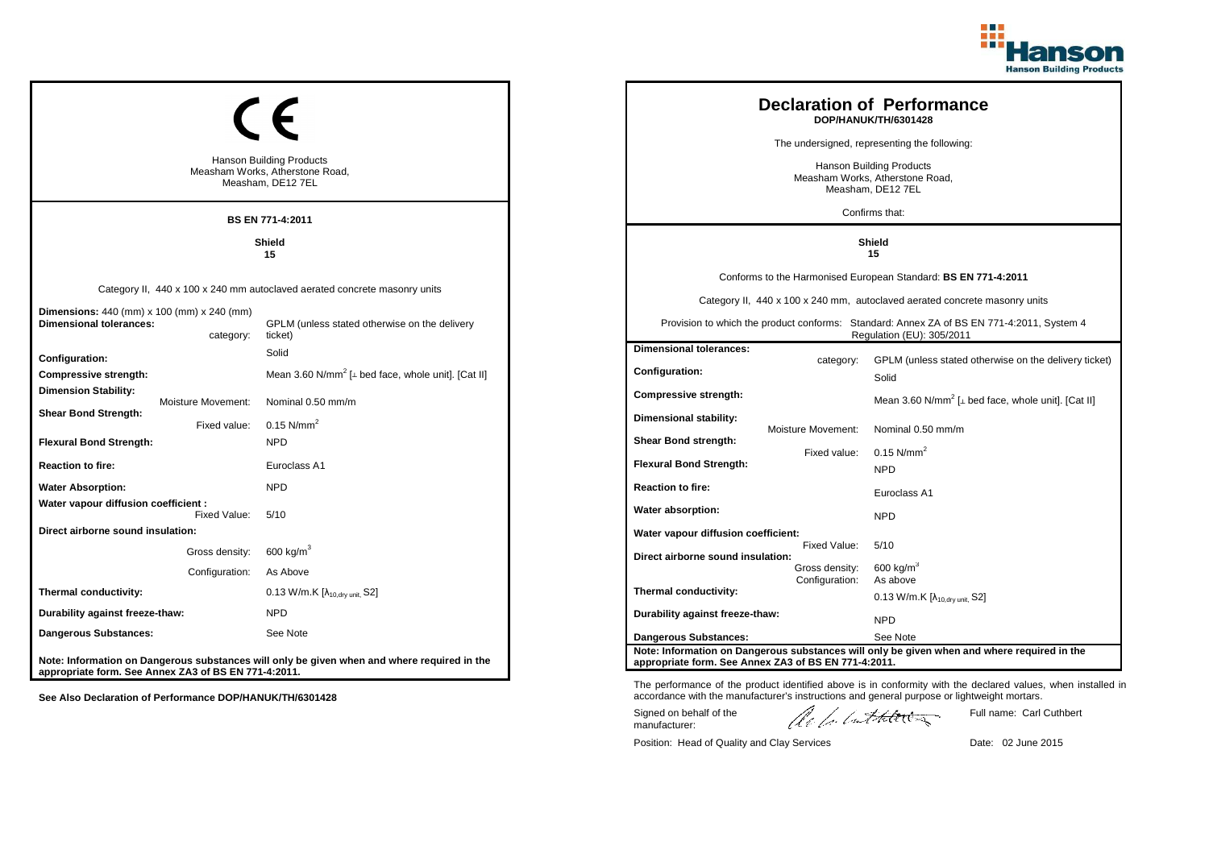CE

Hanson Building Products
Measham Works, Atherstone Road,
Measham, DE12 7EL

**BS EN 771-4:2011**

**Shield**
**15**

Category II, 440 x 100 x 240 mm autoclaved aerated concrete masonry units

| | |
|---|---|
| **Dimensions:** 440 (mm) x 100 (mm) x 240 (mm) | |
| **Dimensional tolerances:** category: | GPLM (unless stated otherwise on the delivery ticket) |
| **Configuration:** | Solid |
| **Compressive strength:** | Mean 3.60 N/mm$^2$ [⊥ bed face, whole unit]. [Cat II] |
| **Dimension Stability:** Moisture Movement: | Nominal 0.50 mm/m |
| **Shear Bond Strength:** Fixed value: | 0.15 N/mm$^2$ |
| **Flexural Bond Strength:** | NPD |
| **Reaction to fire:** | Euroclass A1 |
| **Water Absorption:** | NPD |
| **Water vapour diffusion coefficient :** Fixed Value: | 5/10 |
| **Direct airborne sound insulation:** | |
| Gross density: | 600 kg/m$^3$ |
| Configuration: | As Above |
| **Thermal conductivity:** | 0.13 W/m.K [$\lambda_{10,dry\ unit}$, S2] |
| **Durability against freeze-thaw:** | NPD |
| **Dangerous Substances:** | See Note |

**Note: Information on Dangerous substances will only be given when and where required in the appropriate form. See Annex ZA3 of BS EN 771-4:2011.**

**See Also Declaration of Performance DOP/HANUK/TH/6301428**

# Declaration of Performance

**DOP/HANUK/TH/6301428**

The undersigned, representing the following:

Hanson Building Products
Measham Works, Atherstone Road,
Measham, DE12 7EL

Confirms that:

**Shield**
**15**

Conforms to the Harmonised European Standard: **BS EN 771-4:2011**

Category II, 440 x 100 x 240 mm, autoclaved aerated concrete masonry units

Provision to which the product conforms: Standard: Annex ZA of BS EN 771-4:2011, System 4 Regulation (EU): 305/2011

| | |
|---|---|
| **Dimensional tolerances:** category: | GPLM (unless stated otherwise on the delivery ticket) |
| **Configuration:** | Solid |
| **Compressive strength:** | Mean 3.60 N/mm$^2$ [⊥ bed face, whole unit]. [Cat II] |
| **Dimensional stability:** Moisture Movement: | Nominal 0.50 mm/m |
| **Shear Bond strength:** Fixed value: | 0.15 N/mm$^2$ |
| **Flexural Bond Strength:** | NPD |
| **Reaction to fire:** | Euroclass A1 |
| **Water absorption:** | NPD |
| **Water vapour diffusion coefficient:** Fixed Value: | 5/10 |
| **Direct airborne sound insulation:** Gross density: | 600 kg/m$^3$ |
| Configuration: | As above |
| **Thermal conductivity:** | 0.13 W/m.K [$\lambda_{10,dry\ unit}$, S2] |
| **Durability against freeze-thaw:** | NPD |
| **Dangerous Substances:** | See Note |

**Note: Information on Dangerous substances will only be given when and where required in the appropriate form. See Annex ZA3 of BS EN 771-4:2011.**

The performance of the product identified above is in conformity with the declared values, when installed in accordance with the manufacturer's instructions and general purpose or lightweight mortars.

Signed on behalf of the manufacturer:

Full name: Carl Cuthbert

Position: Head of Quality and Clay Services

Date: 02 June 2015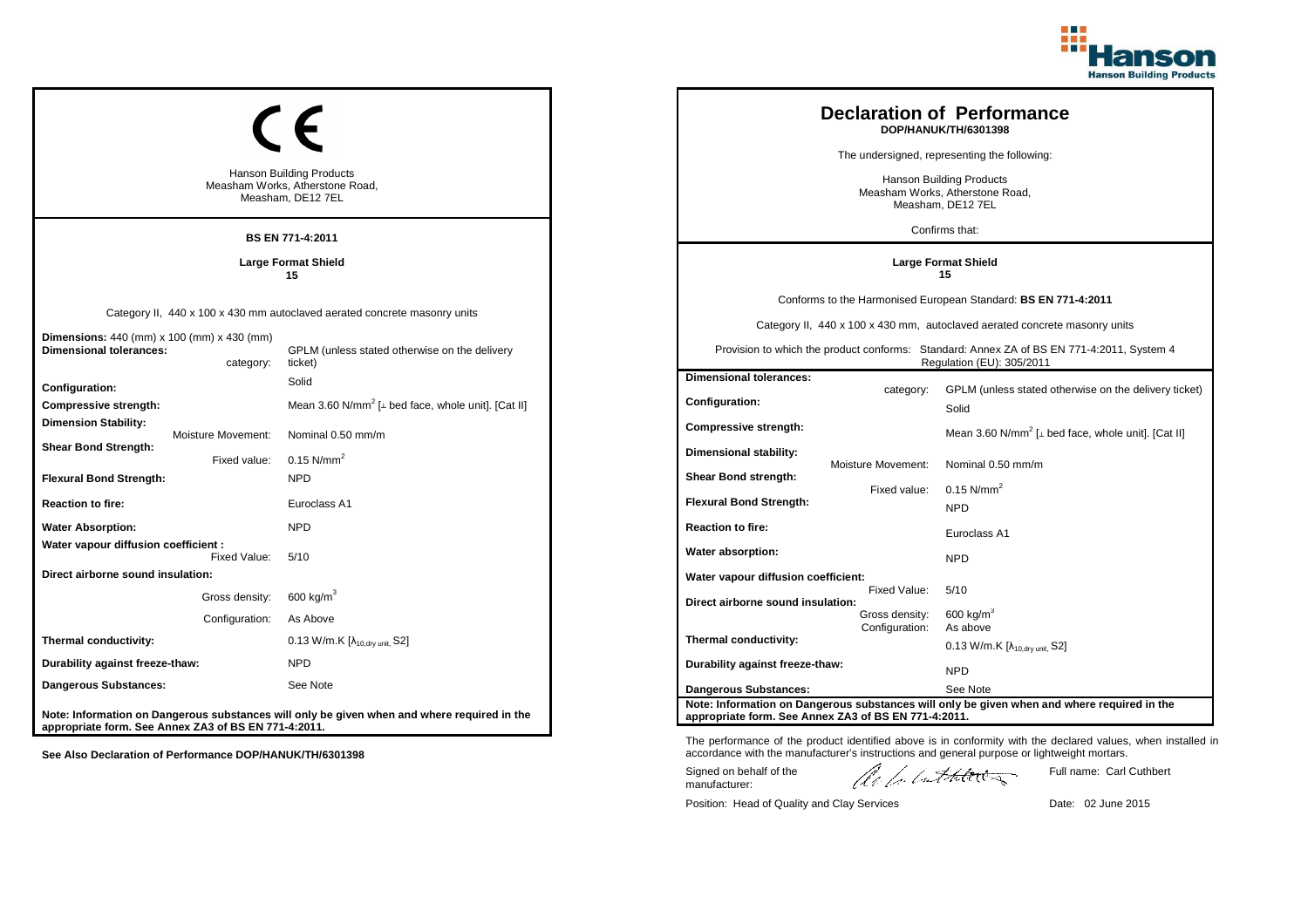CE

Hanson Building Products
Measham Works, Atherstone Road,
Measham, DE12 7EL

**BS EN 771-4:2011**

**Large Format Shield**
**15**

Category II, 440 x 100 x 430 mm autoclaved aerated concrete masonry units

| | |
|---|---|
| **Dimensions:** 440 (mm) x 100 (mm) x 430 (mm) | |
| **Dimensional tolerances:** category: | GPLM (unless stated otherwise on the delivery ticket) |
| **Configuration:** | Solid |
| **Compressive strength:** | Mean 3.60 N/mm$^2$ [⊥ bed face, whole unit]. [Cat II] |
| **Dimension Stability:** Moisture Movement: | Nominal 0.50 mm/m |
| **Shear Bond Strength:** Fixed value: | 0.15 N/mm$^2$ |
| **Flexural Bond Strength:** | NPD |
| **Reaction to fire:** | Euroclass A1 |
| **Water Absorption:** | NPD |
| **Water vapour diffusion coefficient :** Fixed Value: | 5/10 |
| **Direct airborne sound insulation:** Gross density: | 600 kg/m$^3$ |
| Configuration: | As Above |
| **Thermal conductivity:** | 0.13 W/m.K [$\lambda_{10,dry\ unit}$, S2] |
| **Durability against freeze-thaw:** | NPD |
| **Dangerous Substances:** | See Note |

**Note: Information on Dangerous substances will only be given when and where required in the appropriate form. See Annex ZA3 of BS EN 771-4:2011.**

**See Also Declaration of Performance DOP/HANUK/TH/6301398**

# Declaration of Performance
**DOP/HANUK/TH/6301398**

The undersigned, representing the following:

Hanson Building Products
Measham Works, Atherstone Road,
Measham, DE12 7EL

Confirms that:

**Large Format Shield**
**15**

Conforms to the Harmonised European Standard: **BS EN 771-4:2011**

Category II, 440 x 100 x 430 mm, autoclaved aerated concrete masonry units

Provision to which the product conforms: Standard: Annex ZA of BS EN 771-4:2011, System 4 Regulation (EU): 305/2011

| | |
|---|---|
| **Dimensional tolerances:** category: | GPLM (unless stated otherwise on the delivery ticket) |
| **Configuration:** | Solid |
| **Compressive strength:** | Mean 3.60 N/mm$^2$ [⊥ bed face, whole unit]. [Cat II] |
| **Dimensional stability:** Moisture Movement: | Nominal 0.50 mm/m |
| **Shear Bond strength:** Fixed value: | 0.15 N/mm$^2$ |
| **Flexural Bond Strength:** | NPD |
| **Reaction to fire:** | Euroclass A1 |
| **Water absorption:** | NPD |
| **Water vapour diffusion coefficient:** Fixed Value: | 5/10 |
| **Direct airborne sound insulation:** Gross density: | 600 kg/m$^3$ |
| Configuration: | As above |
| **Thermal conductivity:** | 0.13 W/m.K [$\lambda_{10,dry\ unit}$, S2] |
| **Durability against freeze-thaw:** | NPD |
| **Dangerous Substances:** | See Note |

**Note: Information on Dangerous substances will only be given when and where required in the appropriate form. See Annex ZA3 of BS EN 771-4:2011.**

The performance of the product identified above is in conformity with the declared values, when installed in accordance with the manufacturer's instructions and general purpose or lightweight mortars.

Signed on behalf of the manufacturer:

Full name: Carl Cuthbert

Position: Head of Quality and Clay Services

Date: 02 June 2015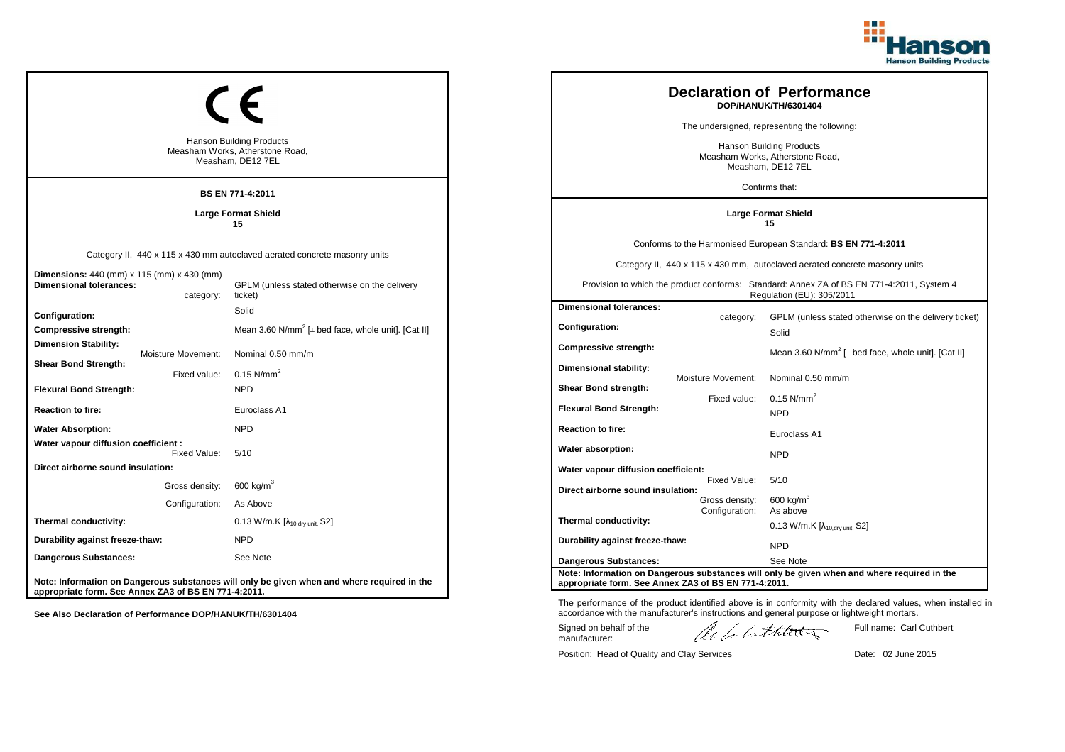## CE

Hanson Building Products
Measham Works, Atherstone Road,
Measham, DE12 7EL

**BS EN 771-4:2011**

**Large Format Shield**
**15**

Category II, 440 x 115 x 430 mm autoclaved aerated concrete masonry units

| | |
|---|---|
| **Dimensions:** 440 (mm) x 115 (mm) x 430 (mm) | |
| **Dimensional tolerances:** category: | GPLM (unless stated otherwise on the delivery ticket) |
| **Configuration:** | Solid |
| **Compressive strength:** | Mean 3.60 N/mm$^2$ [⊥ bed face, whole unit]. [Cat II] |
| **Dimension Stability:** Moisture Movement: | Nominal 0.50 mm/m |
| **Shear Bond Strength:** Fixed value: | 0.15 N/mm$^2$ |
| **Flexural Bond Strength:** | NPD |
| **Reaction to fire:** | Euroclass A1 |
| **Water Absorption:** | NPD |
| **Water vapour diffusion coefficient :** Fixed Value: | 5/10 |
| **Direct airborne sound insulation:** Gross density: | 600 kg/m$^3$ |
| Configuration: | As Above |
| **Thermal conductivity:** | 0.13 W/m.K [$\lambda_{10,dry\ unit}$, S2] |
| **Durability against freeze-thaw:** | NPD |
| **Dangerous Substances:** | See Note |

**Note: Information on Dangerous substances will only be given when and where required in the appropriate form. See Annex ZA3 of BS EN 771-4:2011.**

**See Also Declaration of Performance DOP/HANUK/TH/6301404**

# Declaration of Performance

**DOP/HANUK/TH/6301404**

The undersigned, representing the following:

Hanson Building Products
Measham Works, Atherstone Road,
Measham, DE12 7EL

Confirms that:

**Large Format Shield**
**15**

Conforms to the Harmonised European Standard: **BS EN 771-4:2011**

Category II, 440 x 115 x 430 mm, autoclaved aerated concrete masonry units

Provision to which the product conforms: Standard: Annex ZA of BS EN 771-4:2011, System 4 Regulation (EU): 305/2011

| | |
|---|---|
| **Dimensional tolerances:** category: | GPLM (unless stated otherwise on the delivery ticket) |
| **Configuration:** | Solid |
| **Compressive strength:** | Mean 3.60 N/mm$^2$ [⊥ bed face, whole unit]. [Cat II] |
| **Dimensional stability:** Moisture Movement: | Nominal 0.50 mm/m |
| **Shear Bond strength:** Fixed value: | 0.15 N/mm$^2$ |
| **Flexural Bond Strength:** | NPD |
| **Reaction to fire:** | Euroclass A1 |
| **Water absorption:** | NPD |
| **Water vapour diffusion coefficient:** Fixed Value: | 5/10 |
| **Direct airborne sound insulation:** Gross density: | 600 kg/m$^3$ |
| Configuration: | As above |
| **Thermal conductivity:** | 0.13 W/m.K [$\lambda_{10,dry\ unit}$, S2] |
| **Durability against freeze-thaw:** | NPD |
| **Dangerous Substances:** | See Note |

**Note: Information on Dangerous substances will only be given when and where required in the appropriate form. See Annex ZA3 of BS EN 771-4:2011.**

The performance of the product identified above is in conformity with the declared values, when installed in accordance with the manufacturer's instructions and general purpose or lightweight mortars.

Signed on behalf of the manufacturer: Full name: Carl Cuthbert

Position: Head of Quality and Clay Services Date: 02 June 2015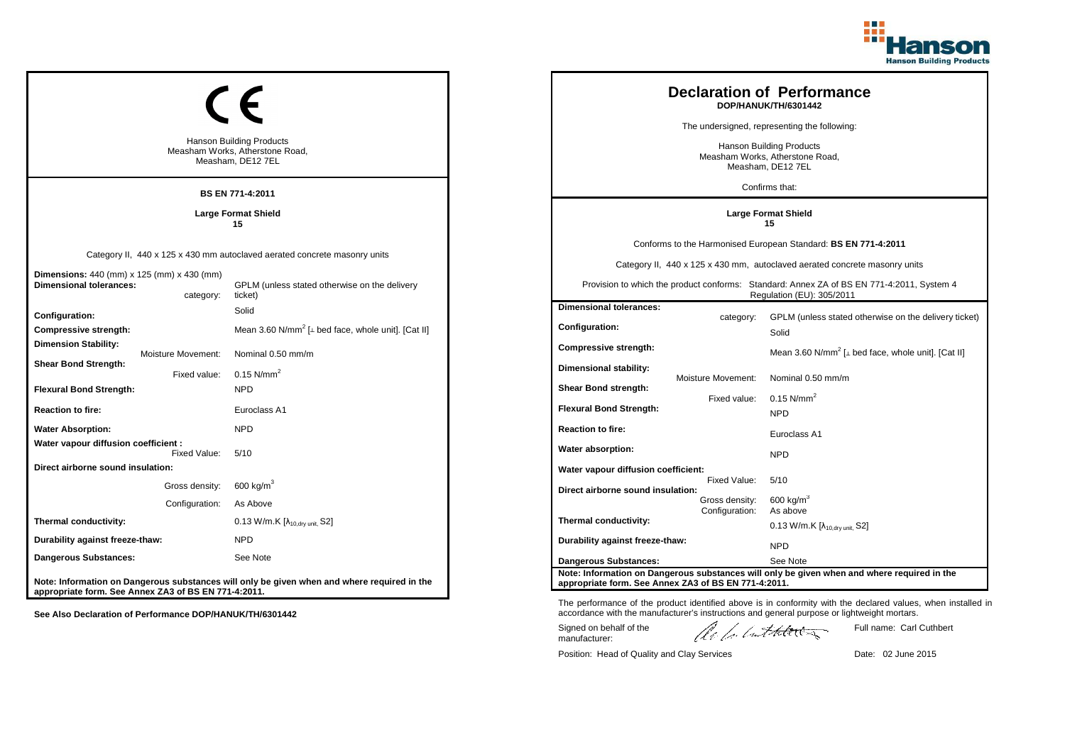## CE

Hanson Building Products
Measham Works, Atherstone Road,
Measham, DE12 7EL

**BS EN 771-4:2011**

**Large Format Shield**
**15**

Category II, 440 x 125 x 430 mm autoclaved aerated concrete masonry units

| | |
|---|---|
| **Dimensions:** 440 (mm) x 125 (mm) x 430 (mm) | |
| **Dimensional tolerances:** category: | GPLM (unless stated otherwise on the delivery ticket) |
| **Configuration:** | Solid |
| **Compressive strength:** | Mean 3.60 N/mm$^2$ [⊥ bed face, whole unit]. [Cat II] |
| **Dimension Stability:** Moisture Movement: | Nominal 0.50 mm/m |
| **Shear Bond Strength:** Fixed value: | 0.15 N/mm$^2$ |
| **Flexural Bond Strength:** | NPD |
| **Reaction to fire:** | Euroclass A1 |
| **Water Absorption:** | NPD |
| **Water vapour diffusion coefficient :** Fixed Value: | 5/10 |
| **Direct airborne sound insulation:** Gross density: | 600 kg/m$^3$ |
| Configuration: | As Above |
| **Thermal conductivity:** | 0.13 W/m.K [$\lambda_{10,dry\ unit}$, S2] |
| **Durability against freeze-thaw:** | NPD |
| **Dangerous Substances:** | See Note |

**Note: Information on Dangerous substances will only be given when and where required in the appropriate form. See Annex ZA3 of BS EN 771-4:2011.**

**See Also Declaration of Performance DOP/HANUK/TH/6301442**

# Declaration of Performance

**DOP/HANUK/TH/6301442**

The undersigned, representing the following:

Hanson Building Products
Measham Works, Atherstone Road,
Measham, DE12 7EL

Confirms that:

**Large Format Shield**
**15**

Conforms to the Harmonised European Standard: **BS EN 771-4:2011**

Category II, 440 x 125 x 430 mm, autoclaved aerated concrete masonry units

Provision to which the product conforms: Standard: Annex ZA of BS EN 771-4:2011, System 4 Regulation (EU): 305/2011

| | |
|---|---|
| **Dimensional tolerances:** category: | GPLM (unless stated otherwise on the delivery ticket) |
| **Configuration:** | Solid |
| **Compressive strength:** | Mean 3.60 N/mm$^2$ [⊥ bed face, whole unit]. [Cat II] |
| **Dimensional stability:** Moisture Movement: | Nominal 0.50 mm/m |
| **Shear Bond strength:** Fixed value: | 0.15 N/mm$^2$ |
| **Flexural Bond Strength:** | NPD |
| **Reaction to fire:** | Euroclass A1 |
| **Water absorption:** | NPD |
| **Water vapour diffusion coefficient:** Fixed Value: | 5/10 |
| **Direct airborne sound insulation:** Gross density: | 600 kg/m$^3$ |
| Configuration: | As above |
| **Thermal conductivity:** | 0.13 W/m.K [$\lambda_{10,dry\ unit}$, S2] |
| **Durability against freeze-thaw:** | NPD |
| **Dangerous Substances:** | See Note |

**Note: Information on Dangerous substances will only be given when and where required in the appropriate form. See Annex ZA3 of BS EN 771-4:2011.**

The performance of the product identified above is in conformity with the declared values, when installed in accordance with the manufacturer's instructions and general purpose or lightweight mortars.

Signed on behalf of the manufacturer:

Full name: Carl Cuthbert

Position: Head of Quality and Clay Services

Date: 02 June 2015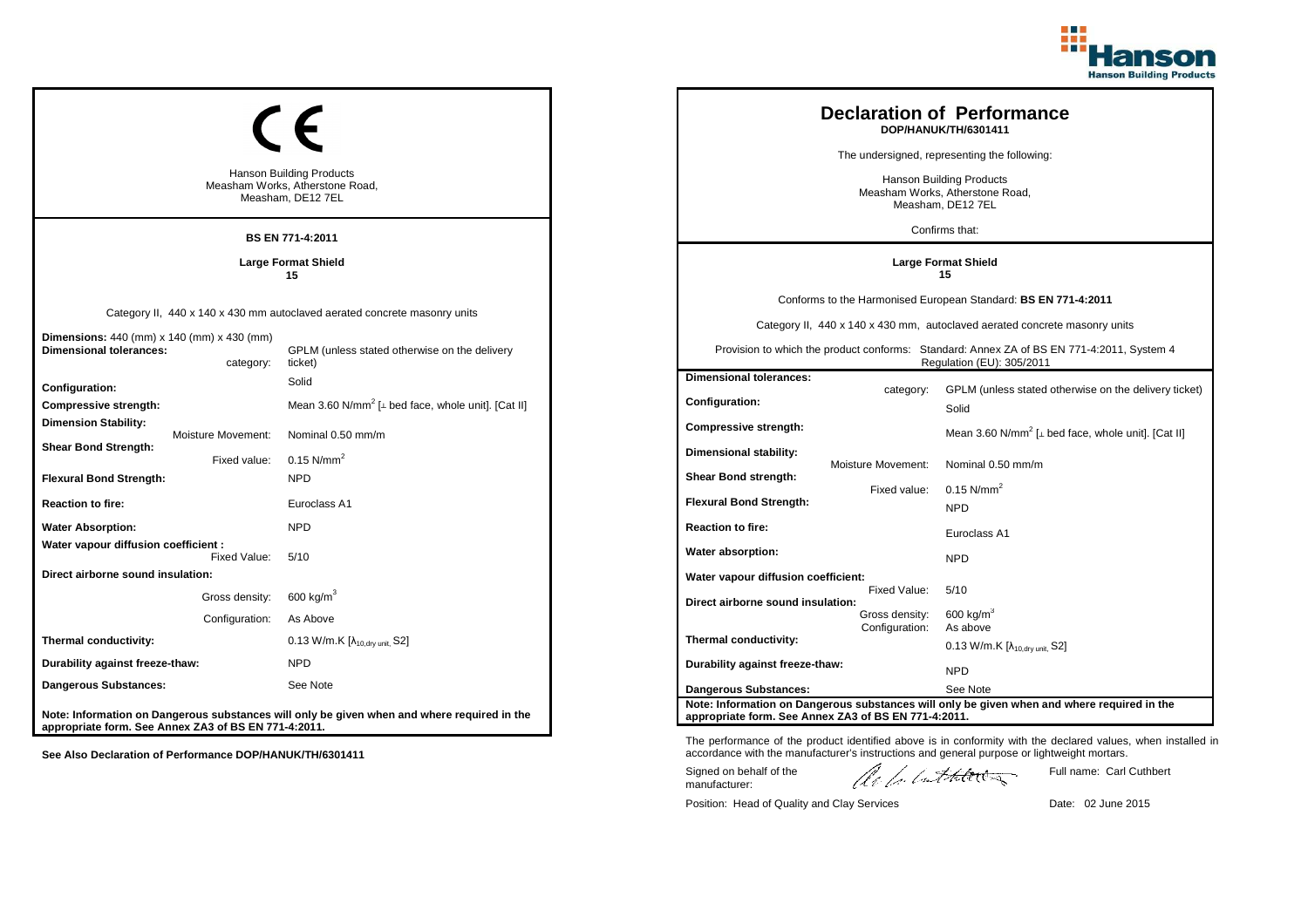## CE

Hanson Building Products
Measham Works, Atherstone Road,
Measham, DE12 7EL

**BS EN 771-4:2011**

**Large Format Shield**
**15**

Category II, 440 x 140 x 430 mm autoclaved aerated concrete masonry units

| | |
|---|---|
| **Dimensions:** 440 (mm) x 140 (mm) x 430 (mm) | |
| **Dimensional tolerances:** category: | GPLM (unless stated otherwise on the delivery ticket) |
| **Configuration:** | Solid |
| **Compressive strength:** | Mean 3.60 N/mm$^2$ [⊥ bed face, whole unit]. [Cat II] |
| **Dimension Stability:** Moisture Movement: | Nominal 0.50 mm/m |
| **Shear Bond Strength:** Fixed value: | 0.15 N/mm$^2$ |
| **Flexural Bond Strength:** | NPD |
| **Reaction to fire:** | Euroclass A1 |
| **Water Absorption:** | NPD |
| **Water vapour diffusion coefficient :** Fixed Value: | 5/10 |
| **Direct airborne sound insulation:** Gross density: | 600 kg/m$^3$ |
| Configuration: | As Above |
| **Thermal conductivity:** | 0.13 W/m.K [$\lambda_{10,dry\ unit}$, S2] |
| **Durability against freeze-thaw:** | NPD |
| **Dangerous Substances:** | See Note |

**Note: Information on Dangerous substances will only be given when and where required in the appropriate form. See Annex ZA3 of BS EN 771-4:2011.**

**See Also Declaration of Performance DOP/HANUK/TH/6301411**

# Declaration of Performance

**DOP/HANUK/TH/6301411**

The undersigned, representing the following:

Hanson Building Products
Measham Works, Atherstone Road,
Measham, DE12 7EL

Confirms that:

**Large Format Shield**
**15**

Conforms to the Harmonised European Standard: **BS EN 771-4:2011**

Category II, 440 x 140 x 430 mm, autoclaved aerated concrete masonry units

Provision to which the product conforms: Standard: Annex ZA of BS EN 771-4:2011, System 4 Regulation (EU): 305/2011

| | |
|---|---|
| **Dimensional tolerances:** category: | GPLM (unless stated otherwise on the delivery ticket) |
| **Configuration:** | Solid |
| **Compressive strength:** | Mean 3.60 N/mm$^2$ [⊥ bed face, whole unit]. [Cat II] |
| **Dimensional stability:** Moisture Movement: | Nominal 0.50 mm/m |
| **Shear Bond strength:** Fixed value: | 0.15 N/mm$^2$ |
| **Flexural Bond Strength:** | NPD |
| **Reaction to fire:** | Euroclass A1 |
| **Water absorption:** | NPD |
| **Water vapour diffusion coefficient:** Fixed Value: | 5/10 |
| **Direct airborne sound insulation:** Gross density: | 600 kg/m$^3$ |
| Configuration: | As above |
| **Thermal conductivity:** | 0.13 W/m.K [$\lambda_{10,dry\ unit}$, S2] |
| **Durability against freeze-thaw:** | NPD |
| **Dangerous Substances:** | See Note |

**Note: Information on Dangerous substances will only be given when and where required in the appropriate form. See Annex ZA3 of BS EN 771-4:2011.**

The performance of the product identified above is in conformity with the declared values, when installed in accordance with the manufacturer's instructions and general purpose or lightweight mortars.

Signed on behalf of the manufacturer:

Full name: Carl Cuthbert

Position: Head of Quality and Clay Services

Date: 02 June 2015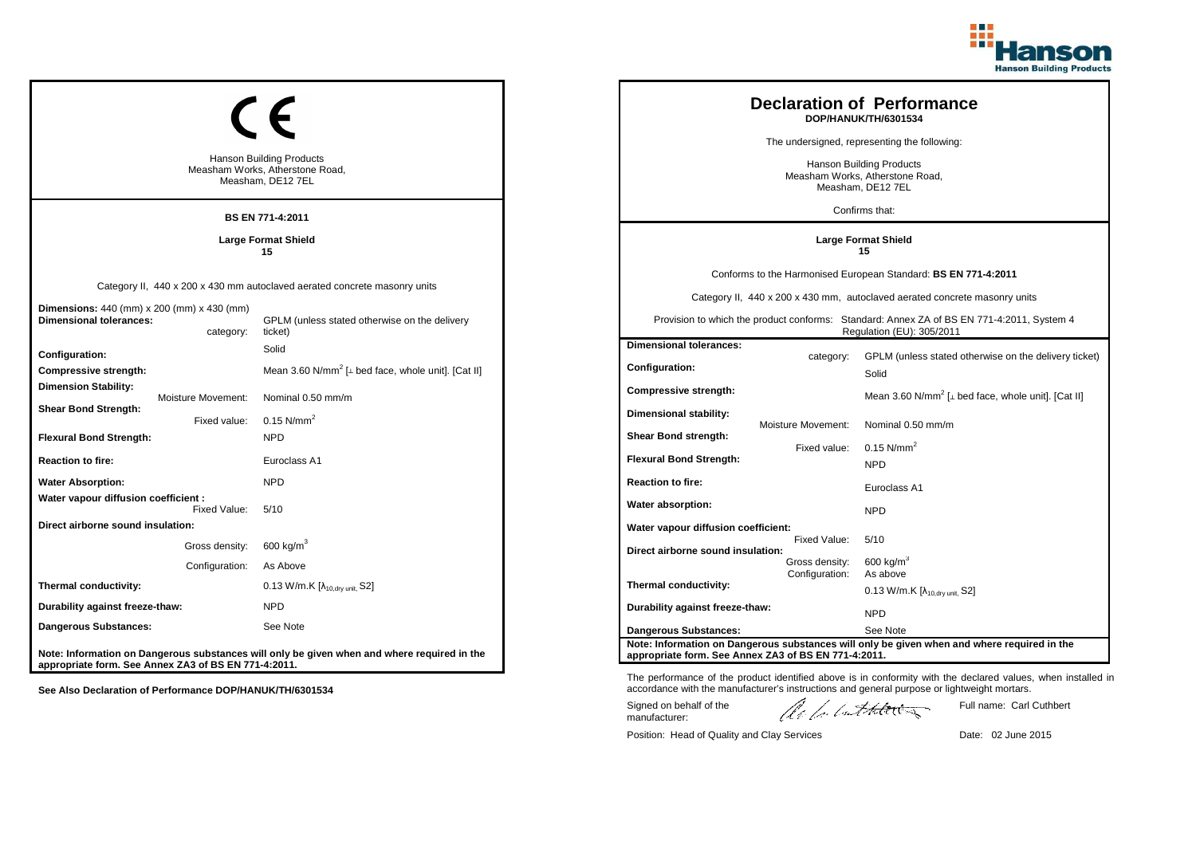CE

Hanson Building Products
Measham Works, Atherstone Road,
Measham, DE12 7EL

**BS EN 771-4:2011**

**Large Format Shield**
**15**

Category II, 440 x 200 x 430 mm autoclaved aerated concrete masonry units

| | |
|---|---|
| **Dimensions:** 440 (mm) x 200 (mm) x 430 (mm) | |
| **Dimensional tolerances:** category: | GPLM (unless stated otherwise on the delivery ticket) |
| **Configuration:** | Solid |
| **Compressive strength:** | Mean 3.60 N/mm$^2$ [⊥ bed face, whole unit]. [Cat II] |
| **Dimension Stability:** Moisture Movement: | Nominal 0.50 mm/m |
| **Shear Bond Strength:** Fixed value: | 0.15 N/mm$^2$ |
| **Flexural Bond Strength:** | NPD |
| **Reaction to fire:** | Euroclass A1 |
| **Water Absorption:** | NPD |
| **Water vapour diffusion coefficient :** Fixed Value: | 5/10 |
| **Direct airborne sound insulation:** Gross density: | 600 kg/m$^3$ |
| Configuration: | As Above |
| **Thermal conductivity:** | 0.13 W/m.K [$\lambda_{10,dry\ unit}$, S2] |
| **Durability against freeze-thaw:** | NPD |
| **Dangerous Substances:** | See Note |

**Note: Information on Dangerous substances will only be given when and where required in the appropriate form. See Annex ZA3 of BS EN 771-4:2011.**

**See Also Declaration of Performance DOP/HANUK/TH/6301534**

# Declaration of Performance
**DOP/HANUK/TH/6301534**

The undersigned, representing the following:

Hanson Building Products
Measham Works, Atherstone Road,
Measham, DE12 7EL

Confirms that:

**Large Format Shield**
**15**

Conforms to the Harmonised European Standard: **BS EN 771-4:2011**

Category II, 440 x 200 x 430 mm, autoclaved aerated concrete masonry units

Provision to which the product conforms: Standard: Annex ZA of BS EN 771-4:2011, System 4 Regulation (EU): 305/2011

| | |
|---|---|
| **Dimensional tolerances:** category: | GPLM (unless stated otherwise on the delivery ticket) |
| **Configuration:** | Solid |
| **Compressive strength:** | Mean 3.60 N/mm$^2$ [⊥ bed face, whole unit]. [Cat II] |
| **Dimensional stability:** Moisture Movement: | Nominal 0.50 mm/m |
| **Shear Bond strength:** Fixed value: | 0.15 N/mm$^2$ |
| **Flexural Bond Strength:** | NPD |
| **Reaction to fire:** | Euroclass A1 |
| **Water absorption:** | NPD |
| **Water vapour diffusion coefficient:** Fixed Value: | 5/10 |
| **Direct airborne sound insulation:** Gross density: | 600 kg/m$^3$ |
| Configuration: | As above |
| **Thermal conductivity:** | 0.13 W/m.K [$\lambda_{10,dry\ unit}$, S2] |
| **Durability against freeze-thaw:** | NPD |
| **Dangerous Substances:** | See Note |

**Note: Information on Dangerous substances will only be given when and where required in the appropriate form. See Annex ZA3 of BS EN 771-4:2011.**

The performance of the product identified above is in conformity with the declared values, when installed in accordance with the manufacturer's instructions and general purpose or lightweight mortars.

Signed on behalf of the manufacturer: Full name: Carl Cuthbert

Position: Head of Quality and Clay Services Date: 02 June 2015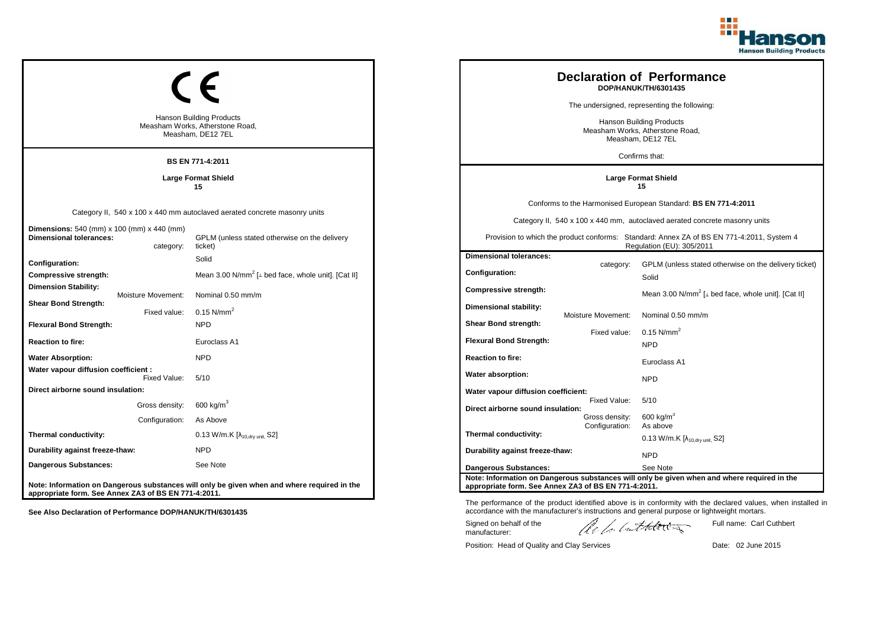## CE

Hanson Building Products
Measham Works, Atherstone Road,
Measham, DE12 7EL

**BS EN 771-4:2011**

**Large Format Shield**
**15**

Category II, 540 x 100 x 440 mm autoclaved aerated concrete masonry units

| | | |
|---|---|---|
| **Dimensions:** 540 (mm) x 100 (mm) x 440 (mm) | | |
| **Dimensional tolerances:** | category: | GPLM (unless stated otherwise on the delivery ticket) |
| **Configuration:** | | Solid |
| **Compressive strength:** | | Mean 3.00 N/mm$^2$ [⊥ bed face, whole unit]. [Cat II] |
| **Dimension Stability:** | Moisture Movement: | Nominal 0.50 mm/m |
| **Shear Bond Strength:** | Fixed value: | 0.15 N/mm$^2$ |
| **Flexural Bond Strength:** | | NPD |
| **Reaction to fire:** | | Euroclass A1 |
| **Water Absorption:** | | NPD |
| **Water vapour diffusion coefficient :** | Fixed Value: | 5/10 |
| **Direct airborne sound insulation:** | Gross density: | 600 kg/m$^3$ |
| | Configuration: | As Above |
| **Thermal conductivity:** | | 0.13 W/m.K [$\lambda_{10,dry\ unit}$, S2] |
| **Durability against freeze-thaw:** | | NPD |
| **Dangerous Substances:** | | See Note |

**Note: Information on Dangerous substances will only be given when and where required in the appropriate form. See Annex ZA3 of BS EN 771-4:2011.**

**See Also Declaration of Performance DOP/HANUK/TH/6301435**

# Declaration of Performance
**DOP/HANUK/TH/6301435**

The undersigned, representing the following:

Hanson Building Products
Measham Works, Atherstone Road,
Measham, DE12 7EL

Confirms that:

**Large Format Shield**
**15**

Conforms to the Harmonised European Standard: **BS EN 771-4:2011**

Category II, 540 x 100 x 440 mm, autoclaved aerated concrete masonry units

Provision to which the product conforms: Standard: Annex ZA of BS EN 771-4:2011, System 4 Regulation (EU): 305/2011

| | | |
|---|---|---|
| **Dimensional tolerances:** | category: | GPLM (unless stated otherwise on the delivery ticket) |
| **Configuration:** | | Solid |
| **Compressive strength:** | | Mean 3.00 N/mm$^2$ [⊥ bed face, whole unit]. [Cat II] |
| **Dimensional stability:** | Moisture Movement: | Nominal 0.50 mm/m |
| **Shear Bond strength:** | Fixed value: | 0.15 N/mm$^2$ |
| **Flexural Bond Strength:** | | NPD |
| **Reaction to fire:** | | Euroclass A1 |
| **Water absorption:** | | NPD |
| **Water vapour diffusion coefficient:** | Fixed Value: | 5/10 |
| **Direct airborne sound insulation:** | Gross density: | 600 kg/m$^3$ |
| | Configuration: | As above |
| **Thermal conductivity:** | | 0.13 W/m.K [$\lambda_{10,dry\ unit}$, S2] |
| **Durability against freeze-thaw:** | | NPD |
| **Dangerous Substances:** | | See Note |

**Note: Information on Dangerous substances will only be given when and where required in the appropriate form. See Annex ZA3 of BS EN 771-4:2011.**

The performance of the product identified above is in conformity with the declared values, when installed in accordance with the manufacturer's instructions and general purpose or lightweight mortars.

Signed on behalf of the manufacturer: Full name: Carl Cuthbert

Position: Head of Quality and Clay Services Date: 02 June 2015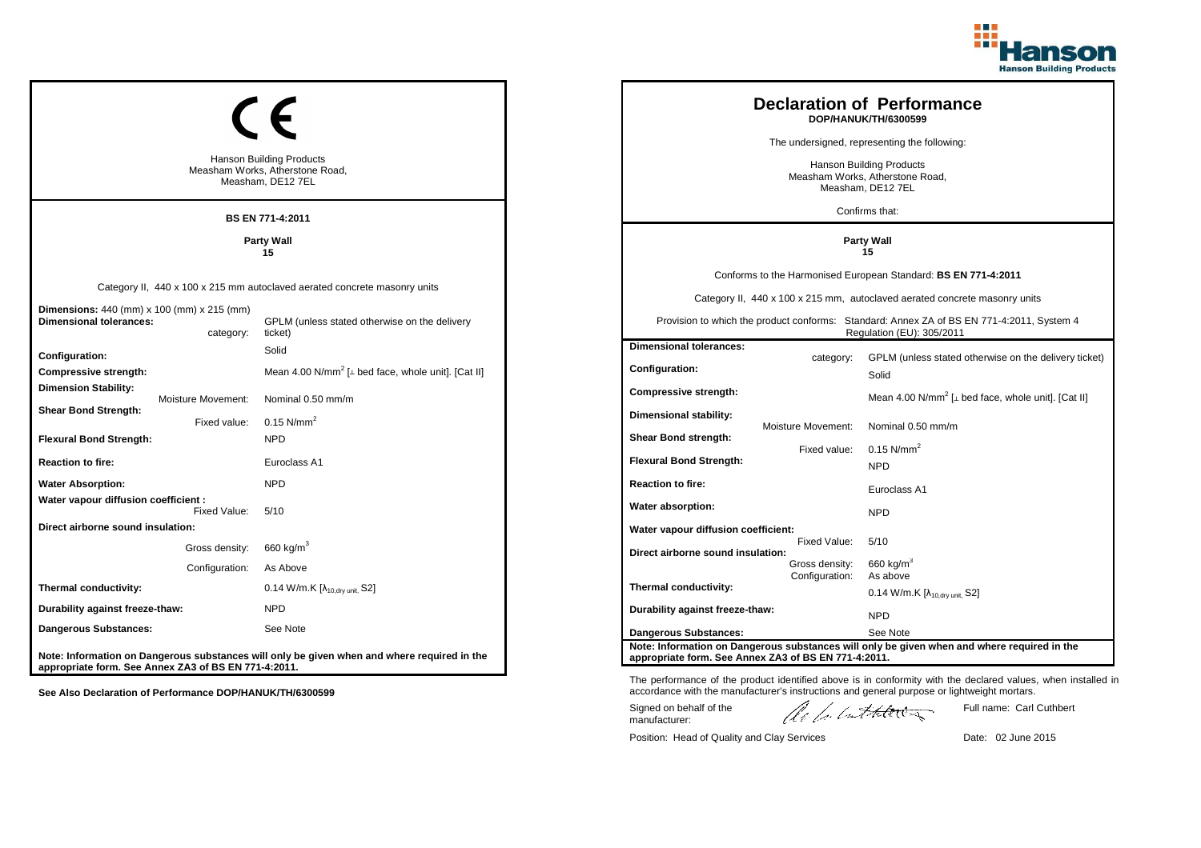CE

Hanson Building Products
Measham Works, Atherstone Road,
Measham, DE12 7EL

**BS EN 771-4:2011**

**Party Wall**
**15**

Category II, 440 x 100 x 215 mm autoclaved aerated concrete masonry units

| | |
|---|---|
| **Dimensions:** 440 (mm) x 100 (mm) x 215 (mm) | |
| **Dimensional tolerances:** category: | GPLM (unless stated otherwise on the delivery ticket) |
| **Configuration:** | Solid |
| **Compressive strength:** | Mean 4.00 N/mm$^2$ [⊥ bed face, whole unit]. [Cat II] |
| **Dimension Stability:** Moisture Movement: | Nominal 0.50 mm/m |
| **Shear Bond Strength:** Fixed value: | 0.15 N/mm$^2$ |
| **Flexural Bond Strength:** | NPD |
| **Reaction to fire:** | Euroclass A1 |
| **Water Absorption:** | NPD |
| **Water vapour diffusion coefficient :** Fixed Value: | 5/10 |
| **Direct airborne sound insulation:** Gross density: | 660 kg/m$^3$ |
| Configuration: | As Above |
| **Thermal conductivity:** | 0.14 W/m.K [$\lambda_{10,dry\ unit}$, S2] |
| **Durability against freeze-thaw:** | NPD |
| **Dangerous Substances:** | See Note |

**Note: Information on Dangerous substances will only be given when and where required in the appropriate form. See Annex ZA3 of BS EN 771-4:2011.**

**See Also Declaration of Performance DOP/HANUK/TH/6300599**

# Declaration of Performance

**DOP/HANUK/TH/6300599**

The undersigned, representing the following:

Hanson Building Products
Measham Works, Atherstone Road,
Measham, DE12 7EL

Confirms that:

**Party Wall**
**15**

Conforms to the Harmonised European Standard: **BS EN 771-4:2011**

Category II, 440 x 100 x 215 mm, autoclaved aerated concrete masonry units

Provision to which the product conforms: Standard: Annex ZA of BS EN 771-4:2011, System 4 Regulation (EU): 305/2011

| | |
|---|---|
| **Dimensional tolerances:** category: | GPLM (unless stated otherwise on the delivery ticket) |
| **Configuration:** | Solid |
| **Compressive strength:** | Mean 4.00 N/mm$^2$ [⊥ bed face, whole unit]. [Cat II] |
| **Dimensional stability:** Moisture Movement: | Nominal 0.50 mm/m |
| **Shear Bond strength:** Fixed value: | 0.15 N/mm$^2$ |
| **Flexural Bond Strength:** | NPD |
| **Reaction to fire:** | Euroclass A1 |
| **Water absorption:** | NPD |
| **Water vapour diffusion coefficient:** Fixed Value: | 5/10 |
| **Direct airborne sound insulation:** Gross density: | 660 kg/m$^3$ |
| Configuration: | As above |
| **Thermal conductivity:** | 0.14 W/m.K [$\lambda_{10,dry\ unit}$, S2] |
| **Durability against freeze-thaw:** | NPD |
| **Dangerous Substances:** | See Note |

**Note: Information on Dangerous substances will only be given when and where required in the appropriate form. See Annex ZA3 of BS EN 771-4:2011.**

The performance of the product identified above is in conformity with the declared values, when installed in accordance with the manufacturer's instructions and general purpose or lightweight mortars.

Signed on behalf of the manufacturer:

Full name: Carl Cuthbert

Position: Head of Quality and Clay Services

Date: 02 June 2015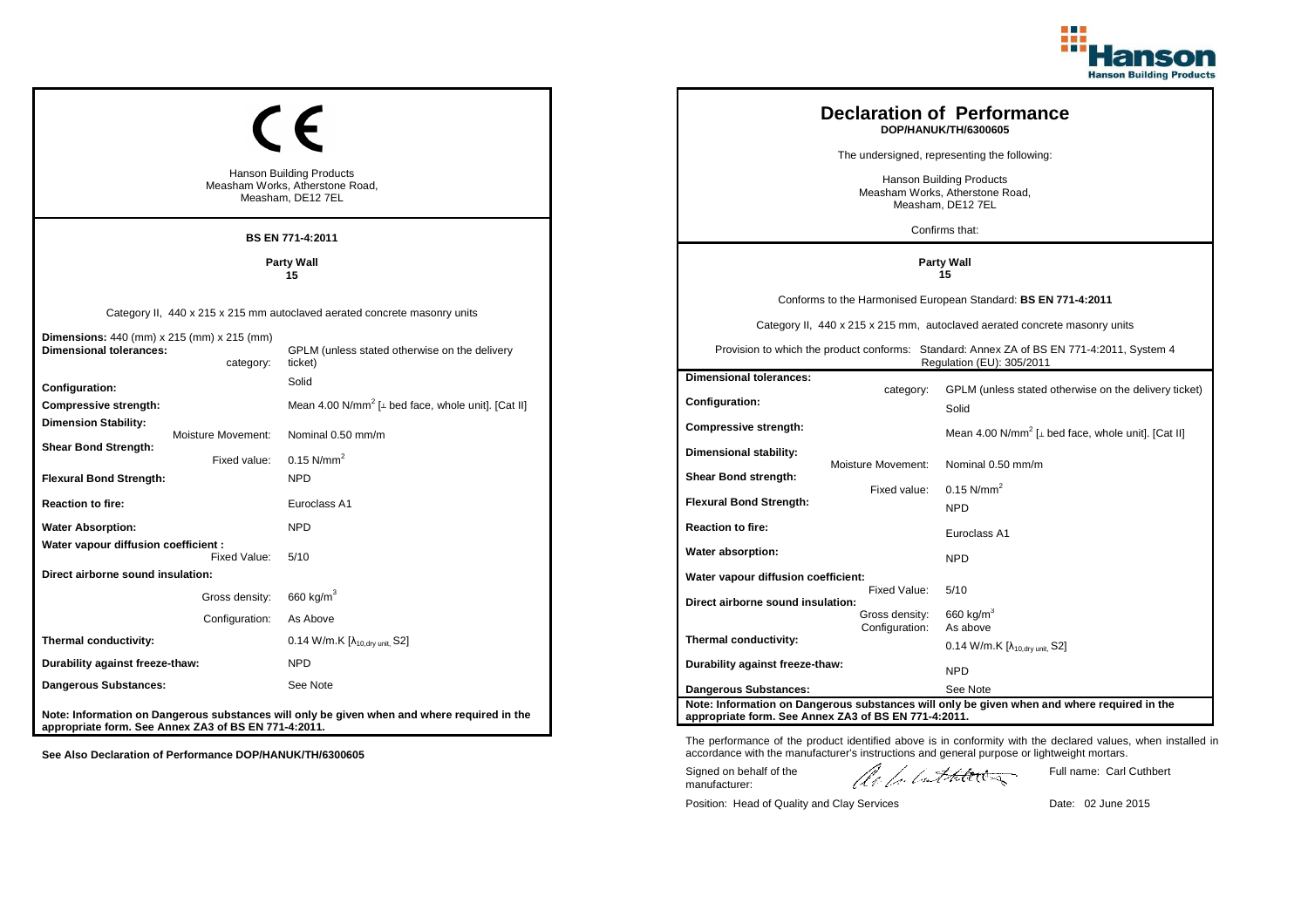## CE

Hanson Building Products
Measham Works, Atherstone Road,
Measham, DE12 7EL

**BS EN 771-4:2011**

**Party Wall**
**15**

Category II, 440 x 215 x 215 mm autoclaved aerated concrete masonry units

| | |
|---|---|
| **Dimensions:** 440 (mm) x 215 (mm) x 215 (mm) | |
| **Dimensional tolerances:** category: | GPLM (unless stated otherwise on the delivery ticket) |
| **Configuration:** | Solid |
| **Compressive strength:** | Mean 4.00 N/mm$^2$ [⊥ bed face, whole unit]. [Cat II] |
| **Dimension Stability:** Moisture Movement: | Nominal 0.50 mm/m |
| **Shear Bond Strength:** Fixed value: | 0.15 N/mm$^2$ |
| **Flexural Bond Strength:** | NPD |
| **Reaction to fire:** | Euroclass A1 |
| **Water Absorption:** | NPD |
| **Water vapour diffusion coefficient :** Fixed Value: | 5/10 |
| **Direct airborne sound insulation:** Gross density: | 660 kg/m$^3$ |
| Configuration: | As Above |
| **Thermal conductivity:** | 0.14 W/m.K [$\lambda_{10,dry\ unit}$, S2] |
| **Durability against freeze-thaw:** | NPD |
| **Dangerous Substances:** | See Note |

**Note: Information on Dangerous substances will only be given when and where required in the appropriate form. See Annex ZA3 of BS EN 771-4:2011.**

**See Also Declaration of Performance DOP/HANUK/TH/6300605**

## Declaration of Performance
**DOP/HANUK/TH/6300605**

The undersigned, representing the following:

Hanson Building Products
Measham Works, Atherstone Road,
Measham, DE12 7EL

Confirms that:

**Party Wall**
**15**

Conforms to the Harmonised European Standard: **BS EN 771-4:2011**

Category II, 440 x 215 x 215 mm, autoclaved aerated concrete masonry units

Provision to which the product conforms: Standard: Annex ZA of BS EN 771-4:2011, System 4 Regulation (EU): 305/2011

| | |
|---|---|
| **Dimensional tolerances:** category: | GPLM (unless stated otherwise on the delivery ticket) |
| **Configuration:** | Solid |
| **Compressive strength:** | Mean 4.00 N/mm$^2$ [⊥ bed face, whole unit]. [Cat II] |
| **Dimensional stability:** Moisture Movement: | Nominal 0.50 mm/m |
| **Shear Bond strength:** Fixed value: | 0.15 N/mm$^2$ |
| **Flexural Bond Strength:** | NPD |
| **Reaction to fire:** | Euroclass A1 |
| **Water absorption:** | NPD |
| **Water vapour diffusion coefficient:** Fixed Value: | 5/10 |
| **Direct airborne sound insulation:** Gross density: | 660 kg/m$^3$ |
| Configuration: | As above |
| **Thermal conductivity:** | 0.14 W/m.K [$\lambda_{10,dry\ unit}$, S2] |
| **Durability against freeze-thaw:** | NPD |
| **Dangerous Substances:** | See Note |

**Note: Information on Dangerous substances will only be given when and where required in the appropriate form. See Annex ZA3 of BS EN 771-4:2011.**

The performance of the product identified above is in conformity with the declared values, when installed in accordance with the manufacturer's instructions and general purpose or lightweight mortars.

Signed on behalf of the manufacturer:

Full name: Carl Cuthbert

Position: Head of Quality and Clay Services

Date: 02 June 2015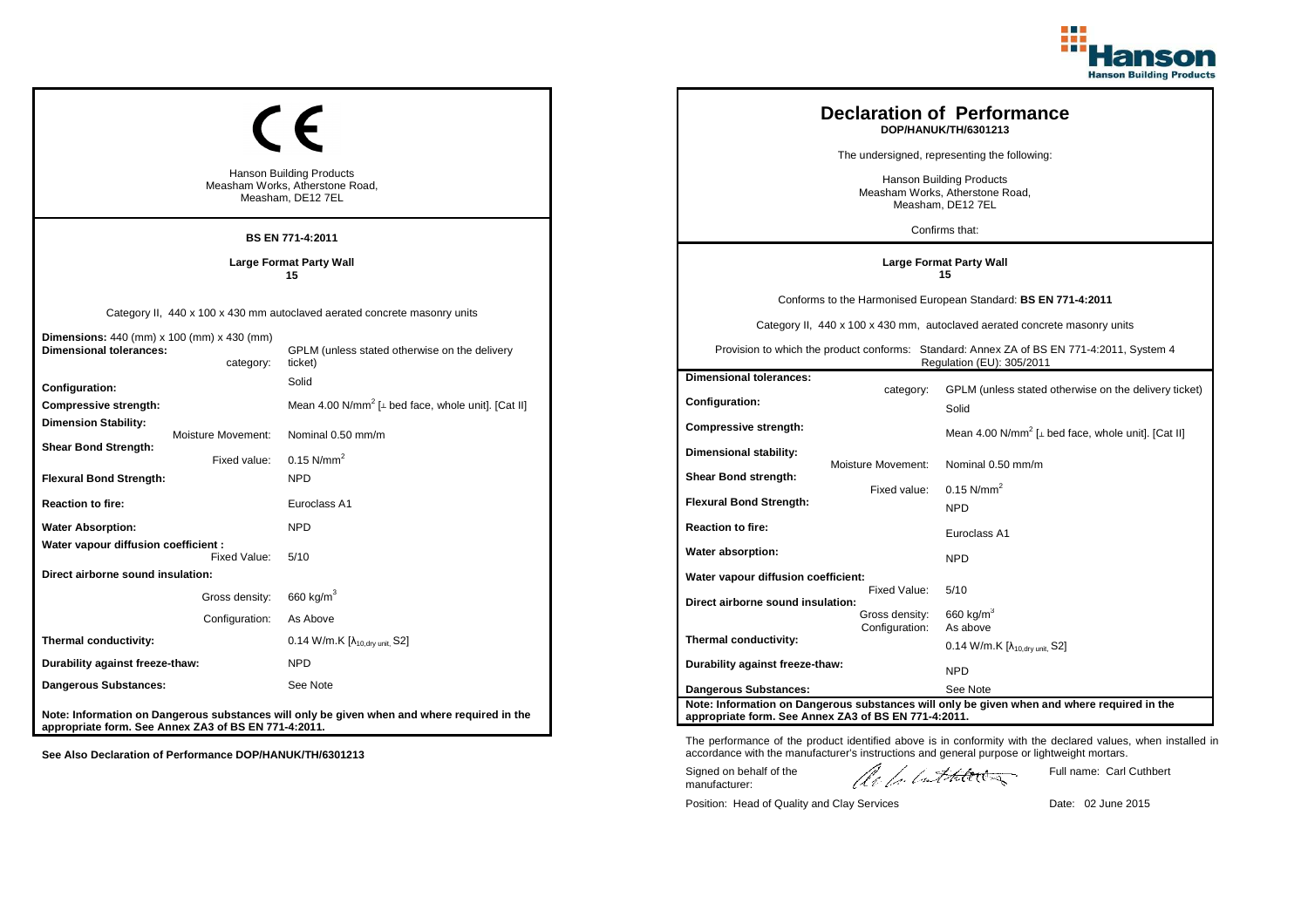Hanson Building Products

CE

Hanson Building Products
Measham Works, Atherstone Road,
Measham, DE12 7EL

**BS EN 771-4:2011**

**Large Format Party Wall**
**15**

Category II, 440 x 100 x 430 mm autoclaved aerated concrete masonry units

| | |
|---|---|
| **Dimensions:** 440 (mm) x 100 (mm) x 430 (mm) | |
| **Dimensional tolerances:** category: | GPLM (unless stated otherwise on the delivery ticket) |
| **Configuration:** | Solid |
| **Compressive strength:** | Mean 4.00 N/mm$^2$ [⊥ bed face, whole unit]. [Cat II] |
| **Dimension Stability:** Moisture Movement: | Nominal 0.50 mm/m |
| **Shear Bond Strength:** Fixed value: | 0.15 N/mm$^2$ |
| **Flexural Bond Strength:** | NPD |
| **Reaction to fire:** | Euroclass A1 |
| **Water Absorption:** | NPD |
| **Water vapour diffusion coefficient :** Fixed Value: | 5/10 |
| **Direct airborne sound insulation:** | |
| Gross density: | 660 kg/m$^3$ |
| Configuration: | As Above |
| **Thermal conductivity:** | 0.14 W/m.K [$\lambda_{10,dry\ unit}$, S2] |
| **Durability against freeze-thaw:** | NPD |
| **Dangerous Substances:** | See Note |

**Note: Information on Dangerous substances will only be given when and where required in the appropriate form. See Annex ZA3 of BS EN 771-4:2011.**

**See Also Declaration of Performance DOP/HANUK/TH/6301213**

# Declaration of Performance

**DOP/HANUK/TH/6301213**

The undersigned, representing the following:

Hanson Building Products
Measham Works, Atherstone Road,
Measham, DE12 7EL

Confirms that:

**Large Format Party Wall**
**15**

Conforms to the Harmonised European Standard: **BS EN 771-4:2011**

Category II, 440 x 100 x 430 mm, autoclaved aerated concrete masonry units

Provision to which the product conforms: Standard: Annex ZA of BS EN 771-4:2011, System 4 Regulation (EU): 305/2011

| | |
|---|---|
| **Dimensional tolerances:** category: | GPLM (unless stated otherwise on the delivery ticket) |
| **Configuration:** | Solid |
| **Compressive strength:** | Mean 4.00 N/mm$^2$ [⊥ bed face, whole unit]. [Cat II] |
| **Dimensional stability:** Moisture Movement: | Nominal 0.50 mm/m |
| **Shear Bond strength:** Fixed value: | 0.15 N/mm$^2$ |
| **Flexural Bond Strength:** | NPD |
| **Reaction to fire:** | Euroclass A1 |
| **Water absorption:** | NPD |
| **Water vapour diffusion coefficient:** Fixed Value: | 5/10 |
| **Direct airborne sound insulation:** Gross density: | 660 kg/m$^3$ |
| Configuration: | As above |
| **Thermal conductivity:** | 0.14 W/m.K [$\lambda_{10,dry\ unit}$, S2] |
| **Durability against freeze-thaw:** | NPD |
| **Dangerous Substances:** | See Note |

**Note: Information on Dangerous substances will only be given when and where required in the appropriate form. See Annex ZA3 of BS EN 771-4:2011.**

The performance of the product identified above is in conformity with the declared values, when installed in accordance with the manufacturer's instructions and general purpose or lightweight mortars.

Signed on behalf of the manufacturer: &nbsp;&nbsp;&nbsp;&nbsp; Full name: Carl Cuthbert

Position: Head of Quality and Clay Services &nbsp;&nbsp;&nbsp;&nbsp; Date: 02 June 2015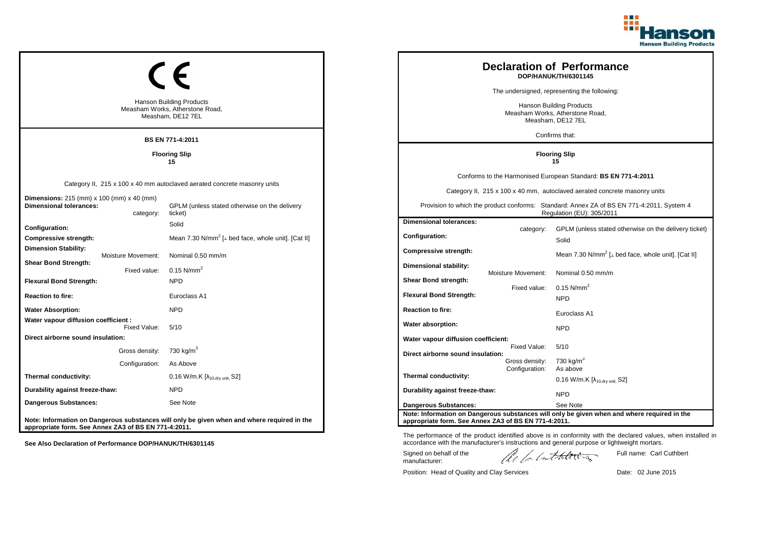## CE

Hanson Building Products
Measham Works, Atherstone Road,
Measham, DE12 7EL

**BS EN 771-4:2011**

**Flooring Slip**
**15**

Category II, 215 x 100 x 40 mm autoclaved aerated concrete masonry units

| | |
|---|---|
| **Dimensions:** 215 (mm) x 100 (mm) x 40 (mm) | |
| **Dimensional tolerances:** category: | GPLM (unless stated otherwise on the delivery ticket) |
| **Configuration:** | Solid |
| **Compressive strength:** | Mean 7.30 N/mm$^2$ [⊥ bed face, whole unit]. [Cat II] |
| **Dimension Stability:** Moisture Movement: | Nominal 0.50 mm/m |
| **Shear Bond Strength:** Fixed value: | 0.15 N/mm$^2$ |
| **Flexural Bond Strength:** | NPD |
| **Reaction to fire:** | Euroclass A1 |
| **Water Absorption:** | NPD |
| **Water vapour diffusion coefficient :** Fixed Value: | 5/10 |
| **Direct airborne sound insulation:** Gross density: | 730 kg/m$^3$ |
| Configuration: | As Above |
| **Thermal conductivity:** | 0.16 W/m.K [$\lambda_{10,dry\ unit}$, S2] |
| **Durability against freeze-thaw:** | NPD |
| **Dangerous Substances:** | See Note |

**Note: Information on Dangerous substances will only be given when and where required in the appropriate form. See Annex ZA3 of BS EN 771-4:2011.**

**See Also Declaration of Performance DOP/HANUK/TH/6301145**

# Declaration of Performance

**DOP/HANUK/TH/6301145**

The undersigned, representing the following:

Hanson Building Products
Measham Works, Atherstone Road,
Measham, DE12 7EL

Confirms that:

**Flooring Slip**
**15**

Conforms to the Harmonised European Standard: **BS EN 771-4:2011**

Category II, 215 x 100 x 40 mm, autoclaved aerated concrete masonry units

Provision to which the product conforms: Standard: Annex ZA of BS EN 771-4:2011, System 4 Regulation (EU): 305/2011

| | |
|---|---|
| **Dimensional tolerances:** category: | GPLM (unless stated otherwise on the delivery ticket) |
| **Configuration:** | Solid |
| **Compressive strength:** | Mean 7.30 N/mm$^2$ [⊥ bed face, whole unit]. [Cat II] |
| **Dimensional stability:** Moisture Movement: | Nominal 0.50 mm/m |
| **Shear Bond strength:** Fixed value: | 0.15 N/mm$^2$ |
| **Flexural Bond Strength:** | NPD |
| **Reaction to fire:** | Euroclass A1 |
| **Water absorption:** | NPD |
| **Water vapour diffusion coefficient:** Fixed Value: | 5/10 |
| **Direct airborne sound insulation:** Gross density: | 730 kg/m$^3$ |
| Configuration: | As above |
| **Thermal conductivity:** | 0.16 W/m.K [$\lambda_{10,dry\ unit}$, S2] |
| **Durability against freeze-thaw:** | NPD |
| **Dangerous Substances:** | See Note |

**Note: Information on Dangerous substances will only be given when and where required in the appropriate form. See Annex ZA3 of BS EN 771-4:2011.**

The performance of the product identified above is in conformity with the declared values, when installed in accordance with the manufacturer's instructions and general purpose or lightweight mortars.

Signed on behalf of the manufacturer:

Full name: Carl Cuthbert

Position: Head of Quality and Clay Services

Date: 02 June 2015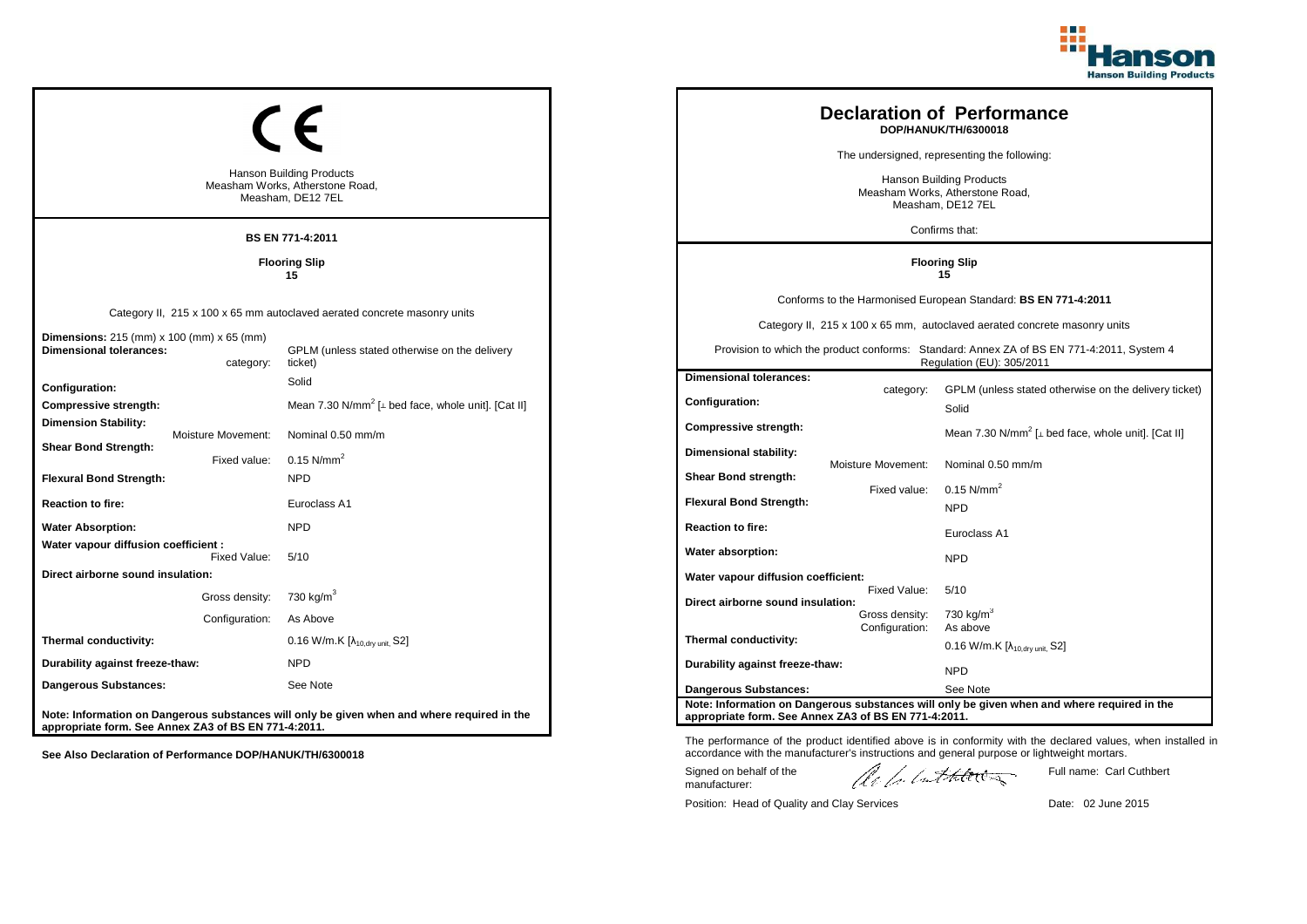CE

Hanson Building Products
Measham Works, Atherstone Road,
Measham, DE12 7EL

**BS EN 771-4:2011**

**Flooring Slip**
**15**

Category II, 215 x 100 x 65 mm autoclaved aerated concrete masonry units

| | |
|---|---|
| **Dimensions:** 215 (mm) x 100 (mm) x 65 (mm) | |
| **Dimensional tolerances:** category: | GPLM (unless stated otherwise on the delivery ticket) |
| **Configuration:** | Solid |
| **Compressive strength:** | Mean 7.30 N/mm$^2$ [⊥ bed face, whole unit]. [Cat II] |
| **Dimension Stability:** Moisture Movement: | Nominal 0.50 mm/m |
| **Shear Bond Strength:** Fixed value: | 0.15 N/mm$^2$ |
| **Flexural Bond Strength:** | NPD |
| **Reaction to fire:** | Euroclass A1 |
| **Water Absorption:** | NPD |
| **Water vapour diffusion coefficient :** Fixed Value: | 5/10 |
| **Direct airborne sound insulation:** | |
| Gross density: | 730 kg/m$^3$ |
| Configuration: | As Above |
| **Thermal conductivity:** | 0.16 W/m.K [$\lambda_{10,dry\ unit}$, S2] |
| **Durability against freeze-thaw:** | NPD |
| **Dangerous Substances:** | See Note |

**Note: Information on Dangerous substances will only be given when and where required in the appropriate form. See Annex ZA3 of BS EN 771-4:2011.**

**See Also Declaration of Performance DOP/HANUK/TH/6300018**

# Declaration of Performance
**DOP/HANUK/TH/6300018**

The undersigned, representing the following:

Hanson Building Products
Measham Works, Atherstone Road,
Measham, DE12 7EL

Confirms that:

**Flooring Slip**
**15**

Conforms to the Harmonised European Standard: **BS EN 771-4:2011**

Category II, 215 x 100 x 65 mm, autoclaved aerated concrete masonry units

Provision to which the product conforms: Standard: Annex ZA of BS EN 771-4:2011, System 4 Regulation (EU): 305/2011

| | |
|---|---|
| **Dimensional tolerances:** category: | GPLM (unless stated otherwise on the delivery ticket) |
| **Configuration:** | Solid |
| **Compressive strength:** | Mean 7.30 N/mm$^2$ [⊥ bed face, whole unit]. [Cat II] |
| **Dimensional stability:** Moisture Movement: | Nominal 0.50 mm/m |
| **Shear Bond strength:** Fixed value: | 0.15 N/mm$^2$ |
| **Flexural Bond Strength:** | NPD |
| **Reaction to fire:** | Euroclass A1 |
| **Water absorption:** | NPD |
| **Water vapour diffusion coefficient:** Fixed Value: | 5/10 |
| **Direct airborne sound insulation:** Gross density: | 730 kg/m$^3$ |
| Configuration: | As above |
| **Thermal conductivity:** | 0.16 W/m.K [$\lambda_{10,dry\ unit}$, S2] |
| **Durability against freeze-thaw:** | NPD |
| **Dangerous Substances:** | See Note |

**Note: Information on Dangerous substances will only be given when and where required in the appropriate form. See Annex ZA3 of BS EN 771-4:2011.**

The performance of the product identified above is in conformity with the declared values, when installed in accordance with the manufacturer's instructions and general purpose or lightweight mortars.

Signed on behalf of the manufacturer: Full name: Carl Cuthbert

Position: Head of Quality and Clay Services Date: 02 June 2015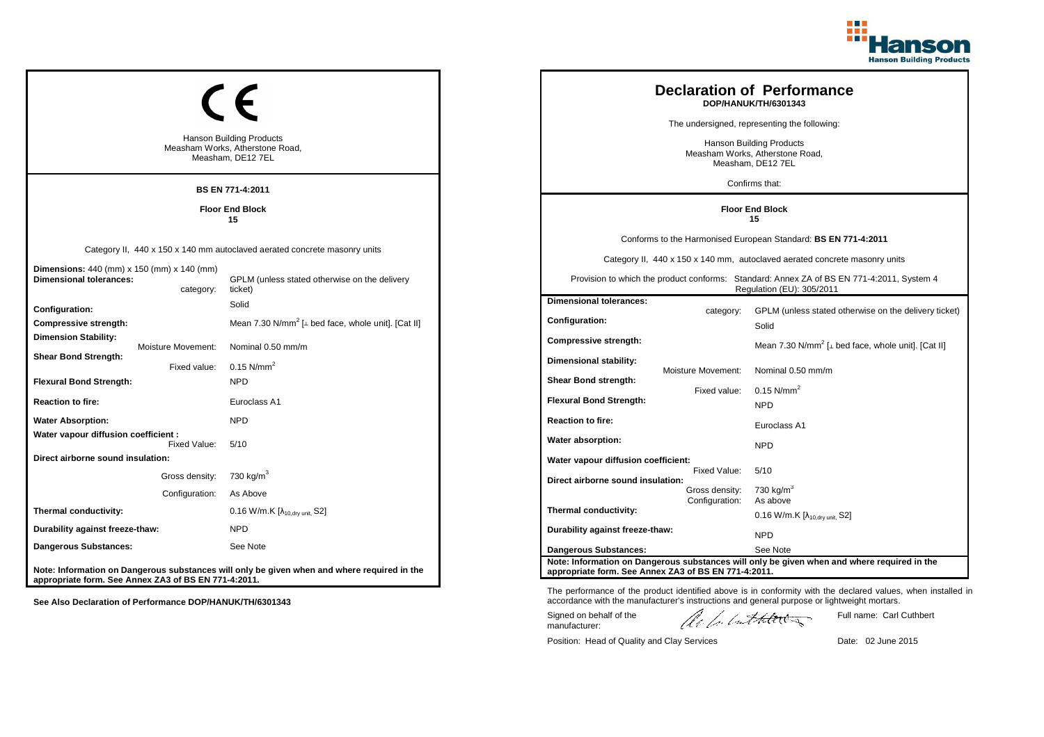CE

Hanson Building Products
Measham Works, Atherstone Road,
Measham, DE12 7EL

**BS EN 771-4:2011**

**Floor End Block**
**15**

Category II, 440 x 150 x 140 mm autoclaved aerated concrete masonry units

| | |
|---|---|
| **Dimensions:** 440 (mm) x 150 (mm) x 140 (mm) | |
| **Dimensional tolerances:** category: | GPLM (unless stated otherwise on the delivery ticket) |
| **Configuration:** | Solid |
| **Compressive strength:** | Mean 7.30 N/mm$^2$ [⊥ bed face, whole unit]. [Cat II] |
| **Dimension Stability:** Moisture Movement: | Nominal 0.50 mm/m |
| **Shear Bond Strength:** Fixed value: | 0.15 N/mm$^2$ |
| **Flexural Bond Strength:** | NPD |
| **Reaction to fire:** | Euroclass A1 |
| **Water Absorption:** | NPD |
| **Water vapour diffusion coefficient :** Fixed Value: | 5/10 |
| **Direct airborne sound insulation:** Gross density: | 730 kg/m$^3$ |
| Configuration: | As Above |
| **Thermal conductivity:** | 0.16 W/m.K [$\lambda_{10,dry\ unit}$, S2] |
| **Durability against freeze-thaw:** | NPD |
| **Dangerous Substances:** | See Note |

**Note: Information on Dangerous substances will only be given when and where required in the appropriate form. See Annex ZA3 of BS EN 771-4:2011.**

**See Also Declaration of Performance DOP/HANUK/TH/6301343**

# Declaration of Performance
**DOP/HANUK/TH/6301343**

The undersigned, representing the following:

Hanson Building Products
Measham Works, Atherstone Road,
Measham, DE12 7EL

Confirms that:

**Floor End Block**
**15**

Conforms to the Harmonised European Standard: **BS EN 771-4:2011**

Category II, 440 x 150 x 140 mm, autoclaved aerated concrete masonry units

Provision to which the product conforms: Standard: Annex ZA of BS EN 771-4:2011, System 4 Regulation (EU): 305/2011

| | |
|---|---|
| **Dimensional tolerances:** category: | GPLM (unless stated otherwise on the delivery ticket) |
| **Configuration:** | Solid |
| **Compressive strength:** | Mean 7.30 N/mm$^2$ [⊥ bed face, whole unit]. [Cat II] |
| **Dimensional stability:** Moisture Movement: | Nominal 0.50 mm/m |
| **Shear Bond strength:** Fixed value: | 0.15 N/mm$^2$ |
| **Flexural Bond Strength:** | NPD |
| **Reaction to fire:** | Euroclass A1 |
| **Water absorption:** | NPD |
| **Water vapour diffusion coefficient:** Fixed Value: | 5/10 |
| **Direct airborne sound insulation:** Gross density: | 730 kg/m$^3$ |
| Configuration: | As above |
| **Thermal conductivity:** | 0.16 W/m.K [$\lambda_{10,dry\ unit}$, S2] |
| **Durability against freeze-thaw:** | NPD |
| **Dangerous Substances:** | See Note |

**Note: Information on Dangerous substances will only be given when and where required in the appropriate form. See Annex ZA3 of BS EN 771-4:2011.**

The performance of the product identified above is in conformity with the declared values, when installed in accordance with the manufacturer's instructions and general purpose or lightweight mortars.

Signed on behalf of the manufacturer: Full name: Carl Cuthbert

Position: Head of Quality and Clay Services Date: 02 June 2015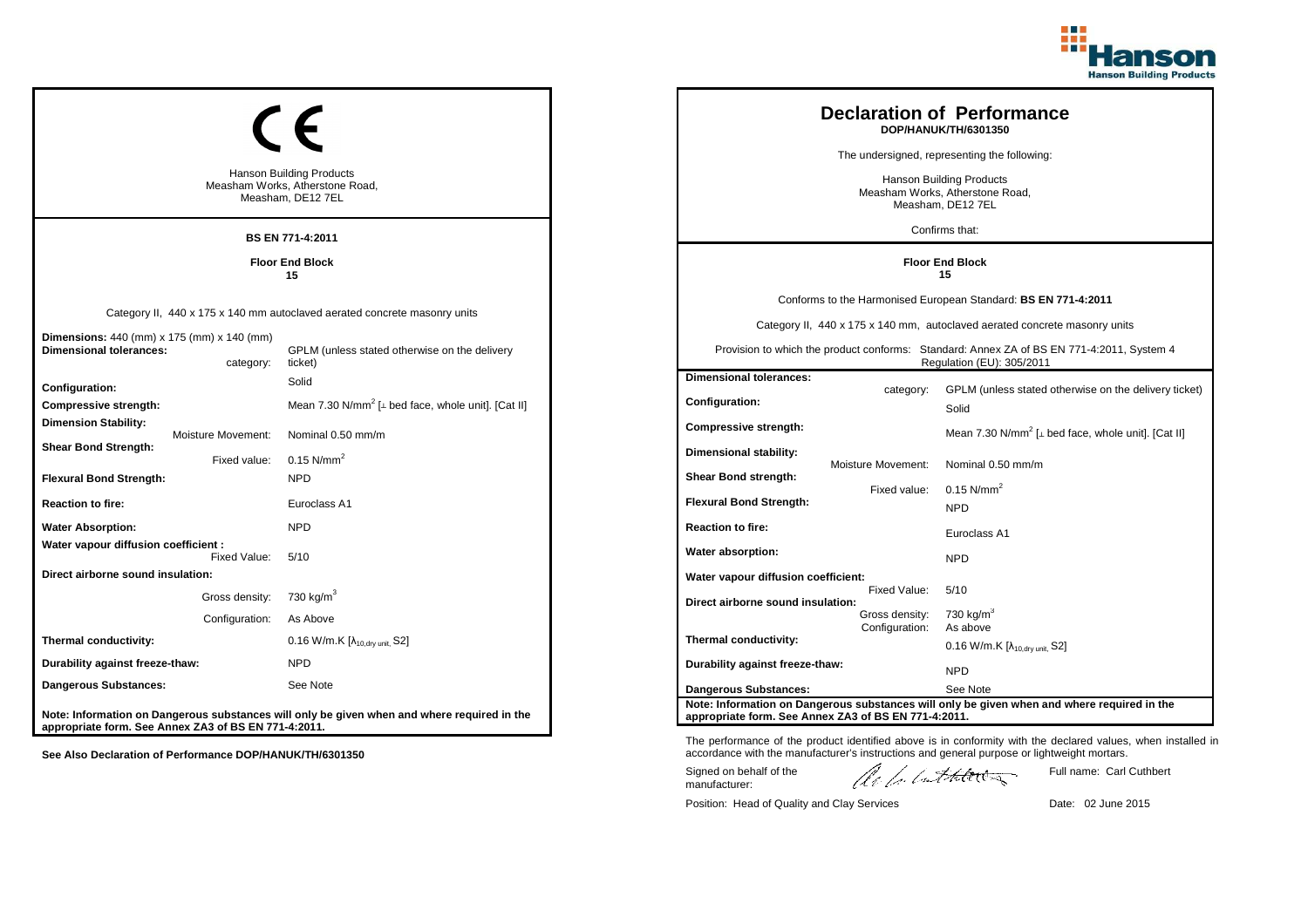**Hanson Building Products**

CE

Hanson Building Products
Measham Works, Atherstone Road,
Measham, DE12 7EL

**BS EN 771-4:2011**

**Floor End Block**
**15**

Category II, 440 x 175 x 140 mm autoclaved aerated concrete masonry units

| | |
|---|---|
| **Dimensions:** 440 (mm) x 175 (mm) x 140 (mm) | |
| **Dimensional tolerances:** category: | GPLM (unless stated otherwise on the delivery ticket) |
| **Configuration:** | Solid |
| **Compressive strength:** | Mean 7.30 N/mm$^2$ [⊥ bed face, whole unit]. [Cat II] |
| **Dimension Stability:** Moisture Movement: | Nominal 0.50 mm/m |
| **Shear Bond Strength:** Fixed value: | 0.15 N/mm$^2$ |
| **Flexural Bond Strength:** | NPD |
| **Reaction to fire:** | Euroclass A1 |
| **Water Absorption:** | NPD |
| **Water vapour diffusion coefficient :** Fixed Value: | 5/10 |
| **Direct airborne sound insulation:** Gross density: | 730 kg/m$^3$ |
| Configuration: | As Above |
| **Thermal conductivity:** | 0.16 W/m.K [$\lambda_{10,dry\ unit}$, S2] |
| **Durability against freeze-thaw:** | NPD |
| **Dangerous Substances:** | See Note |

**Note: Information on Dangerous substances will only be given when and where required in the appropriate form. See Annex ZA3 of BS EN 771-4:2011.**

**See Also Declaration of Performance DOP/HANUK/TH/6301350**

# Declaration of Performance
**DOP/HANUK/TH/6301350**

The undersigned, representing the following:

Hanson Building Products
Measham Works, Atherstone Road,
Measham, DE12 7EL

Confirms that:

**Floor End Block**
**15**

Conforms to the Harmonised European Standard: **BS EN 771-4:2011**

Category II, 440 x 175 x 140 mm, autoclaved aerated concrete masonry units

Provision to which the product conforms: Standard: Annex ZA of BS EN 771-4:2011, System 4 Regulation (EU): 305/2011

| | |
|---|---|
| **Dimensional tolerances:** category: | GPLM (unless stated otherwise on the delivery ticket) |
| **Configuration:** | Solid |
| **Compressive strength:** | Mean 7.30 N/mm$^2$ [⊥ bed face, whole unit]. [Cat II] |
| **Dimensional stability:** Moisture Movement: | Nominal 0.50 mm/m |
| **Shear Bond strength:** Fixed value: | 0.15 N/mm$^2$ |
| **Flexural Bond Strength:** | NPD |
| **Reaction to fire:** | Euroclass A1 |
| **Water absorption:** | NPD |
| **Water vapour diffusion coefficient:** Fixed Value: | 5/10 |
| **Direct airborne sound insulation:** Gross density: | 730 kg/m$^3$ |
| Configuration: | As above |
| **Thermal conductivity:** | 0.16 W/m.K [$\lambda_{10,dry\ unit}$, S2] |
| **Durability against freeze-thaw:** | NPD |
| **Dangerous Substances:** | See Note |

**Note: Information on Dangerous substances will only be given when and where required in the appropriate form. See Annex ZA3 of BS EN 771-4:2011.**

The performance of the product identified above is in conformity with the declared values, when installed in accordance with the manufacturer's instructions and general purpose or lightweight mortars.

Signed on behalf of the manufacturer: [signature] Full name: Carl Cuthbert

Position: Head of Quality and Clay Services Date: 02 June 2015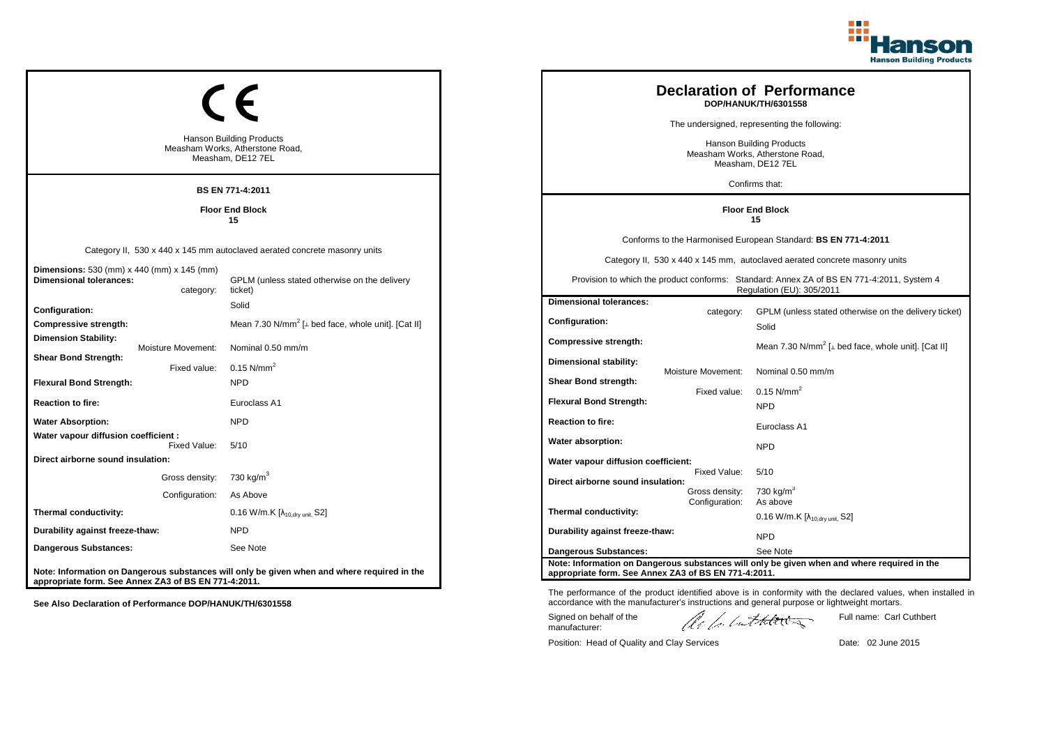Hanson Building Products

## CE

Hanson Building Products
Measham Works, Atherstone Road,
Measham, DE12 7EL

**BS EN 771-4:2011**

**Floor End Block**
**15**

Category II, 530 x 440 x 145 mm autoclaved aerated concrete masonry units

| | |
|---|---|
| **Dimensions:** 530 (mm) x 440 (mm) x 145 (mm) | |
| **Dimensional tolerances:** category: | GPLM (unless stated otherwise on the delivery ticket) |
| **Configuration:** | Solid |
| **Compressive strength:** | Mean 7.30 N/mm$^2$ [⊥ bed face, whole unit]. [Cat II] |
| **Dimension Stability:** Moisture Movement: | Nominal 0.50 mm/m |
| **Shear Bond Strength:** Fixed value: | 0.15 N/mm$^2$ |
| **Flexural Bond Strength:** | NPD |
| **Reaction to fire:** | Euroclass A1 |
| **Water Absorption:** | NPD |
| **Water vapour diffusion coefficient :** Fixed Value: | 5/10 |
| **Direct airborne sound insulation:** Gross density: | 730 kg/m$^3$ |
| Configuration: | As Above |
| **Thermal conductivity:** | 0.16 W/m.K [$\lambda_{10,dry\ unit}$, S2] |
| **Durability against freeze-thaw:** | NPD |
| **Dangerous Substances:** | See Note |

**Note: Information on Dangerous substances will only be given when and where required in the appropriate form. See Annex ZA3 of BS EN 771-4:2011.**

**See Also Declaration of Performance DOP/HANUK/TH/6301558**

## Declaration of Performance

**DOP/HANUK/TH/6301558**

The undersigned, representing the following:

Hanson Building Products
Measham Works, Atherstone Road,
Measham, DE12 7EL

Confirms that:

**Floor End Block**
**15**

Conforms to the Harmonised European Standard: **BS EN 771-4:2011**

Category II, 530 x 440 x 145 mm, autoclaved aerated concrete masonry units

Provision to which the product conforms: Standard: Annex ZA of BS EN 771-4:2011, System 4 Regulation (EU): 305/2011

| | |
|---|---|
| **Dimensional tolerances:** category: | GPLM (unless stated otherwise on the delivery ticket) |
| **Configuration:** | Solid |
| **Compressive strength:** | Mean 7.30 N/mm$^2$ [⊥ bed face, whole unit]. [Cat II] |
| **Dimensional stability:** Moisture Movement: | Nominal 0.50 mm/m |
| **Shear Bond strength:** Fixed value: | 0.15 N/mm$^2$ |
| **Flexural Bond Strength:** | NPD |
| **Reaction to fire:** | Euroclass A1 |
| **Water absorption:** | NPD |
| **Water vapour diffusion coefficient:** Fixed Value: | 5/10 |
| **Direct airborne sound insulation:** Gross density: | 730 kg/m$^3$ |
| Configuration: | As above |
| **Thermal conductivity:** | 0.16 W/m.K [$\lambda_{10,dry\ unit}$, S2] |
| **Durability against freeze-thaw:** | NPD |
| **Dangerous Substances:** | See Note |

**Note: Information on Dangerous substances will only be given when and where required in the appropriate form. See Annex ZA3 of BS EN 771-4:2011.**

The performance of the product identified above is in conformity with the declared values, when installed in accordance with the manufacturer's instructions and general purpose or lightweight mortars.

Signed on behalf of the manufacturer: Full name: Carl Cuthbert

Position: Head of Quality and Clay Services Date: 02 June 2015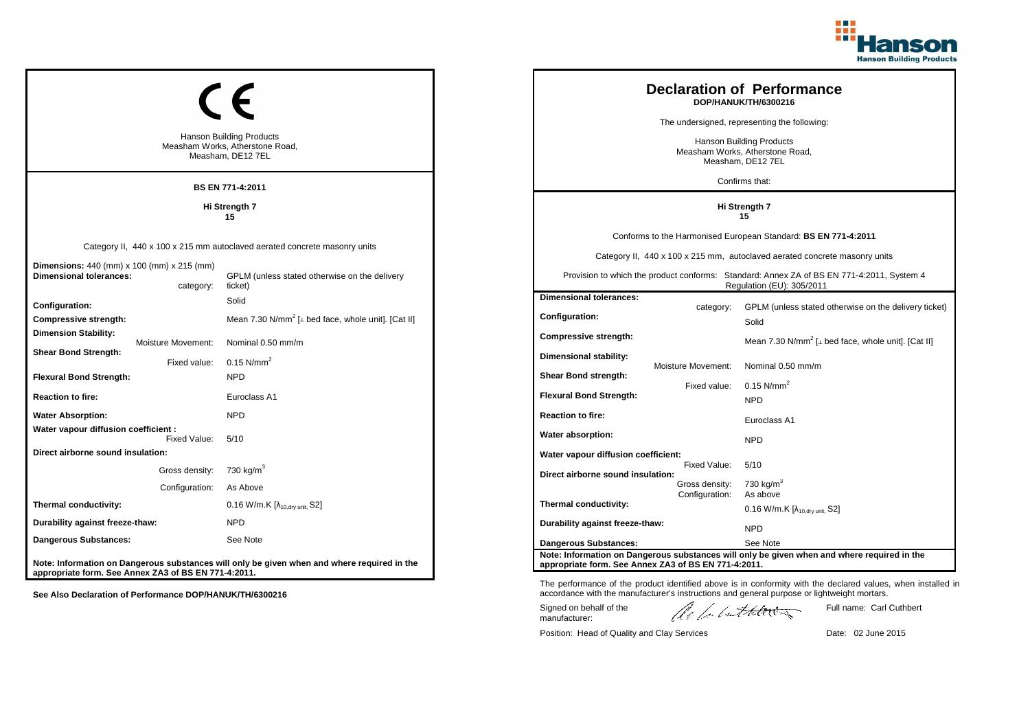CE

Hanson Building Products
Measham Works, Atherstone Road,
Measham, DE12 7EL

**BS EN 771-4:2011**

**Hi Strength 7**
**15**

Category II, 440 x 100 x 215 mm autoclaved aerated concrete masonry units

| | |
|---|---|
| **Dimensions:** 440 (mm) x 100 (mm) x 215 (mm) | |
| **Dimensional tolerances:** category: | GPLM (unless stated otherwise on the delivery ticket) |
| **Configuration:** | Solid |
| **Compressive strength:** | Mean 7.30 N/mm$^2$ [⊥ bed face, whole unit]. [Cat II] |
| **Dimension Stability:** Moisture Movement: | Nominal 0.50 mm/m |
| **Shear Bond Strength:** Fixed value: | 0.15 N/mm$^2$ |
| **Flexural Bond Strength:** | NPD |
| **Reaction to fire:** | Euroclass A1 |
| **Water Absorption:** | NPD |
| **Water vapour diffusion coefficient :** Fixed Value: | 5/10 |
| **Direct airborne sound insulation:** | |
| Gross density: | 730 kg/m$^3$ |
| Configuration: | As Above |
| **Thermal conductivity:** | 0.16 W/m.K [$\lambda_{10,dry\ unit}$, S2] |
| **Durability against freeze-thaw:** | NPD |
| **Dangerous Substances:** | See Note |

**Note: Information on Dangerous substances will only be given when and where required in the appropriate form. See Annex ZA3 of BS EN 771-4:2011.**

**See Also Declaration of Performance DOP/HANUK/TH/6300216**

# Declaration of Performance
**DOP/HANUK/TH/6300216**

The undersigned, representing the following:

Hanson Building Products
Measham Works, Atherstone Road,
Measham, DE12 7EL

Confirms that:

**Hi Strength 7**
**15**

Conforms to the Harmonised European Standard: **BS EN 771-4:2011**

Category II, 440 x 100 x 215 mm, autoclaved aerated concrete masonry units

Provision to which the product conforms: Standard: Annex ZA of BS EN 771-4:2011, System 4 Regulation (EU): 305/2011

| | |
|---|---|
| **Dimensional tolerances:** category: | GPLM (unless stated otherwise on the delivery ticket) |
| **Configuration:** | Solid |
| **Compressive strength:** | Mean 7.30 N/mm$^2$ [⊥ bed face, whole unit]. [Cat II] |
| **Dimensional stability:** Moisture Movement: | Nominal 0.50 mm/m |
| **Shear Bond strength:** Fixed value: | 0.15 N/mm$^2$ |
| **Flexural Bond Strength:** | NPD |
| **Reaction to fire:** | Euroclass A1 |
| **Water absorption:** | NPD |
| **Water vapour diffusion coefficient:** Fixed Value: | 5/10 |
| **Direct airborne sound insulation:** Gross density: | 730 kg/m$^3$ |
| Configuration: | As above |
| **Thermal conductivity:** | 0.16 W/m.K [$\lambda_{10,dry\ unit}$, S2] |
| **Durability against freeze-thaw:** | NPD |
| **Dangerous Substances:** | See Note |

**Note: Information on Dangerous substances will only be given when and where required in the appropriate form. See Annex ZA3 of BS EN 771-4:2011.**

The performance of the product identified above is in conformity with the declared values, when installed in accordance with the manufacturer's instructions and general purpose or lightweight mortars.

Signed on behalf of the manufacturer: Full name: Carl Cuthbert

Position: Head of Quality and Clay Services Date: 02 June 2015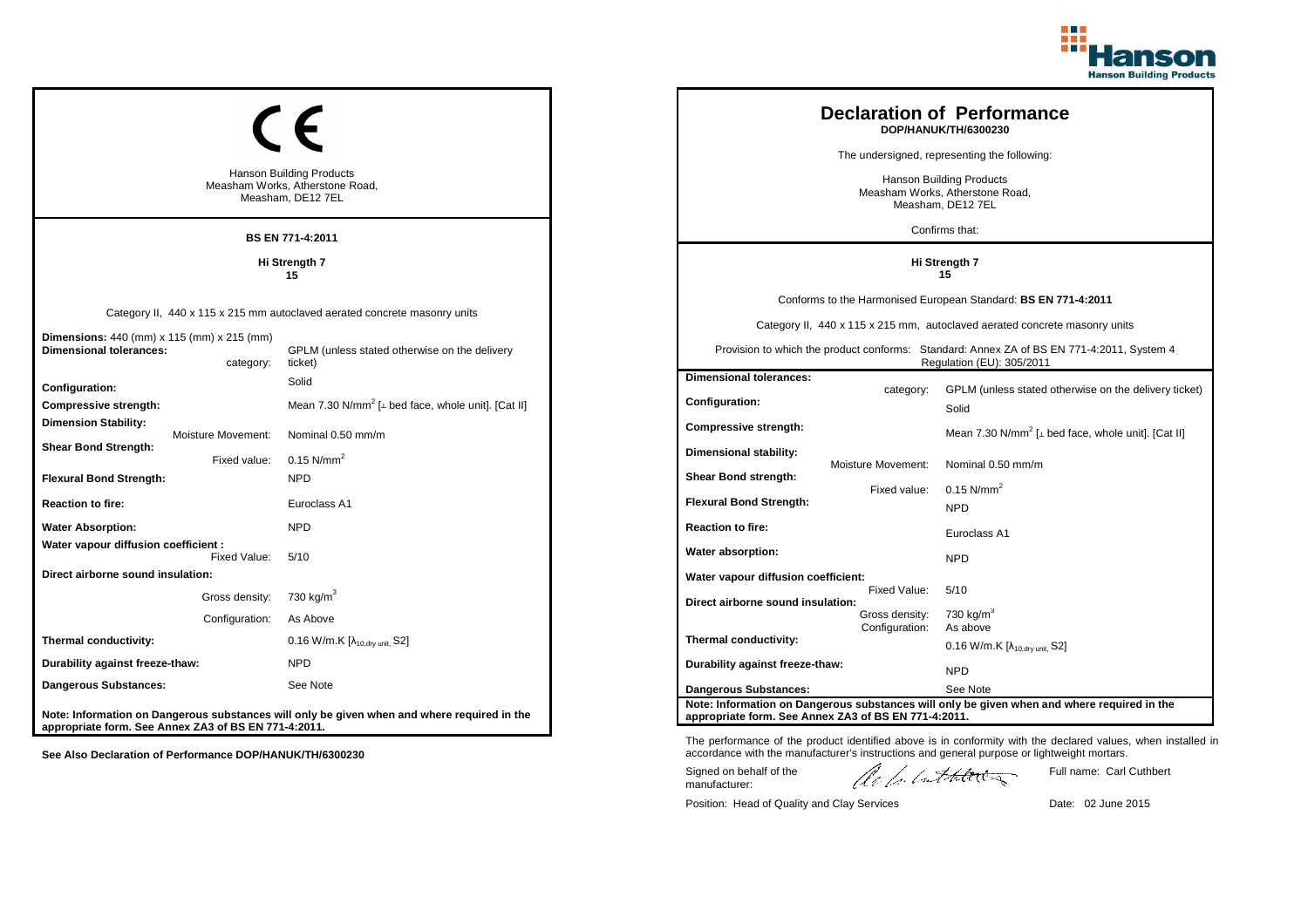# CE

Hanson Building Products
Measham Works, Atherstone Road,
Measham, DE12 7EL

**BS EN 771-4:2011**

**Hi Strength 7**
**15**

Category II, 440 x 115 x 215 mm autoclaved aerated concrete masonry units

| | |
|---|---|
| **Dimensions:** 440 (mm) x 115 (mm) x 215 (mm) | |
| **Dimensional tolerances:** category: | GPLM (unless stated otherwise on the delivery ticket) |
| **Configuration:** | Solid |
| **Compressive strength:** | Mean 7.30 N/mm$^2$ [⊥ bed face, whole unit]. [Cat II] |
| **Dimension Stability:** Moisture Movement: | Nominal 0.50 mm/m |
| **Shear Bond Strength:** Fixed value: | 0.15 N/mm$^2$ |
| **Flexural Bond Strength:** | NPD |
| **Reaction to fire:** | Euroclass A1 |
| **Water Absorption:** | NPD |
| **Water vapour diffusion coefficient :** Fixed Value: | 5/10 |
| **Direct airborne sound insulation:** | |
| Gross density: | 730 kg/m$^3$ |
| Configuration: | As Above |
| **Thermal conductivity:** | 0.16 W/m.K [$\lambda_{10,dry\ unit}$, S2] |
| **Durability against freeze-thaw:** | NPD |
| **Dangerous Substances:** | See Note |

**Note: Information on Dangerous substances will only be given when and where required in the appropriate form. See Annex ZA3 of BS EN 771-4:2011.**

**See Also Declaration of Performance DOP/HANUK/TH/6300230**

# Declaration of Performance

**DOP/HANUK/TH/6300230**

The undersigned, representing the following:

Hanson Building Products
Measham Works, Atherstone Road,
Measham, DE12 7EL

Confirms that:

**Hi Strength 7**
**15**

Conforms to the Harmonised European Standard: **BS EN 771-4:2011**

Category II, 440 x 115 x 215 mm, autoclaved aerated concrete masonry units

Provision to which the product conforms: Standard: Annex ZA of BS EN 771-4:2011, System 4 Regulation (EU): 305/2011

| | |
|---|---|
| **Dimensional tolerances:** category: | GPLM (unless stated otherwise on the delivery ticket) |
| **Configuration:** | Solid |
| **Compressive strength:** | Mean 7.30 N/mm$^2$ [⊥ bed face, whole unit]. [Cat II] |
| **Dimensional stability:** Moisture Movement: | Nominal 0.50 mm/m |
| **Shear Bond strength:** Fixed value: | 0.15 N/mm$^2$ |
| **Flexural Bond Strength:** | NPD |
| **Reaction to fire:** | Euroclass A1 |
| **Water absorption:** | NPD |
| **Water vapour diffusion coefficient:** Fixed Value: | 5/10 |
| **Direct airborne sound insulation:** Gross density: | 730 kg/m$^3$ |
| Configuration: | As above |
| **Thermal conductivity:** | 0.16 W/m.K [$\lambda_{10,dry\ unit}$, S2] |
| **Durability against freeze-thaw:** | NPD |
| **Dangerous Substances:** | See Note |

**Note: Information on Dangerous substances will only be given when and where required in the appropriate form. See Annex ZA3 of BS EN 771-4:2011.**

The performance of the product identified above is in conformity with the declared values, when installed in accordance with the manufacturer's instructions and general purpose or lightweight mortars.

Signed on behalf of the manufacturer: Full name: Carl Cuthbert

Position: Head of Quality and Clay Services Date: 02 June 2015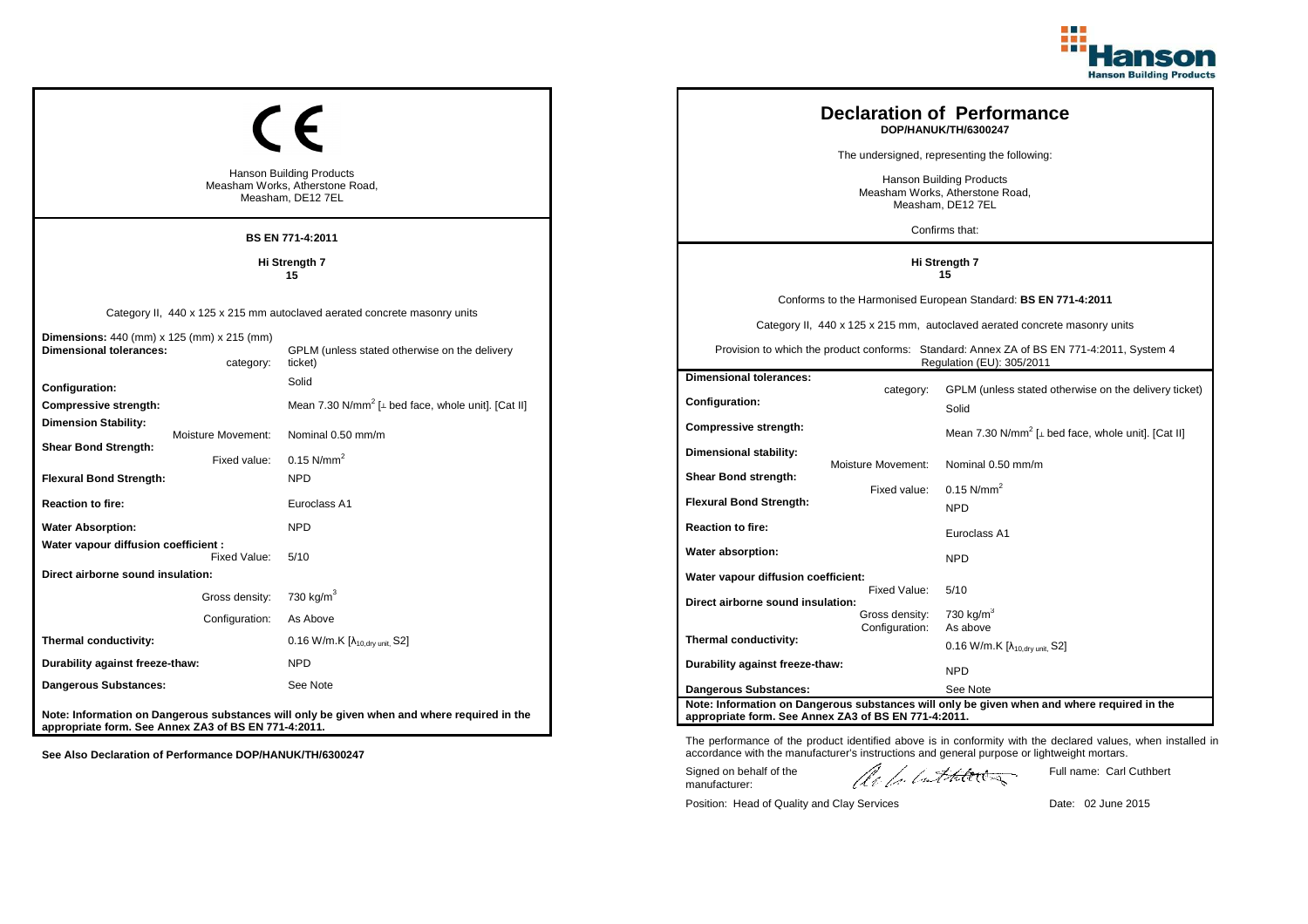CE

Hanson Building Products
Measham Works, Atherstone Road,
Measham, DE12 7EL

**BS EN 771-4:2011**

**Hi Strength 7**
**15**

Category II, 440 x 125 x 215 mm autoclaved aerated concrete masonry units

| | |
|---|---|
| **Dimensions:** 440 (mm) x 125 (mm) x 215 (mm) | |
| **Dimensional tolerances:** category: | GPLM (unless stated otherwise on the delivery ticket) |
| **Configuration:** | Solid |
| **Compressive strength:** | Mean 7.30 N/mm$^2$ [⊥ bed face, whole unit]. [Cat II] |
| **Dimension Stability:** Moisture Movement: | Nominal 0.50 mm/m |
| **Shear Bond Strength:** Fixed value: | 0.15 N/mm$^2$ |
| **Flexural Bond Strength:** | NPD |
| **Reaction to fire:** | Euroclass A1 |
| **Water Absorption:** | NPD |
| **Water vapour diffusion coefficient :** Fixed Value: | 5/10 |
| **Direct airborne sound insulation:** | |
| Gross density: | 730 kg/m$^3$ |
| Configuration: | As Above |
| **Thermal conductivity:** | 0.16 W/m.K [$\lambda_{10,dry\ unit}$, S2] |
| **Durability against freeze-thaw:** | NPD |
| **Dangerous Substances:** | See Note |

**Note: Information on Dangerous substances will only be given when and where required in the appropriate form. See Annex ZA3 of BS EN 771-4:2011.**

**See Also Declaration of Performance DOP/HANUK/TH/6300247**

# Declaration of Performance

**DOP/HANUK/TH/6300247**

The undersigned, representing the following:

Hanson Building Products
Measham Works, Atherstone Road,
Measham, DE12 7EL

Confirms that:

**Hi Strength 7**
**15**

Conforms to the Harmonised European Standard: **BS EN 771-4:2011**

Category II, 440 x 125 x 215 mm, autoclaved aerated concrete masonry units

Provision to which the product conforms: Standard: Annex ZA of BS EN 771-4:2011, System 4 Regulation (EU): 305/2011

| | |
|---|---|
| **Dimensional tolerances:** category: | GPLM (unless stated otherwise on the delivery ticket) |
| **Configuration:** | Solid |
| **Compressive strength:** | Mean 7.30 N/mm$^2$ [⊥ bed face, whole unit]. [Cat II] |
| **Dimensional stability:** Moisture Movement: | Nominal 0.50 mm/m |
| **Shear Bond strength:** Fixed value: | 0.15 N/mm$^2$ |
| **Flexural Bond Strength:** | NPD |
| **Reaction to fire:** | Euroclass A1 |
| **Water absorption:** | NPD |
| **Water vapour diffusion coefficient:** Fixed Value: | 5/10 |
| **Direct airborne sound insulation:** Gross density: | 730 kg/m$^3$ |
| Configuration: | As above |
| **Thermal conductivity:** | 0.16 W/m.K [$\lambda_{10,dry\ unit}$, S2] |
| **Durability against freeze-thaw:** | NPD |
| **Dangerous Substances:** | See Note |

**Note: Information on Dangerous substances will only be given when and where required in the appropriate form. See Annex ZA3 of BS EN 771-4:2011.**

The performance of the product identified above is in conformity with the declared values, when installed in accordance with the manufacturer's instructions and general purpose or lightweight mortars.

Signed on behalf of the manufacturer: Full name: Carl Cuthbert

Position: Head of Quality and Clay Services Date: 02 June 2015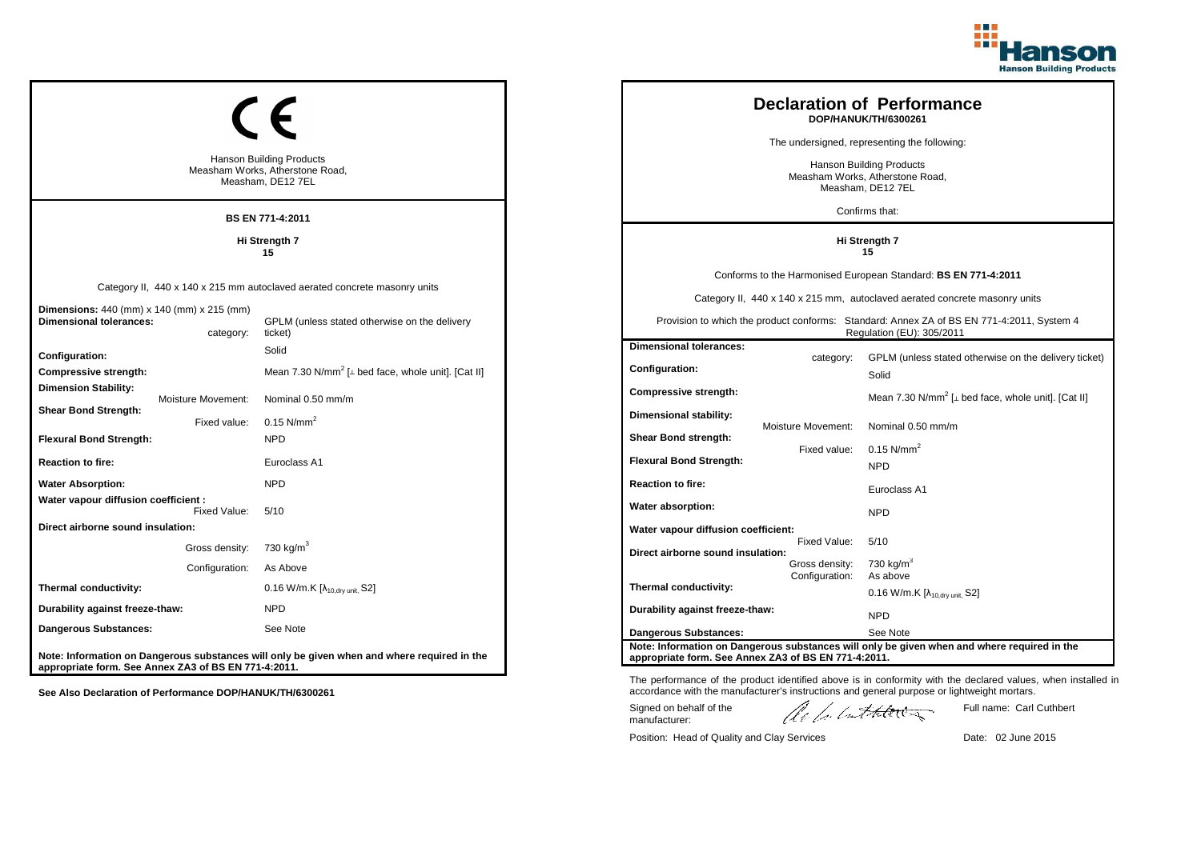Hanson Building Products

CE

Hanson Building Products
Measham Works, Atherstone Road,
Measham, DE12 7EL

**BS EN 771-4:2011**

**Hi Strength 7**
**15**

Category II, 440 x 140 x 215 mm autoclaved aerated concrete masonry units

| | |
|---|---|
| **Dimensions:** 440 (mm) x 140 (mm) x 215 (mm) | |
| **Dimensional tolerances:** category: | GPLM (unless stated otherwise on the delivery ticket) |
| **Configuration:** | Solid |
| **Compressive strength:** | Mean 7.30 N/mm$^2$ [⊥ bed face, whole unit]. [Cat II] |
| **Dimension Stability:** Moisture Movement: | Nominal 0.50 mm/m |
| **Shear Bond Strength:** Fixed value: | 0.15 N/mm$^2$ |
| **Flexural Bond Strength:** | NPD |
| **Reaction to fire:** | Euroclass A1 |
| **Water Absorption:** | NPD |
| **Water vapour diffusion coefficient :** Fixed Value: | 5/10 |
| **Direct airborne sound insulation:** Gross density: | 730 kg/m$^3$ |
| Configuration: | As Above |
| **Thermal conductivity:** | 0.16 W/m.K [$\lambda_{10,dry\ unit}$, S2] |
| **Durability against freeze-thaw:** | NPD |
| **Dangerous Substances:** | See Note |

**Note: Information on Dangerous substances will only be given when and where required in the appropriate form. See Annex ZA3 of BS EN 771-4:2011.**

**See Also Declaration of Performance DOP/HANUK/TH/6300261**

# Declaration of Performance

**DOP/HANUK/TH/6300261**

The undersigned, representing the following:

Hanson Building Products
Measham Works, Atherstone Road,
Measham, DE12 7EL

Confirms that:

**Hi Strength 7**
**15**

Conforms to the Harmonised European Standard: **BS EN 771-4:2011**

Category II, 440 x 140 x 215 mm, autoclaved aerated concrete masonry units

Provision to which the product conforms: Standard: Annex ZA of BS EN 771-4:2011, System 4 Regulation (EU): 305/2011

| | |
|---|---|
| **Dimensional tolerances:** category: | GPLM (unless stated otherwise on the delivery ticket) |
| **Configuration:** | Solid |
| **Compressive strength:** | Mean 7.30 N/mm$^2$ [⊥ bed face, whole unit]. [Cat II] |
| **Dimensional stability:** Moisture Movement: | Nominal 0.50 mm/m |
| **Shear Bond strength:** Fixed value: | 0.15 N/mm$^2$ |
| **Flexural Bond Strength:** | NPD |
| **Reaction to fire:** | Euroclass A1 |
| **Water absorption:** | NPD |
| **Water vapour diffusion coefficient:** Fixed Value: | 5/10 |
| **Direct airborne sound insulation:** Gross density: | 730 kg/m$^3$ |
| Configuration: | As above |
| **Thermal conductivity:** | 0.16 W/m.K [$\lambda_{10,dry\ unit}$, S2] |
| **Durability against freeze-thaw:** | NPD |
| **Dangerous Substances:** | See Note |

**Note: Information on Dangerous substances will only be given when and where required in the appropriate form. See Annex ZA3 of BS EN 771-4:2011.**

The performance of the product identified above is in conformity with the declared values, when installed in accordance with the manufacturer's instructions and general purpose or lightweight mortars.

Signed on behalf of the manufacturer: Full name: Carl Cuthbert

Position: Head of Quality and Clay Services Date: 02 June 2015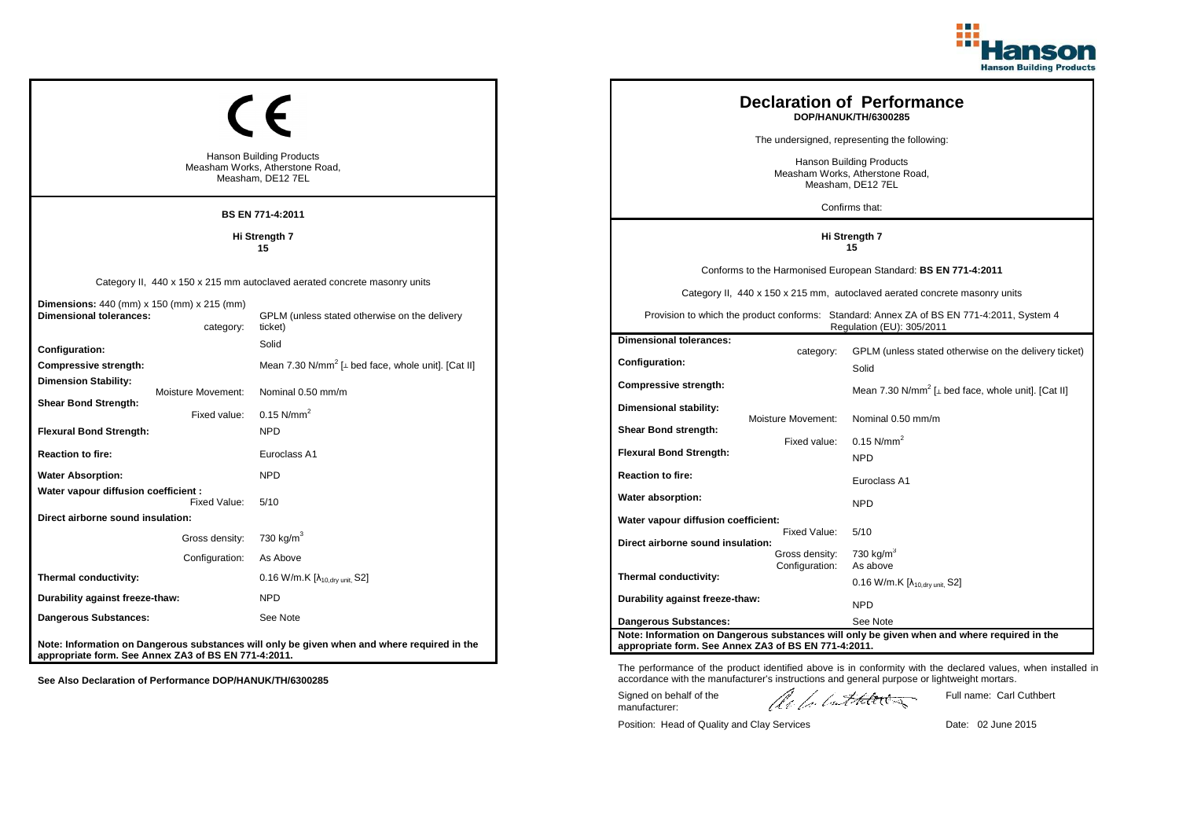## CE

Hanson Building Products
Measham Works, Atherstone Road,
Measham, DE12 7EL

**BS EN 771-4:2011**

Hi Strength 7
15

Category II, 440 x 150 x 215 mm autoclaved aerated concrete masonry units

| | |
|---|---|
| **Dimensions:** 440 (mm) x 150 (mm) x 215 (mm) | |
| **Dimensional tolerances:** category: | GPLM (unless stated otherwise on the delivery ticket) |
| **Configuration:** | Solid |
| **Compressive strength:** | Mean 7.30 N/mm$^2$ [⊥ bed face, whole unit]. [Cat II] |
| **Dimension Stability:** Moisture Movement: | Nominal 0.50 mm/m |
| **Shear Bond Strength:** Fixed value: | 0.15 N/mm$^2$ |
| **Flexural Bond Strength:** | NPD |
| **Reaction to fire:** | Euroclass A1 |
| **Water Absorption:** | NPD |
| **Water vapour diffusion coefficient :** Fixed Value: | 5/10 |
| **Direct airborne sound insulation:** Gross density: | 730 kg/m$^3$ |
| Configuration: | As Above |
| **Thermal conductivity:** | 0.16 W/m.K [$\lambda_{10,dry\ unit}$, S2] |
| **Durability against freeze-thaw:** | NPD |
| **Dangerous Substances:** | See Note |

**Note: Information on Dangerous substances will only be given when and where required in the appropriate form. See Annex ZA3 of BS EN 771-4:2011.**

**See Also Declaration of Performance DOP/HANUK/TH/6300285**

## Declaration of Performance
**DOP/HANUK/TH/6300285**

The undersigned, representing the following:

Hanson Building Products
Measham Works, Atherstone Road,
Measham, DE12 7EL

Confirms that:

**Hi Strength 7**
**15**

Conforms to the Harmonised European Standard: **BS EN 771-4:2011**

Category II, 440 x 150 x 215 mm, autoclaved aerated concrete masonry units

Provision to which the product conforms: Standard: Annex ZA of BS EN 771-4:2011, System 4 Regulation (EU): 305/2011

| | |
|---|---|
| **Dimensional tolerances:** category: | GPLM (unless stated otherwise on the delivery ticket) |
| **Configuration:** | Solid |
| **Compressive strength:** | Mean 7.30 N/mm$^2$ [⊥ bed face, whole unit]. [Cat II] |
| **Dimensional stability:** Moisture Movement: | Nominal 0.50 mm/m |
| **Shear Bond strength:** Fixed value: | 0.15 N/mm$^2$ |
| **Flexural Bond Strength:** | NPD |
| **Reaction to fire:** | Euroclass A1 |
| **Water absorption:** | NPD |
| **Water vapour diffusion coefficient:** Fixed Value: | 5/10 |
| **Direct airborne sound insulation:** Gross density: | 730 kg/m$^3$ |
| Configuration: | As above |
| **Thermal conductivity:** | 0.16 W/m.K [$\lambda_{10,dry\ unit}$, S2] |
| **Durability against freeze-thaw:** | NPD |
| **Dangerous Substances:** | See Note |

**Note: Information on Dangerous substances will only be given when and where required in the appropriate form. See Annex ZA3 of BS EN 771-4:2011.**

The performance of the product identified above is in conformity with the declared values, when installed in accordance with the manufacturer's instructions and general purpose or lightweight mortars.

Signed on behalf of the manufacturer: Full name: Carl Cuthbert

Position: Head of Quality and Clay Services Date: 02 June 2015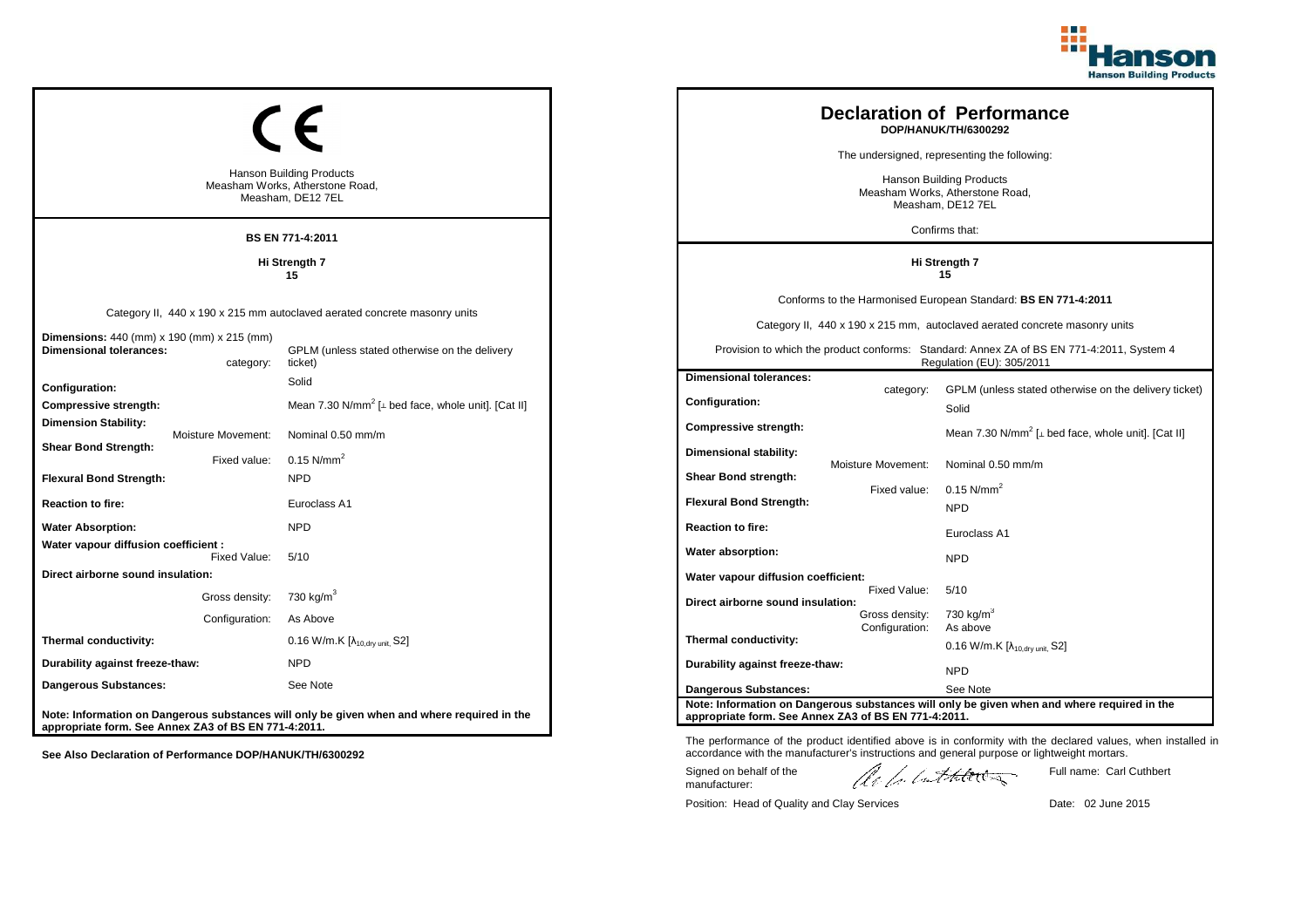Hanson Building Products

CE

Hanson Building Products
Measham Works, Atherstone Road,
Measham, DE12 7EL

**BS EN 771-4:2011**

**Hi Strength 7**
**15**

Category II, 440 x 190 x 215 mm autoclaved aerated concrete masonry units

| | |
|---|---|
| **Dimensions:** 440 (mm) x 190 (mm) x 215 (mm) | |
| **Dimensional tolerances:** category: | GPLM (unless stated otherwise on the delivery ticket) |
| **Configuration:** | Solid |
| **Compressive strength:** | Mean 7.30 N/mm$^2$ [⊥ bed face, whole unit]. [Cat II] |
| **Dimension Stability:** Moisture Movement: | Nominal 0.50 mm/m |
| **Shear Bond Strength:** Fixed value: | 0.15 N/mm$^2$ |
| **Flexural Bond Strength:** | NPD |
| **Reaction to fire:** | Euroclass A1 |
| **Water Absorption:** | NPD |
| **Water vapour diffusion coefficient :** Fixed Value: | 5/10 |
| **Direct airborne sound insulation:** Gross density: | 730 kg/m$^3$ |
| Configuration: | As Above |
| **Thermal conductivity:** | 0.16 W/m.K [$\lambda_{10,dry\ unit}$, S2] |
| **Durability against freeze-thaw:** | NPD |
| **Dangerous Substances:** | See Note |

**Note: Information on Dangerous substances will only be given when and where required in the appropriate form. See Annex ZA3 of BS EN 771-4:2011.**

**See Also Declaration of Performance DOP/HANUK/TH/6300292**

# Declaration of Performance
**DOP/HANUK/TH/6300292**

The undersigned, representing the following:

Hanson Building Products
Measham Works, Atherstone Road,
Measham, DE12 7EL

Confirms that:

**Hi Strength 7**
**15**

Conforms to the Harmonised European Standard: **BS EN 771-4:2011**

Category II, 440 x 190 x 215 mm, autoclaved aerated concrete masonry units

Provision to which the product conforms: Standard: Annex ZA of BS EN 771-4:2011, System 4 Regulation (EU): 305/2011

| | |
|---|---|
| **Dimensional tolerances:** category: | GPLM (unless stated otherwise on the delivery ticket) |
| **Configuration:** | Solid |
| **Compressive strength:** | Mean 7.30 N/mm$^2$ [⊥ bed face, whole unit]. [Cat II] |
| **Dimensional stability:** Moisture Movement: | Nominal 0.50 mm/m |
| **Shear Bond strength:** Fixed value: | 0.15 N/mm$^2$ |
| **Flexural Bond Strength:** | NPD |
| **Reaction to fire:** | Euroclass A1 |
| **Water absorption:** | NPD |
| **Water vapour diffusion coefficient:** Fixed Value: | 5/10 |
| **Direct airborne sound insulation:** Gross density: | 730 kg/m$^3$ |
| Configuration: | As above |
| **Thermal conductivity:** | 0.16 W/m.K [$\lambda_{10,dry\ unit}$, S2] |
| **Durability against freeze-thaw:** | NPD |
| **Dangerous Substances:** | See Note |

**Note: Information on Dangerous substances will only be given when and where required in the appropriate form. See Annex ZA3 of BS EN 771-4:2011.**

The performance of the product identified above is in conformity with the declared values, when installed in accordance with the manufacturer's instructions and general purpose or lightweight mortars.

Signed on behalf of the manufacturer:

Full name: Carl Cuthbert

Position: Head of Quality and Clay Services

Date: 02 June 2015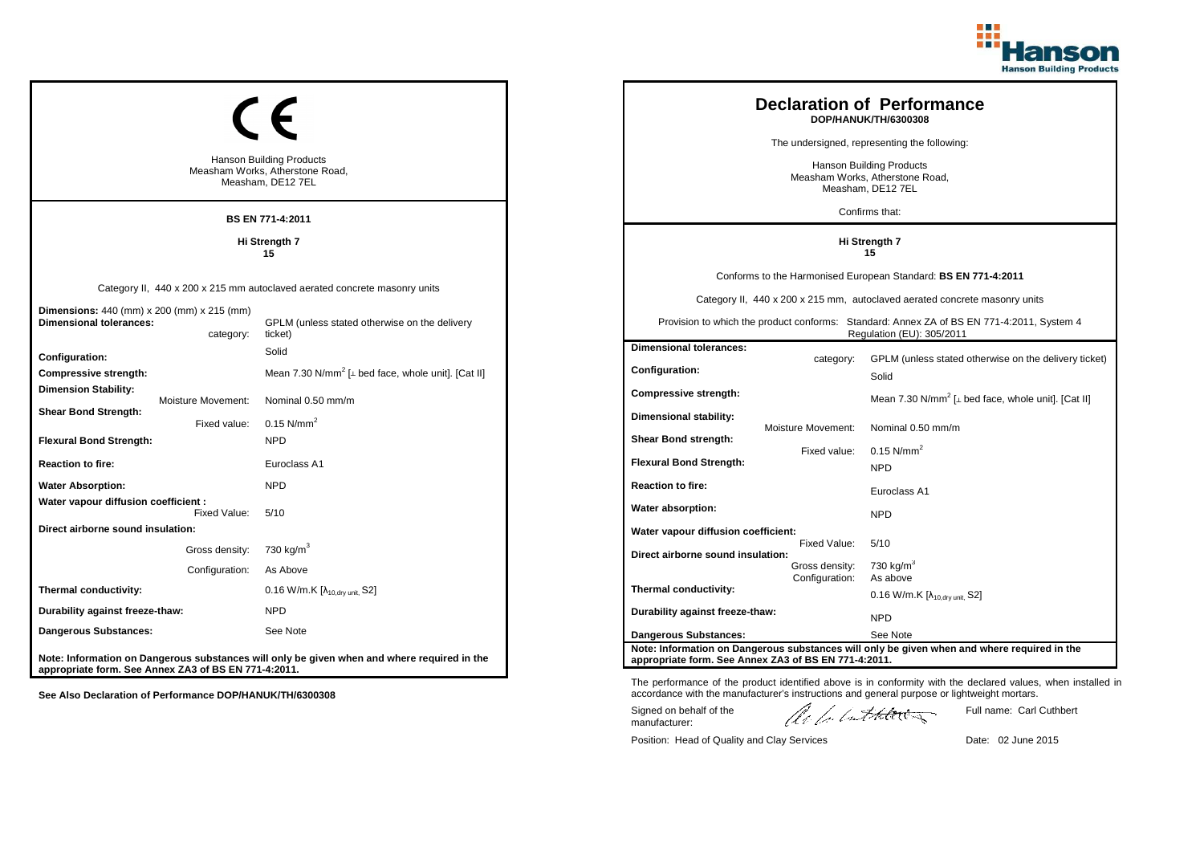## CE

Hanson Building Products
Measham Works, Atherstone Road,
Measham, DE12 7EL

**BS EN 771-4:2011**

**Hi Strength 7**
**15**

Category II, 440 x 200 x 215 mm autoclaved aerated concrete masonry units

| | |
|---|---|
| **Dimensions:** 440 (mm) x 200 (mm) x 215 (mm) | |
| **Dimensional tolerances:** category: | GPLM (unless stated otherwise on the delivery ticket) |
| **Configuration:** | Solid |
| **Compressive strength:** | Mean 7.30 N/mm$^2$ [⊥ bed face, whole unit]. [Cat II] |
| **Dimension Stability:** Moisture Movement: | Nominal 0.50 mm/m |
| **Shear Bond Strength:** Fixed value: | 0.15 N/mm$^2$ |
| **Flexural Bond Strength:** | NPD |
| **Reaction to fire:** | Euroclass A1 |
| **Water Absorption:** | NPD |
| **Water vapour diffusion coefficient :** Fixed Value: | 5/10 |
| **Direct airborne sound insulation:** Gross density: | 730 kg/m$^3$ |
| Configuration: | As Above |
| **Thermal conductivity:** | 0.16 W/m.K [$\lambda_{10,dry\ unit}$, S2] |
| **Durability against freeze-thaw:** | NPD |
| **Dangerous Substances:** | See Note |

**Note: Information on Dangerous substances will only be given when and where required in the appropriate form. See Annex ZA3 of BS EN 771-4:2011.**

**See Also Declaration of Performance DOP/HANUK/TH/6300308**

# Declaration of Performance
**DOP/HANUK/TH/6300308**

The undersigned, representing the following:

Hanson Building Products
Measham Works, Atherstone Road,
Measham, DE12 7EL

Confirms that:

**Hi Strength 7**
**15**

Conforms to the Harmonised European Standard: **BS EN 771-4:2011**

Category II, 440 x 200 x 215 mm, autoclaved aerated concrete masonry units

Provision to which the product conforms: Standard: Annex ZA of BS EN 771-4:2011, System 4 Regulation (EU): 305/2011

| | | |
|---|---|---|
| **Dimensional tolerances:** | category: | GPLM (unless stated otherwise on the delivery ticket) |
| **Configuration:** | | Solid |
| **Compressive strength:** | | Mean 7.30 N/mm$^2$ [⊥ bed face, whole unit]. [Cat II] |
| **Dimensional stability:** | Moisture Movement: | Nominal 0.50 mm/m |
| **Shear Bond strength:** | Fixed value: | 0.15 N/mm$^2$ |
| **Flexural Bond Strength:** | | NPD |
| **Reaction to fire:** | | Euroclass A1 |
| **Water absorption:** | | NPD |
| **Water vapour diffusion coefficient:** | Fixed Value: | 5/10 |
| **Direct airborne sound insulation:** | Gross density: | 730 kg/m$^3$ |
| | Configuration: | As above |
| **Thermal conductivity:** | | 0.16 W/m.K [$\lambda_{10,dry\ unit}$, S2] |
| **Durability against freeze-thaw:** | | NPD |
| **Dangerous Substances:** | | See Note |

**Note: Information on Dangerous substances will only be given when and where required in the appropriate form. See Annex ZA3 of BS EN 771-4:2011.**

The performance of the product identified above is in conformity with the declared values, when installed in accordance with the manufacturer's instructions and general purpose or lightweight mortars.

Signed on behalf of the manufacturer: Full name: Carl Cuthbert

Position: Head of Quality and Clay Services Date: 02 June 2015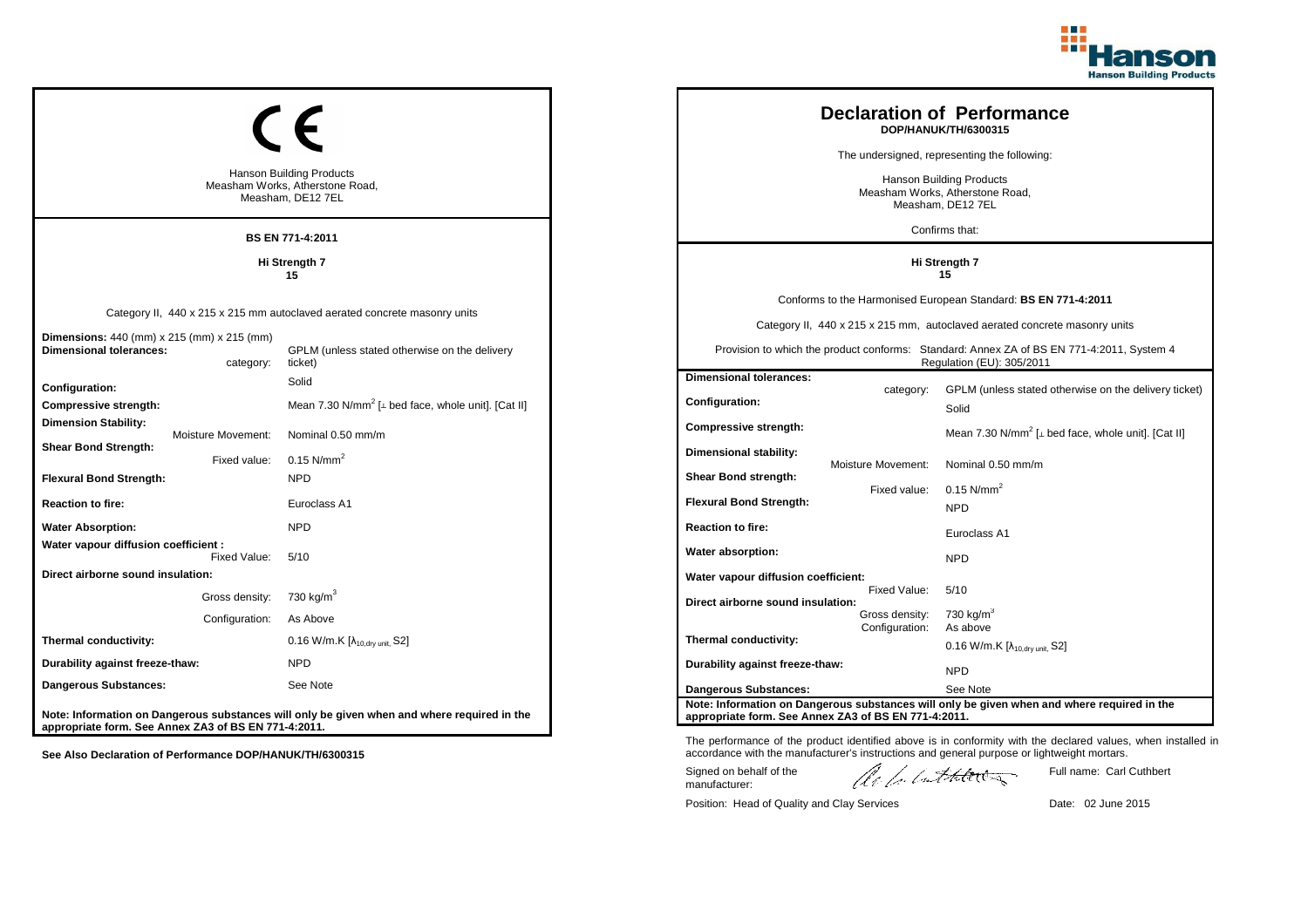## CE

Hanson Building Products
Measham Works, Atherstone Road,
Measham, DE12 7EL

**BS EN 771-4:2011**

**Hi Strength 7**
**15**

Category II, 440 x 215 x 215 mm autoclaved aerated concrete masonry units

| | |
|---|---|
| **Dimensions:** 440 (mm) x 215 (mm) x 215 (mm) | |
| **Dimensional tolerances:** category: | GPLM (unless stated otherwise on the delivery ticket) |
| **Configuration:** | Solid |
| **Compressive strength:** | Mean 7.30 N/mm$^2$ [⊥ bed face, whole unit]. [Cat II] |
| **Dimension Stability:** Moisture Movement: | Nominal 0.50 mm/m |
| **Shear Bond Strength:** Fixed value: | 0.15 N/mm$^2$ |
| **Flexural Bond Strength:** | NPD |
| **Reaction to fire:** | Euroclass A1 |
| **Water Absorption:** | NPD |
| **Water vapour diffusion coefficient :** Fixed Value: | 5/10 |
| **Direct airborne sound insulation:** | |
| Gross density: | 730 kg/m$^3$ |
| Configuration: | As Above |
| **Thermal conductivity:** | 0.16 W/m.K [$\lambda_{10,dry\ unit}$, S2] |
| **Durability against freeze-thaw:** | NPD |
| **Dangerous Substances:** | See Note |

**Note: Information on Dangerous substances will only be given when and where required in the appropriate form. See Annex ZA3 of BS EN 771-4:2011.**

**See Also Declaration of Performance DOP/HANUK/TH/6300315**

---

# Declaration of Performance
**DOP/HANUK/TH/6300315**

The undersigned, representing the following:

Hanson Building Products
Measham Works, Atherstone Road,
Measham, DE12 7EL

Confirms that:

**Hi Strength 7**
**15**

Conforms to the Harmonised European Standard: **BS EN 771-4:2011**

Category II, 440 x 215 x 215 mm, autoclaved aerated concrete masonry units

Provision to which the product conforms: Standard: Annex ZA of BS EN 771-4:2011, System 4 Regulation (EU): 305/2011

| | |
|---|---|
| **Dimensional tolerances:** category: | GPLM (unless stated otherwise on the delivery ticket) |
| **Configuration:** | Solid |
| **Compressive strength:** | Mean 7.30 N/mm$^2$ [⊥ bed face, whole unit]. [Cat II] |
| **Dimensional stability:** Moisture Movement: | Nominal 0.50 mm/m |
| **Shear Bond strength:** Fixed value: | 0.15 N/mm$^2$ |
| **Flexural Bond Strength:** | NPD |
| **Reaction to fire:** | Euroclass A1 |
| **Water absorption:** | NPD |
| **Water vapour diffusion coefficient:** Fixed Value: | 5/10 |
| **Direct airborne sound insulation:** Gross density: | 730 kg/m$^3$ |
| Configuration: | As above |
| **Thermal conductivity:** | 0.16 W/m.K [$\lambda_{10,dry\ unit}$, S2] |
| **Durability against freeze-thaw:** | NPD |
| **Dangerous Substances:** | See Note |

**Note: Information on Dangerous substances will only be given when and where required in the appropriate form. See Annex ZA3 of BS EN 771-4:2011.**

The performance of the product identified above is in conformity with the declared values, when installed in accordance with the manufacturer's instructions and general purpose or lightweight mortars.

Signed on behalf of the manufacturer:

Full name: Carl Cuthbert

Position: Head of Quality and Clay Services

Date: 02 June 2015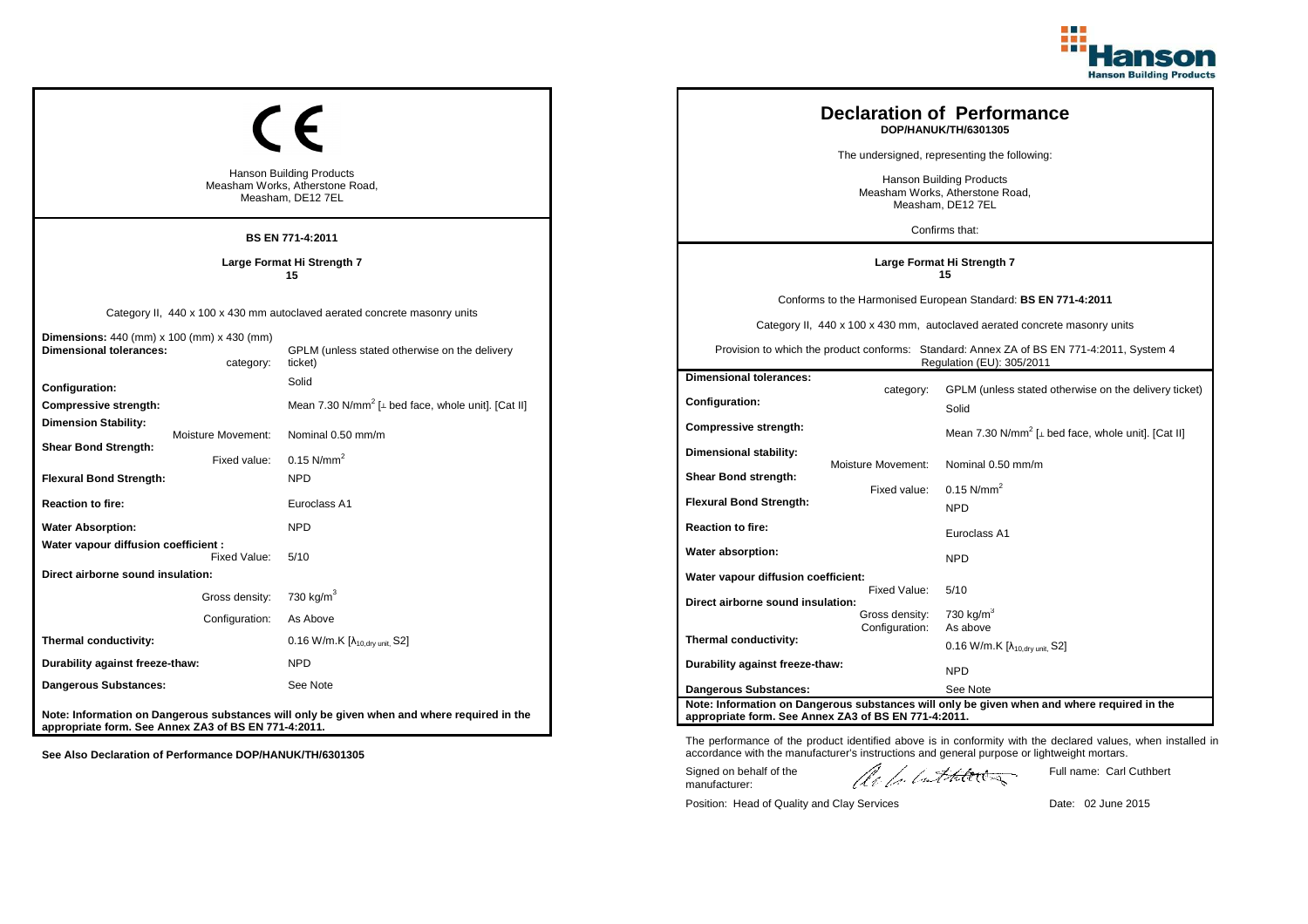## CE

Hanson Building Products
Measham Works, Atherstone Road,
Measham, DE12 7EL

**BS EN 771-4:2011**

**Large Format Hi Strength 7**
**15**

Category II, 440 x 100 x 430 mm autoclaved aerated concrete masonry units

| | |
|---|---|
| **Dimensions:** 440 (mm) x 100 (mm) x 430 (mm) | |
| **Dimensional tolerances:** category: | GPLM (unless stated otherwise on the delivery ticket) |
| **Configuration:** | Solid |
| **Compressive strength:** | Mean 7.30 N/mm$^2$ [⊥ bed face, whole unit]. [Cat II] |
| **Dimension Stability:** Moisture Movement: | Nominal 0.50 mm/m |
| **Shear Bond Strength:** Fixed value: | 0.15 N/mm$^2$ |
| **Flexural Bond Strength:** | NPD |
| **Reaction to fire:** | Euroclass A1 |
| **Water Absorption:** | NPD |
| **Water vapour diffusion coefficient :** Fixed Value: | 5/10 |
| **Direct airborne sound insulation:** Gross density: | 730 kg/m$^3$ |
| Configuration: | As Above |
| **Thermal conductivity:** | 0.16 W/m.K [$\lambda_{10,dry\ unit}$, S2] |
| **Durability against freeze-thaw:** | NPD |
| **Dangerous Substances:** | See Note |

**Note: Information on Dangerous substances will only be given when and where required in the appropriate form. See Annex ZA3 of BS EN 771-4:2011.**

**See Also Declaration of Performance DOP/HANUK/TH/6301305**

## Declaration of Performance

**DOP/HANUK/TH/6301305**

The undersigned, representing the following:

Hanson Building Products
Measham Works, Atherstone Road,
Measham, DE12 7EL

Confirms that:

**Large Format Hi Strength 7**
**15**

Conforms to the Harmonised European Standard: **BS EN 771-4:2011**

Category II, 440 x 100 x 430 mm, autoclaved aerated concrete masonry units

Provision to which the product conforms: Standard: Annex ZA of BS EN 771-4:2011, System 4 Regulation (EU): 305/2011

| | |
|---|---|
| **Dimensional tolerances:** category: | GPLM (unless stated otherwise on the delivery ticket) |
| **Configuration:** | Solid |
| **Compressive strength:** | Mean 7.30 N/mm$^2$ [⊥ bed face, whole unit]. [Cat II] |
| **Dimensional stability:** Moisture Movement: | Nominal 0.50 mm/m |
| **Shear Bond strength:** Fixed value: | 0.15 N/mm$^2$ |
| **Flexural Bond Strength:** | NPD |
| **Reaction to fire:** | Euroclass A1 |
| **Water absorption:** | NPD |
| **Water vapour diffusion coefficient:** Fixed Value: | 5/10 |
| **Direct airborne sound insulation:** Gross density: | 730 kg/m$^3$ |
| Configuration: | As above |
| **Thermal conductivity:** | 0.16 W/m.K [$\lambda_{10,dry\ unit}$, S2] |
| **Durability against freeze-thaw:** | NPD |
| **Dangerous Substances:** | See Note |

**Note: Information on Dangerous substances will only be given when and where required in the appropriate form. See Annex ZA3 of BS EN 771-4:2011.**

The performance of the product identified above is in conformity with the declared values, when installed in accordance with the manufacturer's instructions and general purpose or lightweight mortars.

Signed on behalf of the manufacturer: Full name: Carl Cuthbert

Position: Head of Quality and Clay Services Date: 02 June 2015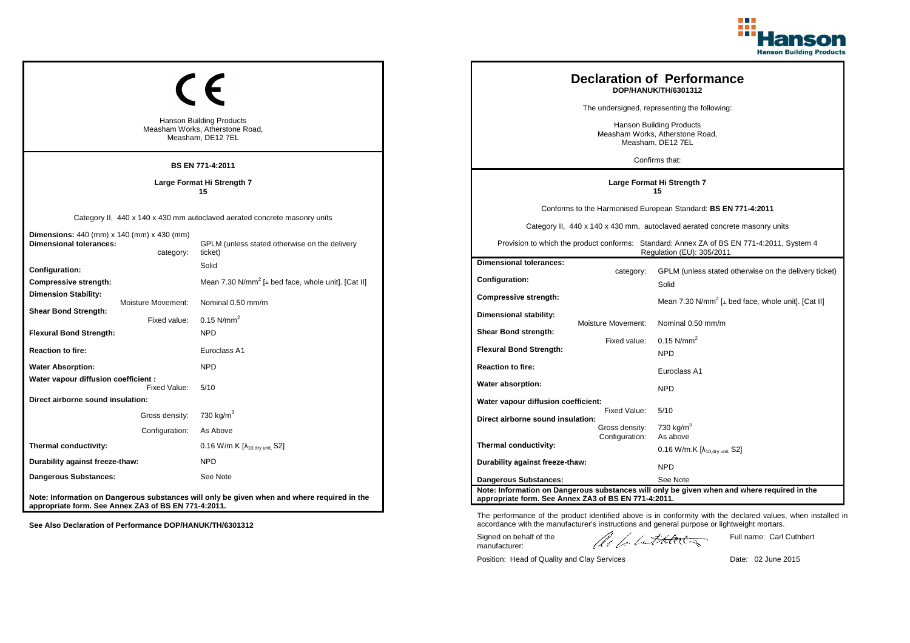CE

Hanson Building Products
Measham Works, Atherstone Road,
Measham, DE12 7EL

**BS EN 771-4:2011**

**Large Format Hi Strength 7**
**15**

Category II, 440 x 140 x 430 mm autoclaved aerated concrete masonry units

| | |
|---|---|
| **Dimensions:** 440 (mm) x 140 (mm) x 430 (mm) | |
| **Dimensional tolerances:** category: | GPLM (unless stated otherwise on the delivery ticket) |
| **Configuration:** | Solid |
| **Compressive strength:** | Mean 7.30 N/mm$^2$ [⊥ bed face, whole unit]. [Cat II] |
| **Dimension Stability:** Moisture Movement: | Nominal 0.50 mm/m |
| **Shear Bond Strength:** Fixed value: | 0.15 N/mm$^2$ |
| **Flexural Bond Strength:** | NPD |
| **Reaction to fire:** | Euroclass A1 |
| **Water Absorption:** | NPD |
| **Water vapour diffusion coefficient :** Fixed Value: | 5/10 |
| **Direct airborne sound insulation:** | |
| Gross density: | 730 kg/m$^3$ |
| Configuration: | As Above |
| **Thermal conductivity:** | 0.16 W/m.K [$\lambda_{10,dry\ unit}$, S2] |
| **Durability against freeze-thaw:** | NPD |
| **Dangerous Substances:** | See Note |

**Note: Information on Dangerous substances will only be given when and where required in the appropriate form. See Annex ZA3 of BS EN 771-4:2011.**

**See Also Declaration of Performance DOP/HANUK/TH/6301312**

# Declaration of Performance
**DOP/HANUK/TH/6301312**

The undersigned, representing the following:

Hanson Building Products
Measham Works, Atherstone Road,
Measham, DE12 7EL

Confirms that:

**Large Format Hi Strength 7**
**15**

Conforms to the Harmonised European Standard: **BS EN 771-4:2011**

Category II, 440 x 140 x 430 mm, autoclaved aerated concrete masonry units

Provision to which the product conforms: Standard: Annex ZA of BS EN 771-4:2011, System 4 Regulation (EU): 305/2011

| | |
|---|---|
| **Dimensional tolerances:** category: | GPLM (unless stated otherwise on the delivery ticket) |
| **Configuration:** | Solid |
| **Compressive strength:** | Mean 7.30 N/mm$^2$ [⊥ bed face, whole unit]. [Cat II] |
| **Dimensional stability:** Moisture Movement: | Nominal 0.50 mm/m |
| **Shear Bond strength:** Fixed value: | 0.15 N/mm$^2$ |
| **Flexural Bond Strength:** | NPD |
| **Reaction to fire:** | Euroclass A1 |
| **Water absorption:** | NPD |
| **Water vapour diffusion coefficient:** Fixed Value: | 5/10 |
| **Direct airborne sound insulation:** Gross density: | 730 kg/m$^3$ |
| Configuration: | As above |
| **Thermal conductivity:** | 0.16 W/m.K [$\lambda_{10,dry\ unit}$, S2] |
| **Durability against freeze-thaw:** | NPD |
| **Dangerous Substances:** | See Note |

**Note: Information on Dangerous substances will only be given when and where required in the appropriate form. See Annex ZA3 of BS EN 771-4:2011.**

The performance of the product identified above is in conformity with the declared values, when installed in accordance with the manufacturer's instructions and general purpose or lightweight mortars.

Signed on behalf of the manufacturer:

Full name: Carl Cuthbert

Position: Head of Quality and Clay Services

Date: 02 June 2015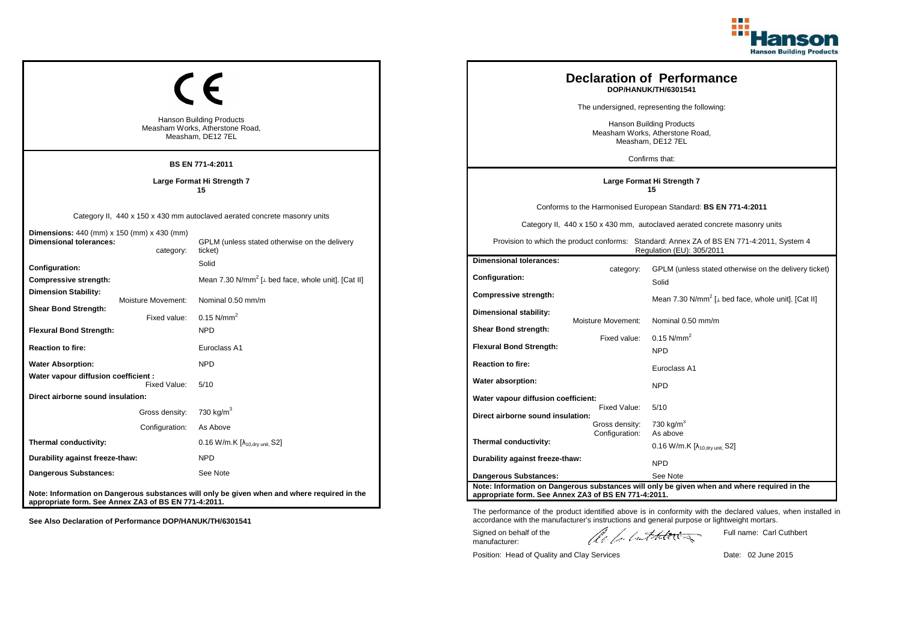CE

Hanson Building Products
Measham Works, Atherstone Road,
Measham, DE12 7EL

**BS EN 771-4:2011**

**Large Format Hi Strength 7**
**15**

Category II, 440 x 150 x 430 mm autoclaved aerated concrete masonry units

| | | |
|---|---|---|
| **Dimensions:** 440 (mm) x 150 (mm) x 430 (mm) | | |
| **Dimensional tolerances:** | category: | GPLM (unless stated otherwise on the delivery ticket) |
| **Configuration:** | | Solid |
| **Compressive strength:** | | Mean 7.30 N/mm$^2$ [⊥ bed face, whole unit]. [Cat II] |
| **Dimension Stability:** | Moisture Movement: | Nominal 0.50 mm/m |
| **Shear Bond Strength:** | Fixed value: | 0.15 N/mm$^2$ |
| **Flexural Bond Strength:** | | NPD |
| **Reaction to fire:** | | Euroclass A1 |
| **Water Absorption:** | | NPD |
| **Water vapour diffusion coefficient :** | Fixed Value: | 5/10 |
| **Direct airborne sound insulation:** | Gross density: | 730 kg/m$^3$ |
| | Configuration: | As Above |
| **Thermal conductivity:** | | 0.16 W/m.K [$\lambda_{10,dry\ unit}$, S2] |
| **Durability against freeze-thaw:** | | NPD |
| **Dangerous Substances:** | | See Note |

**Note: Information on Dangerous substances will only be given when and where required in the appropriate form. See Annex ZA3 of BS EN 771-4:2011.**

**See Also Declaration of Performance DOP/HANUK/TH/6301541**

# Declaration of Performance

**DOP/HANUK/TH/6301541**

The undersigned, representing the following:

Hanson Building Products
Measham Works, Atherstone Road,
Measham, DE12 7EL

Confirms that:

**Large Format Hi Strength 7**
**15**

Conforms to the Harmonised European Standard: **BS EN 771-4:2011**

Category II, 440 x 150 x 430 mm, autoclaved aerated concrete masonry units

Provision to which the product conforms: Standard: Annex ZA of BS EN 771-4:2011, System 4 Regulation (EU): 305/2011

| | | |
|---|---|---|
| **Dimensional tolerances:** | category: | GPLM (unless stated otherwise on the delivery ticket) |
| **Configuration:** | | Solid |
| **Compressive strength:** | | Mean 7.30 N/mm$^2$ [⊥ bed face, whole unit]. [Cat II] |
| **Dimensional stability:** | Moisture Movement: | Nominal 0.50 mm/m |
| **Shear Bond strength:** | Fixed value: | 0.15 N/mm$^2$ |
| **Flexural Bond Strength:** | | NPD |
| **Reaction to fire:** | | Euroclass A1 |
| **Water absorption:** | | NPD |
| **Water vapour diffusion coefficient:** | Fixed Value: | 5/10 |
| **Direct airborne sound insulation:** | Gross density: | 730 kg/m$^3$ |
| | Configuration: | As above |
| **Thermal conductivity:** | | 0.16 W/m.K [$\lambda_{10,dry\ unit}$, S2] |
| **Durability against freeze-thaw:** | | NPD |
| **Dangerous Substances:** | | See Note |

**Note: Information on Dangerous substances will only be given when and where required in the appropriate form. See Annex ZA3 of BS EN 771-4:2011.**

The performance of the product identified above is in conformity with the declared values, when installed in accordance with the manufacturer's instructions and general purpose or lightweight mortars.

Signed on behalf of the manufacturer:

Full name: Carl Cuthbert

Position: Head of Quality and Clay Services

Date: 02 June 2015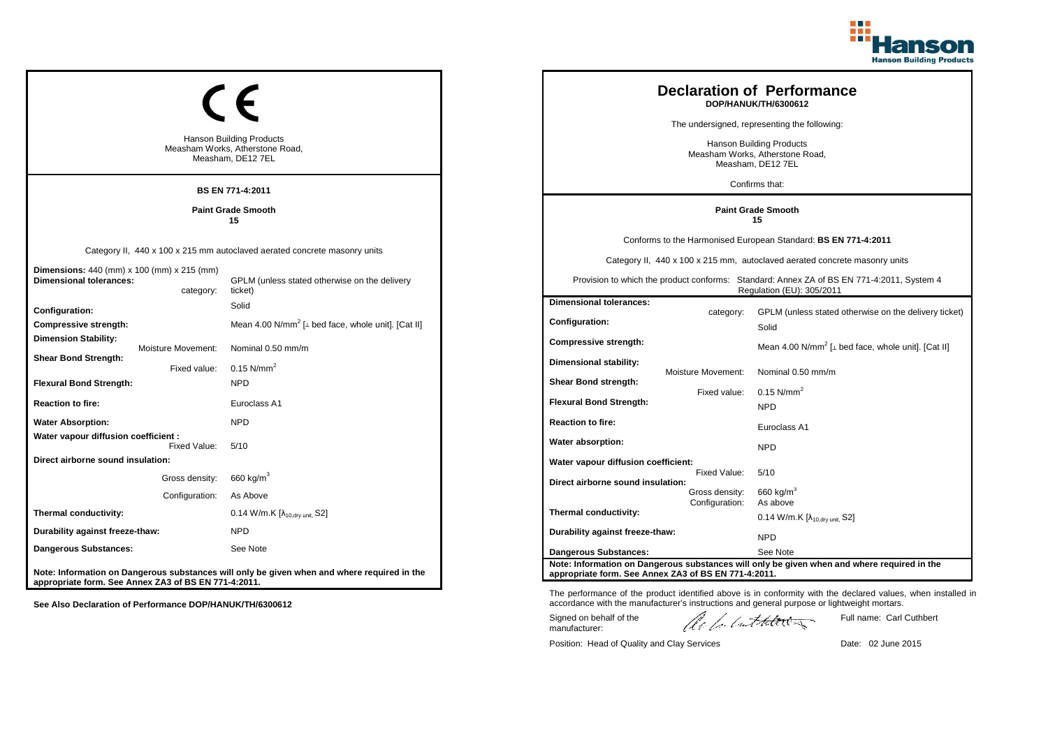CE

Hanson Building Products
Measham Works, Atherstone Road,
Measham, DE12 7EL

**BS EN 771-4:2011**

**Paint Grade Smooth**
**15**

Category II, 440 x 100 x 215 mm autoclaved aerated concrete masonry units

| | |
|---|---|
| **Dimensions:** 440 (mm) x 100 (mm) x 215 (mm) | |
| **Dimensional tolerances:** category: | GPLM (unless stated otherwise on the delivery ticket) |
| **Configuration:** | Solid |
| **Compressive strength:** | Mean 4.00 N/mm$^2$ [⊥ bed face, whole unit]. [Cat II] |
| **Dimension Stability:** Moisture Movement: | Nominal 0.50 mm/m |
| **Shear Bond Strength:** Fixed value: | 0.15 N/mm$^2$ |
| **Flexural Bond Strength:** | NPD |
| **Reaction to fire:** | Euroclass A1 |
| **Water Absorption:** | NPD |
| **Water vapour diffusion coefficient :** Fixed Value: | 5/10 |
| **Direct airborne sound insulation:** | |
| Gross density: | 660 kg/m$^3$ |
| Configuration: | As Above |
| **Thermal conductivity:** | 0.14 W/m.K [$\lambda_{10,dry\ unit}$, S2] |
| **Durability against freeze-thaw:** | NPD |
| **Dangerous Substances:** | See Note |

**Note: Information on Dangerous substances will only be given when and where required in the appropriate form. See Annex ZA3 of BS EN 771-4:2011.**

**See Also Declaration of Performance DOP/HANUK/TH/6300612**

# Declaration of Performance

**DOP/HANUK/TH/6300612**

The undersigned, representing the following:

Hanson Building Products
Measham Works, Atherstone Road,
Measham, DE12 7EL

Confirms that:

**Paint Grade Smooth**
**15**

Conforms to the Harmonised European Standard: **BS EN 771-4:2011**

Category II, 440 x 100 x 215 mm, autoclaved aerated concrete masonry units

Provision to which the product conforms: Standard: Annex ZA of BS EN 771-4:2011, System 4 Regulation (EU): 305/2011

| | |
|---|---|
| **Dimensional tolerances:** category: | GPLM (unless stated otherwise on the delivery ticket) |
| **Configuration:** | Solid |
| **Compressive strength:** | Mean 4.00 N/mm$^2$ [⊥ bed face, whole unit]. [Cat II] |
| **Dimensional stability:** Moisture Movement: | Nominal 0.50 mm/m |
| **Shear Bond strength:** Fixed value: | 0.15 N/mm$^2$ |
| **Flexural Bond Strength:** | NPD |
| **Reaction to fire:** | Euroclass A1 |
| **Water absorption:** | NPD |
| **Water vapour diffusion coefficient:** Fixed Value: | 5/10 |
| **Direct airborne sound insulation:** Gross density: | 660 kg/m$^3$ |
| Configuration: | As above |
| **Thermal conductivity:** | 0.14 W/m.K [$\lambda_{10,dry\ unit}$, S2] |
| **Durability against freeze-thaw:** | NPD |
| **Dangerous Substances:** | See Note |

**Note: Information on Dangerous substances will only be given when and where required in the appropriate form. See Annex ZA3 of BS EN 771-4:2011.**

The performance of the product identified above is in conformity with the declared values, when installed in accordance with the manufacturer's instructions and general purpose or lightweight mortars.

Signed on behalf of the manufacturer:

Full name: Carl Cuthbert

Position: Head of Quality and Clay Services

Date: 02 June 2015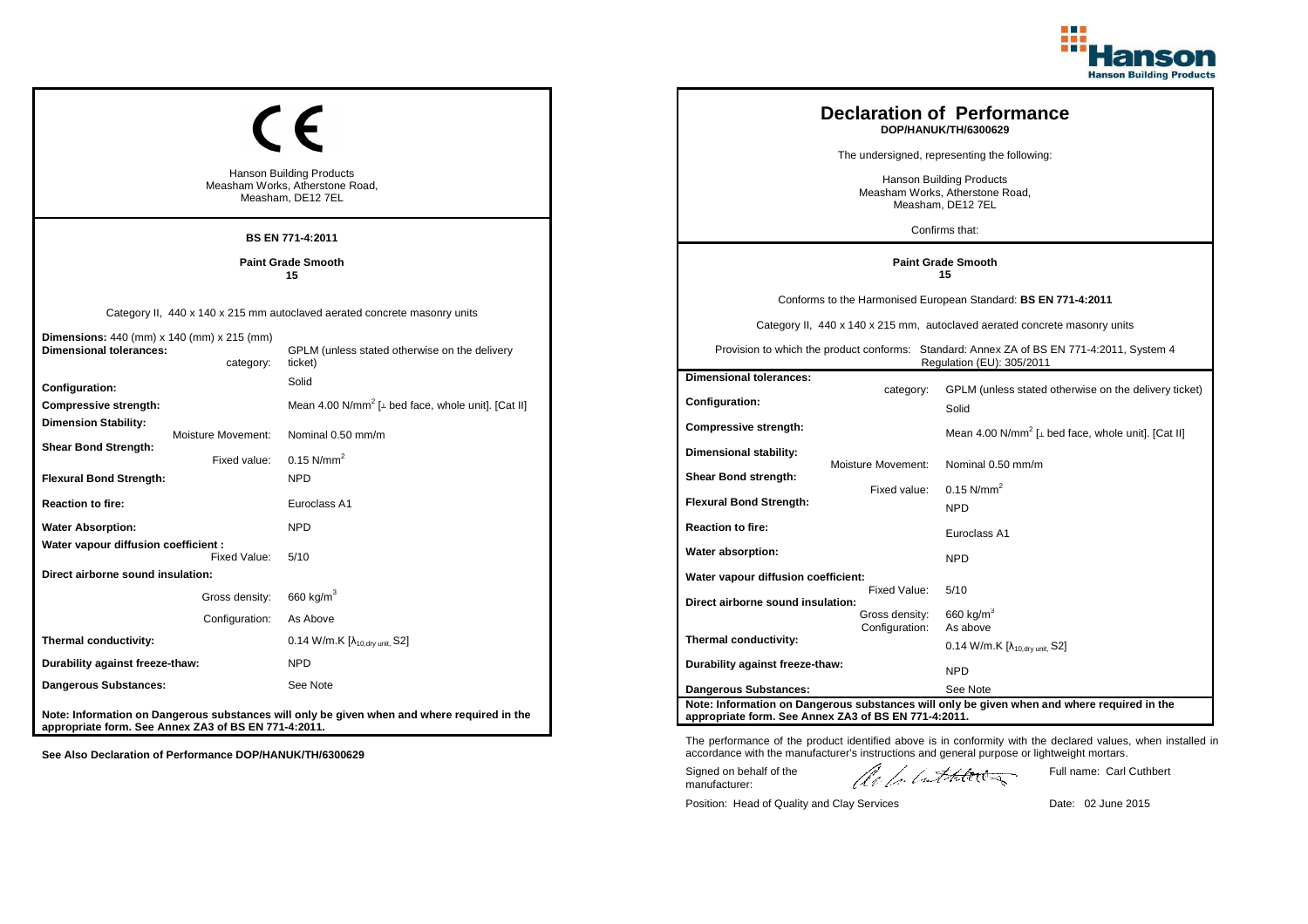## CE

Hanson Building Products
Measham Works, Atherstone Road,
Measham, DE12 7EL

**BS EN 771-4:2011**

**Paint Grade Smooth**
**15**

Category II, 440 x 140 x 215 mm autoclaved aerated concrete masonry units

| | |
|---|---|
| **Dimensions:** 440 (mm) x 140 (mm) x 215 (mm) | |
| **Dimensional tolerances:** category: | GPLM (unless stated otherwise on the delivery ticket) |
| **Configuration:** | Solid |
| **Compressive strength:** | Mean 4.00 N/mm$^2$ [⊥ bed face, whole unit]. [Cat II] |
| **Dimension Stability:** Moisture Movement: | Nominal 0.50 mm/m |
| **Shear Bond Strength:** Fixed value: | 0.15 N/mm$^2$ |
| **Flexural Bond Strength:** | NPD |
| **Reaction to fire:** | Euroclass A1 |
| **Water Absorption:** | NPD |
| **Water vapour diffusion coefficient :** Fixed Value: | 5/10 |
| **Direct airborne sound insulation:** | |
| Gross density: | 660 kg/m$^3$ |
| Configuration: | As Above |
| **Thermal conductivity:** | 0.14 W/m.K [$\lambda_{10,dry\ unit}$, S2] |
| **Durability against freeze-thaw:** | NPD |
| **Dangerous Substances:** | See Note |

**Note: Information on Dangerous substances will only be given when and where required in the appropriate form. See Annex ZA3 of BS EN 771-4:2011.**

**See Also Declaration of Performance DOP/HANUK/TH/6300629**

# Declaration of Performance
**DOP/HANUK/TH/6300629**

The undersigned, representing the following:

Hanson Building Products
Measham Works, Atherstone Road,
Measham, DE12 7EL

Confirms that:

**Paint Grade Smooth**
**15**

Conforms to the Harmonised European Standard: **BS EN 771-4:2011**

Category II, 440 x 140 x 215 mm, autoclaved aerated concrete masonry units

Provision to which the product conforms: Standard: Annex ZA of BS EN 771-4:2011, System 4 Regulation (EU): 305/2011

| | | |
|---|---|---|
| **Dimensional tolerances:** | category: | GPLM (unless stated otherwise on the delivery ticket) |
| **Configuration:** | | Solid |
| **Compressive strength:** | | Mean 4.00 N/mm$^2$ [⊥ bed face, whole unit]. [Cat II] |
| **Dimensional stability:** | Moisture Movement: | Nominal 0.50 mm/m |
| **Shear Bond strength:** | Fixed value: | 0.15 N/mm$^2$ |
| **Flexural Bond Strength:** | | NPD |
| **Reaction to fire:** | | Euroclass A1 |
| **Water absorption:** | | NPD |
| **Water vapour diffusion coefficient:** | Fixed Value: | 5/10 |
| **Direct airborne sound insulation:** | Gross density: | 660 kg/m$^3$ |
| | Configuration: | As above |
| **Thermal conductivity:** | | 0.14 W/m.K [$\lambda_{10,dry\ unit}$, S2] |
| **Durability against freeze-thaw:** | | NPD |
| **Dangerous Substances:** | | See Note |

**Note: Information on Dangerous substances will only be given when and where required in the appropriate form. See Annex ZA3 of BS EN 771-4:2011.**

The performance of the product identified above is in conformity with the declared values, when installed in accordance with the manufacturer's instructions and general purpose or lightweight mortars.

Signed on behalf of the manufacturer: Full name: Carl Cuthbert

Position: Head of Quality and Clay Services Date: 02 June 2015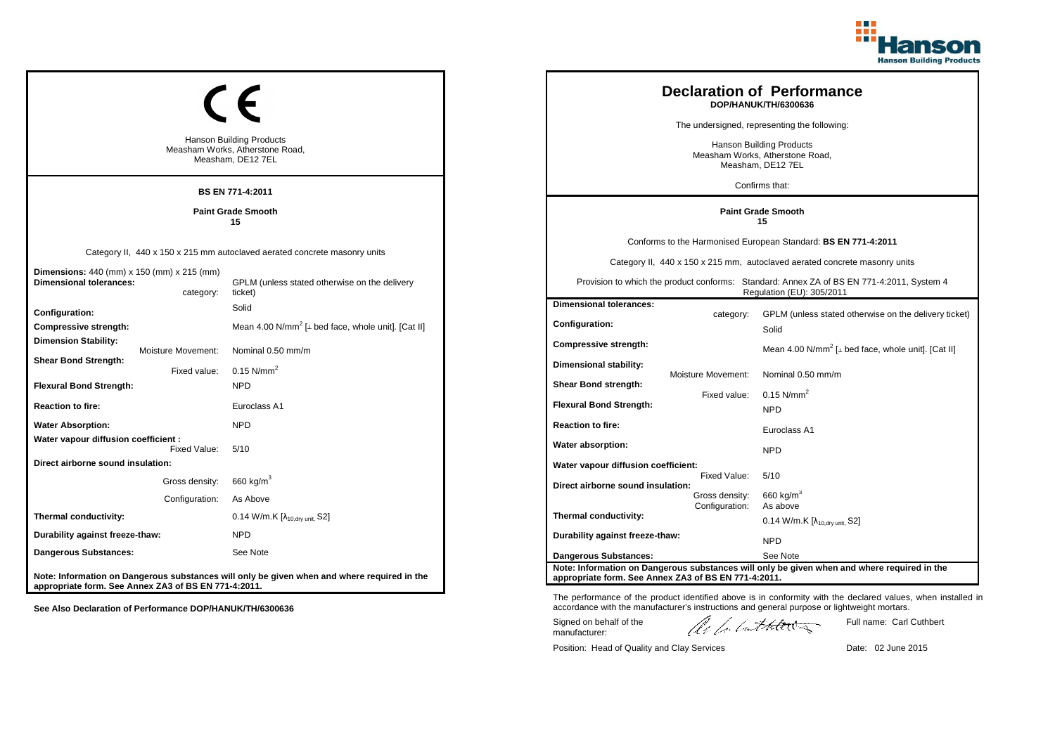CE

Hanson Building Products
Measham Works, Atherstone Road,
Measham, DE12 7EL

**BS EN 771-4:2011**

**Paint Grade Smooth**
**15**

Category II, 440 x 150 x 215 mm autoclaved aerated concrete masonry units

| | |
|---|---|
| **Dimensions:** 440 (mm) x 150 (mm) x 215 (mm) | |
| **Dimensional tolerances:** category: | GPLM (unless stated otherwise on the delivery ticket) |
| **Configuration:** | Solid |
| **Compressive strength:** | Mean 4.00 N/mm$^2$ [⊥ bed face, whole unit]. [Cat II] |
| **Dimension Stability:** Moisture Movement: | Nominal 0.50 mm/m |
| **Shear Bond Strength:** Fixed value: | 0.15 N/mm$^2$ |
| **Flexural Bond Strength:** | NPD |
| **Reaction to fire:** | Euroclass A1 |
| **Water Absorption:** | NPD |
| **Water vapour diffusion coefficient :** Fixed Value: | 5/10 |
| **Direct airborne sound insulation:** Gross density: | 660 kg/m$^3$ |
| Configuration: | As Above |
| **Thermal conductivity:** | 0.14 W/m.K [$\lambda_{10,dry\ unit}$, S2] |
| **Durability against freeze-thaw:** | NPD |
| **Dangerous Substances:** | See Note |

**Note: Information on Dangerous substances will only be given when and where required in the appropriate form. See Annex ZA3 of BS EN 771-4:2011.**

**See Also Declaration of Performance DOP/HANUK/TH/6300636**

# Declaration of Performance
**DOP/HANUK/TH/6300636**

The undersigned, representing the following:

Hanson Building Products
Measham Works, Atherstone Road,
Measham, DE12 7EL

Confirms that:

**Paint Grade Smooth**
**15**

Conforms to the Harmonised European Standard: **BS EN 771-4:2011**

Category II, 440 x 150 x 215 mm, autoclaved aerated concrete masonry units

Provision to which the product conforms: Standard: Annex ZA of BS EN 771-4:2011, System 4 Regulation (EU): 305/2011

| | |
|---|---|
| **Dimensional tolerances:** category: | GPLM (unless stated otherwise on the delivery ticket) |
| **Configuration:** | Solid |
| **Compressive strength:** | Mean 4.00 N/mm$^2$ [⊥ bed face, whole unit]. [Cat II] |
| **Dimensional stability:** Moisture Movement: | Nominal 0.50 mm/m |
| **Shear Bond strength:** Fixed value: | 0.15 N/mm$^2$ |
| **Flexural Bond Strength:** | NPD |
| **Reaction to fire:** | Euroclass A1 |
| **Water absorption:** | NPD |
| **Water vapour diffusion coefficient:** Fixed Value: | 5/10 |
| **Direct airborne sound insulation:** Gross density: | 660 kg/m$^3$ |
| Configuration: | As above |
| **Thermal conductivity:** | 0.14 W/m.K [$\lambda_{10,dry\ unit}$, S2] |
| **Durability against freeze-thaw:** | NPD |
| **Dangerous Substances:** | See Note |

**Note: Information on Dangerous substances will only be given when and where required in the appropriate form. See Annex ZA3 of BS EN 771-4:2011.**

The performance of the product identified above is in conformity with the declared values, when installed in accordance with the manufacturer's instructions and general purpose or lightweight mortars.

Signed on behalf of the manufacturer: Full name: Carl Cuthbert

Position: Head of Quality and Clay Services Date: 02 June 2015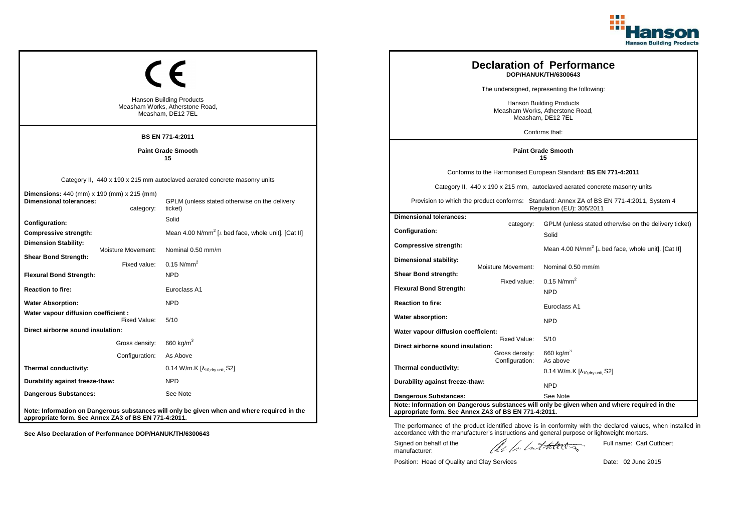## CE

Hanson Building Products
Measham Works, Atherstone Road,
Measham, DE12 7EL

**BS EN 771-4:2011**

**Paint Grade Smooth**
**15**

Category II, 440 x 190 x 215 mm autoclaved aerated concrete masonry units

| | |
|---|---|
| **Dimensions:** 440 (mm) x 190 (mm) x 215 (mm) | |
| **Dimensional tolerances:** category: | GPLM (unless stated otherwise on the delivery ticket) |
| **Configuration:** | Solid |
| **Compressive strength:** | Mean 4.00 N/mm$^2$ [⊥ bed face, whole unit]. [Cat II] |
| **Dimension Stability:** Moisture Movement: | Nominal 0.50 mm/m |
| **Shear Bond Strength:** Fixed value: | 0.15 N/mm$^2$ |
| **Flexural Bond Strength:** | NPD |
| **Reaction to fire:** | Euroclass A1 |
| **Water Absorption:** | NPD |
| **Water vapour diffusion coefficient :** Fixed Value: | 5/10 |
| **Direct airborne sound insulation:** Gross density: | 660 kg/m$^3$ |
| Configuration: | As Above |
| **Thermal conductivity:** | 0.14 W/m.K [$\lambda_{10,dry\ unit}$, S2] |
| **Durability against freeze-thaw:** | NPD |
| **Dangerous Substances:** | See Note |

**Note: Information on Dangerous substances will only be given when and where required in the appropriate form. See Annex ZA3 of BS EN 771-4:2011.**

**See Also Declaration of Performance DOP/HANUK/TH/6300643**

## Declaration of Performance
**DOP/HANUK/TH/6300643**

The undersigned, representing the following:

Hanson Building Products
Measham Works, Atherstone Road,
Measham, DE12 7EL

Confirms that:

**Paint Grade Smooth**
**15**

Conforms to the Harmonised European Standard: **BS EN 771-4:2011**

Category II, 440 x 190 x 215 mm, autoclaved aerated concrete masonry units

Provision to which the product conforms: Standard: Annex ZA of BS EN 771-4:2011, System 4 Regulation (EU): 305/2011

| | |
|---|---|
| **Dimensional tolerances:** category: | GPLM (unless stated otherwise on the delivery ticket) |
| **Configuration:** | Solid |
| **Compressive strength:** | Mean 4.00 N/mm$^2$ [⊥ bed face, whole unit]. [Cat II] |
| **Dimensional stability:** Moisture Movement: | Nominal 0.50 mm/m |
| **Shear Bond strength:** Fixed value: | 0.15 N/mm$^2$ |
| **Flexural Bond Strength:** | NPD |
| **Reaction to fire:** | Euroclass A1 |
| **Water absorption:** | NPD |
| **Water vapour diffusion coefficient:** Fixed Value: | 5/10 |
| **Direct airborne sound insulation:** Gross density: | 660 kg/m$^3$ |
| Configuration: | As above |
| **Thermal conductivity:** | 0.14 W/m.K [$\lambda_{10,dry\ unit}$, S2] |
| **Durability against freeze-thaw:** | NPD |
| **Dangerous Substances:** | See Note |

**Note: Information on Dangerous substances will only be given when and where required in the appropriate form. See Annex ZA3 of BS EN 771-4:2011.**

The performance of the product identified above is in conformity with the declared values, when installed in accordance with the manufacturer's instructions and general purpose or lightweight mortars.

Signed on behalf of the manufacturer: Full name: Carl Cuthbert

Position: Head of Quality and Clay Services Date: 02 June 2015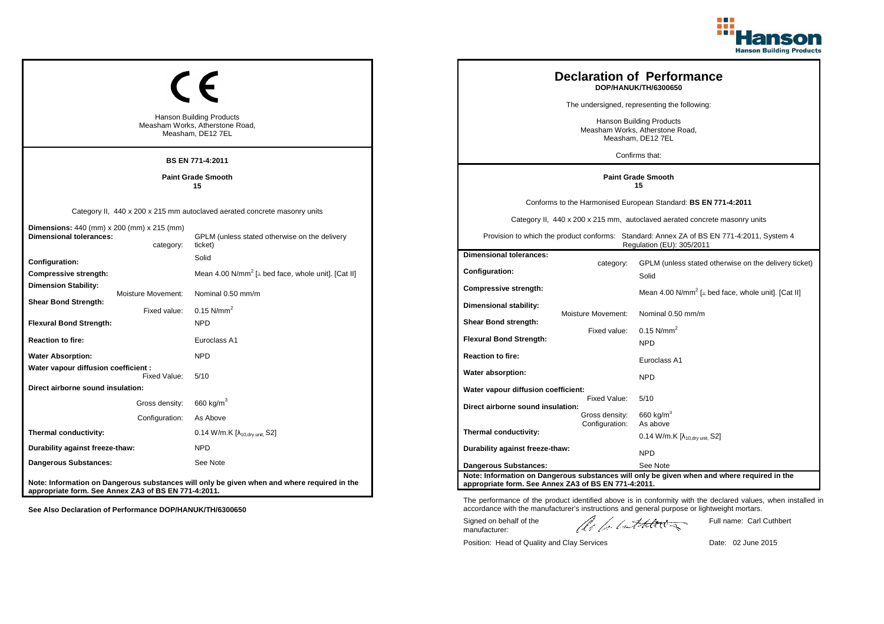## CE

Hanson Building Products
Measham Works, Atherstone Road,
Measham, DE12 7EL

**BS EN 771-4:2011**

**Paint Grade Smooth**
**15**

Category II, 440 x 200 x 215 mm autoclaved aerated concrete masonry units

| | |
|---|---|
| **Dimensions:** 440 (mm) x 200 (mm) x 215 (mm) | |
| **Dimensional tolerances:** category: | GPLM (unless stated otherwise on the delivery ticket) |
| **Configuration:** | Solid |
| **Compressive strength:** | Mean 4.00 N/mm$^2$ [⊥ bed face, whole unit]. [Cat II] |
| **Dimension Stability:** Moisture Movement: | Nominal 0.50 mm/m |
| **Shear Bond Strength:** Fixed value: | 0.15 N/mm$^2$ |
| **Flexural Bond Strength:** | NPD |
| **Reaction to fire:** | Euroclass A1 |
| **Water Absorption:** | NPD |
| **Water vapour diffusion coefficient :** Fixed Value: | 5/10 |
| **Direct airborne sound insulation:** Gross density: | 660 kg/m$^3$ |
| Configuration: | As Above |
| **Thermal conductivity:** | 0.14 W/m.K [$\lambda_{10,dry\ unit}$, S2] |
| **Durability against freeze-thaw:** | NPD |
| **Dangerous Substances:** | See Note |

**Note: Information on Dangerous substances will only be given when and where required in the appropriate form. See Annex ZA3 of BS EN 771-4:2011.**

**See Also Declaration of Performance DOP/HANUK/TH/6300650**

# Declaration of Performance
**DOP/HANUK/TH/6300650**

The undersigned, representing the following:

Hanson Building Products
Measham Works, Atherstone Road,
Measham, DE12 7EL

Confirms that:

**Paint Grade Smooth**
**15**

Conforms to the Harmonised European Standard: **BS EN 771-4:2011**

Category II, 440 x 200 x 215 mm, autoclaved aerated concrete masonry units

Provision to which the product conforms: Standard: Annex ZA of BS EN 771-4:2011, System 4 Regulation (EU): 305/2011

| | |
|---|---|
| **Dimensional tolerances:** category: | GPLM (unless stated otherwise on the delivery ticket) |
| **Configuration:** | Solid |
| **Compressive strength:** | Mean 4.00 N/mm$^2$ [⊥ bed face, whole unit]. [Cat II] |
| **Dimensional stability:** Moisture Movement: | Nominal 0.50 mm/m |
| **Shear Bond strength:** Fixed value: | 0.15 N/mm$^2$ |
| **Flexural Bond Strength:** | NPD |
| **Reaction to fire:** | Euroclass A1 |
| **Water absorption:** | NPD |
| **Water vapour diffusion coefficient:** Fixed Value: | 5/10 |
| **Direct airborne sound insulation:** Gross density: | 660 kg/m$^3$ |
| Configuration: | As above |
| **Thermal conductivity:** | 0.14 W/m.K [$\lambda_{10,dry\ unit}$, S2] |
| **Durability against freeze-thaw:** | NPD |
| **Dangerous Substances:** | See Note |

**Note: Information on Dangerous substances will only be given when and where required in the appropriate form. See Annex ZA3 of BS EN 771-4:2011.**

The performance of the product identified above is in conformity with the declared values, when installed in accordance with the manufacturer's instructions and general purpose or lightweight mortars.

Signed on behalf of the manufacturer:

Full name: Carl Cuthbert

Position: Head of Quality and Clay Services

Date: 02 June 2015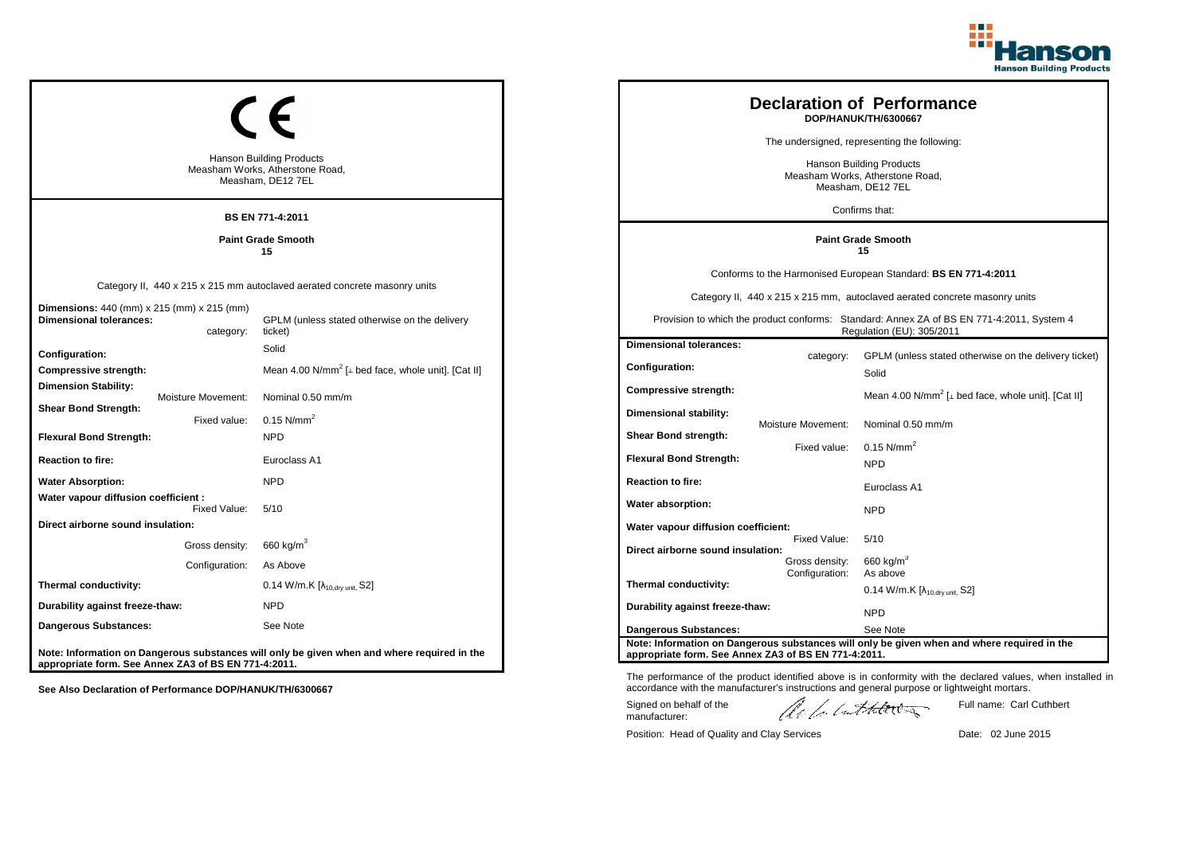CE

Hanson Building Products
Measham Works, Atherstone Road,
Measham, DE12 7EL

**BS EN 771-4:2011**

**Paint Grade Smooth**
**15**

Category II, 440 x 215 x 215 mm autoclaved aerated concrete masonry units

| | |
|---|---|
| **Dimensions:** 440 (mm) x 215 (mm) x 215 (mm) | |
| **Dimensional tolerances:** category: | GPLM (unless stated otherwise on the delivery ticket) |
| **Configuration:** | Solid |
| **Compressive strength:** | Mean 4.00 N/mm$^2$ [⊥ bed face, whole unit]. [Cat II] |
| **Dimension Stability:** Moisture Movement: | Nominal 0.50 mm/m |
| **Shear Bond Strength:** Fixed value: | 0.15 N/mm$^2$ |
| **Flexural Bond Strength:** | NPD |
| **Reaction to fire:** | Euroclass A1 |
| **Water Absorption:** | NPD |
| **Water vapour diffusion coefficient :** Fixed Value: | 5/10 |
| **Direct airborne sound insulation:** Gross density: | 660 kg/m$^3$ |
| Configuration: | As Above |
| **Thermal conductivity:** | 0.14 W/m.K [$\lambda_{10,dry\ unit}$, S2] |
| **Durability against freeze-thaw:** | NPD |
| **Dangerous Substances:** | See Note |

**Note: Information on Dangerous substances will only be given when and where required in the appropriate form. See Annex ZA3 of BS EN 771-4:2011.**

**See Also Declaration of Performance DOP/HANUK/TH/6300667**

# Declaration of Performance
**DOP/HANUK/TH/6300667**

The undersigned, representing the following:

Hanson Building Products
Measham Works, Atherstone Road,
Measham, DE12 7EL

Confirms that:

**Paint Grade Smooth**
**15**

Conforms to the Harmonised European Standard: **BS EN 771-4:2011**

Category II, 440 x 215 x 215 mm, autoclaved aerated concrete masonry units

Provision to which the product conforms: Standard: Annex ZA of BS EN 771-4:2011, System 4 Regulation (EU): 305/2011

| | | |
|---|---|---|
| **Dimensional tolerances:** | category: | GPLM (unless stated otherwise on the delivery ticket) |
| **Configuration:** | | Solid |
| **Compressive strength:** | | Mean 4.00 N/mm$^2$ [⊥ bed face, whole unit]. [Cat II] |
| **Dimensional stability:** | Moisture Movement: | Nominal 0.50 mm/m |
| **Shear Bond strength:** | Fixed value: | 0.15 N/mm$^2$ |
| **Flexural Bond Strength:** | | NPD |
| **Reaction to fire:** | | Euroclass A1 |
| **Water absorption:** | | NPD |
| **Water vapour diffusion coefficient:** | Fixed Value: | 5/10 |
| **Direct airborne sound insulation:** | Gross density: | 660 kg/m$^3$ |
| | Configuration: | As above |
| **Thermal conductivity:** | | 0.14 W/m.K [$\lambda_{10,dry\ unit}$, S2] |
| **Durability against freeze-thaw:** | | NPD |
| **Dangerous Substances:** | | See Note |

**Note: Information on Dangerous substances will only be given when and where required in the appropriate form. See Annex ZA3 of BS EN 771-4:2011.**

The performance of the product identified above is in conformity with the declared values, when installed in accordance with the manufacturer's instructions and general purpose or lightweight mortars.

Signed on behalf of the manufacturer: Full name: Carl Cuthbert

Position: Head of Quality and Clay Services Date: 02 June 2015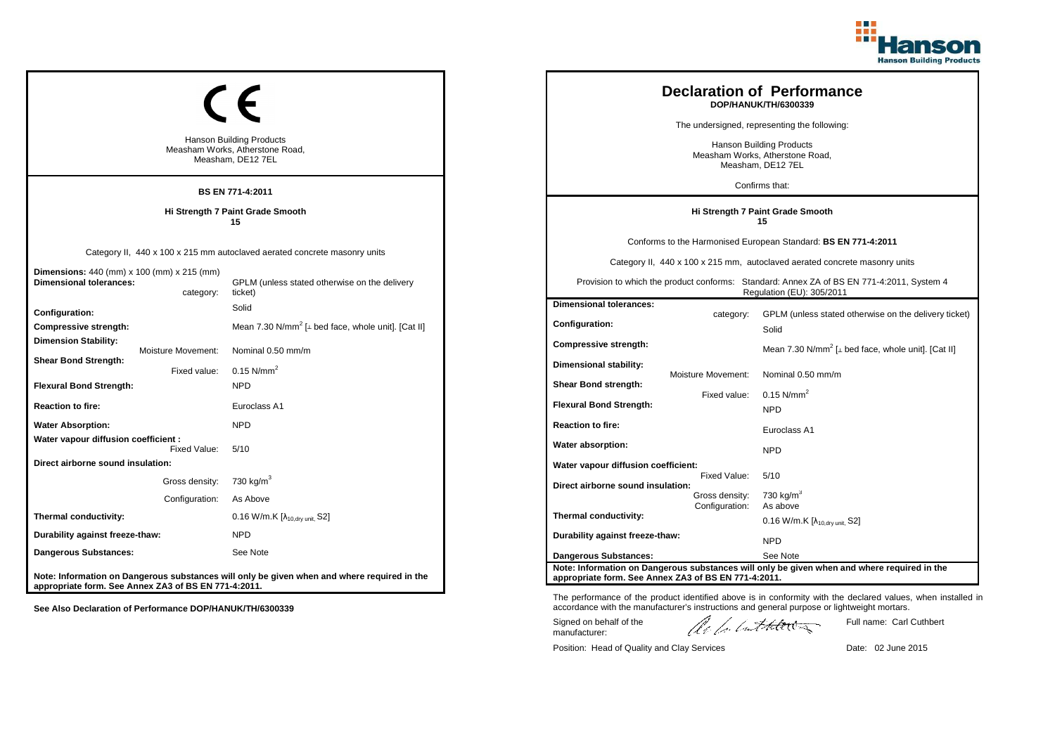**Hanson Building Products**

CE

Hanson Building Products
Measham Works, Atherstone Road,
Measham, DE12 7EL

**BS EN 771-4:2011**

**Hi Strength 7 Paint Grade Smooth**
**15**

Category II, 440 x 100 x 215 mm autoclaved aerated concrete masonry units

| | | |
|---|---|---|
| **Dimensions:** 440 (mm) x 100 (mm) x 215 (mm) | | |
| **Dimensional tolerances:** | category: | GPLM (unless stated otherwise on the delivery ticket) |
| **Configuration:** | | Solid |
| **Compressive strength:** | | Mean 7.30 N/mm$^2$ [⊥ bed face, whole unit]. [Cat II] |
| **Dimension Stability:** | Moisture Movement: | Nominal 0.50 mm/m |
| **Shear Bond Strength:** | Fixed value: | 0.15 N/mm$^2$ |
| **Flexural Bond Strength:** | | NPD |
| **Reaction to fire:** | | Euroclass A1 |
| **Water Absorption:** | | NPD |
| **Water vapour diffusion coefficient :** | Fixed Value: | 5/10 |
| **Direct airborne sound insulation:** | Gross density: | 730 kg/m$^3$ |
| | Configuration: | As Above |
| **Thermal conductivity:** | | 0.16 W/m.K [$\lambda_{10,dry\ unit}$, S2] |
| **Durability against freeze-thaw:** | | NPD |
| **Dangerous Substances:** | | See Note |

**Note: Information on Dangerous substances will only be given when and where required in the appropriate form. See Annex ZA3 of BS EN 771-4:2011.**

**See Also Declaration of Performance DOP/HANUK/TH/6300339**

# Declaration of Performance

**DOP/HANUK/TH/6300339**

The undersigned, representing the following:

Hanson Building Products
Measham Works, Atherstone Road,
Measham, DE12 7EL

Confirms that:

**Hi Strength 7 Paint Grade Smooth**
**15**

Conforms to the Harmonised European Standard: **BS EN 771-4:2011**

Category II, 440 x 100 x 215 mm, autoclaved aerated concrete masonry units

Provision to which the product conforms: Standard: Annex ZA of BS EN 771-4:2011, System 4 Regulation (EU): 305/2011

| | | |
|---|---|---|
| **Dimensional tolerances:** | category: | GPLM (unless stated otherwise on the delivery ticket) |
| **Configuration:** | | Solid |
| **Compressive strength:** | | Mean 7.30 N/mm$^2$ [⊥ bed face, whole unit]. [Cat II] |
| **Dimensional stability:** | Moisture Movement: | Nominal 0.50 mm/m |
| **Shear Bond strength:** | Fixed value: | 0.15 N/mm$^2$ |
| **Flexural Bond Strength:** | | NPD |
| **Reaction to fire:** | | Euroclass A1 |
| **Water absorption:** | | NPD |
| **Water vapour diffusion coefficient:** | Fixed Value: | 5/10 |
| **Direct airborne sound insulation:** | Gross density: | 730 kg/m$^3$ |
| | Configuration: | As above |
| **Thermal conductivity:** | | 0.16 W/m.K [$\lambda_{10,dry\ unit}$, S2] |
| **Durability against freeze-thaw:** | | NPD |
| **Dangerous Substances:** | | See Note |

**Note: Information on Dangerous substances will only be given when and where required in the appropriate form. See Annex ZA3 of BS EN 771-4:2011.**

The performance of the product identified above is in conformity with the declared values, when installed in accordance with the manufacturer's instructions and general purpose or lightweight mortars.

Signed on behalf of the manufacturer: — Full name: Carl Cuthbert

Position: Head of Quality and Clay Services — Date: 02 June 2015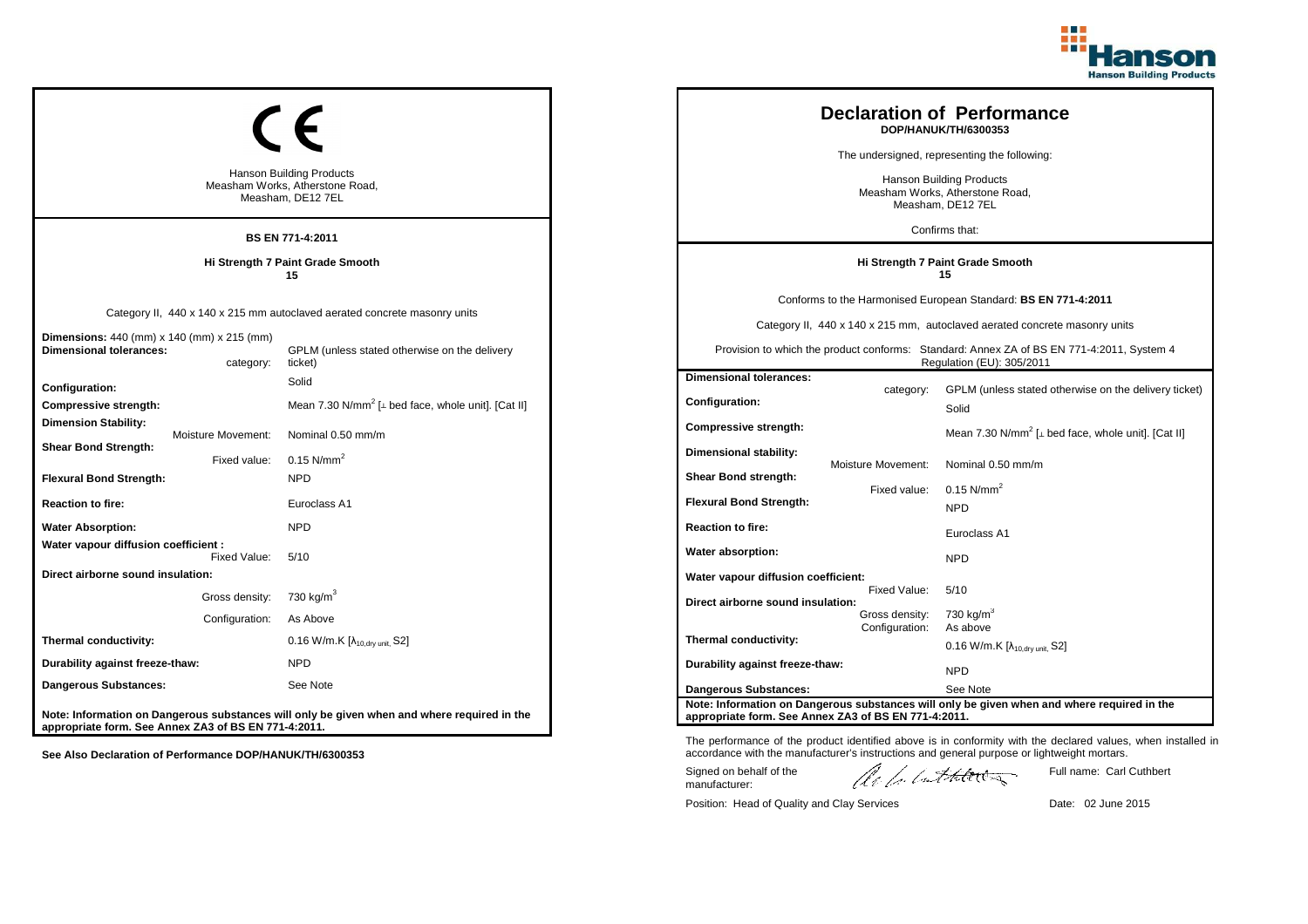CE

Hanson Building Products
Measham Works, Atherstone Road,
Measham, DE12 7EL

**BS EN 771-4:2011**

**Hi Strength 7 Paint Grade Smooth**
**15**

Category II, 440 x 140 x 215 mm autoclaved aerated concrete masonry units

| | |
|---|---|
| **Dimensions:** 440 (mm) x 140 (mm) x 215 (mm) | |
| **Dimensional tolerances:** category: | GPLM (unless stated otherwise on the delivery ticket) |
| **Configuration:** | Solid |
| **Compressive strength:** | Mean 7.30 N/mm$^2$ [⊥ bed face, whole unit]. [Cat II] |
| **Dimension Stability:** Moisture Movement: | Nominal 0.50 mm/m |
| **Shear Bond Strength:** Fixed value: | 0.15 N/mm$^2$ |
| **Flexural Bond Strength:** | NPD |
| **Reaction to fire:** | Euroclass A1 |
| **Water Absorption:** | NPD |
| **Water vapour diffusion coefficient :** Fixed Value: | 5/10 |
| **Direct airborne sound insulation:** Gross density: | 730 kg/m$^3$ |
| Configuration: | As Above |
| **Thermal conductivity:** | 0.16 W/m.K [$\lambda_{10,dry\ unit}$, S2] |
| **Durability against freeze-thaw:** | NPD |
| **Dangerous Substances:** | See Note |

**Note: Information on Dangerous substances will only be given when and where required in the appropriate form. See Annex ZA3 of BS EN 771-4:2011.**

**See Also Declaration of Performance DOP/HANUK/TH/6300353**

# Declaration of Performance
**DOP/HANUK/TH/6300353**

The undersigned, representing the following:

Hanson Building Products
Measham Works, Atherstone Road,
Measham, DE12 7EL

Confirms that:

**Hi Strength 7 Paint Grade Smooth**
**15**

Conforms to the Harmonised European Standard: **BS EN 771-4:2011**

Category II, 440 x 140 x 215 mm, autoclaved aerated concrete masonry units

Provision to which the product conforms: Standard: Annex ZA of BS EN 771-4:2011, System 4 Regulation (EU): 305/2011

| | |
|---|---|
| **Dimensional tolerances:** category: | GPLM (unless stated otherwise on the delivery ticket) |
| **Configuration:** | Solid |
| **Compressive strength:** | Mean 7.30 N/mm$^2$ [⊥ bed face, whole unit]. [Cat II] |
| **Dimensional stability:** Moisture Movement: | Nominal 0.50 mm/m |
| **Shear Bond strength:** Fixed value: | 0.15 N/mm$^2$ |
| **Flexural Bond Strength:** | NPD |
| **Reaction to fire:** | Euroclass A1 |
| **Water absorption:** | NPD |
| **Water vapour diffusion coefficient:** Fixed Value: | 5/10 |
| **Direct airborne sound insulation:** Gross density: | 730 kg/m$^3$ |
| Configuration: | As above |
| **Thermal conductivity:** | 0.16 W/m.K [$\lambda_{10,dry\ unit}$, S2] |
| **Durability against freeze-thaw:** | NPD |
| **Dangerous Substances:** | See Note |

**Note: Information on Dangerous substances will only be given when and where required in the appropriate form. See Annex ZA3 of BS EN 771-4:2011.**

The performance of the product identified above is in conformity with the declared values, when installed in accordance with the manufacturer's instructions and general purpose or lightweight mortars.

Signed on behalf of the manufacturer: Full name: Carl Cuthbert

Position: Head of Quality and Clay Services Date: 02 June 2015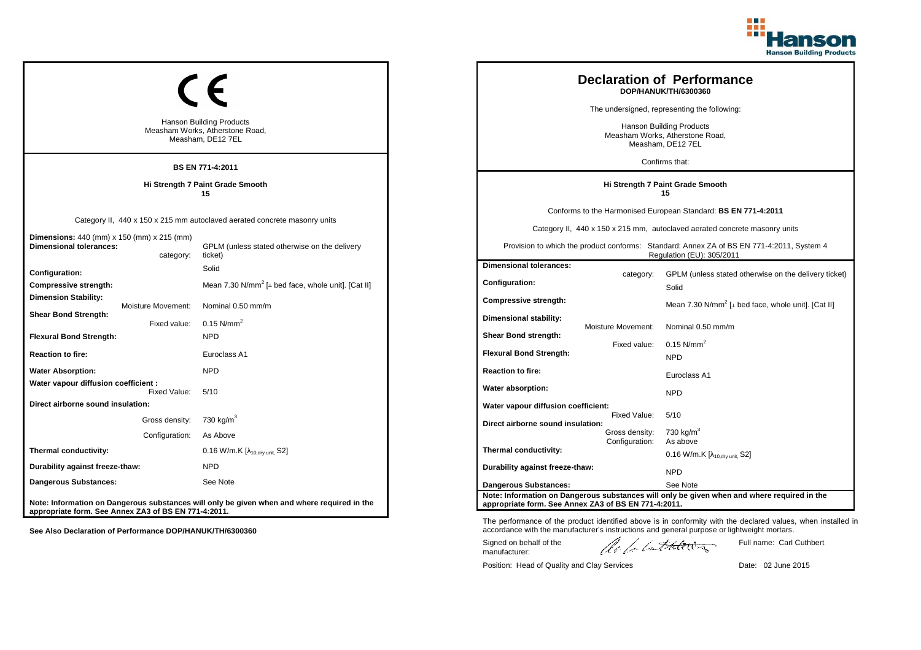## CE

Hanson Building Products
Measham Works, Atherstone Road,
Measham, DE12 7EL

**BS EN 771-4:2011**

**Hi Strength 7 Paint Grade Smooth**
**15**

Category II, 440 x 150 x 215 mm autoclaved aerated concrete masonry units

| | |
|---|---|
| **Dimensions:** 440 (mm) x 150 (mm) x 215 (mm) | |
| **Dimensional tolerances:** category: | GPLM (unless stated otherwise on the delivery ticket) |
| **Configuration:** | Solid |
| **Compressive strength:** | Mean 7.30 N/mm$^2$ [⊥ bed face, whole unit]. [Cat II] |
| **Dimension Stability:** Moisture Movement: | Nominal 0.50 mm/m |
| **Shear Bond Strength:** Fixed value: | 0.15 N/mm$^2$ |
| **Flexural Bond Strength:** | NPD |
| **Reaction to fire:** | Euroclass A1 |
| **Water Absorption:** | NPD |
| **Water vapour diffusion coefficient :** Fixed Value: | 5/10 |
| **Direct airborne sound insulation:** Gross density: | 730 kg/m$^3$ |
| Configuration: | As Above |
| **Thermal conductivity:** | 0.16 W/m.K [$\lambda_{10,dry\ unit}$, S2] |
| **Durability against freeze-thaw:** | NPD |
| **Dangerous Substances:** | See Note |

**Note: Information on Dangerous substances will only be given when and where required in the appropriate form. See Annex ZA3 of BS EN 771-4:2011.**

**See Also Declaration of Performance DOP/HANUK/TH/6300360**

# Declaration of Performance

**DOP/HANUK/TH/6300360**

The undersigned, representing the following:

Hanson Building Products
Measham Works, Atherstone Road,
Measham, DE12 7EL

Confirms that:

**Hi Strength 7 Paint Grade Smooth**
**15**

Conforms to the Harmonised European Standard: **BS EN 771-4:2011**

Category II, 440 x 150 x 215 mm, autoclaved aerated concrete masonry units

Provision to which the product conforms: Standard: Annex ZA of BS EN 771-4:2011, System 4 Regulation (EU): 305/2011

| | |
|---|---|
| **Dimensional tolerances:** category: | GPLM (unless stated otherwise on the delivery ticket) |
| **Configuration:** | Solid |
| **Compressive strength:** | Mean 7.30 N/mm$^2$ [⊥ bed face, whole unit]. [Cat II] |
| **Dimensional stability:** Moisture Movement: | Nominal 0.50 mm/m |
| **Shear Bond strength:** Fixed value: | 0.15 N/mm$^2$ |
| **Flexural Bond Strength:** | NPD |
| **Reaction to fire:** | Euroclass A1 |
| **Water absorption:** | NPD |
| **Water vapour diffusion coefficient:** Fixed Value: | 5/10 |
| **Direct airborne sound insulation:** Gross density: | 730 kg/m$^3$ |
| Configuration: | As above |
| **Thermal conductivity:** | 0.16 W/m.K [$\lambda_{10,dry\ unit}$, S2] |
| **Durability against freeze-thaw:** | NPD |
| **Dangerous Substances:** | See Note |

**Note: Information on Dangerous substances will only be given when and where required in the appropriate form. See Annex ZA3 of BS EN 771-4:2011.**

The performance of the product identified above is in conformity with the declared values, when installed in accordance with the manufacturer's instructions and general purpose or lightweight mortars.

Signed on behalf of the manufacturer:

Full name: Carl Cuthbert

Position: Head of Quality and Clay Services

Date: 02 June 2015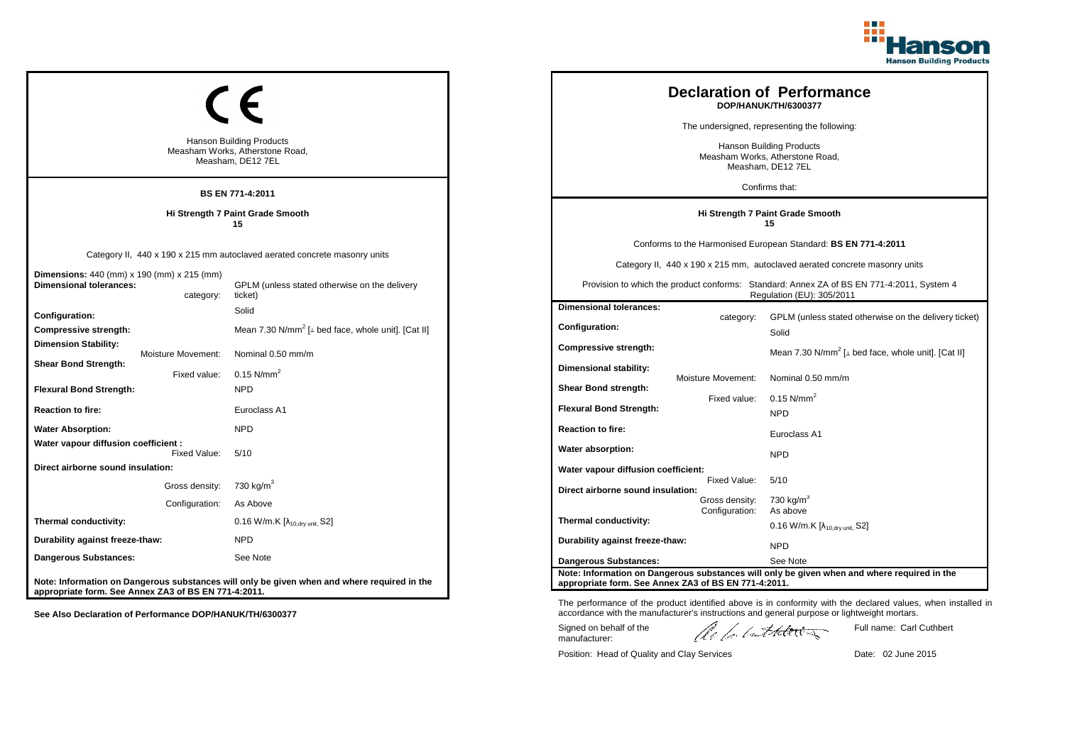CE

Hanson Building Products
Measham Works, Atherstone Road,
Measham, DE12 7EL

**BS EN 771-4:2011**

**Hi Strength 7 Paint Grade Smooth**
**15**

Category II, 440 x 190 x 215 mm autoclaved aerated concrete masonry units

| | |
|---|---|
| **Dimensions:** 440 (mm) x 190 (mm) x 215 (mm) | |
| **Dimensional tolerances:** category: | GPLM (unless stated otherwise on the delivery ticket) |
| **Configuration:** | Solid |
| **Compressive strength:** | Mean 7.30 N/mm$^2$ [⊥ bed face, whole unit]. [Cat II] |
| **Dimension Stability:** Moisture Movement: | Nominal 0.50 mm/m |
| **Shear Bond Strength:** Fixed value: | 0.15 N/mm$^2$ |
| **Flexural Bond Strength:** | NPD |
| **Reaction to fire:** | Euroclass A1 |
| **Water Absorption:** | NPD |
| **Water vapour diffusion coefficient :** Fixed Value: | 5/10 |
| **Direct airborne sound insulation:** | |
| Gross density: | 730 kg/m$^3$ |
| Configuration: | As Above |
| **Thermal conductivity:** | 0.16 W/m.K [$\lambda_{10,dry\ unit}$, S2] |
| **Durability against freeze-thaw:** | NPD |
| **Dangerous Substances:** | See Note |

**Note: Information on Dangerous substances will only be given when and where required in the appropriate form. See Annex ZA3 of BS EN 771-4:2011.**

**See Also Declaration of Performance DOP/HANUK/TH/6300377**

# Declaration of Performance

**DOP/HANUK/TH/6300377**

The undersigned, representing the following:

Hanson Building Products
Measham Works, Atherstone Road,
Measham, DE12 7EL

Confirms that:

**Hi Strength 7 Paint Grade Smooth**
**15**

Conforms to the Harmonised European Standard: **BS EN 771-4:2011**

Category II, 440 x 190 x 215 mm, autoclaved aerated concrete masonry units

Provision to which the product conforms: Standard: Annex ZA of BS EN 771-4:2011, System 4 Regulation (EU): 305/2011

| | | |
|---|---|---|
| **Dimensional tolerances:** | category: | GPLM (unless stated otherwise on the delivery ticket) |
| **Configuration:** | | Solid |
| **Compressive strength:** | | Mean 7.30 N/mm$^2$ [⊥ bed face, whole unit]. [Cat II] |
| **Dimensional stability:** | Moisture Movement: | Nominal 0.50 mm/m |
| **Shear Bond strength:** | Fixed value: | 0.15 N/mm$^2$ |
| **Flexural Bond Strength:** | | NPD |
| **Reaction to fire:** | | Euroclass A1 |
| **Water absorption:** | | NPD |
| **Water vapour diffusion coefficient:** | Fixed Value: | 5/10 |
| **Direct airborne sound insulation:** | Gross density: | 730 kg/m$^3$ |
| | Configuration: | As above |
| **Thermal conductivity:** | | 0.16 W/m.K [$\lambda_{10,dry\ unit}$, S2] |
| **Durability against freeze-thaw:** | | NPD |
| **Dangerous Substances:** | | See Note |

**Note: Information on Dangerous substances will only be given when and where required in the appropriate form. See Annex ZA3 of BS EN 771-4:2011.**

The performance of the product identified above is in conformity with the declared values, when installed in accordance with the manufacturer's instructions and general purpose or lightweight mortars.

Signed on behalf of the manufacturer:

Full name: Carl Cuthbert

Position: Head of Quality and Clay Services

Date: 02 June 2015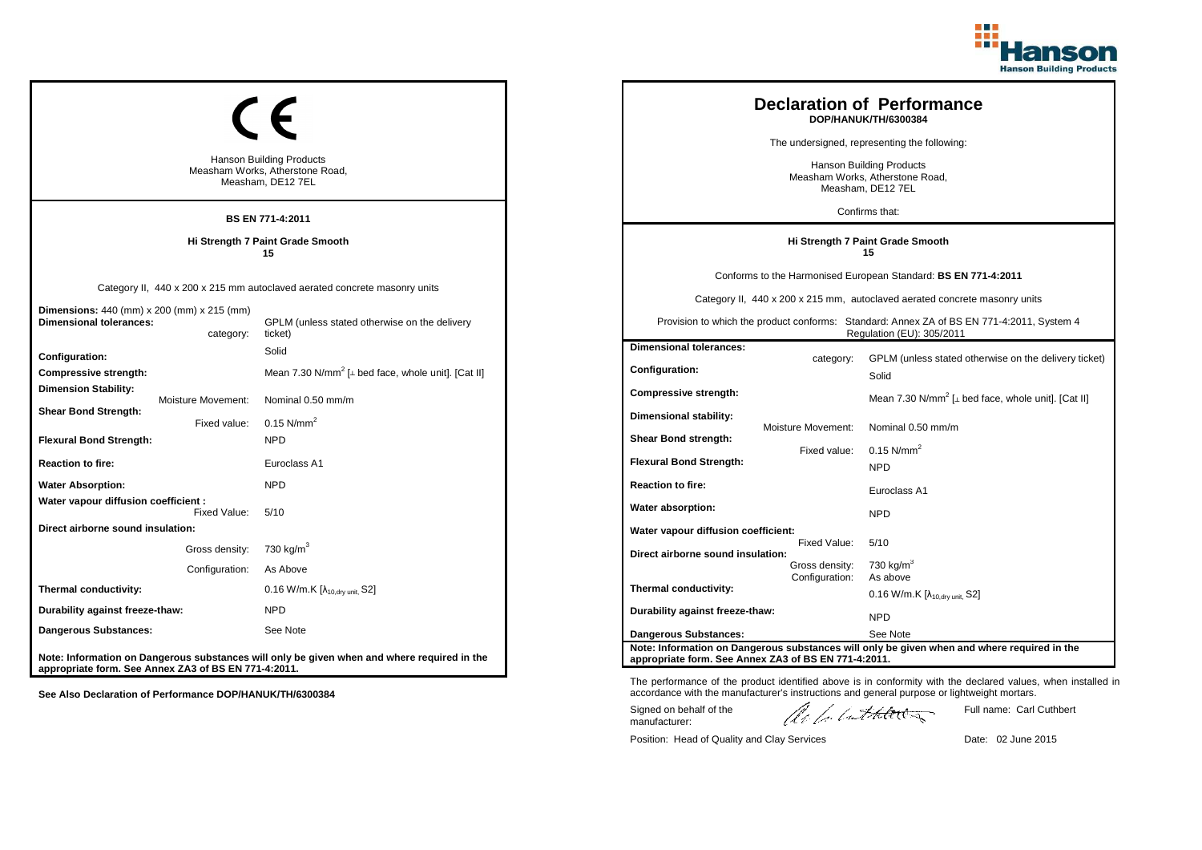## CE

Hanson Building Products
Measham Works, Atherstone Road,
Measham, DE12 7EL

**BS EN 771-4:2011**

**Hi Strength 7 Paint Grade Smooth**
**15**

Category II, 440 x 200 x 215 mm autoclaved aerated concrete masonry units

| | |
|---|---|
| **Dimensions:** 440 (mm) x 200 (mm) x 215 (mm) | |
| **Dimensional tolerances:** category: | GPLM (unless stated otherwise on the delivery ticket) |
| **Configuration:** | Solid |
| **Compressive strength:** | Mean 7.30 N/mm$^2$ [⊥ bed face, whole unit]. [Cat II] |
| **Dimension Stability:** Moisture Movement: | Nominal 0.50 mm/m |
| **Shear Bond Strength:** Fixed value: | 0.15 N/mm$^2$ |
| **Flexural Bond Strength:** | NPD |
| **Reaction to fire:** | Euroclass A1 |
| **Water Absorption:** | NPD |
| **Water vapour diffusion coefficient :** Fixed Value: | 5/10 |
| **Direct airborne sound insulation:** | |
| Gross density: | 730 kg/m$^3$ |
| Configuration: | As Above |
| **Thermal conductivity:** | 0.16 W/m.K [$\lambda_{10,dry\ unit}$, S2] |
| **Durability against freeze-thaw:** | NPD |
| **Dangerous Substances:** | See Note |

**Note: Information on Dangerous substances will only be given when and where required in the appropriate form. See Annex ZA3 of BS EN 771-4:2011.**

**See Also Declaration of Performance DOP/HANUK/TH/6300384**

# Declaration of Performance

**DOP/HANUK/TH/6300384**

The undersigned, representing the following:

Hanson Building Products
Measham Works, Atherstone Road,
Measham, DE12 7EL

Confirms that:

**Hi Strength 7 Paint Grade Smooth**
**15**

Conforms to the Harmonised European Standard: **BS EN 771-4:2011**

Category II, 440 x 200 x 215 mm, autoclaved aerated concrete masonry units

Provision to which the product conforms: Standard: Annex ZA of BS EN 771-4:2011, System 4 Regulation (EU): 305/2011

| | |
|---|---|
| **Dimensional tolerances:** category: | GPLM (unless stated otherwise on the delivery ticket) |
| **Configuration:** | Solid |
| **Compressive strength:** | Mean 7.30 N/mm$^2$ [⊥ bed face, whole unit]. [Cat II] |
| **Dimensional stability:** Moisture Movement: | Nominal 0.50 mm/m |
| **Shear Bond strength:** Fixed value: | 0.15 N/mm$^2$ |
| **Flexural Bond Strength:** | NPD |
| **Reaction to fire:** | Euroclass A1 |
| **Water absorption:** | NPD |
| **Water vapour diffusion coefficient:** Fixed Value: | 5/10 |
| **Direct airborne sound insulation:** Gross density: | 730 kg/m$^3$ |
| Configuration: | As above |
| **Thermal conductivity:** | 0.16 W/m.K [$\lambda_{10,dry\ unit}$, S2] |
| **Durability against freeze-thaw:** | NPD |
| **Dangerous Substances:** | See Note |

**Note: Information on Dangerous substances will only be given when and where required in the appropriate form. See Annex ZA3 of BS EN 771-4:2011.**

The performance of the product identified above is in conformity with the declared values, when installed in accordance with the manufacturer's instructions and general purpose or lightweight mortars.

Signed on behalf of the manufacturer: Full name: Carl Cuthbert

Position: Head of Quality and Clay Services Date: 02 June 2015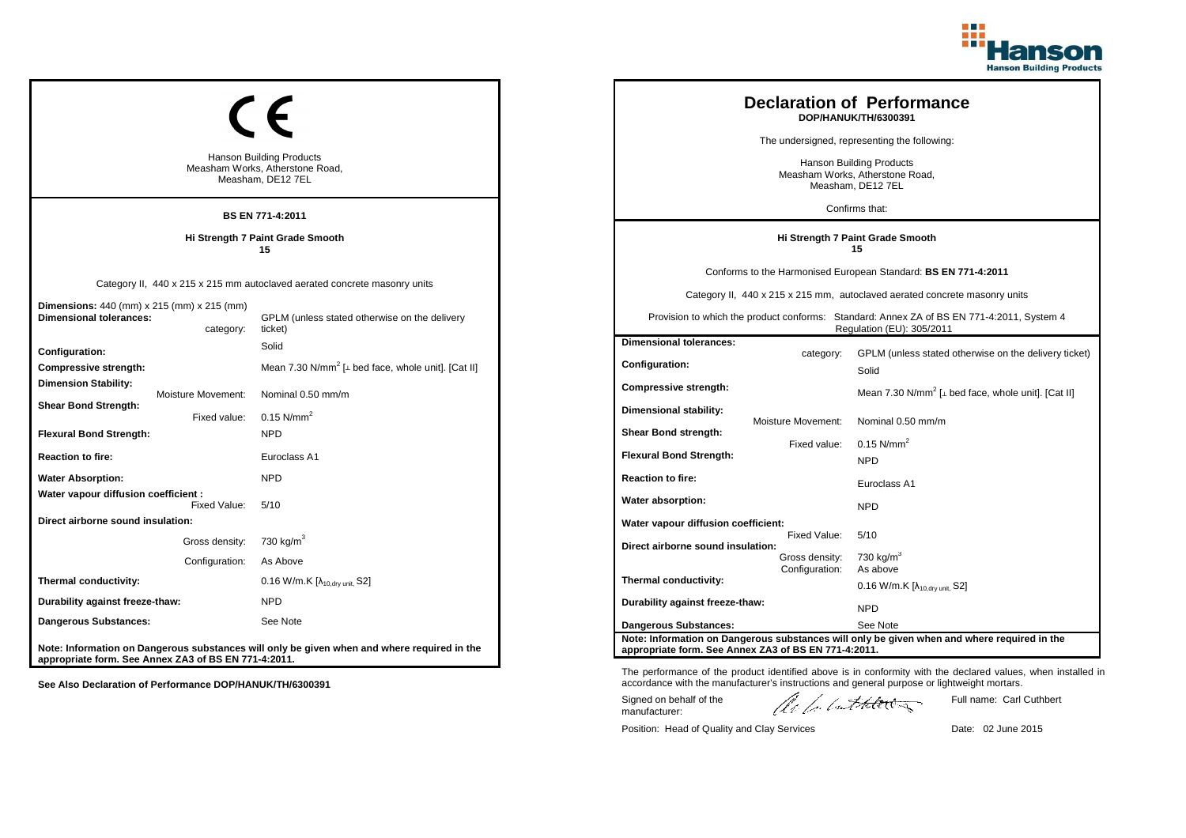CE

Hanson Building Products
Measham Works, Atherstone Road,
Measham, DE12 7EL

**BS EN 771-4:2011**

**Hi Strength 7 Paint Grade Smooth**
**15**

Category II, 440 x 215 x 215 mm autoclaved aerated concrete masonry units

| | |
|---|---|
| **Dimensions:** 440 (mm) x 215 (mm) x 215 (mm) | |
| **Dimensional tolerances:** category: | GPLM (unless stated otherwise on the delivery ticket) |
| **Configuration:** | Solid |
| **Compressive strength:** | Mean 7.30 N/mm$^2$ [⊥ bed face, whole unit]. [Cat II] |
| **Dimension Stability:** Moisture Movement: | Nominal 0.50 mm/m |
| **Shear Bond Strength:** Fixed value: | 0.15 N/mm$^2$ |
| **Flexural Bond Strength:** | NPD |
| **Reaction to fire:** | Euroclass A1 |
| **Water Absorption:** | NPD |
| **Water vapour diffusion coefficient :** Fixed Value: | 5/10 |
| **Direct airborne sound insulation:** Gross density: | 730 kg/m$^3$ |
| Configuration: | As Above |
| **Thermal conductivity:** | 0.16 W/m.K [$\lambda_{10,dry\ unit}$, S2] |
| **Durability against freeze-thaw:** | NPD |
| **Dangerous Substances:** | See Note |

**Note: Information on Dangerous substances will only be given when and where required in the appropriate form. See Annex ZA3 of BS EN 771-4:2011.**

**See Also Declaration of Performance DOP/HANUK/TH/6300391**

# Declaration of Performance

**DOP/HANUK/TH/6300391**

The undersigned, representing the following:

Hanson Building Products
Measham Works, Atherstone Road,
Measham, DE12 7EL

Confirms that:

**Hi Strength 7 Paint Grade Smooth**
**15**

Conforms to the Harmonised European Standard: **BS EN 771-4:2011**

Category II, 440 x 215 x 215 mm, autoclaved aerated concrete masonry units

Provision to which the product conforms: Standard: Annex ZA of BS EN 771-4:2011, System 4 Regulation (EU): 305/2011

| | |
|---|---|
| **Dimensional tolerances:** category: | GPLM (unless stated otherwise on the delivery ticket) |
| **Configuration:** | Solid |
| **Compressive strength:** | Mean 7.30 N/mm$^2$ [⊥ bed face, whole unit]. [Cat II] |
| **Dimensional stability:** Moisture Movement: | Nominal 0.50 mm/m |
| **Shear Bond strength:** Fixed value: | 0.15 N/mm$^2$ |
| **Flexural Bond Strength:** | NPD |
| **Reaction to fire:** | Euroclass A1 |
| **Water absorption:** | NPD |
| **Water vapour diffusion coefficient:** Fixed Value: | 5/10 |
| **Direct airborne sound insulation:** Gross density: | 730 kg/m$^3$ |
| Configuration: | As above |
| **Thermal conductivity:** | 0.16 W/m.K [$\lambda_{10,dry\ unit}$, S2] |
| **Durability against freeze-thaw:** | NPD |
| **Dangerous Substances:** | See Note |

**Note: Information on Dangerous substances will only be given when and where required in the appropriate form. See Annex ZA3 of BS EN 771-4:2011.**

The performance of the product identified above is in conformity with the declared values, when installed in accordance with the manufacturer's instructions and general purpose or lightweight mortars.

Signed on behalf of the manufacturer: Full name: Carl Cuthbert

Position: Head of Quality and Clay Services Date: 02 June 2015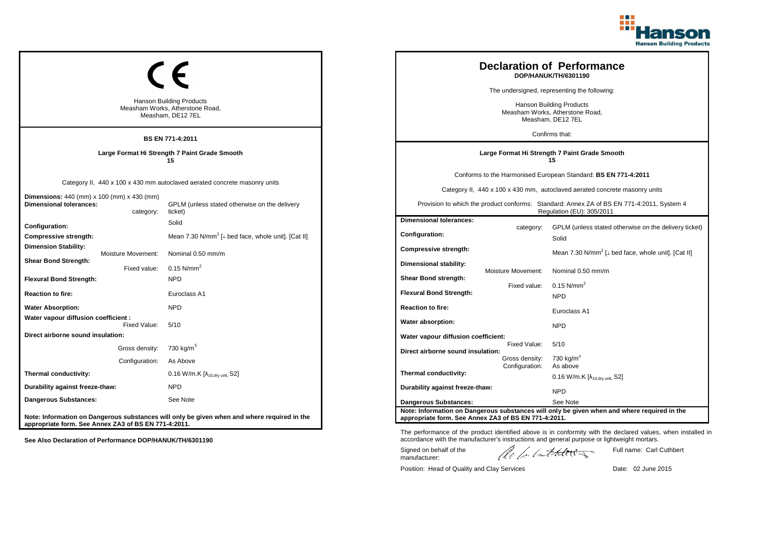CE

Hanson Building Products
Measham Works, Atherstone Road,
Measham, DE12 7EL

**BS EN 771-4:2011**

**Large Format Hi Strength 7 Paint Grade Smooth**
**15**

Category II, 440 x 100 x 430 mm autoclaved aerated concrete masonry units

| | |
|---|---|
| **Dimensions:** 440 (mm) x 100 (mm) x 430 (mm) | |
| **Dimensional tolerances:** category: | GPLM (unless stated otherwise on the delivery ticket) |
| **Configuration:** | Solid |
| **Compressive strength:** | Mean 7.30 N/mm$^2$ [⊥ bed face, whole unit]. [Cat II] |
| **Dimension Stability:** Moisture Movement: | Nominal 0.50 mm/m |
| **Shear Bond Strength:** Fixed value: | 0.15 N/mm$^2$ |
| **Flexural Bond Strength:** | NPD |
| **Reaction to fire:** | Euroclass A1 |
| **Water Absorption:** | NPD |
| **Water vapour diffusion coefficient :** Fixed Value: | 5/10 |
| **Direct airborne sound insulation:** | |
| Gross density: | 730 kg/m$^3$ |
| Configuration: | As Above |
| **Thermal conductivity:** | 0.16 W/m.K [$\lambda_{10,dry\ unit}$, S2] |
| **Durability against freeze-thaw:** | NPD |
| **Dangerous Substances:** | See Note |

**Note: Information on Dangerous substances will only be given when and where required in the appropriate form. See Annex ZA3 of BS EN 771-4:2011.**

**See Also Declaration of Performance DOP/HANUK/TH/6301190**

# Declaration of Performance
**DOP/HANUK/TH/6301190**

The undersigned, representing the following:

Hanson Building Products
Measham Works, Atherstone Road,
Measham, DE12 7EL

Confirms that:

**Large Format Hi Strength 7 Paint Grade Smooth**
**15**

Conforms to the Harmonised European Standard: **BS EN 771-4:2011**

Category II, 440 x 100 x 430 mm, autoclaved aerated concrete masonry units

Provision to which the product conforms: Standard: Annex ZA of BS EN 771-4:2011, System 4 Regulation (EU): 305/2011

| | | |
|---|---|---|
| **Dimensional tolerances:** | category: | GPLM (unless stated otherwise on the delivery ticket) |
| **Configuration:** | | Solid |
| **Compressive strength:** | | Mean 7.30 N/mm$^2$ [⊥ bed face, whole unit]. [Cat II] |
| **Dimensional stability:** | Moisture Movement: | Nominal 0.50 mm/m |
| **Shear Bond strength:** | Fixed value: | 0.15 N/mm$^2$ |
| **Flexural Bond Strength:** | | NPD |
| **Reaction to fire:** | | Euroclass A1 |
| **Water absorption:** | | NPD |
| **Water vapour diffusion coefficient:** | Fixed Value: | 5/10 |
| **Direct airborne sound insulation:** | Gross density: | 730 kg/m$^3$ |
| | Configuration: | As above |
| **Thermal conductivity:** | | 0.16 W/m.K [$\lambda_{10,dry\ unit}$, S2] |
| **Durability against freeze-thaw:** | | NPD |
| **Dangerous Substances:** | | See Note |

**Note: Information on Dangerous substances will only be given when and where required in the appropriate form. See Annex ZA3 of BS EN 771-4:2011.**

The performance of the product identified above is in conformity with the declared values, when installed in accordance with the manufacturer's instructions and general purpose or lightweight mortars.

Signed on behalf of the manufacturer:

Full name: Carl Cuthbert

Position: Head of Quality and Clay Services

Date: 02 June 2015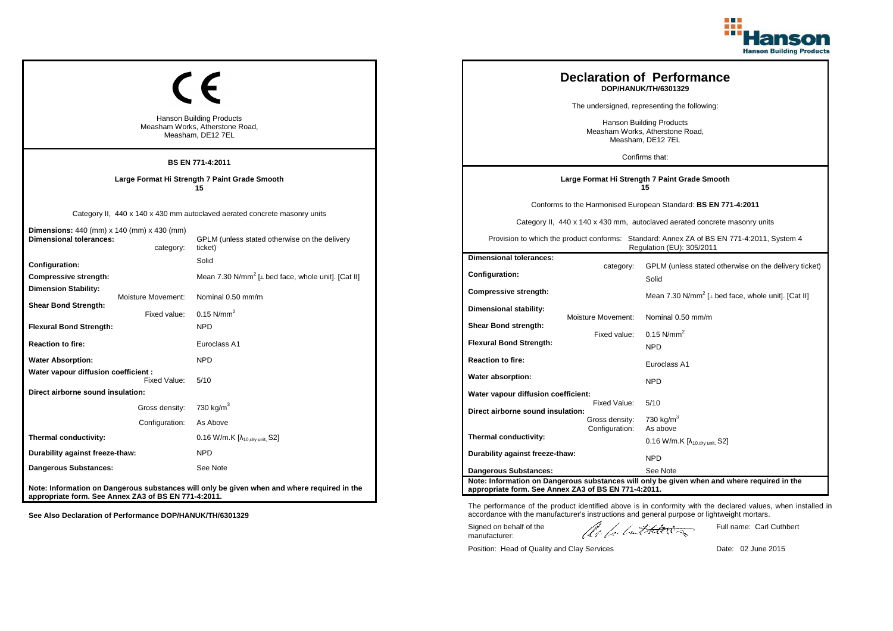## CE

Hanson Building Products
Measham Works, Atherstone Road,
Measham, DE12 7EL

**BS EN 771-4:2011**

**Large Format Hi Strength 7 Paint Grade Smooth**
**15**

Category II, 440 x 140 x 430 mm autoclaved aerated concrete masonry units

| | |
|---|---|
| **Dimensions:** 440 (mm) x 140 (mm) x 430 (mm) | |
| **Dimensional tolerances:** category: | GPLM (unless stated otherwise on the delivery ticket) |
| **Configuration:** | Solid |
| **Compressive strength:** | Mean 7.30 N/mm$^2$ [⊥ bed face, whole unit]. [Cat II] |
| **Dimension Stability:** Moisture Movement: | Nominal 0.50 mm/m |
| **Shear Bond Strength:** Fixed value: | 0.15 N/mm$^2$ |
| **Flexural Bond Strength:** | NPD |
| **Reaction to fire:** | Euroclass A1 |
| **Water Absorption:** | NPD |
| **Water vapour diffusion coefficient :** Fixed Value: | 5/10 |
| **Direct airborne sound insulation:** Gross density: | 730 kg/m$^3$ |
| Configuration: | As Above |
| **Thermal conductivity:** | 0.16 W/m.K [$\lambda_{10,dry\ unit}$, S2] |
| **Durability against freeze-thaw:** | NPD |
| **Dangerous Substances:** | See Note |

**Note: Information on Dangerous substances will only be given when and where required in the appropriate form. See Annex ZA3 of BS EN 771-4:2011.**

**See Also Declaration of Performance DOP/HANUK/TH/6301329**

# Declaration of Performance
**DOP/HANUK/TH/6301329**

The undersigned, representing the following:

Hanson Building Products
Measham Works, Atherstone Road,
Measham, DE12 7EL

Confirms that:

**Large Format Hi Strength 7 Paint Grade Smooth**
**15**

Conforms to the Harmonised European Standard: **BS EN 771-4:2011**

Category II, 440 x 140 x 430 mm, autoclaved aerated concrete masonry units

Provision to which the product conforms: Standard: Annex ZA of BS EN 771-4:2011, System 4 Regulation (EU): 305/2011

| | |
|---|---|
| **Dimensional tolerances:** category: | GPLM (unless stated otherwise on the delivery ticket) |
| **Configuration:** | Solid |
| **Compressive strength:** | Mean 7.30 N/mm$^2$ [⊥ bed face, whole unit]. [Cat II] |
| **Dimensional stability:** Moisture Movement: | Nominal 0.50 mm/m |
| **Shear Bond strength:** Fixed value: | 0.15 N/mm$^2$ |
| **Flexural Bond Strength:** | NPD |
| **Reaction to fire:** | Euroclass A1 |
| **Water absorption:** | NPD |
| **Water vapour diffusion coefficient:** Fixed Value: | 5/10 |
| **Direct airborne sound insulation:** Gross density: | 730 kg/m$^3$ |
| Configuration: | As above |
| **Thermal conductivity:** | 0.16 W/m.K [$\lambda_{10,dry\ unit}$, S2] |
| **Durability against freeze-thaw:** | NPD |
| **Dangerous Substances:** | See Note |

**Note: Information on Dangerous substances will only be given when and where required in the appropriate form. See Annex ZA3 of BS EN 771-4:2011.**

The performance of the product identified above is in conformity with the declared values, when installed in accordance with the manufacturer's instructions and general purpose or lightweight mortars.

Signed on behalf of the manufacturer: Full name: Carl Cuthbert

Position: Head of Quality and Clay Services Date: 02 June 2015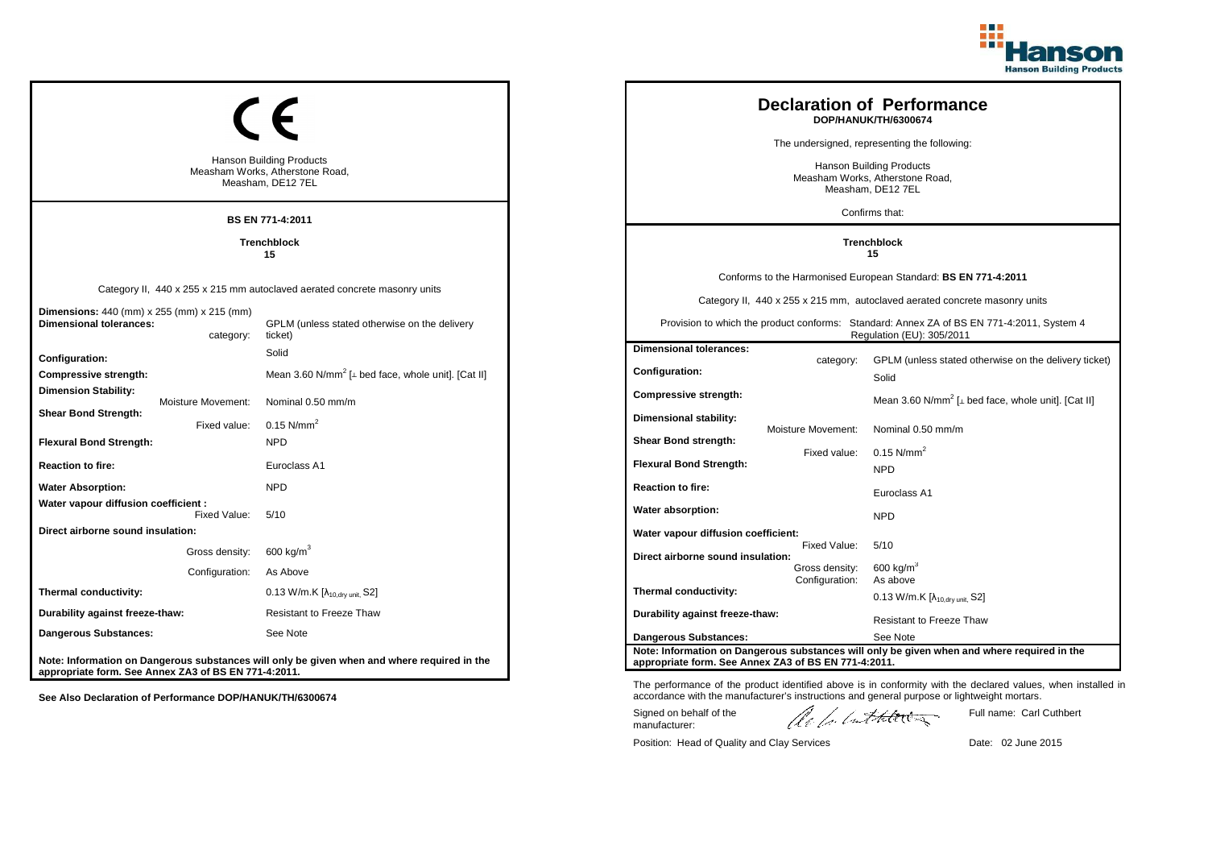## CE

Hanson Building Products
Measham Works, Atherstone Road,
Measham, DE12 7EL

**BS EN 771-4:2011**

**Trenchblock**
**15**

Category II, 440 x 255 x 215 mm autoclaved aerated concrete masonry units

| | |
|---|---|
| **Dimensions:** 440 (mm) x 255 (mm) x 215 (mm) | |
| **Dimensional tolerances:** category: | GPLM (unless stated otherwise on the delivery ticket) |
| **Configuration:** | Solid |
| **Compressive strength:** | Mean 3.60 N/mm$^2$ [⊥ bed face, whole unit]. [Cat II] |
| **Dimension Stability:** Moisture Movement: | Nominal 0.50 mm/m |
| **Shear Bond Strength:** Fixed value: | 0.15 N/mm$^2$ |
| **Flexural Bond Strength:** | NPD |
| **Reaction to fire:** | Euroclass A1 |
| **Water Absorption:** | NPD |
| **Water vapour diffusion coefficient :** Fixed Value: | 5/10 |
| **Direct airborne sound insulation:** Gross density: | 600 kg/m$^3$ |
| Configuration: | As Above |
| **Thermal conductivity:** | 0.13 W/m.K [$\lambda_{10,dry\ unit}$, S2] |
| **Durability against freeze-thaw:** | Resistant to Freeze Thaw |
| **Dangerous Substances:** | See Note |

**Note: Information on Dangerous substances will only be given when and where required in the appropriate form. See Annex ZA3 of BS EN 771-4:2011.**

**See Also Declaration of Performance DOP/HANUK/TH/6300674**

## Declaration of Performance
**DOP/HANUK/TH/6300674**

The undersigned, representing the following:

Hanson Building Products
Measham Works, Atherstone Road,
Measham, DE12 7EL

Confirms that:

**Trenchblock**
**15**

Conforms to the Harmonised European Standard: **BS EN 771-4:2011**

Category II, 440 x 255 x 215 mm, autoclaved aerated concrete masonry units

Provision to which the product conforms: Standard: Annex ZA of BS EN 771-4:2011, System 4 Regulation (EU): 305/2011

| | |
|---|---|
| **Dimensional tolerances:** category: | GPLM (unless stated otherwise on the delivery ticket) |
| **Configuration:** | Solid |
| **Compressive strength:** | Mean 3.60 N/mm$^2$ [⊥ bed face, whole unit]. [Cat II] |
| **Dimensional stability:** Moisture Movement: | Nominal 0.50 mm/m |
| **Shear Bond strength:** Fixed value: | 0.15 N/mm$^2$ |
| **Flexural Bond Strength:** | NPD |
| **Reaction to fire:** | Euroclass A1 |
| **Water absorption:** | NPD |
| **Water vapour diffusion coefficient:** Fixed Value: | 5/10 |
| **Direct airborne sound insulation:** Gross density: | 600 kg/m$^3$ |
| Configuration: | As above |
| **Thermal conductivity:** | 0.13 W/m.K [$\lambda_{10,dry\ unit}$, S2] |
| **Durability against freeze-thaw:** | Resistant to Freeze Thaw |
| **Dangerous Substances:** | See Note |

**Note: Information on Dangerous substances will only be given when and where required in the appropriate form. See Annex ZA3 of BS EN 771-4:2011.**

The performance of the product identified above is in conformity with the declared values, when installed in accordance with the manufacturer's instructions and general purpose or lightweight mortars.

Signed on behalf of the manufacturer: Full name: Carl Cuthbert

Position: Head of Quality and Clay Services Date: 02 June 2015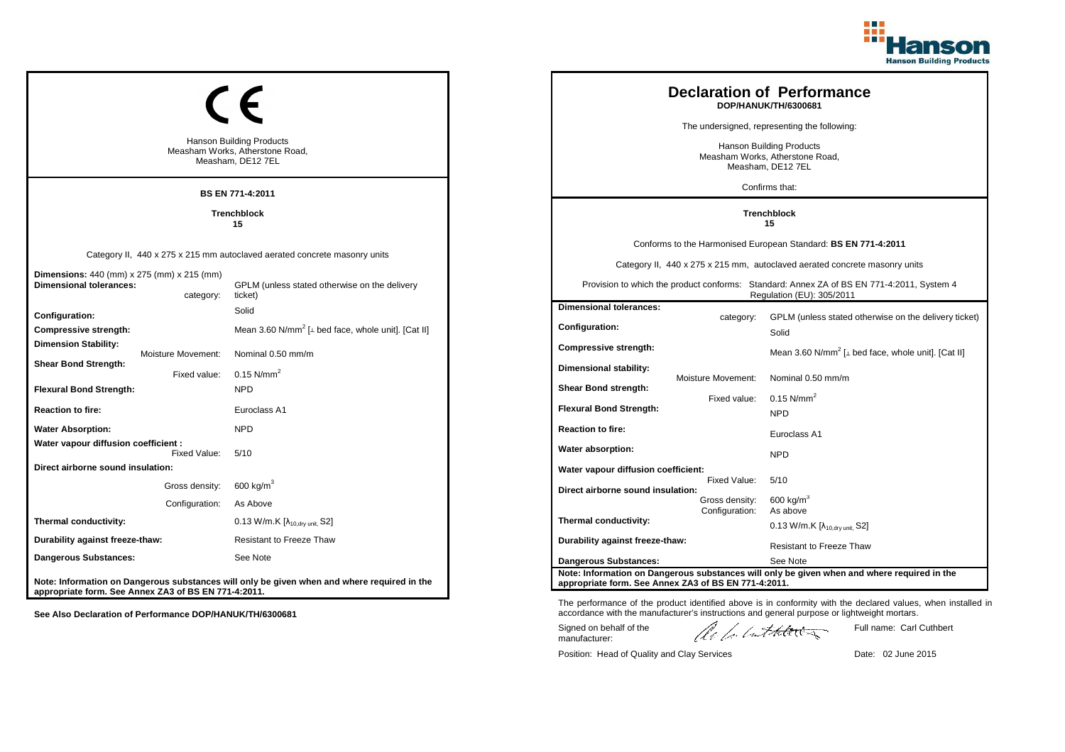Hanson Building Products

CE

Hanson Building Products
Measham Works, Atherstone Road,
Measham, DE12 7EL

**BS EN 771-4:2011**

**Trenchblock**
**15**

Category II, 440 x 275 x 215 mm autoclaved aerated concrete masonry units

| | |
|---|---|
| **Dimensions:** 440 (mm) x 275 (mm) x 215 (mm) | |
| **Dimensional tolerances:** category: | GPLM (unless stated otherwise on the delivery ticket) |
| **Configuration:** | Solid |
| **Compressive strength:** | Mean 3.60 N/mm$^2$ [⊥ bed face, whole unit]. [Cat II] |
| **Dimension Stability:** Moisture Movement: | Nominal 0.50 mm/m |
| **Shear Bond Strength:** Fixed value: | 0.15 N/mm$^2$ |
| **Flexural Bond Strength:** | NPD |
| **Reaction to fire:** | Euroclass A1 |
| **Water Absorption:** | NPD |
| **Water vapour diffusion coefficient :** Fixed Value: | 5/10 |
| **Direct airborne sound insulation:** Gross density: | 600 kg/m$^3$ |
| Configuration: | As Above |
| **Thermal conductivity:** | 0.13 W/m.K [$\lambda_{10,dry\ unit}$, S2] |
| **Durability against freeze-thaw:** | Resistant to Freeze Thaw |
| **Dangerous Substances:** | See Note |

**Note: Information on Dangerous substances will only be given when and where required in the appropriate form. See Annex ZA3 of BS EN 771-4:2011.**

**See Also Declaration of Performance DOP/HANUK/TH/6300681**

# Declaration of Performance
**DOP/HANUK/TH/6300681**

The undersigned, representing the following:

Hanson Building Products
Measham Works, Atherstone Road,
Measham, DE12 7EL

Confirms that:

**Trenchblock**
**15**

Conforms to the Harmonised European Standard: **BS EN 771-4:2011**

Category II, 440 x 275 x 215 mm, autoclaved aerated concrete masonry units

Provision to which the product conforms: Standard: Annex ZA of BS EN 771-4:2011, System 4 Regulation (EU): 305/2011

| | |
|---|---|
| **Dimensional tolerances:** category: | GPLM (unless stated otherwise on the delivery ticket) |
| **Configuration:** | Solid |
| **Compressive strength:** | Mean 3.60 N/mm$^2$ [⊥ bed face, whole unit]. [Cat II] |
| **Dimensional stability:** Moisture Movement: | Nominal 0.50 mm/m |
| **Shear Bond strength:** Fixed value: | 0.15 N/mm$^2$ |
| **Flexural Bond Strength:** | NPD |
| **Reaction to fire:** | Euroclass A1 |
| **Water absorption:** | NPD |
| **Water vapour diffusion coefficient:** Fixed Value: | 5/10 |
| **Direct airborne sound insulation:** Gross density: | 600 kg/m$^3$ |
| Configuration: | As above |
| **Thermal conductivity:** | 0.13 W/m.K [$\lambda_{10,dry\ unit}$, S2] |
| **Durability against freeze-thaw:** | Resistant to Freeze Thaw |
| **Dangerous Substances:** | See Note |

**Note: Information on Dangerous substances will only be given when and where required in the appropriate form. See Annex ZA3 of BS EN 771-4:2011.**

The performance of the product identified above is in conformity with the declared values, when installed in accordance with the manufacturer's instructions and general purpose or lightweight mortars.

Signed on behalf of the manufacturer:

Full name: Carl Cuthbert

Position: Head of Quality and Clay Services

Date: 02 June 2015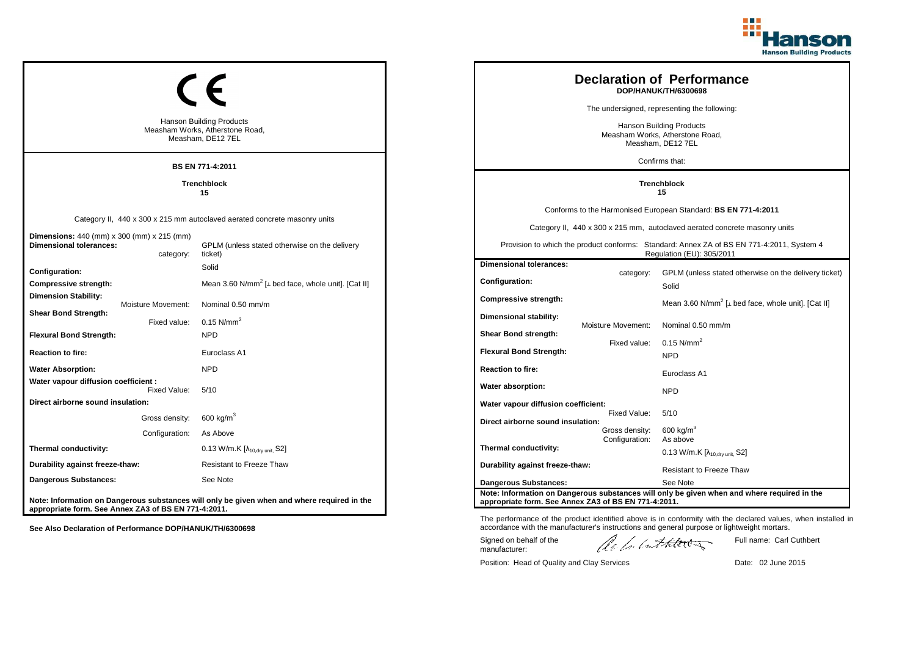## CE

Hanson Building Products
Measham Works, Atherstone Road,
Measham, DE12 7EL

**BS EN 771-4:2011**

**Trenchblock**
**15**

Category II, 440 x 300 x 215 mm autoclaved aerated concrete masonry units

| | |
|---|---|
| **Dimensions:** 440 (mm) x 300 (mm) x 215 (mm) | |
| **Dimensional tolerances:** category: | GPLM (unless stated otherwise on the delivery ticket) |
| **Configuration:** | Solid |
| **Compressive strength:** | Mean 3.60 N/mm$^2$ [⊥ bed face, whole unit]. [Cat II] |
| **Dimension Stability:** Moisture Movement: | Nominal 0.50 mm/m |
| **Shear Bond Strength:** Fixed value: | 0.15 N/mm$^2$ |
| **Flexural Bond Strength:** | NPD |
| **Reaction to fire:** | Euroclass A1 |
| **Water Absorption:** | NPD |
| **Water vapour diffusion coefficient :** Fixed Value: | 5/10 |
| **Direct airborne sound insulation:** Gross density: | 600 kg/m$^3$ |
| Configuration: | As Above |
| **Thermal conductivity:** | 0.13 W/m.K [$\lambda_{10,dry\ unit}$, S2] |
| **Durability against freeze-thaw:** | Resistant to Freeze Thaw |
| **Dangerous Substances:** | See Note |

**Note: Information on Dangerous substances will only be given when and where required in the appropriate form. See Annex ZA3 of BS EN 771-4:2011.**

**See Also Declaration of Performance DOP/HANUK/TH/6300698**

# Declaration of Performance
**DOP/HANUK/TH/6300698**

The undersigned, representing the following:

Hanson Building Products
Measham Works, Atherstone Road,
Measham, DE12 7EL

Confirms that:

**Trenchblock**
**15**

Conforms to the Harmonised European Standard: **BS EN 771-4:2011**

Category II, 440 x 300 x 215 mm, autoclaved aerated concrete masonry units

Provision to which the product conforms: Standard: Annex ZA of BS EN 771-4:2011, System 4 Regulation (EU): 305/2011

| | |
|---|---|
| **Dimensional tolerances:** category: | GPLM (unless stated otherwise on the delivery ticket) |
| **Configuration:** | Solid |
| **Compressive strength:** | Mean 3.60 N/mm$^2$ [⊥ bed face, whole unit]. [Cat II] |
| **Dimensional stability:** Moisture Movement: | Nominal 0.50 mm/m |
| **Shear Bond strength:** Fixed value: | 0.15 N/mm$^2$ |
| **Flexural Bond Strength:** | NPD |
| **Reaction to fire:** | Euroclass A1 |
| **Water absorption:** | NPD |
| **Water vapour diffusion coefficient:** Fixed Value: | 5/10 |
| **Direct airborne sound insulation:** Gross density: | 600 kg/m$^3$ |
| Configuration: | As above |
| **Thermal conductivity:** | 0.13 W/m.K [$\lambda_{10,dry\ unit}$, S2] |
| **Durability against freeze-thaw:** | Resistant to Freeze Thaw |
| **Dangerous Substances:** | See Note |

**Note: Information on Dangerous substances will only be given when and where required in the appropriate form. See Annex ZA3 of BS EN 771-4:2011.**

The performance of the product identified above is in conformity with the declared values, when installed in accordance with the manufacturer's instructions and general purpose or lightweight mortars.

Signed on behalf of the manufacturer: Full name: Carl Cuthbert

Position: Head of Quality and Clay Services Date: 02 June 2015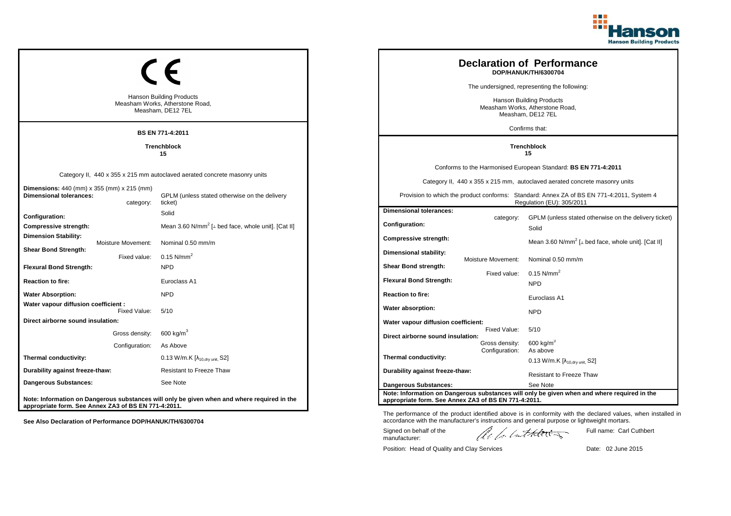## CE Label

Hanson Building Products
Measham Works, Atherstone Road,
Measham, DE12 7EL

**BS EN 771-4:2011**

**Trenchblock**
**15**

Category II, 440 x 355 x 215 mm autoclaved aerated concrete masonry units

| | |
|---|---|
| **Dimensions:** 440 (mm) x 355 (mm) x 215 (mm) | |
| **Dimensional tolerances:** category: | GPLM (unless stated otherwise on the delivery ticket) |
| **Configuration:** | Solid |
| **Compressive strength:** | Mean 3.60 N/mm$^2$ [⊥ bed face, whole unit]. [Cat II] |
| **Dimension Stability:** Moisture Movement: | Nominal 0.50 mm/m |
| **Shear Bond Strength:** Fixed value: | 0.15 N/mm$^2$ |
| **Flexural Bond Strength:** | NPD |
| **Reaction to fire:** | Euroclass A1 |
| **Water Absorption:** | NPD |
| **Water vapour diffusion coefficient :** Fixed Value: | 5/10 |
| **Direct airborne sound insulation:** Gross density: | 600 kg/m$^3$ |
| Configuration: | As Above |
| **Thermal conductivity:** | 0.13 W/m.K [$\lambda_{10,dry\ unit}$, S2] |
| **Durability against freeze-thaw:** | Resistant to Freeze Thaw |
| **Dangerous Substances:** | See Note |

**Note: Information on Dangerous substances will only be given when and where required in the appropriate form. See Annex ZA3 of BS EN 771-4:2011.**

**See Also Declaration of Performance DOP/HANUK/TH/6300704**

# Declaration of Performance

**DOP/HANUK/TH/6300704**

The undersigned, representing the following:

Hanson Building Products
Measham Works, Atherstone Road,
Measham, DE12 7EL

Confirms that:

**Trenchblock**
**15**

Conforms to the Harmonised European Standard: **BS EN 771-4:2011**

Category II, 440 x 355 x 215 mm, autoclaved aerated concrete masonry units

Provision to which the product conforms: Standard: Annex ZA of BS EN 771-4:2011, System 4 Regulation (EU): 305/2011

| | |
|---|---|
| **Dimensional tolerances:** category: | GPLM (unless stated otherwise on the delivery ticket) |
| **Configuration:** | Solid |
| **Compressive strength:** | Mean 3.60 N/mm$^2$ [⊥ bed face, whole unit]. [Cat II] |
| **Dimensional stability:** Moisture Movement: | Nominal 0.50 mm/m |
| **Shear Bond strength:** Fixed value: | 0.15 N/mm$^2$ |
| **Flexural Bond Strength:** | NPD |
| **Reaction to fire:** | Euroclass A1 |
| **Water absorption:** | NPD |
| **Water vapour diffusion coefficient:** Fixed Value: | 5/10 |
| **Direct airborne sound insulation:** Gross density: | 600 kg/m$^3$ |
| Configuration: | As above |
| **Thermal conductivity:** | 0.13 W/m.K [$\lambda_{10,dry\ unit}$, S2] |
| **Durability against freeze-thaw:** | Resistant to Freeze Thaw |
| **Dangerous Substances:** | See Note |

**Note: Information on Dangerous substances will only be given when and where required in the appropriate form. See Annex ZA3 of BS EN 771-4:2011.**

The performance of the product identified above is in conformity with the declared values, when installed in accordance with the manufacturer's instructions and general purpose or lightweight mortars.

Signed on behalf of the manufacturer:

Full name: Carl Cuthbert

Position: Head of Quality and Clay Services

Date: 02 June 2015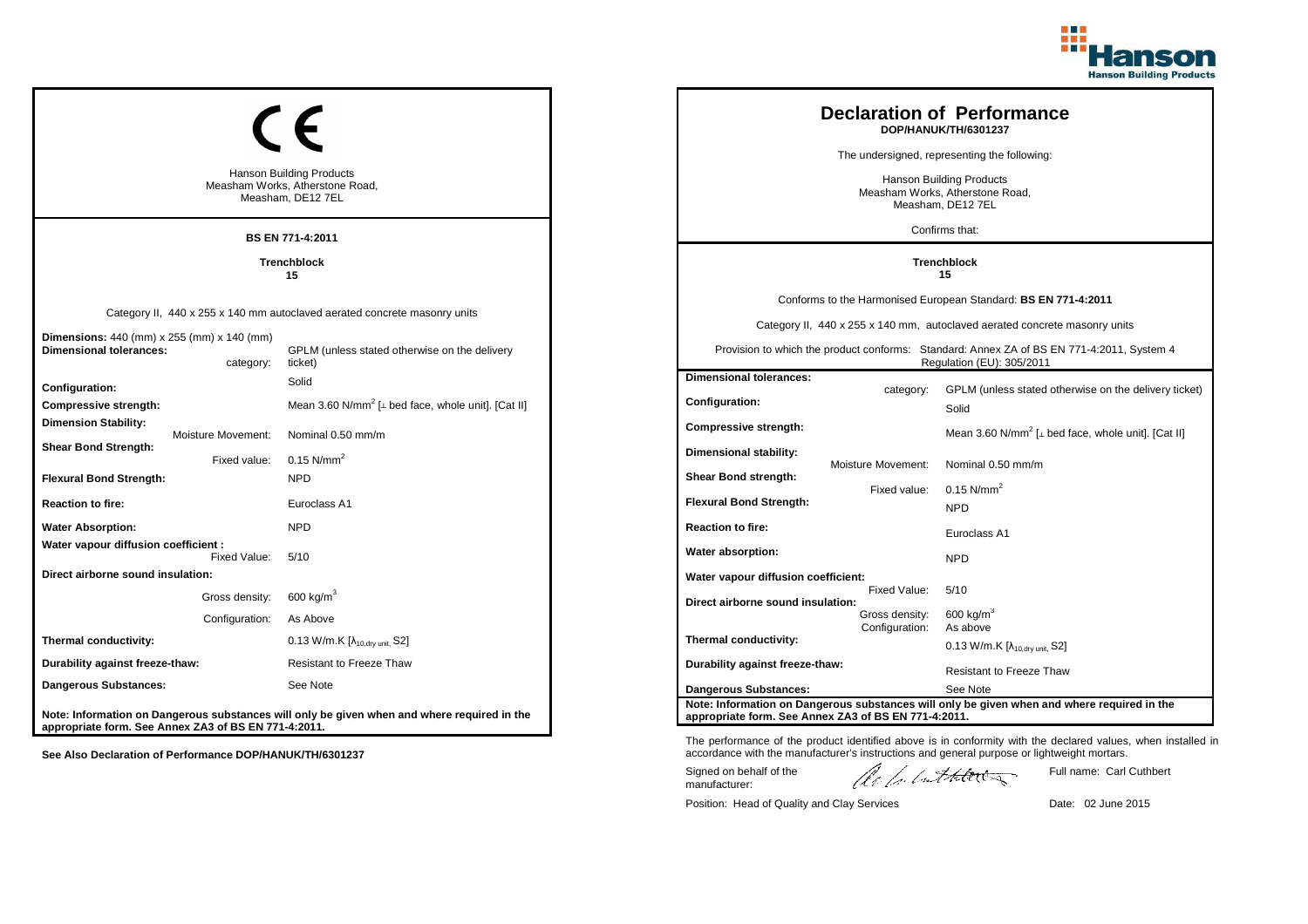CE

Hanson Building Products
Measham Works, Atherstone Road,
Measham, DE12 7EL

**BS EN 771-4:2011**

**Trenchblock**
**15**

Category II, 440 x 255 x 140 mm autoclaved aerated concrete masonry units

| | |
|---|---|
| **Dimensions:** 440 (mm) x 255 (mm) x 140 (mm) | |
| **Dimensional tolerances:** category: | GPLM (unless stated otherwise on the delivery ticket) |
| **Configuration:** | Solid |
| **Compressive strength:** | Mean 3.60 N/mm$^2$ [⊥ bed face, whole unit]. [Cat II] |
| **Dimension Stability:** Moisture Movement: | Nominal 0.50 mm/m |
| **Shear Bond Strength:** Fixed value: | 0.15 N/mm$^2$ |
| **Flexural Bond Strength:** | NPD |
| **Reaction to fire:** | Euroclass A1 |
| **Water Absorption:** | NPD |
| **Water vapour diffusion coefficient :** Fixed Value: | 5/10 |
| **Direct airborne sound insulation:** Gross density: | 600 kg/m$^3$ |
| Configuration: | As Above |
| **Thermal conductivity:** | 0.13 W/m.K [$\lambda_{10,dry\ unit}$, S2] |
| **Durability against freeze-thaw:** | Resistant to Freeze Thaw |
| **Dangerous Substances:** | See Note |

**Note: Information on Dangerous substances will only be given when and where required in the appropriate form. See Annex ZA3 of BS EN 771-4:2011.**

**See Also Declaration of Performance DOP/HANUK/TH/6301237**

# Declaration of Performance
**DOP/HANUK/TH/6301237**

The undersigned, representing the following:

Hanson Building Products
Measham Works, Atherstone Road,
Measham, DE12 7EL

Confirms that:

**Trenchblock**
**15**

Conforms to the Harmonised European Standard: **BS EN 771-4:2011**

Category II, 440 x 255 x 140 mm, autoclaved aerated concrete masonry units

Provision to which the product conforms: Standard: Annex ZA of BS EN 771-4:2011, System 4 Regulation (EU): 305/2011

| | |
|---|---|
| **Dimensional tolerances:** category: | GPLM (unless stated otherwise on the delivery ticket) |
| **Configuration:** | Solid |
| **Compressive strength:** | Mean 3.60 N/mm$^2$ [⊥ bed face, whole unit]. [Cat II] |
| **Dimensional stability:** Moisture Movement: | Nominal 0.50 mm/m |
| **Shear Bond strength:** Fixed value: | 0.15 N/mm$^2$ |
| **Flexural Bond Strength:** | NPD |
| **Reaction to fire:** | Euroclass A1 |
| **Water absorption:** | NPD |
| **Water vapour diffusion coefficient:** Fixed Value: | 5/10 |
| **Direct airborne sound insulation:** Gross density: | 600 kg/m$^3$ |
| Configuration: | As above |
| **Thermal conductivity:** | 0.13 W/m.K [$\lambda_{10,dry\ unit}$, S2] |
| **Durability against freeze-thaw:** | Resistant to Freeze Thaw |
| **Dangerous Substances:** | See Note |

**Note: Information on Dangerous substances will only be given when and where required in the appropriate form. See Annex ZA3 of BS EN 771-4:2011.**

The performance of the product identified above is in conformity with the declared values, when installed in accordance with the manufacturer's instructions and general purpose or lightweight mortars.

Signed on behalf of the manufacturer: Full name: Carl Cuthbert

Position: Head of Quality and Clay Services Date: 02 June 2015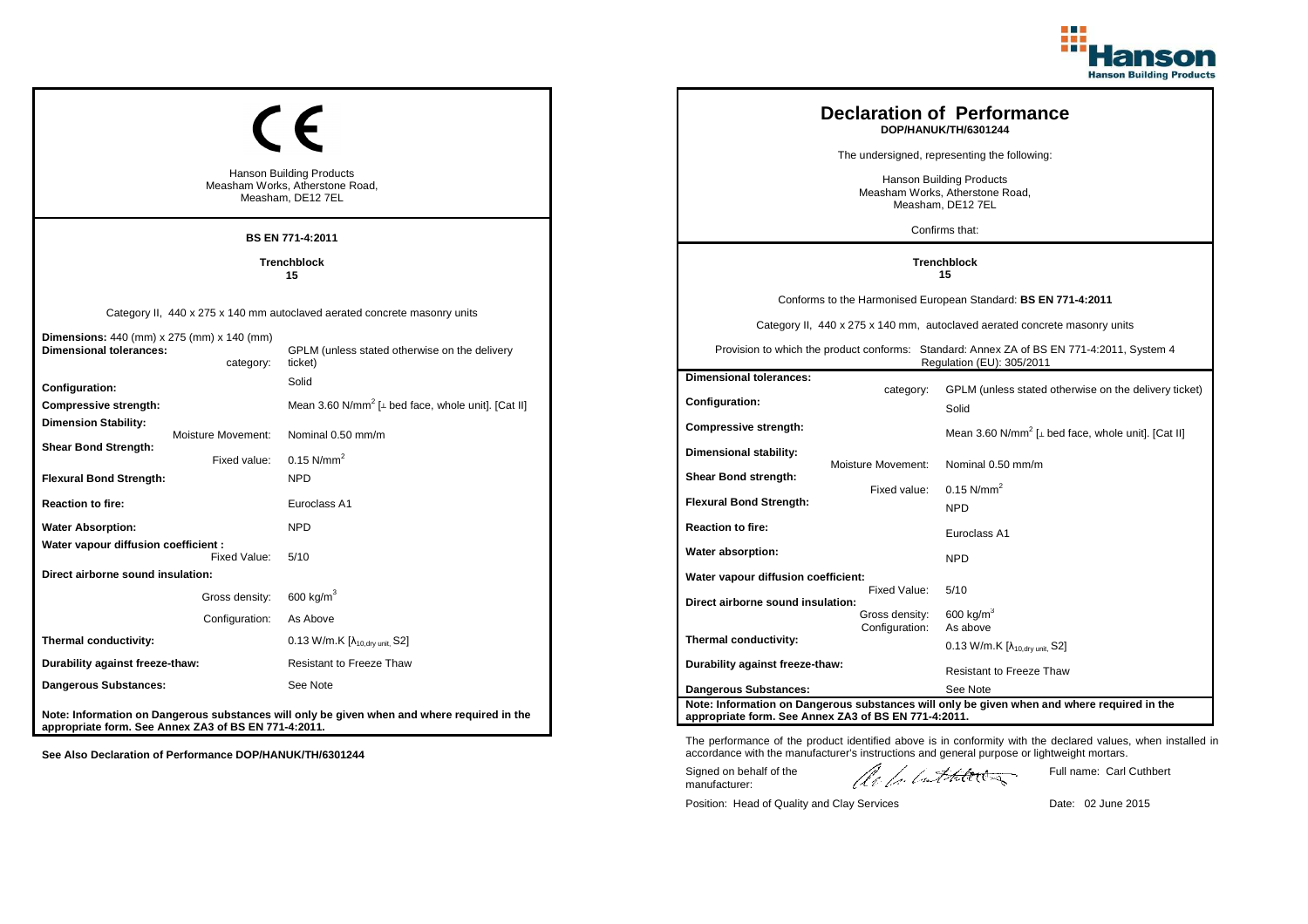Hanson Building Products

CE

Hanson Building Products
Measham Works, Atherstone Road,
Measham, DE12 7EL

**BS EN 771-4:2011**

**Trenchblock**
**15**

Category II, 440 x 275 x 140 mm autoclaved aerated concrete masonry units

| | |
|---|---|
| **Dimensions:** 440 (mm) x 275 (mm) x 140 (mm) | |
| **Dimensional tolerances:** category: | GPLM (unless stated otherwise on the delivery ticket) |
| **Configuration:** | Solid |
| **Compressive strength:** | Mean 3.60 N/mm$^2$ [⊥ bed face, whole unit]. [Cat II] |
| **Dimension Stability:** Moisture Movement: | Nominal 0.50 mm/m |
| **Shear Bond Strength:** Fixed value: | 0.15 N/mm$^2$ |
| **Flexural Bond Strength:** | NPD |
| **Reaction to fire:** | Euroclass A1 |
| **Water Absorption:** | NPD |
| **Water vapour diffusion coefficient :** Fixed Value: | 5/10 |
| **Direct airborne sound insulation:** Gross density: | 600 kg/m$^3$ |
| Configuration: | As Above |
| **Thermal conductivity:** | 0.13 W/m.K [$\lambda_{10,dry\ unit}$, S2] |
| **Durability against freeze-thaw:** | Resistant to Freeze Thaw |
| **Dangerous Substances:** | See Note |

**Note: Information on Dangerous substances will only be given when and where required in the appropriate form. See Annex ZA3 of BS EN 771-4:2011.**

**See Also Declaration of Performance DOP/HANUK/TH/6301244**

# Declaration of Performance

**DOP/HANUK/TH/6301244**

The undersigned, representing the following:

Hanson Building Products
Measham Works, Atherstone Road,
Measham, DE12 7EL

Confirms that:

**Trenchblock**
**15**

Conforms to the Harmonised European Standard: **BS EN 771-4:2011**

Category II, 440 x 275 x 140 mm, autoclaved aerated concrete masonry units

Provision to which the product conforms: Standard: Annex ZA of BS EN 771-4:2011, System 4 Regulation (EU): 305/2011

| | |
|---|---|
| **Dimensional tolerances:** category: | GPLM (unless stated otherwise on the delivery ticket) |
| **Configuration:** | Solid |
| **Compressive strength:** | Mean 3.60 N/mm$^2$ [⊥ bed face, whole unit]. [Cat II] |
| **Dimensional stability:** Moisture Movement: | Nominal 0.50 mm/m |
| **Shear Bond strength:** Fixed value: | 0.15 N/mm$^2$ |
| **Flexural Bond Strength:** | NPD |
| **Reaction to fire:** | Euroclass A1 |
| **Water absorption:** | NPD |
| **Water vapour diffusion coefficient:** Fixed Value: | 5/10 |
| **Direct airborne sound insulation:** Gross density: | 600 kg/m$^3$ |
| Configuration: | As above |
| **Thermal conductivity:** | 0.13 W/m.K [$\lambda_{10,dry\ unit}$, S2] |
| **Durability against freeze-thaw:** | Resistant to Freeze Thaw |
| **Dangerous Substances:** | See Note |

**Note: Information on Dangerous substances will only be given when and where required in the appropriate form. See Annex ZA3 of BS EN 771-4:2011.**

The performance of the product identified above is in conformity with the declared values, when installed in accordance with the manufacturer's instructions and general purpose or lightweight mortars.

Signed on behalf of the manufacturer: Full name: Carl Cuthbert

Position: Head of Quality and Clay Services Date: 02 June 2015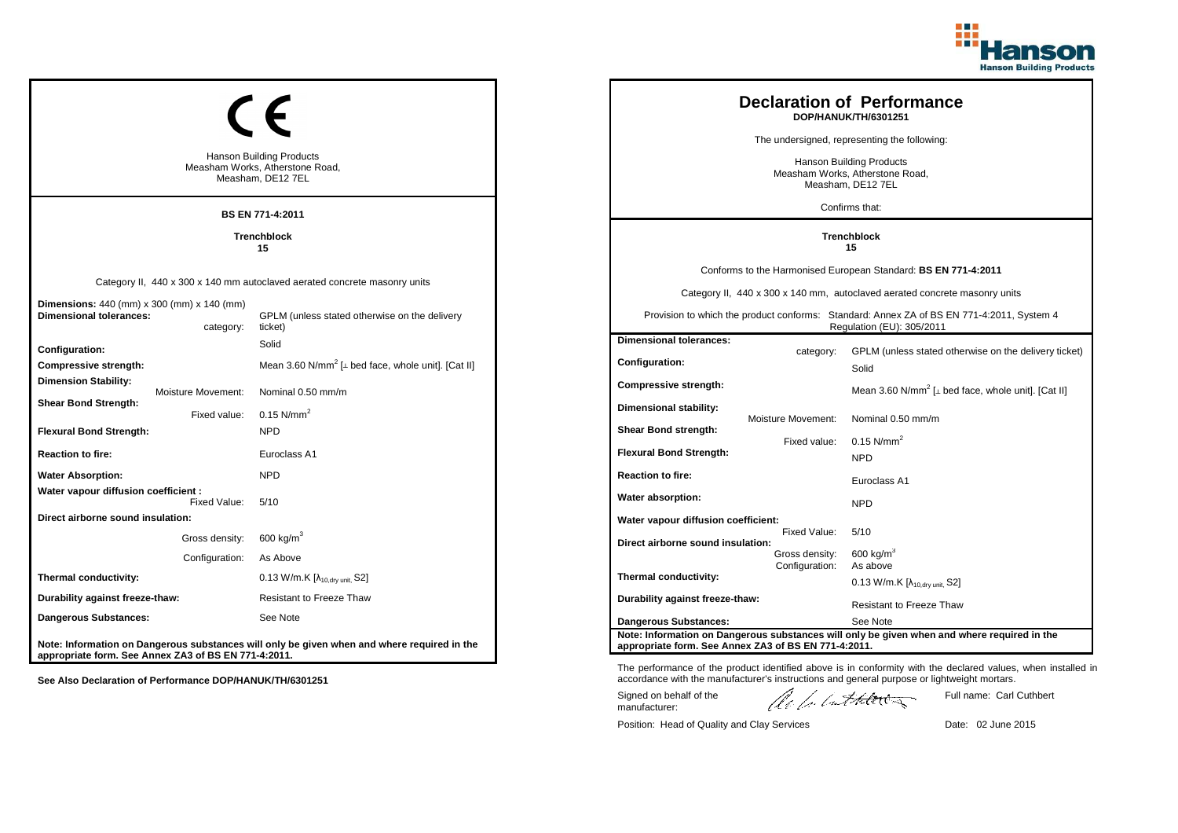Hanson Building Products

CE

Hanson Building Products
Measham Works, Atherstone Road,
Measham, DE12 7EL

**BS EN 771-4:2011**

**Trenchblock**
**15**

Category II, 440 x 300 x 140 mm autoclaved aerated concrete masonry units

| | |
|---|---|
| **Dimensions:** 440 (mm) x 300 (mm) x 140 (mm) | |
| **Dimensional tolerances:** category: | GPLM (unless stated otherwise on the delivery ticket) |
| **Configuration:** | Solid |
| **Compressive strength:** | Mean 3.60 N/mm$^2$ [⊥ bed face, whole unit]. [Cat II] |
| **Dimension Stability:** Moisture Movement: | Nominal 0.50 mm/m |
| **Shear Bond Strength:** Fixed value: | 0.15 N/mm$^2$ |
| **Flexural Bond Strength:** | NPD |
| **Reaction to fire:** | Euroclass A1 |
| **Water Absorption:** | NPD |
| **Water vapour diffusion coefficient :** Fixed Value: | 5/10 |
| **Direct airborne sound insulation:** Gross density: | 600 kg/m$^3$ |
| Configuration: | As Above |
| **Thermal conductivity:** | 0.13 W/m.K [$\lambda_{10,dry\ unit}$, S2] |
| **Durability against freeze-thaw:** | Resistant to Freeze Thaw |
| **Dangerous Substances:** | See Note |

**Note: Information on Dangerous substances will only be given when and where required in the appropriate form. See Annex ZA3 of BS EN 771-4:2011.**

**See Also Declaration of Performance DOP/HANUK/TH/6301251**

# Declaration of Performance
**DOP/HANUK/TH/6301251**

The undersigned, representing the following:

Hanson Building Products
Measham Works, Atherstone Road,
Measham, DE12 7EL

Confirms that:

**Trenchblock**
**15**

Conforms to the Harmonised European Standard: **BS EN 771-4:2011**

Category II, 440 x 300 x 140 mm, autoclaved aerated concrete masonry units

Provision to which the product conforms: Standard: Annex ZA of BS EN 771-4:2011, System 4 Regulation (EU): 305/2011

| | |
|---|---|
| **Dimensional tolerances:** category: | GPLM (unless stated otherwise on the delivery ticket) |
| **Configuration:** | Solid |
| **Compressive strength:** | Mean 3.60 N/mm$^2$ [⊥ bed face, whole unit]. [Cat II] |
| **Dimensional stability:** Moisture Movement: | Nominal 0.50 mm/m |
| **Shear Bond strength:** Fixed value: | 0.15 N/mm$^2$ |
| **Flexural Bond Strength:** | NPD |
| **Reaction to fire:** | Euroclass A1 |
| **Water absorption:** | NPD |
| **Water vapour diffusion coefficient:** Fixed Value: | 5/10 |
| **Direct airborne sound insulation:** Gross density: | 600 kg/m$^3$ |
| Configuration: | As above |
| **Thermal conductivity:** | 0.13 W/m.K [$\lambda_{10,dry\ unit}$, S2] |
| **Durability against freeze-thaw:** | Resistant to Freeze Thaw |
| **Dangerous Substances:** | See Note |

**Note: Information on Dangerous substances will only be given when and where required in the appropriate form. See Annex ZA3 of BS EN 771-4:2011.**

The performance of the product identified above is in conformity with the declared values, when installed in accordance with the manufacturer's instructions and general purpose or lightweight mortars.

Signed on behalf of the manufacturer: Full name: Carl Cuthbert

Position: Head of Quality and Clay Services Date: 02 June 2015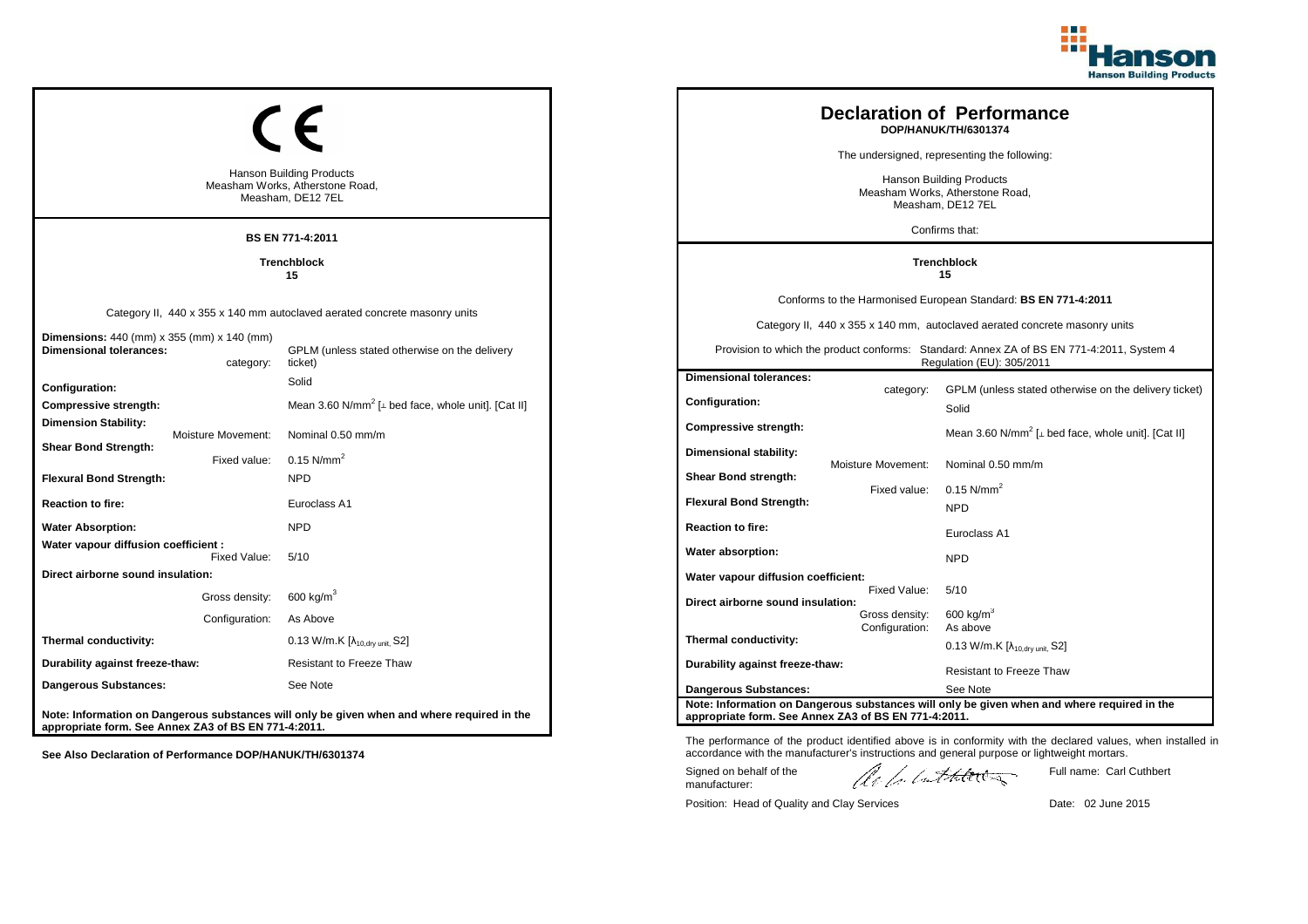Hanson Building Products

CE

Hanson Building Products
Measham Works, Atherstone Road,
Measham, DE12 7EL

**BS EN 771-4:2011**

**Trenchblock**
**15**

Category II, 440 x 355 x 140 mm autoclaved aerated concrete masonry units

| | |
|---|---|
| **Dimensions:** 440 (mm) x 355 (mm) x 140 (mm) | |
| **Dimensional tolerances:** category: | GPLM (unless stated otherwise on the delivery ticket) |
| **Configuration:** | Solid |
| **Compressive strength:** | Mean 3.60 N/mm$^2$ [⊥ bed face, whole unit]. [Cat II] |
| **Dimension Stability:** Moisture Movement: | Nominal 0.50 mm/m |
| **Shear Bond Strength:** Fixed value: | 0.15 N/mm$^2$ |
| **Flexural Bond Strength:** | NPD |
| **Reaction to fire:** | Euroclass A1 |
| **Water Absorption:** | NPD |
| **Water vapour diffusion coefficient :** Fixed Value: | 5/10 |
| **Direct airborne sound insulation:** | |
| Gross density: | 600 kg/m$^3$ |
| Configuration: | As Above |
| **Thermal conductivity:** | 0.13 W/m.K [$\lambda_{10,dry\ unit}$, S2] |
| **Durability against freeze-thaw:** | Resistant to Freeze Thaw |
| **Dangerous Substances:** | See Note |

**Note: Information on Dangerous substances will only be given when and where required in the appropriate form. See Annex ZA3 of BS EN 771-4:2011.**

**See Also Declaration of Performance DOP/HANUK/TH/6301374**

# Declaration of Performance

**DOP/HANUK/TH/6301374**

The undersigned, representing the following:

Hanson Building Products
Measham Works, Atherstone Road,
Measham, DE12 7EL

Confirms that:

**Trenchblock**
**15**

Conforms to the Harmonised European Standard: **BS EN 771-4:2011**

Category II, 440 x 355 x 140 mm, autoclaved aerated concrete masonry units

Provision to which the product conforms: Standard: Annex ZA of BS EN 771-4:2011, System 4 Regulation (EU): 305/2011

| | |
|---|---|
| **Dimensional tolerances:** category: | GPLM (unless stated otherwise on the delivery ticket) |
| **Configuration:** | Solid |
| **Compressive strength:** | Mean 3.60 N/mm$^2$ [⊥ bed face, whole unit]. [Cat II] |
| **Dimensional stability:** Moisture Movement: | Nominal 0.50 mm/m |
| **Shear Bond strength:** Fixed value: | 0.15 N/mm$^2$ |
| **Flexural Bond Strength:** | NPD |
| **Reaction to fire:** | Euroclass A1 |
| **Water absorption:** | NPD |
| **Water vapour diffusion coefficient:** Fixed Value: | 5/10 |
| **Direct airborne sound insulation:** Gross density: | 600 kg/m$^3$ |
| Configuration: | As above |
| **Thermal conductivity:** | 0.13 W/m.K [$\lambda_{10,dry\ unit}$, S2] |
| **Durability against freeze-thaw:** | Resistant to Freeze Thaw |
| **Dangerous Substances:** | See Note |

**Note: Information on Dangerous substances will only be given when and where required in the appropriate form. See Annex ZA3 of BS EN 771-4:2011.**

The performance of the product identified above is in conformity with the declared values, when installed in accordance with the manufacturer's instructions and general purpose or lightweight mortars.

Signed on behalf of the manufacturer:

Full name: Carl Cuthbert

Position: Head of Quality and Clay Services

Date: 02 June 2015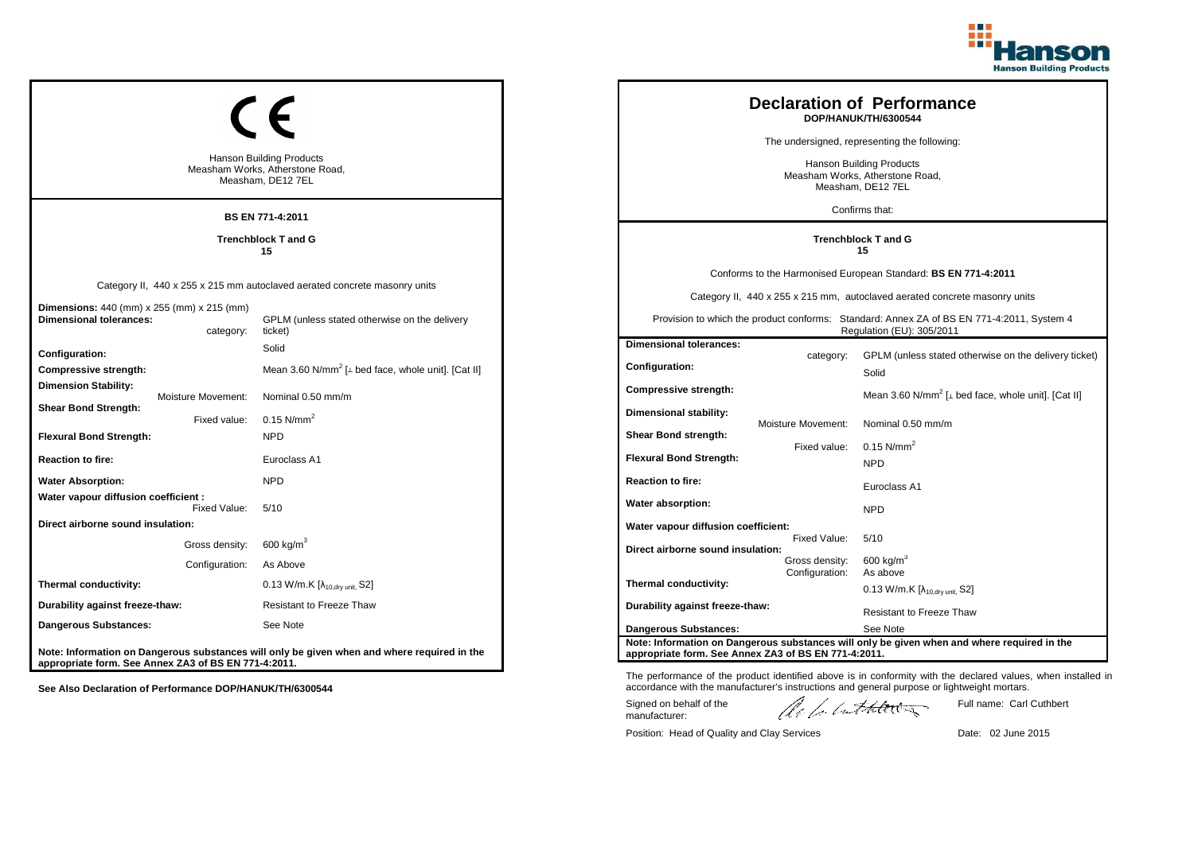CE

Hanson Building Products
Measham Works, Atherstone Road,
Measham, DE12 7EL

**BS EN 771-4:2011**

**Trenchblock T and G**
**15**

Category II, 440 x 255 x 215 mm autoclaved aerated concrete masonry units

| | |
|---|---|
| **Dimensions:** 440 (mm) x 255 (mm) x 215 (mm) | |
| **Dimensional tolerances:** category: | GPLM (unless stated otherwise on the delivery ticket) |
| **Configuration:** | Solid |
| **Compressive strength:** | Mean 3.60 N/mm$^2$ [⊥ bed face, whole unit]. [Cat II] |
| **Dimension Stability:** Moisture Movement: | Nominal 0.50 mm/m |
| **Shear Bond Strength:** Fixed value: | 0.15 N/mm$^2$ |
| **Flexural Bond Strength:** | NPD |
| **Reaction to fire:** | Euroclass A1 |
| **Water Absorption:** | NPD |
| **Water vapour diffusion coefficient :** Fixed Value: | 5/10 |
| **Direct airborne sound insulation:** Gross density: | 600 kg/m$^3$ |
| Configuration: | As Above |
| **Thermal conductivity:** | 0.13 W/m.K [$\lambda_{10,dry\ unit}$, S2] |
| **Durability against freeze-thaw:** | Resistant to Freeze Thaw |
| **Dangerous Substances:** | See Note |

**Note: Information on Dangerous substances will only be given when and where required in the appropriate form. See Annex ZA3 of BS EN 771-4:2011.**

**See Also Declaration of Performance DOP/HANUK/TH/6300544**

# Declaration of Performance

**DOP/HANUK/TH/6300544**

The undersigned, representing the following:

Hanson Building Products
Measham Works, Atherstone Road,
Measham, DE12 7EL

Confirms that:

**Trenchblock T and G**
**15**

Conforms to the Harmonised European Standard: **BS EN 771-4:2011**

Category II, 440 x 255 x 215 mm, autoclaved aerated concrete masonry units

Provision to which the product conforms: Standard: Annex ZA of BS EN 771-4:2011, System 4 Regulation (EU): 305/2011

| | |
|---|---|
| **Dimensional tolerances:** category: | GPLM (unless stated otherwise on the delivery ticket) |
| **Configuration:** | Solid |
| **Compressive strength:** | Mean 3.60 N/mm$^2$ [⊥ bed face, whole unit]. [Cat II] |
| **Dimensional stability:** Moisture Movement: | Nominal 0.50 mm/m |
| **Shear Bond strength:** Fixed value: | 0.15 N/mm$^2$ |
| **Flexural Bond Strength:** | NPD |
| **Reaction to fire:** | Euroclass A1 |
| **Water absorption:** | NPD |
| **Water vapour diffusion coefficient:** Fixed Value: | 5/10 |
| **Direct airborne sound insulation:** Gross density: | 600 kg/m$^3$ |
| Configuration: | As above |
| **Thermal conductivity:** | 0.13 W/m.K [$\lambda_{10,dry\ unit}$, S2] |
| **Durability against freeze-thaw:** | Resistant to Freeze Thaw |
| **Dangerous Substances:** | See Note |

**Note: Information on Dangerous substances will only be given when and where required in the appropriate form. See Annex ZA3 of BS EN 771-4:2011.**

The performance of the product identified above is in conformity with the declared values, when installed in accordance with the manufacturer's instructions and general purpose or lightweight mortars.

Signed on behalf of the manufacturer:

Full name: Carl Cuthbert

Position: Head of Quality and Clay Services

Date: 02 June 2015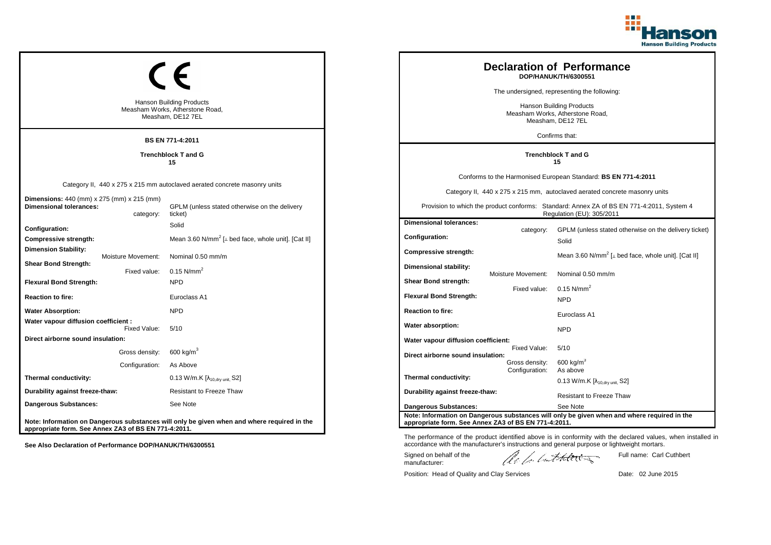CE

Hanson Building Products
Measham Works, Atherstone Road,
Measham, DE12 7EL

**BS EN 771-4:2011**

**Trenchblock T and G**
**15**

Category II, 440 x 275 x 215 mm autoclaved aerated concrete masonry units

| | |
|---|---|
| **Dimensions:** 440 (mm) x 275 (mm) x 215 (mm) | |
| **Dimensional tolerances:** category: | GPLM (unless stated otherwise on the delivery ticket) |
| **Configuration:** | Solid |
| **Compressive strength:** | Mean 3.60 $N/mm^2$ [⊥ bed face, whole unit]. [Cat II] |
| **Dimension Stability:** Moisture Movement: | Nominal 0.50 mm/m |
| **Shear Bond Strength:** Fixed value: | 0.15 $N/mm^2$ |
| **Flexural Bond Strength:** | NPD |
| **Reaction to fire:** | Euroclass A1 |
| **Water Absorption:** | NPD |
| **Water vapour diffusion coefficient :** Fixed Value: | 5/10 |
| **Direct airborne sound insulation:** Gross density: | 600 $kg/m^3$ |
| Configuration: | As Above |
| **Thermal conductivity:** | 0.13 W/m.K [$\lambda_{10,dry\ unit}$, S2] |
| **Durability against freeze-thaw:** | Resistant to Freeze Thaw |
| **Dangerous Substances:** | See Note |

**Note: Information on Dangerous substances will only be given when and where required in the appropriate form. See Annex ZA3 of BS EN 771-4:2011.**

**See Also Declaration of Performance DOP/HANUK/TH/6300551**

# Declaration of Performance

**DOP/HANUK/TH/6300551**

The undersigned, representing the following:

Hanson Building Products
Measham Works, Atherstone Road,
Measham, DE12 7EL

Confirms that:

**Trenchblock T and G**
**15**

Conforms to the Harmonised European Standard: **BS EN 771-4:2011**

Category II, 440 x 275 x 215 mm, autoclaved aerated concrete masonry units

Provision to which the product conforms: Standard: Annex ZA of BS EN 771-4:2011, System 4 Regulation (EU): 305/2011

| | | |
|---|---|---|
| **Dimensional tolerances:** | category: | GPLM (unless stated otherwise on the delivery ticket) |
| **Configuration:** | | Solid |
| **Compressive strength:** | | Mean 3.60 $N/mm^2$ [⊥ bed face, whole unit]. [Cat II] |
| **Dimensional stability:** | Moisture Movement: | Nominal 0.50 mm/m |
| **Shear Bond strength:** | Fixed value: | 0.15 $N/mm^2$ |
| **Flexural Bond Strength:** | | NPD |
| **Reaction to fire:** | | Euroclass A1 |
| **Water absorption:** | | NPD |
| **Water vapour diffusion coefficient:** | Fixed Value: | 5/10 |
| **Direct airborne sound insulation:** | Gross density: | 600 $kg/m^3$ |
| | Configuration: | As above |
| **Thermal conductivity:** | | 0.13 W/m.K [$\lambda_{10,dry\ unit}$, S2] |
| **Durability against freeze-thaw:** | | Resistant to Freeze Thaw |
| **Dangerous Substances:** | | See Note |

**Note: Information on Dangerous substances will only be given when and where required in the appropriate form. See Annex ZA3 of BS EN 771-4:2011.**

The performance of the product identified above is in conformity with the declared values, when installed in accordance with the manufacturer's instructions and general purpose or lightweight mortars.

Signed on behalf of the manufacturer:

Full name: Carl Cuthbert

Position: Head of Quality and Clay Services

Date: 02 June 2015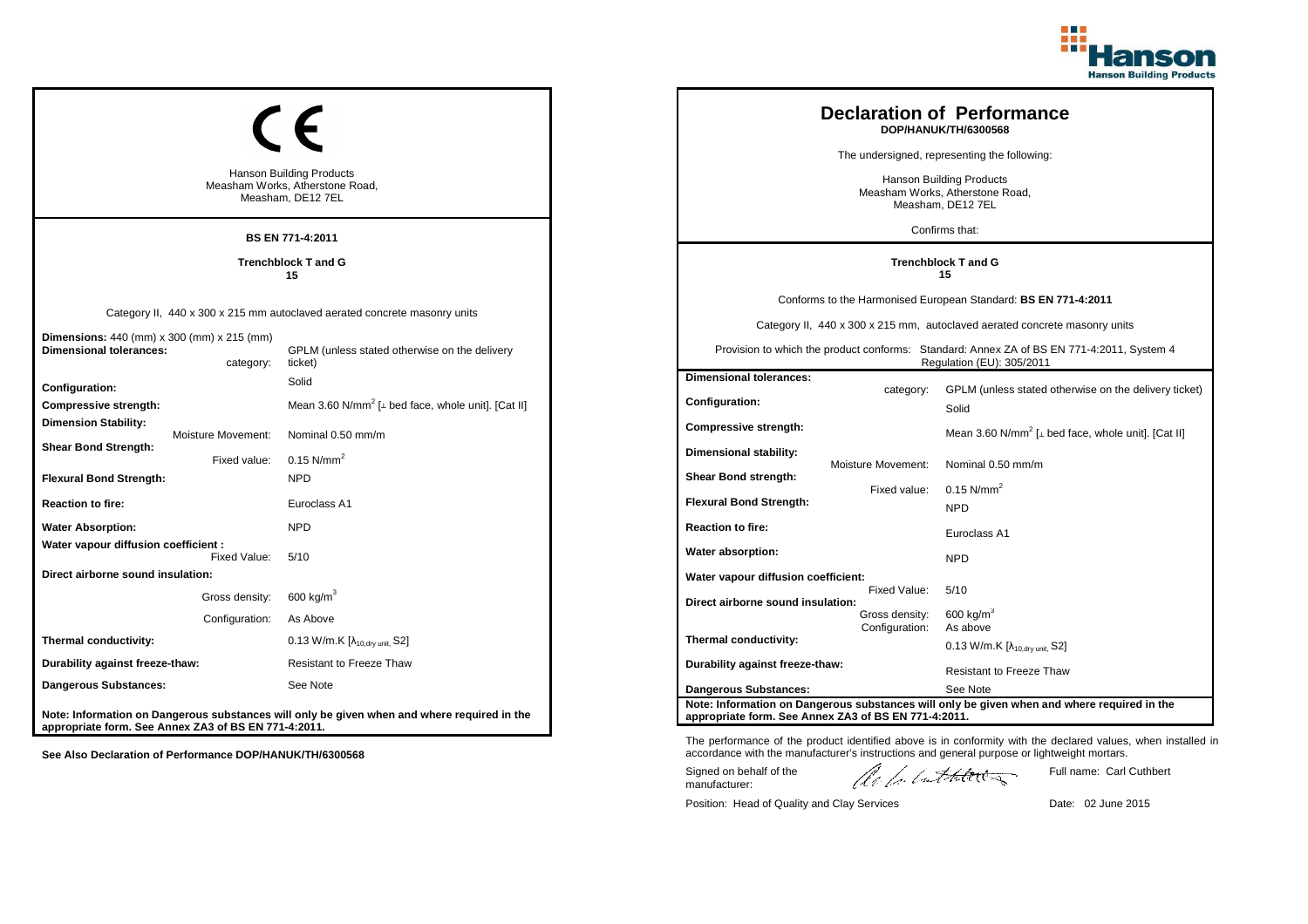Hanson Building Products

CE

Hanson Building Products
Measham Works, Atherstone Road,
Measham, DE12 7EL

**BS EN 771-4:2011**

**Trenchblock T and G**
**15**

Category II, 440 x 300 x 215 mm autoclaved aerated concrete masonry units

| | |
|---|---|
| **Dimensions:** 440 (mm) x 300 (mm) x 215 (mm) | |
| **Dimensional tolerances:** category: | GPLM (unless stated otherwise on the delivery ticket) |
| **Configuration:** | Solid |
| **Compressive strength:** | Mean 3.60 N/mm$^2$ [⊥ bed face, whole unit]. [Cat II] |
| **Dimension Stability:** Moisture Movement: | Nominal 0.50 mm/m |
| **Shear Bond Strength:** Fixed value: | 0.15 N/mm$^2$ |
| **Flexural Bond Strength:** | NPD |
| **Reaction to fire:** | Euroclass A1 |
| **Water Absorption:** | NPD |
| **Water vapour diffusion coefficient :** Fixed Value: | 5/10 |
| **Direct airborne sound insulation:** Gross density: | 600 kg/m$^3$ |
| Configuration: | As Above |
| **Thermal conductivity:** | 0.13 W/m.K [$\lambda_{10,dry\ unit}$, S2] |
| **Durability against freeze-thaw:** | Resistant to Freeze Thaw |
| **Dangerous Substances:** | See Note |

**Note: Information on Dangerous substances will only be given when and where required in the appropriate form. See Annex ZA3 of BS EN 771-4:2011.**

**See Also Declaration of Performance DOP/HANUK/TH/6300568**

# Declaration of Performance
**DOP/HANUK/TH/6300568**

The undersigned, representing the following:

Hanson Building Products
Measham Works, Atherstone Road,
Measham, DE12 7EL

Confirms that:

**Trenchblock T and G**
**15**

Conforms to the Harmonised European Standard: **BS EN 771-4:2011**

Category II, 440 x 300 x 215 mm, autoclaved aerated concrete masonry units

Provision to which the product conforms: Standard: Annex ZA of BS EN 771-4:2011, System 4 Regulation (EU): 305/2011

| | |
|---|---|
| **Dimensional tolerances:** category: | GPLM (unless stated otherwise on the delivery ticket) |
| **Configuration:** | Solid |
| **Compressive strength:** | Mean 3.60 N/mm$^2$ [⊥ bed face, whole unit]. [Cat II] |
| **Dimensional stability:** Moisture Movement: | Nominal 0.50 mm/m |
| **Shear Bond strength:** Fixed value: | 0.15 N/mm$^2$ |
| **Flexural Bond Strength:** | NPD |
| **Reaction to fire:** | Euroclass A1 |
| **Water absorption:** | NPD |
| **Water vapour diffusion coefficient:** Fixed Value: | 5/10 |
| **Direct airborne sound insulation:** Gross density: | 600 kg/m$^3$ |
| Configuration: | As above |
| **Thermal conductivity:** | 0.13 W/m.K [$\lambda_{10,dry\ unit}$, S2] |
| **Durability against freeze-thaw:** | Resistant to Freeze Thaw |
| **Dangerous Substances:** | See Note |

**Note: Information on Dangerous substances will only be given when and where required in the appropriate form. See Annex ZA3 of BS EN 771-4:2011.**

The performance of the product identified above is in conformity with the declared values, when installed in accordance with the manufacturer's instructions and general purpose or lightweight mortars.

Signed on behalf of the manufacturer:

Full name: Carl Cuthbert

Position: Head of Quality and Clay Services

Date: 02 June 2015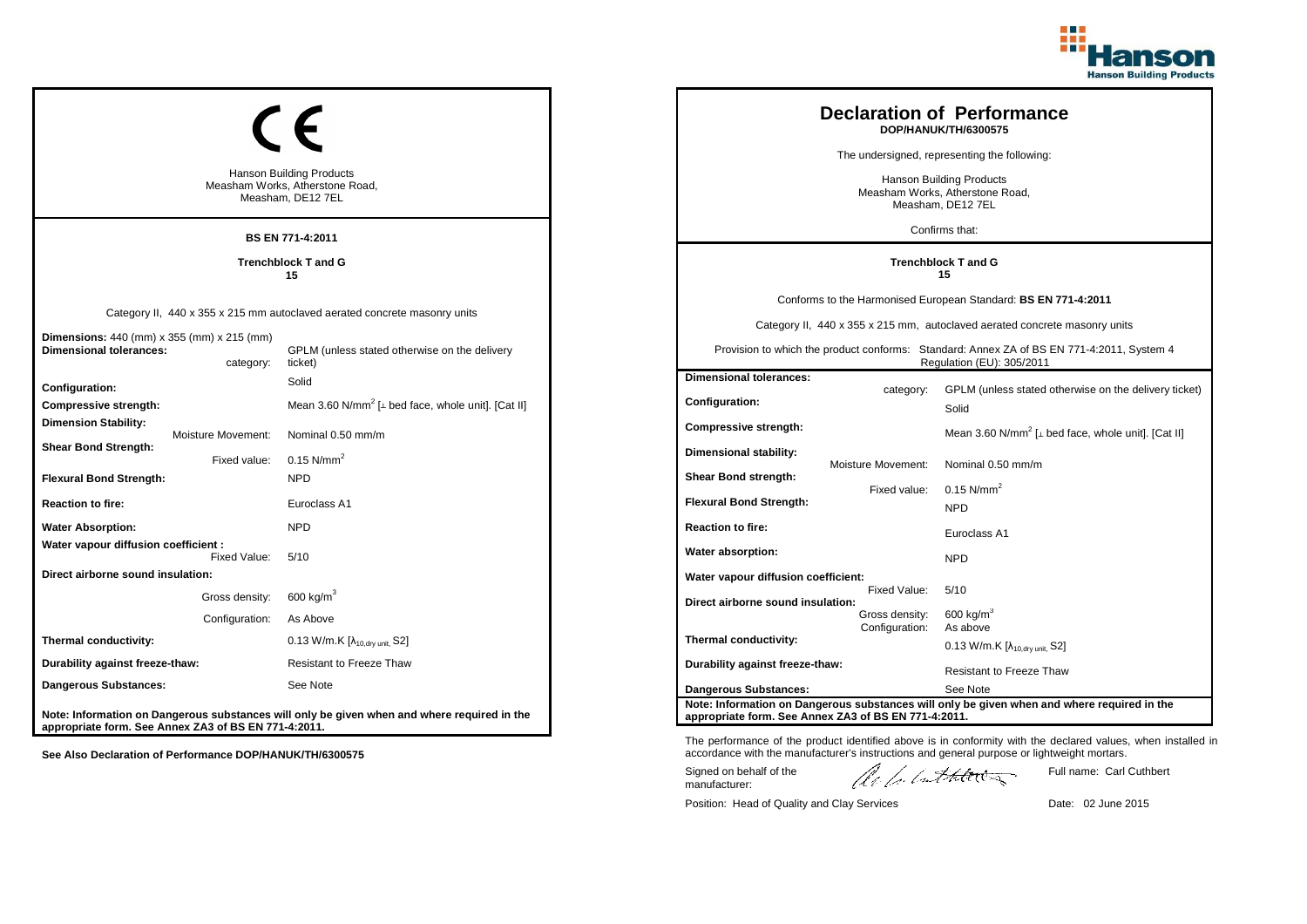## CE

Hanson Building Products
Measham Works, Atherstone Road,
Measham, DE12 7EL

**BS EN 771-4:2011**

**Trenchblock T and G**
**15**

Category II, 440 x 355 x 215 mm autoclaved aerated concrete masonry units

| | |
|---|---|
| **Dimensions:** 440 (mm) x 355 (mm) x 215 (mm) | |
| **Dimensional tolerances:** category: | GPLM (unless stated otherwise on the delivery ticket) |
| **Configuration:** | Solid |
| **Compressive strength:** | Mean 3.60 N/mm$^2$ [⊥ bed face, whole unit]. [Cat II] |
| **Dimension Stability:** Moisture Movement: | Nominal 0.50 mm/m |
| **Shear Bond Strength:** Fixed value: | 0.15 N/mm$^2$ |
| **Flexural Bond Strength:** | NPD |
| **Reaction to fire:** | Euroclass A1 |
| **Water Absorption:** | NPD |
| **Water vapour diffusion coefficient :** Fixed Value: | 5/10 |
| **Direct airborne sound insulation:** Gross density: | 600 kg/m$^3$ |
| Configuration: | As Above |
| **Thermal conductivity:** | 0.13 W/m.K [$\lambda_{10,dry\ unit}$, S2] |
| **Durability against freeze-thaw:** | Resistant to Freeze Thaw |
| **Dangerous Substances:** | See Note |

**Note: Information on Dangerous substances will only be given when and where required in the appropriate form. See Annex ZA3 of BS EN 771-4:2011.**

**See Also Declaration of Performance DOP/HANUK/TH/6300575**

# Declaration of Performance

**DOP/HANUK/TH/6300575**

The undersigned, representing the following:

Hanson Building Products
Measham Works, Atherstone Road,
Measham, DE12 7EL

Confirms that:

**Trenchblock T and G**
**15**

Conforms to the Harmonised European Standard: **BS EN 771-4:2011**

Category II, 440 x 355 x 215 mm, autoclaved aerated concrete masonry units

Provision to which the product conforms: Standard: Annex ZA of BS EN 771-4:2011, System 4 Regulation (EU): 305/2011

| | |
|---|---|
| **Dimensional tolerances:** category: | GPLM (unless stated otherwise on the delivery ticket) |
| **Configuration:** | Solid |
| **Compressive strength:** | Mean 3.60 N/mm$^2$ [⊥ bed face, whole unit]. [Cat II] |
| **Dimensional stability:** Moisture Movement: | Nominal 0.50 mm/m |
| **Shear Bond strength:** Fixed value: | 0.15 N/mm$^2$ |
| **Flexural Bond Strength:** | NPD |
| **Reaction to fire:** | Euroclass A1 |
| **Water absorption:** | NPD |
| **Water vapour diffusion coefficient:** Fixed Value: | 5/10 |
| **Direct airborne sound insulation:** Gross density: | 600 kg/m$^3$ |
| Configuration: | As above |
| **Thermal conductivity:** | 0.13 W/m.K [$\lambda_{10,dry\ unit}$, S2] |
| **Durability against freeze-thaw:** | Resistant to Freeze Thaw |
| **Dangerous Substances:** | See Note |

**Note: Information on Dangerous substances will only be given when and where required in the appropriate form. See Annex ZA3 of BS EN 771-4:2011.**

The performance of the product identified above is in conformity with the declared values, when installed in accordance with the manufacturer's instructions and general purpose or lightweight mortars.

Signed on behalf of the manufacturer:

Full name: Carl Cuthbert

Position: Head of Quality and Clay Services

Date: 02 June 2015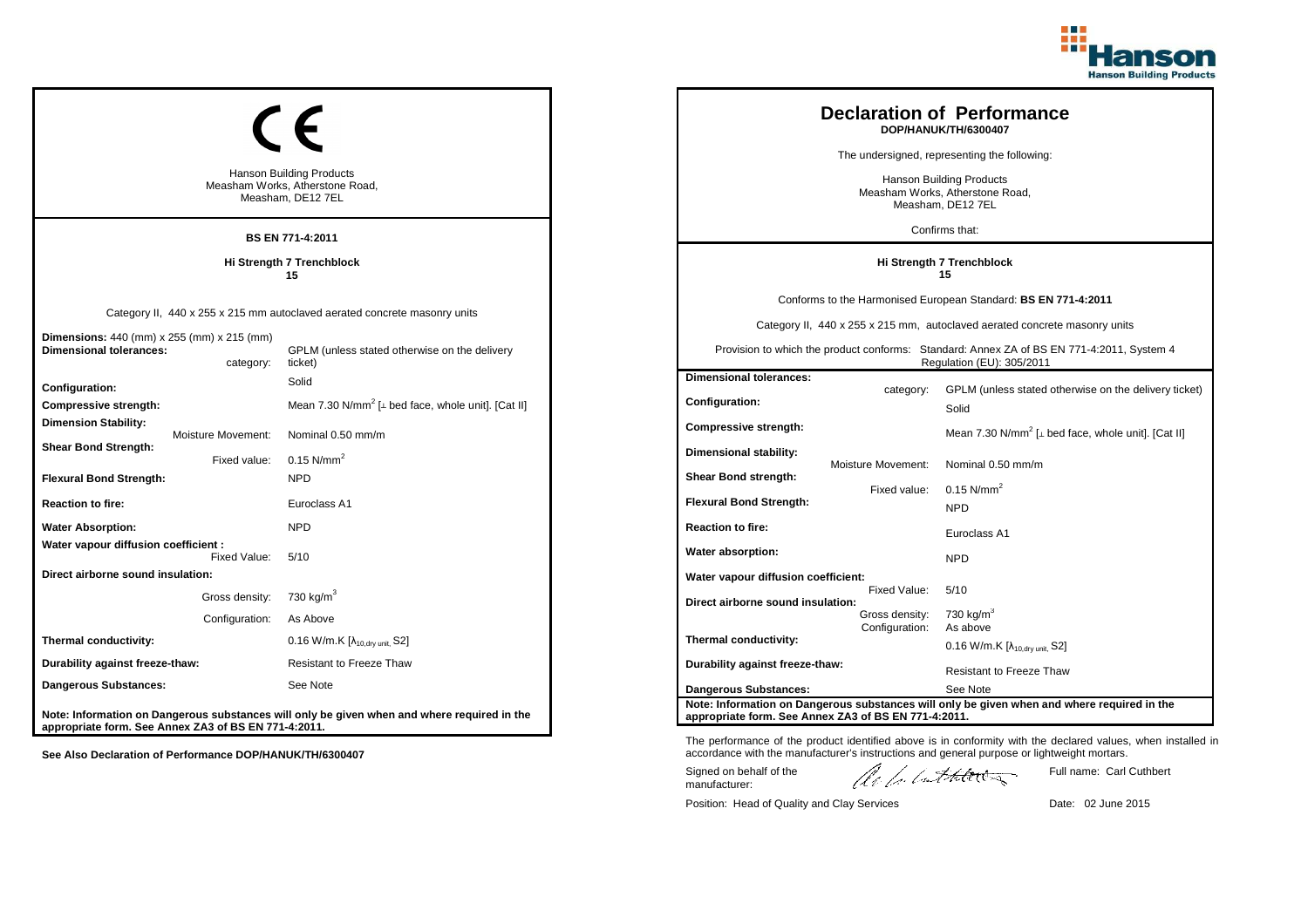CE

Hanson Building Products
Measham Works, Atherstone Road,
Measham, DE12 7EL

**BS EN 771-4:2011**

**Hi Strength 7 Trenchblock**
**15**

Category II, 440 x 255 x 215 mm autoclaved aerated concrete masonry units

| | |
|---|---|
| **Dimensions:** 440 (mm) x 255 (mm) x 215 (mm) | |
| **Dimensional tolerances:** category: | GPLM (unless stated otherwise on the delivery ticket) |
| **Configuration:** | Solid |
| **Compressive strength:** | Mean 7.30 N/mm$^2$ [⊥ bed face, whole unit]. [Cat II] |
| **Dimension Stability:** Moisture Movement: | Nominal 0.50 mm/m |
| **Shear Bond Strength:** Fixed value: | 0.15 N/mm$^2$ |
| **Flexural Bond Strength:** | NPD |
| **Reaction to fire:** | Euroclass A1 |
| **Water Absorption:** | NPD |
| **Water vapour diffusion coefficient :** Fixed Value: | 5/10 |
| **Direct airborne sound insulation:** Gross density: | 730 kg/m$^3$ |
| Configuration: | As Above |
| **Thermal conductivity:** | 0.16 W/m.K [$\lambda_{10,dry\ unit}$, S2] |
| **Durability against freeze-thaw:** | Resistant to Freeze Thaw |
| **Dangerous Substances:** | See Note |

**Note: Information on Dangerous substances will only be given when and where required in the appropriate form. See Annex ZA3 of BS EN 771-4:2011.**

**See Also Declaration of Performance DOP/HANUK/TH/6300407**

# Declaration of Performance

**DOP/HANUK/TH/6300407**

The undersigned, representing the following:

Hanson Building Products
Measham Works, Atherstone Road,
Measham, DE12 7EL

Confirms that:

**Hi Strength 7 Trenchblock**
**15**

Conforms to the Harmonised European Standard: **BS EN 771-4:2011**

Category II, 440 x 255 x 215 mm, autoclaved aerated concrete masonry units

Provision to which the product conforms: Standard: Annex ZA of BS EN 771-4:2011, System 4 Regulation (EU): 305/2011

| | | |
|---|---|---|
| **Dimensional tolerances:** | category: | GPLM (unless stated otherwise on the delivery ticket) |
| **Configuration:** | | Solid |
| **Compressive strength:** | | Mean 7.30 N/mm$^2$ [⊥ bed face, whole unit]. [Cat II] |
| **Dimensional stability:** | Moisture Movement: | Nominal 0.50 mm/m |
| **Shear Bond strength:** | Fixed value: | 0.15 N/mm$^2$ |
| **Flexural Bond Strength:** | | NPD |
| **Reaction to fire:** | | Euroclass A1 |
| **Water absorption:** | | NPD |
| **Water vapour diffusion coefficient:** | Fixed Value: | 5/10 |
| **Direct airborne sound insulation:** | Gross density: | 730 kg/m$^3$ |
| | Configuration: | As above |
| **Thermal conductivity:** | | 0.16 W/m.K [$\lambda_{10,dry\ unit}$, S2] |
| **Durability against freeze-thaw:** | | Resistant to Freeze Thaw |
| **Dangerous Substances:** | | See Note |

**Note: Information on Dangerous substances will only be given when and where required in the appropriate form. See Annex ZA3 of BS EN 771-4:2011.**

The performance of the product identified above is in conformity with the declared values, when installed in accordance with the manufacturer's instructions and general purpose or lightweight mortars.

Signed on behalf of the manufacturer: Full name: Carl Cuthbert

Position: Head of Quality and Clay Services Date: 02 June 2015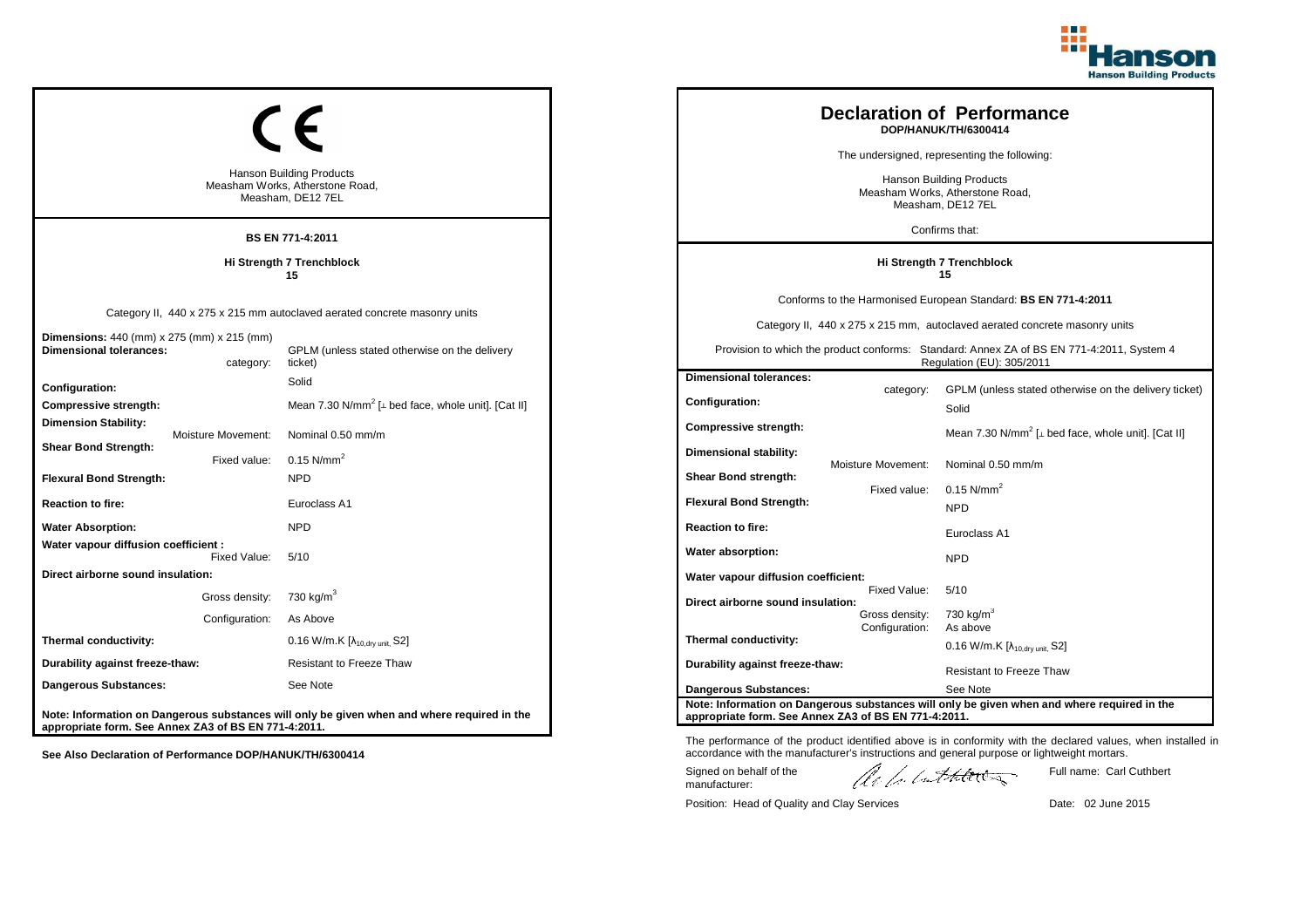CE

Hanson Building Products
Measham Works, Atherstone Road,
Measham, DE12 7EL

**BS EN 771-4:2011**

**Hi Strength 7 Trenchblock**
**15**

Category II, 440 x 275 x 215 mm autoclaved aerated concrete masonry units

| | |
|---|---|
| **Dimensions:** 440 (mm) x 275 (mm) x 215 (mm) | |
| **Dimensional tolerances:** category: | GPLM (unless stated otherwise on the delivery ticket) |
| **Configuration:** | Solid |
| **Compressive strength:** | Mean 7.30 N/mm$^2$ [⊥ bed face, whole unit]. [Cat II] |
| **Dimension Stability:** Moisture Movement: | Nominal 0.50 mm/m |
| **Shear Bond Strength:** Fixed value: | 0.15 N/mm$^2$ |
| **Flexural Bond Strength:** | NPD |
| **Reaction to fire:** | Euroclass A1 |
| **Water Absorption:** | NPD |
| **Water vapour diffusion coefficient :** Fixed Value: | 5/10 |
| **Direct airborne sound insulation:** Gross density: | 730 kg/m$^3$ |
| Configuration: | As Above |
| **Thermal conductivity:** | 0.16 W/m.K [$\lambda_{10,\text{dry unit}}$, S2] |
| **Durability against freeze-thaw:** | Resistant to Freeze Thaw |
| **Dangerous Substances:** | See Note |

**Note: Information on Dangerous substances will only be given when and where required in the appropriate form. See Annex ZA3 of BS EN 771-4:2011.**

**See Also Declaration of Performance DOP/HANUK/TH/6300414**

# Declaration of Performance

**DOP/HANUK/TH/6300414**

The undersigned, representing the following:

Hanson Building Products
Measham Works, Atherstone Road,
Measham, DE12 7EL

Confirms that:

**Hi Strength 7 Trenchblock**
**15**

Conforms to the Harmonised European Standard: **BS EN 771-4:2011**

Category II, 440 x 275 x 215 mm, autoclaved aerated concrete masonry units

Provision to which the product conforms: Standard: Annex ZA of BS EN 771-4:2011, System 4 Regulation (EU): 305/2011

| | |
|---|---|
| **Dimensional tolerances:** category: | GPLM (unless stated otherwise on the delivery ticket) |
| **Configuration:** | Solid |
| **Compressive strength:** | Mean 7.30 N/mm$^2$ [⊥ bed face, whole unit]. [Cat II] |
| **Dimensional stability:** Moisture Movement: | Nominal 0.50 mm/m |
| **Shear Bond strength:** Fixed value: | 0.15 N/mm$^2$ |
| **Flexural Bond Strength:** | NPD |
| **Reaction to fire:** | Euroclass A1 |
| **Water absorption:** | NPD |
| **Water vapour diffusion coefficient:** Fixed Value: | 5/10 |
| **Direct airborne sound insulation:** Gross density: | 730 kg/m$^3$ |
| Configuration: | As above |
| **Thermal conductivity:** | 0.16 W/m.K [$\lambda_{10,\text{dry unit}}$, S2] |
| **Durability against freeze-thaw:** | Resistant to Freeze Thaw |
| **Dangerous Substances:** | See Note |

**Note: Information on Dangerous substances will only be given when and where required in the appropriate form. See Annex ZA3 of BS EN 771-4:2011.**

The performance of the product identified above is in conformity with the declared values, when installed in accordance with the manufacturer's instructions and general purpose or lightweight mortars.

Signed on behalf of the manufacturer: Full name: Carl Cuthbert

Position: Head of Quality and Clay Services Date: 02 June 2015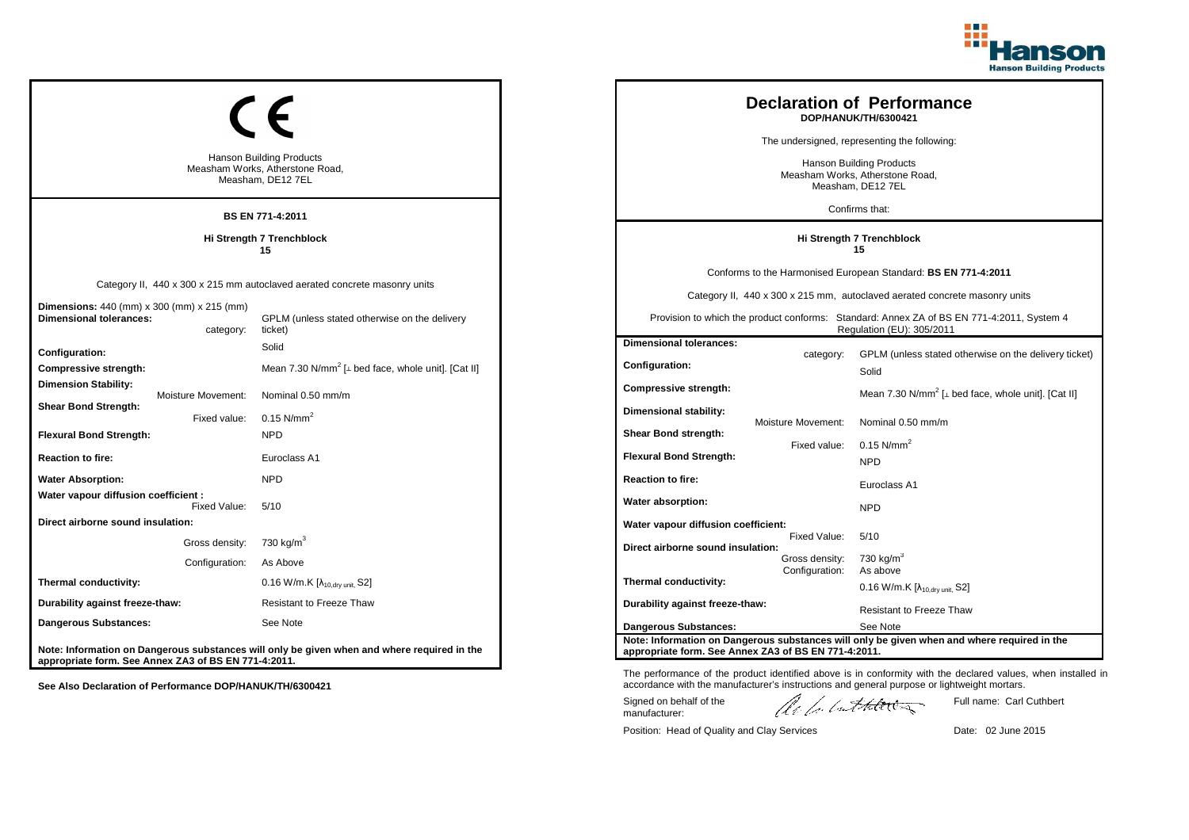CE

Hanson Building Products
Measham Works, Atherstone Road,
Measham, DE12 7EL

**BS EN 771-4:2011**

**Hi Strength 7 Trenchblock**
**15**

Category II, 440 x 300 x 215 mm autoclaved aerated concrete masonry units

| | |
|---|---|
| **Dimensions:** 440 (mm) x 300 (mm) x 215 (mm) | |
| **Dimensional tolerances:** category: | GPLM (unless stated otherwise on the delivery ticket) |
| **Configuration:** | Solid |
| **Compressive strength:** | Mean 7.30 N/mm$^2$ [⊥ bed face, whole unit]. [Cat II] |
| **Dimension Stability:** Moisture Movement: | Nominal 0.50 mm/m |
| **Shear Bond Strength:** Fixed value: | 0.15 N/mm$^2$ |
| **Flexural Bond Strength:** | NPD |
| **Reaction to fire:** | Euroclass A1 |
| **Water Absorption:** | NPD |
| **Water vapour diffusion coefficient :** Fixed Value: | 5/10 |
| **Direct airborne sound insulation:** | |
| Gross density: | 730 kg/m$^3$ |
| Configuration: | As Above |
| **Thermal conductivity:** | 0.16 W/m.K [$\lambda_{10,dry\ unit}$, S2] |
| **Durability against freeze-thaw:** | Resistant to Freeze Thaw |
| **Dangerous Substances:** | See Note |

**Note: Information on Dangerous substances will only be given when and where required in the appropriate form. See Annex ZA3 of BS EN 771-4:2011.**

**See Also Declaration of Performance DOP/HANUK/TH/6300421**

# Declaration of Performance

**DOP/HANUK/TH/6300421**

The undersigned, representing the following:

Hanson Building Products
Measham Works, Atherstone Road,
Measham, DE12 7EL

Confirms that:

**Hi Strength 7 Trenchblock**
**15**

Conforms to the Harmonised European Standard: **BS EN 771-4:2011**

Category II, 440 x 300 x 215 mm, autoclaved aerated concrete masonry units

Provision to which the product conforms: Standard: Annex ZA of BS EN 771-4:2011, System 4 Regulation (EU): 305/2011

| | |
|---|---|
| **Dimensional tolerances:** category: | GPLM (unless stated otherwise on the delivery ticket) |
| **Configuration:** | Solid |
| **Compressive strength:** | Mean 7.30 N/mm$^2$ [⊥ bed face, whole unit]. [Cat II] |
| **Dimensional stability:** Moisture Movement: | Nominal 0.50 mm/m |
| **Shear Bond strength:** Fixed value: | 0.15 N/mm$^2$ |
| **Flexural Bond Strength:** | NPD |
| **Reaction to fire:** | Euroclass A1 |
| **Water absorption:** | NPD |
| **Water vapour diffusion coefficient:** Fixed Value: | 5/10 |
| **Direct airborne sound insulation:** Gross density: | 730 kg/m$^3$ |
| Configuration: | As above |
| **Thermal conductivity:** | 0.16 W/m.K [$\lambda_{10,dry\ unit}$, S2] |
| **Durability against freeze-thaw:** | Resistant to Freeze Thaw |
| **Dangerous Substances:** | See Note |

**Note: Information on Dangerous substances will only be given when and where required in the appropriate form. See Annex ZA3 of BS EN 771-4:2011.**

The performance of the product identified above is in conformity with the declared values, when installed in accordance with the manufacturer's instructions and general purpose or lightweight mortars.

Signed on behalf of the manufacturer:

Full name: Carl Cuthbert

Position: Head of Quality and Clay Services

Date: 02 June 2015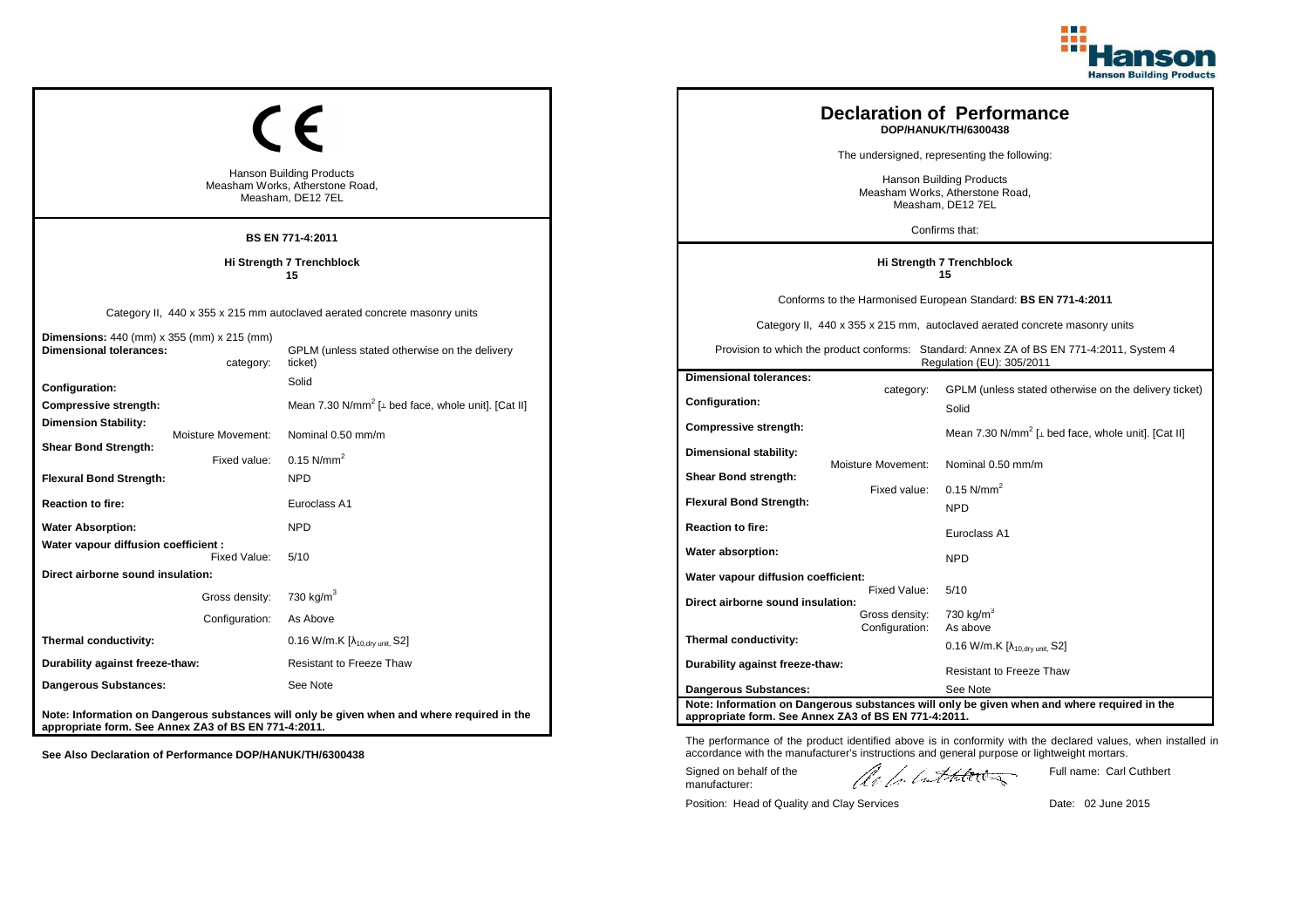## CE

Hanson Building Products
Measham Works, Atherstone Road,
Measham, DE12 7EL

**BS EN 771-4:2011**

**Hi Strength 7 Trenchblock**
**15**

Category II, 440 x 355 x 215 mm autoclaved aerated concrete masonry units

| | |
|---|---|
| **Dimensions:** 440 (mm) x 355 (mm) x 215 (mm) | |
| **Dimensional tolerances:** category: | GPLM (unless stated otherwise on the delivery ticket) |
| **Configuration:** | Solid |
| **Compressive strength:** | Mean 7.30 N/mm$^2$ [⊥ bed face, whole unit]. [Cat II] |
| **Dimension Stability:** Moisture Movement: | Nominal 0.50 mm/m |
| **Shear Bond Strength:** Fixed value: | 0.15 N/mm$^2$ |
| **Flexural Bond Strength:** | NPD |
| **Reaction to fire:** | Euroclass A1 |
| **Water Absorption:** | NPD |
| **Water vapour diffusion coefficient :** Fixed Value: | 5/10 |
| **Direct airborne sound insulation:** Gross density: | 730 kg/m$^3$ |
| Configuration: | As Above |
| **Thermal conductivity:** | 0.16 W/m.K [$\lambda_{10,dry\ unit}$, S2] |
| **Durability against freeze-thaw:** | Resistant to Freeze Thaw |
| **Dangerous Substances:** | See Note |

**Note: Information on Dangerous substances will only be given when and where required in the appropriate form. See Annex ZA3 of BS EN 771-4:2011.**

**See Also Declaration of Performance DOP/HANUK/TH/6300438**

## Declaration of Performance
**DOP/HANUK/TH/6300438**

The undersigned, representing the following:

Hanson Building Products
Measham Works, Atherstone Road,
Measham, DE12 7EL

Confirms that:

**Hi Strength 7 Trenchblock**
**15**

Conforms to the Harmonised European Standard: **BS EN 771-4:2011**

Category II, 440 x 355 x 215 mm, autoclaved aerated concrete masonry units

Provision to which the product conforms: Standard: Annex ZA of BS EN 771-4:2011, System 4 Regulation (EU): 305/2011

| | |
|---|---|
| **Dimensional tolerances:** category: | GPLM (unless stated otherwise on the delivery ticket) |
| **Configuration:** | Solid |
| **Compressive strength:** | Mean 7.30 N/mm$^2$ [⊥ bed face, whole unit]. [Cat II] |
| **Dimensional stability:** Moisture Movement: | Nominal 0.50 mm/m |
| **Shear Bond strength:** Fixed value: | 0.15 N/mm$^2$ |
| **Flexural Bond Strength:** | NPD |
| **Reaction to fire:** | Euroclass A1 |
| **Water absorption:** | NPD |
| **Water vapour diffusion coefficient:** Fixed Value: | 5/10 |
| **Direct airborne sound insulation:** Gross density: | 730 kg/m$^3$ |
| Configuration: | As above |
| **Thermal conductivity:** | 0.16 W/m.K [$\lambda_{10,dry\ unit}$, S2] |
| **Durability against freeze-thaw:** | Resistant to Freeze Thaw |
| **Dangerous Substances:** | See Note |

**Note: Information on Dangerous substances will only be given when and where required in the appropriate form. See Annex ZA3 of BS EN 771-4:2011.**

The performance of the product identified above is in conformity with the declared values, when installed in accordance with the manufacturer's instructions and general purpose or lightweight mortars.

Signed on behalf of the manufacturer: Full name: Carl Cuthbert

Position: Head of Quality and Clay Services Date: 02 June 2015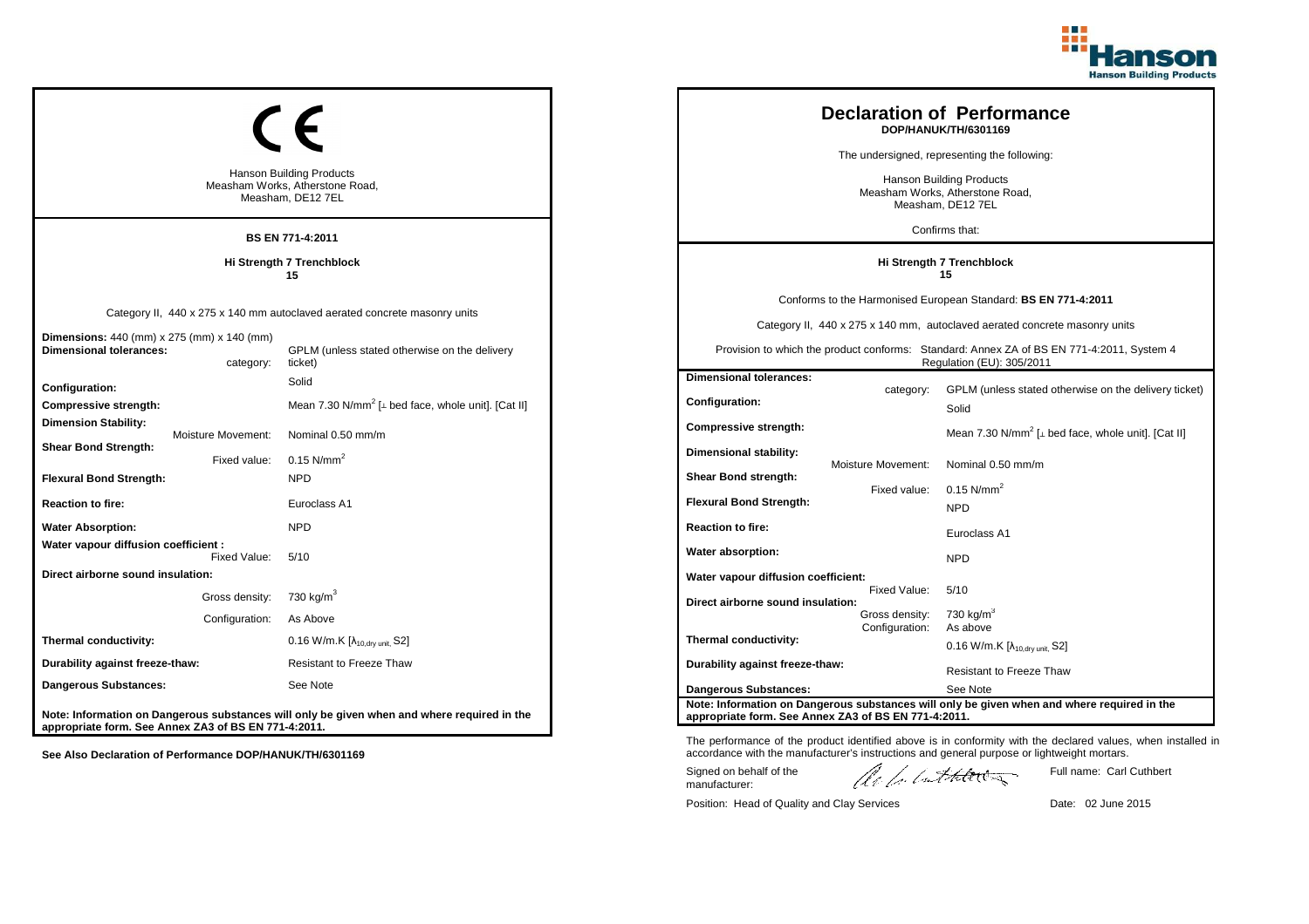## CE

Hanson Building Products
Measham Works, Atherstone Road,
Measham, DE12 7EL

**BS EN 771-4:2011**

**Hi Strength 7 Trenchblock**
**15**

Category II, 440 x 275 x 140 mm autoclaved aerated concrete masonry units

| | |
|---|---|
| **Dimensions:** 440 (mm) x 275 (mm) x 140 (mm) | |
| **Dimensional tolerances:** category: | GPLM (unless stated otherwise on the delivery ticket) |
| **Configuration:** | Solid |
| **Compressive strength:** | Mean 7.30 N/mm$^2$ [⊥ bed face, whole unit]. [Cat II] |
| **Dimension Stability:** Moisture Movement: | Nominal 0.50 mm/m |
| **Shear Bond Strength:** Fixed value: | 0.15 N/mm$^2$ |
| **Flexural Bond Strength:** | NPD |
| **Reaction to fire:** | Euroclass A1 |
| **Water Absorption:** | NPD |
| **Water vapour diffusion coefficient :** Fixed Value: | 5/10 |
| **Direct airborne sound insulation:** Gross density: | 730 kg/m$^3$ |
| Configuration: | As Above |
| **Thermal conductivity:** | 0.16 W/m.K [$\lambda_{10,dry\ unit}$, S2] |
| **Durability against freeze-thaw:** | Resistant to Freeze Thaw |
| **Dangerous Substances:** | See Note |

**Note: Information on Dangerous substances will only be given when and where required in the appropriate form. See Annex ZA3 of BS EN 771-4:2011.**

**See Also Declaration of Performance DOP/HANUK/TH/6301169**

# Declaration of Performance

**DOP/HANUK/TH/6301169**

The undersigned, representing the following:

Hanson Building Products
Measham Works, Atherstone Road,
Measham, DE12 7EL

Confirms that:

**Hi Strength 7 Trenchblock**
**15**

Conforms to the Harmonised European Standard: **BS EN 771-4:2011**

Category II, 440 x 275 x 140 mm, autoclaved aerated concrete masonry units

Provision to which the product conforms: Standard: Annex ZA of BS EN 771-4:2011, System 4 Regulation (EU): 305/2011

| | |
|---|---|
| **Dimensional tolerances:** category: | GPLM (unless stated otherwise on the delivery ticket) |
| **Configuration:** | Solid |
| **Compressive strength:** | Mean 7.30 N/mm$^2$ [⊥ bed face, whole unit]. [Cat II] |
| **Dimensional stability:** Moisture Movement: | Nominal 0.50 mm/m |
| **Shear Bond strength:** Fixed value: | 0.15 N/mm$^2$ |
| **Flexural Bond Strength:** | NPD |
| **Reaction to fire:** | Euroclass A1 |
| **Water absorption:** | NPD |
| **Water vapour diffusion coefficient:** Fixed Value: | 5/10 |
| **Direct airborne sound insulation:** Gross density: | 730 kg/m$^3$ |
| Configuration: | As above |
| **Thermal conductivity:** | 0.16 W/m.K [$\lambda_{10,dry\ unit}$, S2] |
| **Durability against freeze-thaw:** | Resistant to Freeze Thaw |
| **Dangerous Substances:** | See Note |

**Note: Information on Dangerous substances will only be given when and where required in the appropriate form. See Annex ZA3 of BS EN 771-4:2011.**

The performance of the product identified above is in conformity with the declared values, when installed in accordance with the manufacturer's instructions and general purpose or lightweight mortars.

Signed on behalf of the manufacturer: Full name: Carl Cuthbert

Position: Head of Quality and Clay Services Date: 02 June 2015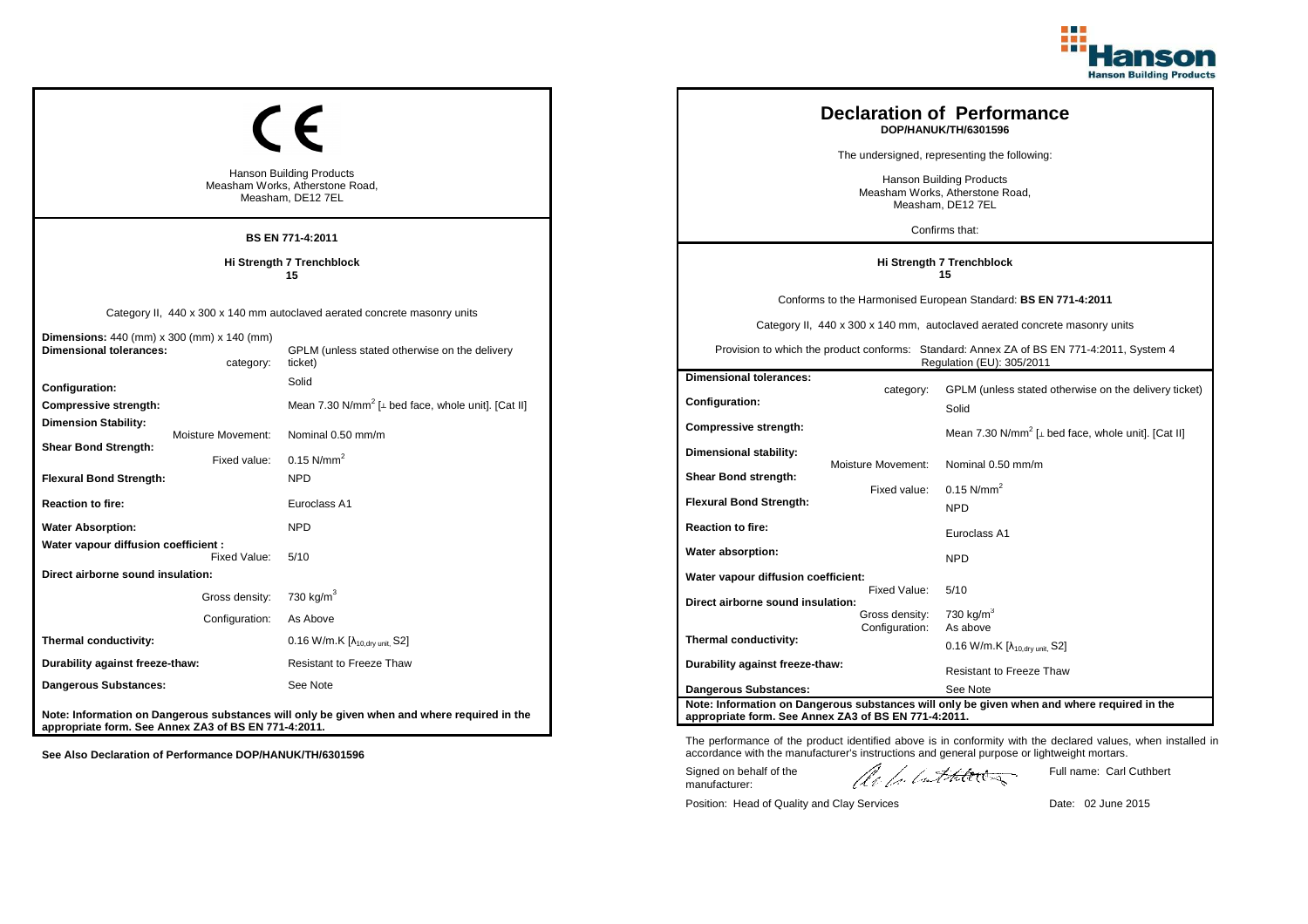## CE

Hanson Building Products
Measham Works, Atherstone Road,
Measham, DE12 7EL

**BS EN 771-4:2011**

**Hi Strength 7 Trenchblock**
**15**

Category II, 440 x 300 x 140 mm autoclaved aerated concrete masonry units

| | |
|---|---|
| **Dimensions:** 440 (mm) x 300 (mm) x 140 (mm) | |
| **Dimensional tolerances:** category: | GPLM (unless stated otherwise on the delivery ticket) |
| **Configuration:** | Solid |
| **Compressive strength:** | Mean 7.30 N/mm$^2$ [⊥ bed face, whole unit]. [Cat II] |
| **Dimension Stability:** Moisture Movement: | Nominal 0.50 mm/m |
| **Shear Bond Strength:** Fixed value: | 0.15 N/mm$^2$ |
| **Flexural Bond Strength:** | NPD |
| **Reaction to fire:** | Euroclass A1 |
| **Water Absorption:** | NPD |
| **Water vapour diffusion coefficient :** Fixed Value: | 5/10 |
| **Direct airborne sound insulation:** Gross density: | 730 kg/m$^3$ |
| Configuration: | As Above |
| **Thermal conductivity:** | 0.16 W/m.K [$\lambda_{10,dry\ unit}$, S2] |
| **Durability against freeze-thaw:** | Resistant to Freeze Thaw |
| **Dangerous Substances:** | See Note |

**Note: Information on Dangerous substances will only be given when and where required in the appropriate form. See Annex ZA3 of BS EN 771-4:2011.**

**See Also Declaration of Performance DOP/HANUK/TH/6301596**

# Declaration of Performance

**DOP/HANUK/TH/6301596**

The undersigned, representing the following:

Hanson Building Products
Measham Works, Atherstone Road,
Measham, DE12 7EL

Confirms that:

**Hi Strength 7 Trenchblock**
**15**

Conforms to the Harmonised European Standard: **BS EN 771-4:2011**

Category II, 440 x 300 x 140 mm, autoclaved aerated concrete masonry units

Provision to which the product conforms: Standard: Annex ZA of BS EN 771-4:2011, System 4 Regulation (EU): 305/2011

| | | |
|---|---|---|
| **Dimensional tolerances:** | category: | GPLM (unless stated otherwise on the delivery ticket) |
| **Configuration:** | | Solid |
| **Compressive strength:** | | Mean 7.30 N/mm$^2$ [⊥ bed face, whole unit]. [Cat II] |
| **Dimensional stability:** | Moisture Movement: | Nominal 0.50 mm/m |
| **Shear Bond strength:** | Fixed value: | 0.15 N/mm$^2$ |
| **Flexural Bond Strength:** | | NPD |
| **Reaction to fire:** | | Euroclass A1 |
| **Water absorption:** | | NPD |
| **Water vapour diffusion coefficient:** | Fixed Value: | 5/10 |
| **Direct airborne sound insulation:** | Gross density: | 730 kg/m$^3$ |
| | Configuration: | As above |
| **Thermal conductivity:** | | 0.16 W/m.K [$\lambda_{10,dry\ unit}$, S2] |
| **Durability against freeze-thaw:** | | Resistant to Freeze Thaw |
| **Dangerous Substances:** | | See Note |

**Note: Information on Dangerous substances will only be given when and where required in the appropriate form. See Annex ZA3 of BS EN 771-4:2011.**

The performance of the product identified above is in conformity with the declared values, when installed in accordance with the manufacturer's instructions and general purpose or lightweight mortars.

Signed on behalf of the manufacturer: Full name: Carl Cuthbert

Position: Head of Quality and Clay Services Date: 02 June 2015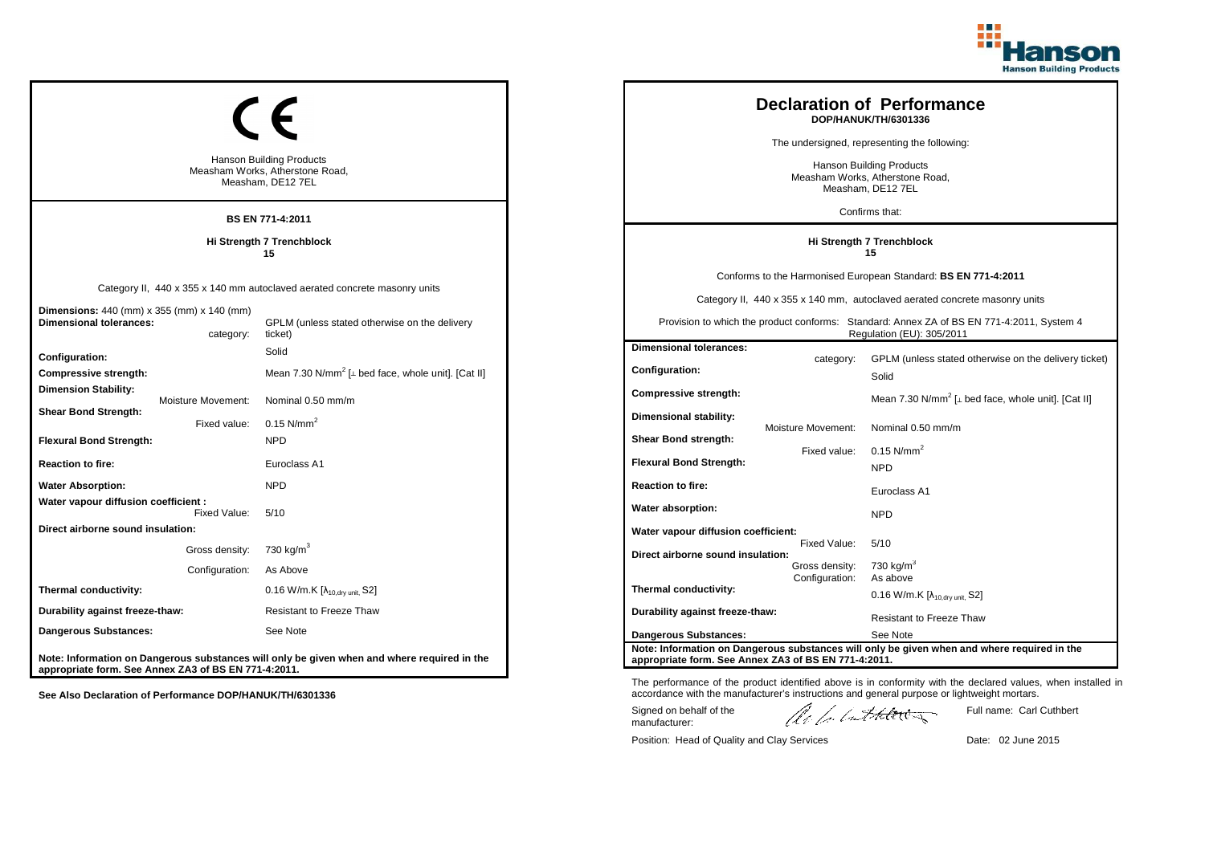# CE

Hanson Building Products
Measham Works, Atherstone Road,
Measham, DE12 7EL

**BS EN 771-4:2011**

**Hi Strength 7 Trenchblock**
**15**

Category II, 440 x 355 x 140 mm autoclaved aerated concrete masonry units

| | |
|---|---|
| **Dimensions:** 440 (mm) x 355 (mm) x 140 (mm) | |
| **Dimensional tolerances:** category: | GPLM (unless stated otherwise on the delivery ticket) |
| **Configuration:** | Solid |
| **Compressive strength:** | Mean 7.30 N/mm$^2$ [⊥ bed face, whole unit]. [Cat II] |
| **Dimension Stability:** Moisture Movement: | Nominal 0.50 mm/m |
| **Shear Bond Strength:** Fixed value: | 0.15 N/mm$^2$ |
| **Flexural Bond Strength:** | NPD |
| **Reaction to fire:** | Euroclass A1 |
| **Water Absorption:** | NPD |
| **Water vapour diffusion coefficient :** Fixed Value: | 5/10 |
| **Direct airborne sound insulation:** Gross density: | 730 kg/m$^3$ |
| Configuration: | As Above |
| **Thermal conductivity:** | 0.16 W/m.K [$\lambda_{10,dry\ unit}$, S2] |
| **Durability against freeze-thaw:** | Resistant to Freeze Thaw |
| **Dangerous Substances:** | See Note |

**Note: Information on Dangerous substances will only be given when and where required in the appropriate form. See Annex ZA3 of BS EN 771-4:2011.**

**See Also Declaration of Performance DOP/HANUK/TH/6301336**

# Declaration of Performance

**DOP/HANUK/TH/6301336**

The undersigned, representing the following:

Hanson Building Products
Measham Works, Atherstone Road,
Measham, DE12 7EL

Confirms that:

**Hi Strength 7 Trenchblock**
**15**

Conforms to the Harmonised European Standard: **BS EN 771-4:2011**

Category II, 440 x 355 x 140 mm, autoclaved aerated concrete masonry units

Provision to which the product conforms: Standard: Annex ZA of BS EN 771-4:2011, System 4 Regulation (EU): 305/2011

| | |
|---|---|
| **Dimensional tolerances:** category: | GPLM (unless stated otherwise on the delivery ticket) |
| **Configuration:** | Solid |
| **Compressive strength:** | Mean 7.30 N/mm$^2$ [⊥ bed face, whole unit]. [Cat II] |
| **Dimensional stability:** Moisture Movement: | Nominal 0.50 mm/m |
| **Shear Bond strength:** Fixed value: | 0.15 N/mm$^2$ |
| **Flexural Bond Strength:** | NPD |
| **Reaction to fire:** | Euroclass A1 |
| **Water absorption:** | NPD |
| **Water vapour diffusion coefficient:** Fixed Value: | 5/10 |
| **Direct airborne sound insulation:** Gross density: | 730 kg/m$^3$ |
| Configuration: | As above |
| **Thermal conductivity:** | 0.16 W/m.K [$\lambda_{10,dry\ unit}$, S2] |
| **Durability against freeze-thaw:** | Resistant to Freeze Thaw |
| **Dangerous Substances:** | See Note |

**Note: Information on Dangerous substances will only be given when and where required in the appropriate form. See Annex ZA3 of BS EN 771-4:2011.**

The performance of the product identified above is in conformity with the declared values, when installed in accordance with the manufacturer's instructions and general purpose or lightweight mortars.

Signed on behalf of the manufacturer: Full name: Carl Cuthbert

Position: Head of Quality and Clay Services Date: 02 June 2015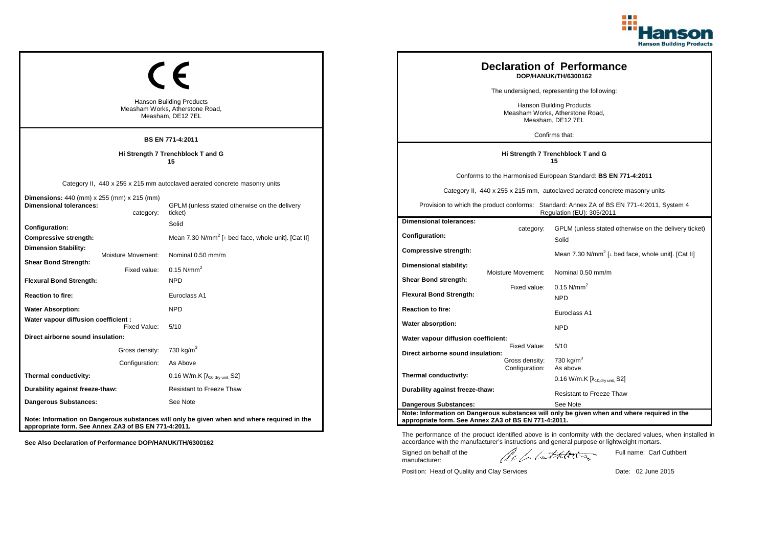CE

Hanson Building Products
Measham Works, Atherstone Road,
Measham, DE12 7EL

**BS EN 771-4:2011**

**Hi Strength 7 Trenchblock T and G**
**15**

Category II, 440 x 255 x 215 mm autoclaved aerated concrete masonry units

| | |
|---|---|
| **Dimensions:** 440 (mm) x 255 (mm) x 215 (mm) | |
| **Dimensional tolerances:** category: | GPLM (unless stated otherwise on the delivery ticket) |
| **Configuration:** | Solid |
| **Compressive strength:** | Mean 7.30 N/mm$^2$ [⊥ bed face, whole unit]. [Cat II] |
| **Dimension Stability:** Moisture Movement: | Nominal 0.50 mm/m |
| **Shear Bond Strength:** Fixed value: | 0.15 N/mm$^2$ |
| **Flexural Bond Strength:** | NPD |
| **Reaction to fire:** | Euroclass A1 |
| **Water Absorption:** | NPD |
| **Water vapour diffusion coefficient :** Fixed Value: | 5/10 |
| **Direct airborne sound insulation:** Gross density: | 730 kg/m$^3$ |
| Configuration: | As Above |
| **Thermal conductivity:** | 0.16 W/m.K [$\lambda_{10,dry\ unit}$, S2] |
| **Durability against freeze-thaw:** | Resistant to Freeze Thaw |
| **Dangerous Substances:** | See Note |

**Note: Information on Dangerous substances will only be given when and where required in the appropriate form. See Annex ZA3 of BS EN 771-4:2011.**

**See Also Declaration of Performance DOP/HANUK/TH/6300162**

# Declaration of Performance
**DOP/HANUK/TH/6300162**

The undersigned, representing the following:

Hanson Building Products
Measham Works, Atherstone Road,
Measham, DE12 7EL

Confirms that:

**Hi Strength 7 Trenchblock T and G**
**15**

Conforms to the Harmonised European Standard: **BS EN 771-4:2011**

Category II, 440 x 255 x 215 mm, autoclaved aerated concrete masonry units

Provision to which the product conforms: Standard: Annex ZA of BS EN 771-4:2011, System 4 Regulation (EU): 305/2011

| | |
|---|---|
| **Dimensional tolerances:** category: | GPLM (unless stated otherwise on the delivery ticket) |
| **Configuration:** | Solid |
| **Compressive strength:** | Mean 7.30 N/mm$^2$ [⊥ bed face, whole unit]. [Cat II] |
| **Dimensional stability:** Moisture Movement: | Nominal 0.50 mm/m |
| **Shear Bond strength:** Fixed value: | 0.15 N/mm$^2$ |
| **Flexural Bond Strength:** | NPD |
| **Reaction to fire:** | Euroclass A1 |
| **Water absorption:** | NPD |
| **Water vapour diffusion coefficient:** Fixed Value: | 5/10 |
| **Direct airborne sound insulation:** Gross density: | 730 kg/m$^3$ |
| Configuration: | As above |
| **Thermal conductivity:** | 0.16 W/m.K [$\lambda_{10,dry\ unit}$, S2] |
| **Durability against freeze-thaw:** | Resistant to Freeze Thaw |
| **Dangerous Substances:** | See Note |

**Note: Information on Dangerous substances will only be given when and where required in the appropriate form. See Annex ZA3 of BS EN 771-4:2011.**

The performance of the product identified above is in conformity with the declared values, when installed in accordance with the manufacturer's instructions and general purpose or lightweight mortars.

Signed on behalf of the manufacturer:

Full name: Carl Cuthbert

Position: Head of Quality and Clay Services

Date: 02 June 2015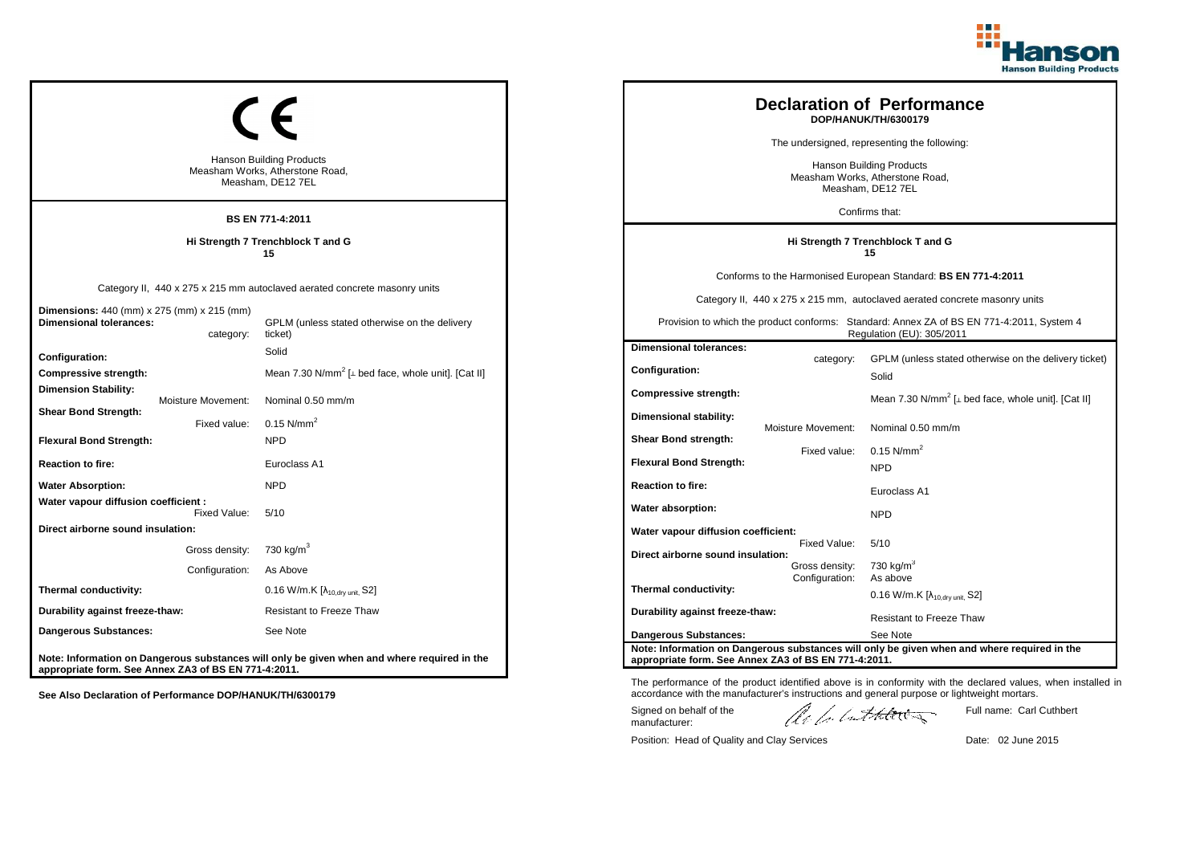## CE

Hanson Building Products
Measham Works, Atherstone Road,
Measham, DE12 7EL

**BS EN 771-4:2011**

**Hi Strength 7 Trenchblock T and G**
**15**

Category II, 440 x 275 x 215 mm autoclaved aerated concrete masonry units

| | |
|---|---|
| **Dimensions:** 440 (mm) x 275 (mm) x 215 (mm) | |
| **Dimensional tolerances:** category: | GPLM (unless stated otherwise on the delivery ticket) |
| **Configuration:** | Solid |
| **Compressive strength:** | Mean 7.30 N/mm$^2$ [⊥ bed face, whole unit]. [Cat II] |
| **Dimension Stability:** Moisture Movement: | Nominal 0.50 mm/m |
| **Shear Bond Strength:** Fixed value: | 0.15 N/mm$^2$ |
| **Flexural Bond Strength:** | NPD |
| **Reaction to fire:** | Euroclass A1 |
| **Water Absorption:** | NPD |
| **Water vapour diffusion coefficient :** Fixed Value: | 5/10 |
| **Direct airborne sound insulation:** | |
| Gross density: | 730 kg/m$^3$ |
| Configuration: | As Above |
| **Thermal conductivity:** | 0.16 W/m.K [$\lambda_{10,dry\ unit}$, S2] |
| **Durability against freeze-thaw:** | Resistant to Freeze Thaw |
| **Dangerous Substances:** | See Note |

**Note: Information on Dangerous substances will only be given when and where required in the appropriate form. See Annex ZA3 of BS EN 771-4:2011.**

**See Also Declaration of Performance DOP/HANUK/TH/6300179**

# Declaration of Performance

**DOP/HANUK/TH/6300179**

The undersigned, representing the following:

Hanson Building Products
Measham Works, Atherstone Road,
Measham, DE12 7EL

Confirms that:

**Hi Strength 7 Trenchblock T and G**
**15**

Conforms to the Harmonised European Standard: **BS EN 771-4:2011**

Category II, 440 x 275 x 215 mm, autoclaved aerated concrete masonry units

Provision to which the product conforms: Standard: Annex ZA of BS EN 771-4:2011, System 4 Regulation (EU): 305/2011

| | |
|---|---|
| **Dimensional tolerances:** category: | GPLM (unless stated otherwise on the delivery ticket) |
| **Configuration:** | Solid |
| **Compressive strength:** | Mean 7.30 N/mm$^2$ [⊥ bed face, whole unit]. [Cat II] |
| **Dimensional stability:** Moisture Movement: | Nominal 0.50 mm/m |
| **Shear Bond strength:** Fixed value: | 0.15 N/mm$^2$ |
| **Flexural Bond Strength:** | NPD |
| **Reaction to fire:** | Euroclass A1 |
| **Water absorption:** | NPD |
| **Water vapour diffusion coefficient:** Fixed Value: | 5/10 |
| **Direct airborne sound insulation:** Gross density: | 730 kg/m$^3$ |
| Configuration: | As above |
| **Thermal conductivity:** | 0.16 W/m.K [$\lambda_{10,dry\ unit}$, S2] |
| **Durability against freeze-thaw:** | Resistant to Freeze Thaw |
| **Dangerous Substances:** | See Note |

**Note: Information on Dangerous substances will only be given when and where required in the appropriate form. See Annex ZA3 of BS EN 771-4:2011.**

The performance of the product identified above is in conformity with the declared values, when installed in accordance with the manufacturer's instructions and general purpose or lightweight mortars.

Signed on behalf of the manufacturer: Full name: Carl Cuthbert

Position: Head of Quality and Clay Services Date: 02 June 2015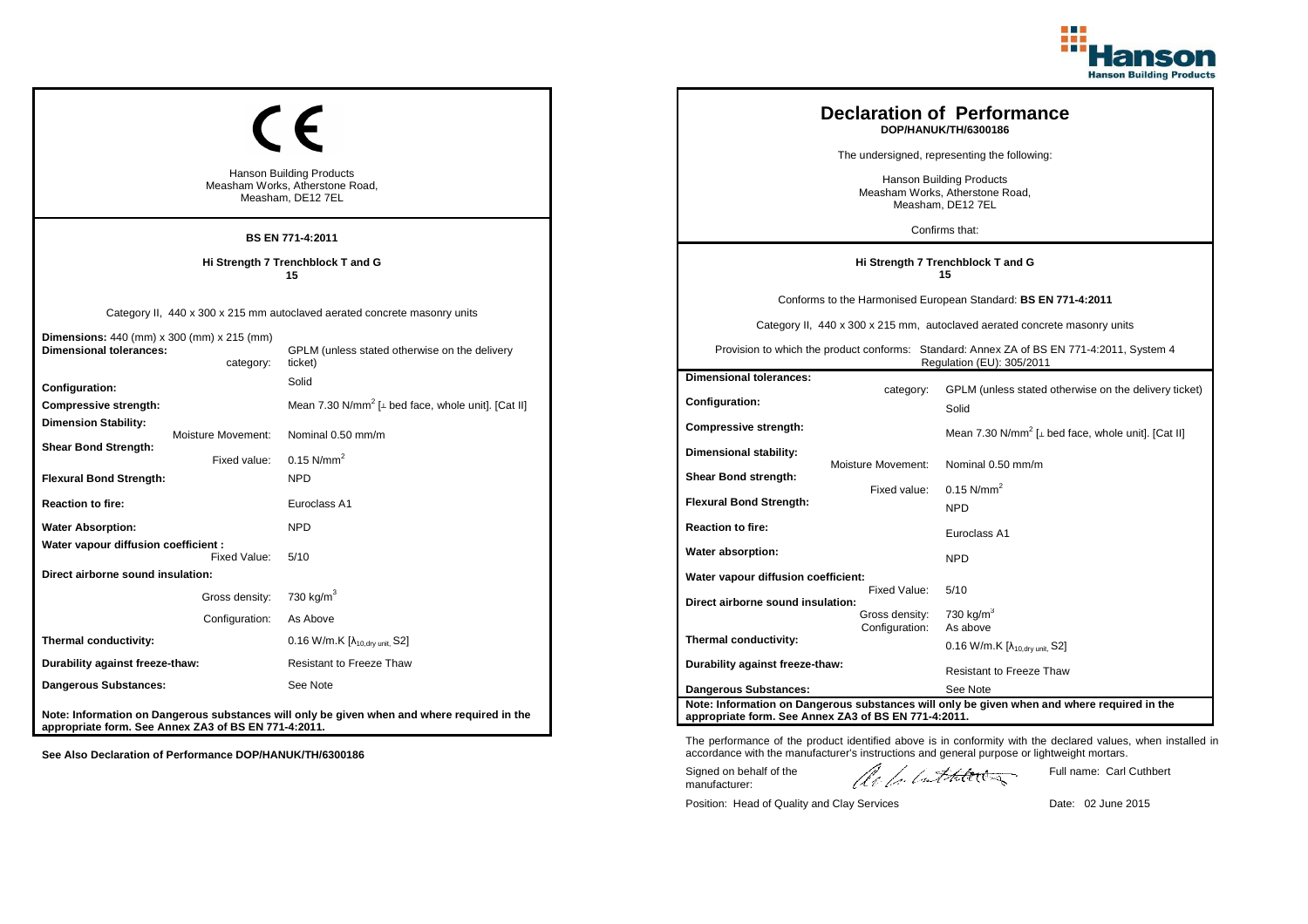Hanson Building Products

CE

Hanson Building Products
Measham Works, Atherstone Road,
Measham, DE12 7EL

**BS EN 771-4:2011**

**Hi Strength 7 Trenchblock T and G**
**15**

Category II, 440 x 300 x 215 mm autoclaved aerated concrete masonry units

| | | |
|---|---|---|
| **Dimensions:** 440 (mm) x 300 (mm) x 215 (mm) | | |
| **Dimensional tolerances:** | category: | GPLM (unless stated otherwise on the delivery ticket) |
| **Configuration:** | | Solid |
| **Compressive strength:** | | Mean 7.30 N/mm$^2$ [⊥ bed face, whole unit]. [Cat II] |
| **Dimension Stability:** | Moisture Movement: | Nominal 0.50 mm/m |
| **Shear Bond Strength:** | Fixed value: | 0.15 N/mm$^2$ |
| **Flexural Bond Strength:** | | NPD |
| **Reaction to fire:** | | Euroclass A1 |
| **Water Absorption:** | | NPD |
| **Water vapour diffusion coefficient :** | Fixed Value: | 5/10 |
| **Direct airborne sound insulation:** | Gross density: | 730 kg/m$^3$ |
| | Configuration: | As Above |
| **Thermal conductivity:** | | 0.16 W/m.K [$\lambda_{10,dry\ unit}$, S2] |
| **Durability against freeze-thaw:** | | Resistant to Freeze Thaw |
| **Dangerous Substances:** | | See Note |

**Note: Information on Dangerous substances will only be given when and where required in the appropriate form. See Annex ZA3 of BS EN 771-4:2011.**

**See Also Declaration of Performance DOP/HANUK/TH/6300186**

# Declaration of Performance

**DOP/HANUK/TH/6300186**

The undersigned, representing the following:

Hanson Building Products
Measham Works, Atherstone Road,
Measham, DE12 7EL

Confirms that:

**Hi Strength 7 Trenchblock T and G**
**15**

Conforms to the Harmonised European Standard: **BS EN 771-4:2011**

Category II, 440 x 300 x 215 mm, autoclaved aerated concrete masonry units

Provision to which the product conforms: Standard: Annex ZA of BS EN 771-4:2011, System 4 Regulation (EU): 305/2011

| | | |
|---|---|---|
| **Dimensional tolerances:** | category: | GPLM (unless stated otherwise on the delivery ticket) |
| **Configuration:** | | Solid |
| **Compressive strength:** | | Mean 7.30 N/mm$^2$ [⊥ bed face, whole unit]. [Cat II] |
| **Dimensional stability:** | Moisture Movement: | Nominal 0.50 mm/m |
| **Shear Bond strength:** | Fixed value: | 0.15 N/mm$^2$ |
| **Flexural Bond Strength:** | | NPD |
| **Reaction to fire:** | | Euroclass A1 |
| **Water absorption:** | | NPD |
| **Water vapour diffusion coefficient:** | Fixed Value: | 5/10 |
| **Direct airborne sound insulation:** | Gross density: | 730 kg/m$^3$ |
| | Configuration: | As above |
| **Thermal conductivity:** | | 0.16 W/m.K [$\lambda_{10,dry\ unit}$, S2] |
| **Durability against freeze-thaw:** | | Resistant to Freeze Thaw |
| **Dangerous Substances:** | | See Note |

**Note: Information on Dangerous substances will only be given when and where required in the appropriate form. See Annex ZA3 of BS EN 771-4:2011.**

The performance of the product identified above is in conformity with the declared values, when installed in accordance with the manufacturer's instructions and general purpose or lightweight mortars.

Signed on behalf of the manufacturer:

Full name: Carl Cuthbert

Position: Head of Quality and Clay Services

Date: 02 June 2015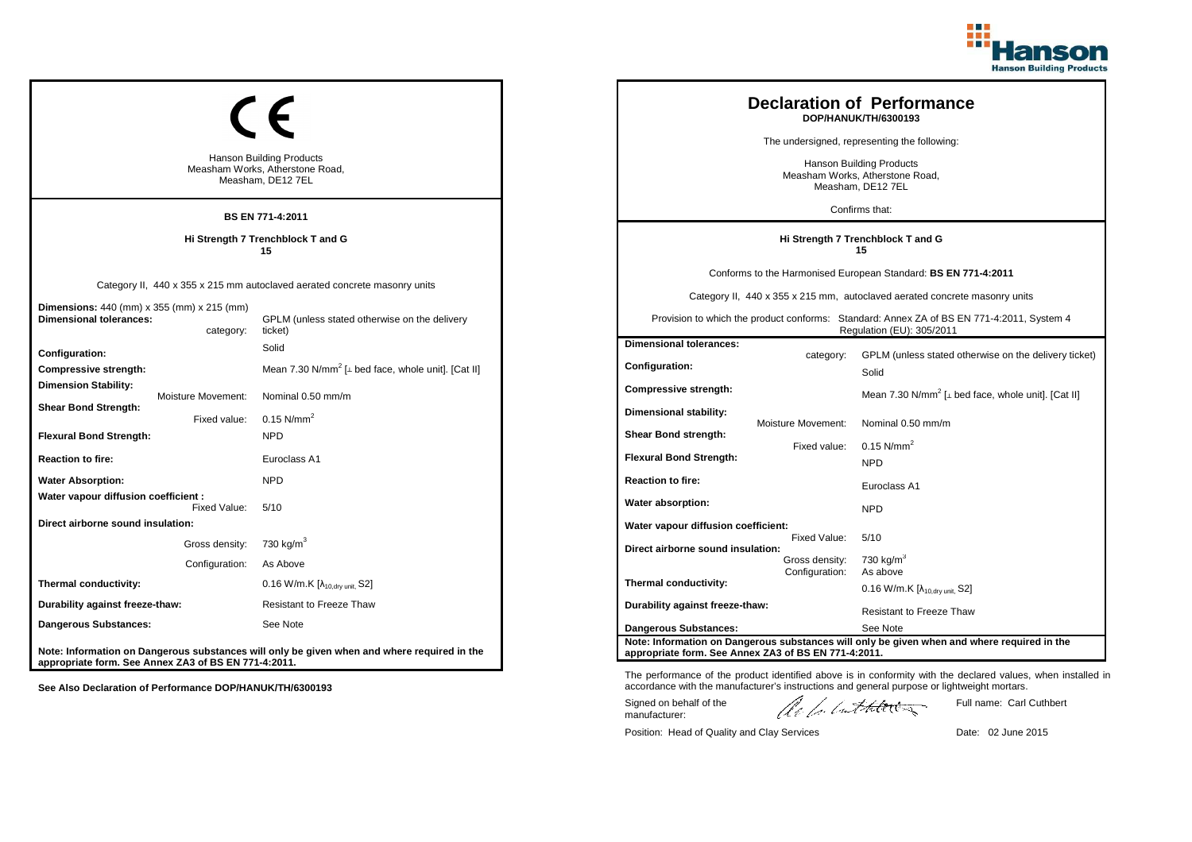## CE

Hanson Building Products
Measham Works, Atherstone Road,
Measham, DE12 7EL

**BS EN 771-4:2011**

**Hi Strength 7 Trenchblock T and G**
**15**

Category II, 440 x 355 x 215 mm autoclaved aerated concrete masonry units

| | |
|---|---|
| **Dimensions:** 440 (mm) x 355 (mm) x 215 (mm) | |
| **Dimensional tolerances:** category: | GPLM (unless stated otherwise on the delivery ticket) |
| **Configuration:** | Solid |
| **Compressive strength:** | Mean 7.30 N/mm$^2$ [⊥ bed face, whole unit]. [Cat II] |
| **Dimension Stability:** Moisture Movement: | Nominal 0.50 mm/m |
| **Shear Bond Strength:** Fixed value: | 0.15 N/mm$^2$ |
| **Flexural Bond Strength:** | NPD |
| **Reaction to fire:** | Euroclass A1 |
| **Water Absorption:** | NPD |
| **Water vapour diffusion coefficient :** Fixed Value: | 5/10 |
| **Direct airborne sound insulation:** | |
| Gross density: | 730 kg/m$^3$ |
| Configuration: | As Above |
| **Thermal conductivity:** | 0.16 W/m.K [$\lambda_{10,dry\ unit}$, S2] |
| **Durability against freeze-thaw:** | Resistant to Freeze Thaw |
| **Dangerous Substances:** | See Note |

**Note: Information on Dangerous substances will only be given when and where required in the appropriate form. See Annex ZA3 of BS EN 771-4:2011.**

**See Also Declaration of Performance DOP/HANUK/TH/6300193**

# Declaration of Performance

**DOP/HANUK/TH/6300193**

The undersigned, representing the following:

Hanson Building Products
Measham Works, Atherstone Road,
Measham, DE12 7EL

Confirms that:

**Hi Strength 7 Trenchblock T and G**
**15**

Conforms to the Harmonised European Standard: **BS EN 771-4:2011**

Category II, 440 x 355 x 215 mm, autoclaved aerated concrete masonry units

Provision to which the product conforms: Standard: Annex ZA of BS EN 771-4:2011, System 4 Regulation (EU): 305/2011

| | | |
|---|---|---|
| **Dimensional tolerances:** | category: | GPLM (unless stated otherwise on the delivery ticket) |
| **Configuration:** | | Solid |
| **Compressive strength:** | | Mean 7.30 N/mm$^2$ [⊥ bed face, whole unit]. [Cat II] |
| **Dimensional stability:** | Moisture Movement: | Nominal 0.50 mm/m |
| **Shear Bond strength:** | Fixed value: | 0.15 N/mm$^2$ |
| **Flexural Bond Strength:** | | NPD |
| **Reaction to fire:** | | Euroclass A1 |
| **Water absorption:** | | NPD |
| **Water vapour diffusion coefficient:** | Fixed Value: | 5/10 |
| **Direct airborne sound insulation:** | Gross density: | 730 kg/m$^3$ |
| | Configuration: | As above |
| **Thermal conductivity:** | | 0.16 W/m.K [$\lambda_{10,dry\ unit}$, S2] |
| **Durability against freeze-thaw:** | | Resistant to Freeze Thaw |
| **Dangerous Substances:** | | See Note |

**Note: Information on Dangerous substances will only be given when and where required in the appropriate form. See Annex ZA3 of BS EN 771-4:2011.**

The performance of the product identified above is in conformity with the declared values, when installed in accordance with the manufacturer's instructions and general purpose or lightweight mortars.

Signed on behalf of the manufacturer:

Full name: Carl Cuthbert

Position: Head of Quality and Clay Services

Date: 02 June 2015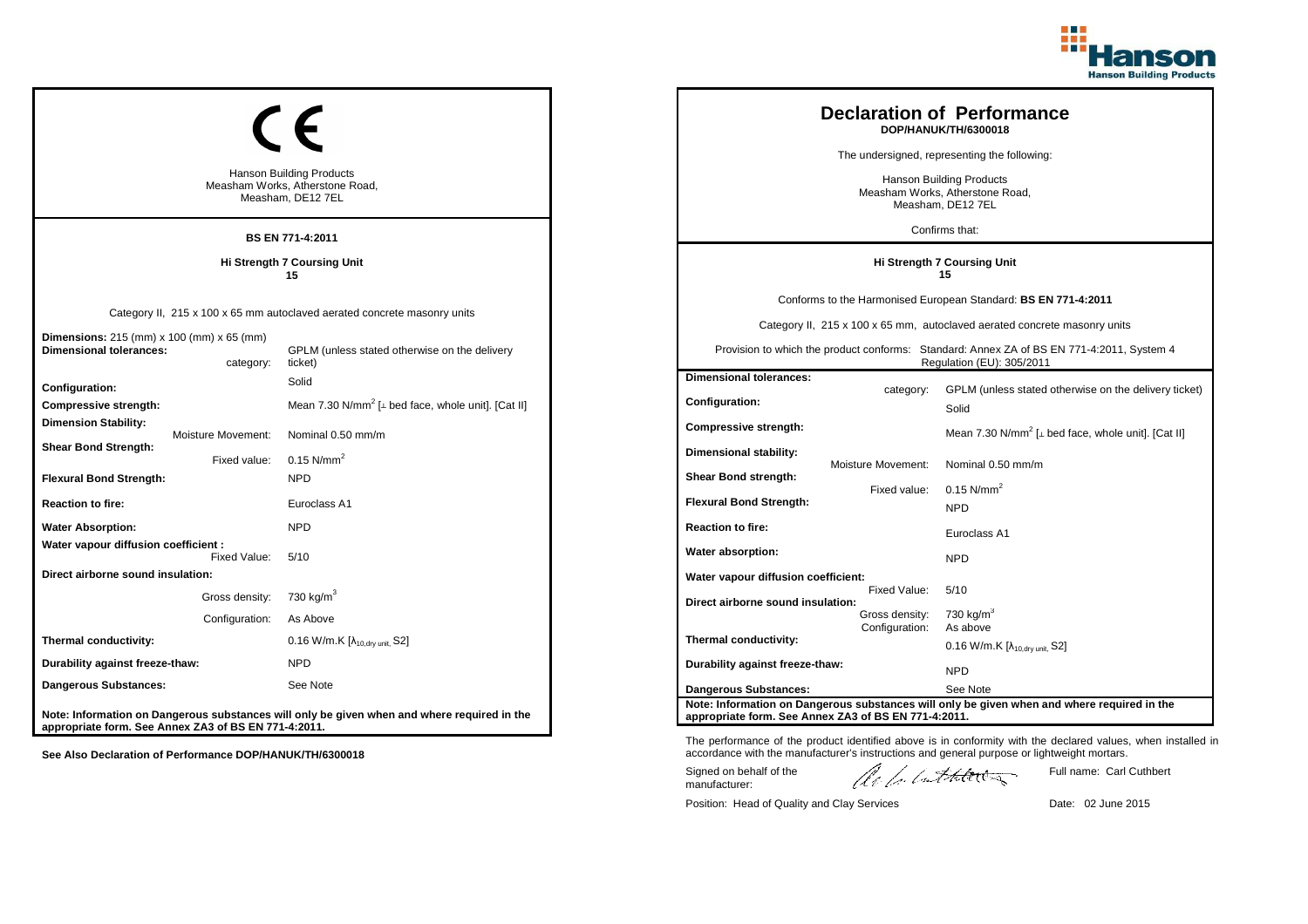## CE

Hanson Building Products
Measham Works, Atherstone Road,
Measham, DE12 7EL

**BS EN 771-4:2011**

**Hi Strength 7 Coursing Unit**
**15**

Category II, 215 x 100 x 65 mm autoclaved aerated concrete masonry units

| | | |
|---|---|---|
| **Dimensions:** 215 (mm) x 100 (mm) x 65 (mm) | | |
| **Dimensional tolerances:** | category: | GPLM (unless stated otherwise on the delivery ticket) |
| **Configuration:** | | Solid |
| **Compressive strength:** | | Mean 7.30 N/mm$^2$ [⊥ bed face, whole unit]. [Cat II] |
| **Dimension Stability:** | Moisture Movement: | Nominal 0.50 mm/m |
| **Shear Bond Strength:** | Fixed value: | 0.15 N/mm$^2$ |
| **Flexural Bond Strength:** | | NPD |
| **Reaction to fire:** | | Euroclass A1 |
| **Water Absorption:** | | NPD |
| **Water vapour diffusion coefficient :** | Fixed Value: | 5/10 |
| **Direct airborne sound insulation:** | Gross density: | 730 kg/m$^3$ |
| | Configuration: | As Above |
| **Thermal conductivity:** | | 0.16 W/m.K [$\lambda_{10,dry\ unit}$, S2] |
| **Durability against freeze-thaw:** | | NPD |
| **Dangerous Substances:** | | See Note |

**Note: Information on Dangerous substances will only be given when and where required in the appropriate form. See Annex ZA3 of BS EN 771-4:2011.**

**See Also Declaration of Performance DOP/HANUK/TH/6300018**

## Declaration of Performance

**DOP/HANUK/TH/6300018**

The undersigned, representing the following:

Hanson Building Products
Measham Works, Atherstone Road,
Measham, DE12 7EL

Confirms that:

**Hi Strength 7 Coursing Unit**
**15**

Conforms to the Harmonised European Standard: **BS EN 771-4:2011**

Category II, 215 x 100 x 65 mm, autoclaved aerated concrete masonry units

Provision to which the product conforms: Standard: Annex ZA of BS EN 771-4:2011, System 4 Regulation (EU): 305/2011

| | | |
|---|---|---|
| **Dimensional tolerances:** | category: | GPLM (unless stated otherwise on the delivery ticket) |
| **Configuration:** | | Solid |
| **Compressive strength:** | | Mean 7.30 N/mm$^2$ [⊥ bed face, whole unit]. [Cat II] |
| **Dimensional stability:** | Moisture Movement: | Nominal 0.50 mm/m |
| **Shear Bond strength:** | Fixed value: | 0.15 N/mm$^2$ |
| **Flexural Bond Strength:** | | NPD |
| **Reaction to fire:** | | Euroclass A1 |
| **Water absorption:** | | NPD |
| **Water vapour diffusion coefficient:** | Fixed Value: | 5/10 |
| **Direct airborne sound insulation:** | Gross density: | 730 kg/m$^3$ |
| | Configuration: | As above |
| **Thermal conductivity:** | | 0.16 W/m.K [$\lambda_{10,dry\ unit}$, S2] |
| **Durability against freeze-thaw:** | | NPD |
| **Dangerous Substances:** | | See Note |

**Note: Information on Dangerous substances will only be given when and where required in the appropriate form. See Annex ZA3 of BS EN 771-4:2011.**

The performance of the product identified above is in conformity with the declared values, when installed in accordance with the manufacturer's instructions and general purpose or lightweight mortars.

Signed on behalf of the manufacturer: [signature] Full name: Carl Cuthbert

Position: Head of Quality and Clay Services Date: 02 June 2015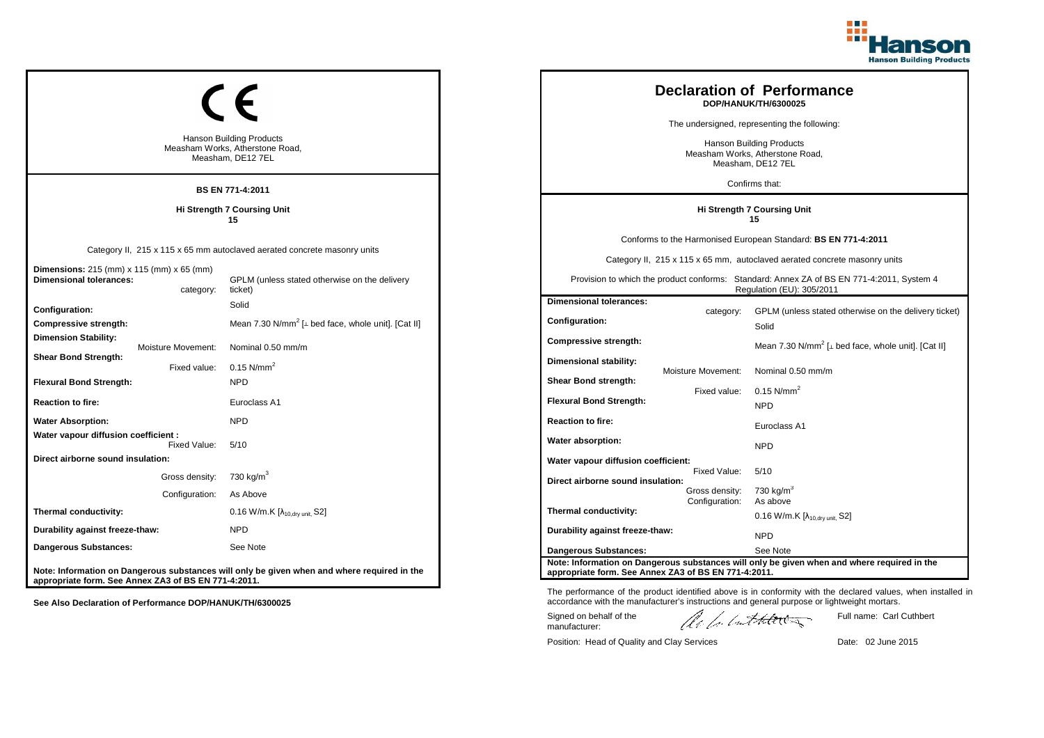CE

Hanson Building Products
Measham Works, Atherstone Road,
Measham, DE12 7EL

**BS EN 771-4:2011**

**Hi Strength 7 Coursing Unit**
**15**

Category II, 215 x 115 x 65 mm autoclaved aerated concrete masonry units

| | |
|---|---|
| **Dimensions:** 215 (mm) x 115 (mm) x 65 (mm) | |
| **Dimensional tolerances:** category: | GPLM (unless stated otherwise on the delivery ticket) |
| **Configuration:** | Solid |
| **Compressive strength:** | Mean 7.30 N/mm$^2$ [⊥ bed face, whole unit]. [Cat II] |
| **Dimension Stability:** Moisture Movement: | Nominal 0.50 mm/m |
| **Shear Bond Strength:** Fixed value: | 0.15 N/mm$^2$ |
| **Flexural Bond Strength:** | NPD |
| **Reaction to fire:** | Euroclass A1 |
| **Water Absorption:** | NPD |
| **Water vapour diffusion coefficient :** Fixed Value: | 5/10 |
| **Direct airborne sound insulation:** Gross density: | 730 kg/m$^3$ |
| Configuration: | As Above |
| **Thermal conductivity:** | 0.16 W/m.K [$\lambda_{10,dry\ unit}$, S2] |
| **Durability against freeze-thaw:** | NPD |
| **Dangerous Substances:** | See Note |

**Note: Information on Dangerous substances will only be given when and where required in the appropriate form. See Annex ZA3 of BS EN 771-4:2011.**

**See Also Declaration of Performance DOP/HANUK/TH/6300025**

# Declaration of Performance
**DOP/HANUK/TH/6300025**

The undersigned, representing the following:

Hanson Building Products
Measham Works, Atherstone Road,
Measham, DE12 7EL

Confirms that:

**Hi Strength 7 Coursing Unit**
**15**

Conforms to the Harmonised European Standard: **BS EN 771-4:2011**

Category II, 215 x 115 x 65 mm, autoclaved aerated concrete masonry units

Provision to which the product conforms: Standard: Annex ZA of BS EN 771-4:2011, System 4 Regulation (EU): 305/2011

| | |
|---|---|
| **Dimensional tolerances:** category: | GPLM (unless stated otherwise on the delivery ticket) |
| **Configuration:** | Solid |
| **Compressive strength:** | Mean 7.30 N/mm$^2$ [⊥ bed face, whole unit]. [Cat II] |
| **Dimensional stability:** Moisture Movement: | Nominal 0.50 mm/m |
| **Shear Bond strength:** Fixed value: | 0.15 N/mm$^2$ |
| **Flexural Bond Strength:** | NPD |
| **Reaction to fire:** | Euroclass A1 |
| **Water absorption:** | NPD |
| **Water vapour diffusion coefficient:** Fixed Value: | 5/10 |
| **Direct airborne sound insulation:** Gross density: | 730 kg/m$^3$ |
| Configuration: | As above |
| **Thermal conductivity:** | 0.16 W/m.K [$\lambda_{10,dry\ unit}$, S2] |
| **Durability against freeze-thaw:** | NPD |
| **Dangerous Substances:** | See Note |

**Note: Information on Dangerous substances will only be given when and where required in the appropriate form. See Annex ZA3 of BS EN 771-4:2011.**

The performance of the product identified above is in conformity with the declared values, when installed in accordance with the manufacturer's instructions and general purpose or lightweight mortars.

Signed on behalf of the manufacturer: Full name: Carl Cuthbert

Position: Head of Quality and Clay Services Date: 02 June 2015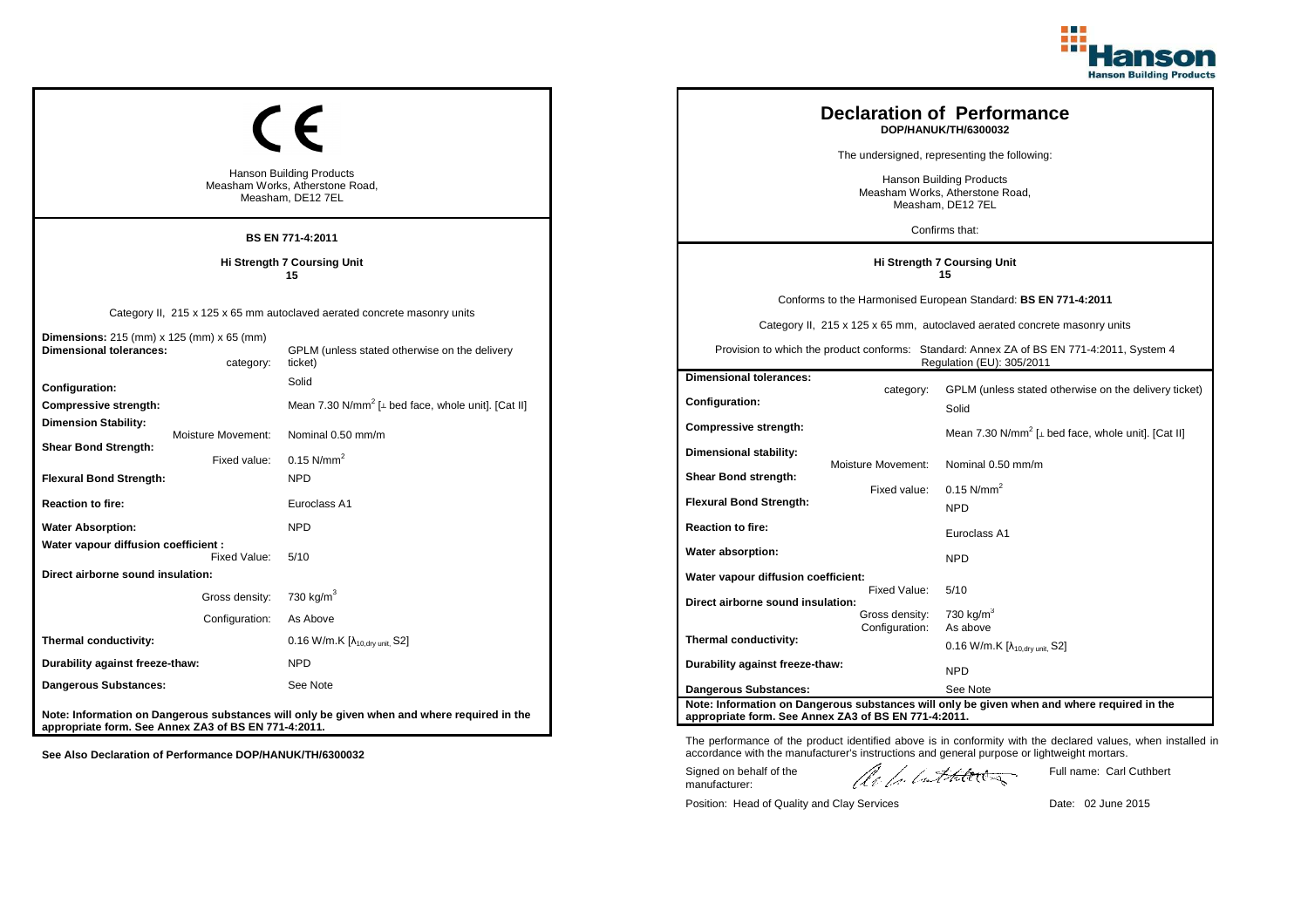CE

Hanson Building Products
Measham Works, Atherstone Road,
Measham, DE12 7EL

**BS EN 771-4:2011**

**Hi Strength 7 Coursing Unit**
**15**

Category II, 215 x 125 x 65 mm autoclaved aerated concrete masonry units

| | |
|---|---|
| **Dimensions:** 215 (mm) x 125 (mm) x 65 (mm) | |
| **Dimensional tolerances:** category: | GPLM (unless stated otherwise on the delivery ticket) |
| **Configuration:** | Solid |
| **Compressive strength:** | Mean 7.30 N/mm$^2$ [⊥ bed face, whole unit]. [Cat II] |
| **Dimension Stability:** Moisture Movement: | Nominal 0.50 mm/m |
| **Shear Bond Strength:** Fixed value: | 0.15 N/mm$^2$ |
| **Flexural Bond Strength:** | NPD |
| **Reaction to fire:** | Euroclass A1 |
| **Water Absorption:** | NPD |
| **Water vapour diffusion coefficient :** Fixed Value: | 5/10 |
| **Direct airborne sound insulation:** Gross density: | 730 kg/m$^3$ |
| Configuration: | As Above |
| **Thermal conductivity:** | 0.16 W/m.K [$\lambda_{10,dry\ unit}$, S2] |
| **Durability against freeze-thaw:** | NPD |
| **Dangerous Substances:** | See Note |

**Note: Information on Dangerous substances will only be given when and where required in the appropriate form. See Annex ZA3 of BS EN 771-4:2011.**

**See Also Declaration of Performance DOP/HANUK/TH/6300032**

# Declaration of Performance

**DOP/HANUK/TH/6300032**

The undersigned, representing the following:

Hanson Building Products
Measham Works, Atherstone Road,
Measham, DE12 7EL

Confirms that:

**Hi Strength 7 Coursing Unit**
**15**

Conforms to the Harmonised European Standard: **BS EN 771-4:2011**

Category II, 215 x 125 x 65 mm, autoclaved aerated concrete masonry units

Provision to which the product conforms: Standard: Annex ZA of BS EN 771-4:2011, System 4 Regulation (EU): 305/2011

| | | |
|---|---|---|
| **Dimensional tolerances:** | category: | GPLM (unless stated otherwise on the delivery ticket) |
| **Configuration:** | | Solid |
| **Compressive strength:** | | Mean 7.30 N/mm$^2$ [⊥ bed face, whole unit]. [Cat II] |
| **Dimensional stability:** | Moisture Movement: | Nominal 0.50 mm/m |
| **Shear Bond strength:** | Fixed value: | 0.15 N/mm$^2$ |
| **Flexural Bond Strength:** | | NPD |
| **Reaction to fire:** | | Euroclass A1 |
| **Water absorption:** | | NPD |
| **Water vapour diffusion coefficient:** | Fixed Value: | 5/10 |
| **Direct airborne sound insulation:** | Gross density: | 730 kg/m$^3$ |
| | Configuration: | As above |
| **Thermal conductivity:** | | 0.16 W/m.K [$\lambda_{10,dry\ unit}$, S2] |
| **Durability against freeze-thaw:** | | NPD |
| **Dangerous Substances:** | | See Note |

**Note: Information on Dangerous substances will only be given when and where required in the appropriate form. See Annex ZA3 of BS EN 771-4:2011.**

The performance of the product identified above is in conformity with the declared values, when installed in accordance with the manufacturer's instructions and general purpose or lightweight mortars.

Signed on behalf of the manufacturer: Full name: Carl Cuthbert

Position: Head of Quality and Clay Services Date: 02 June 2015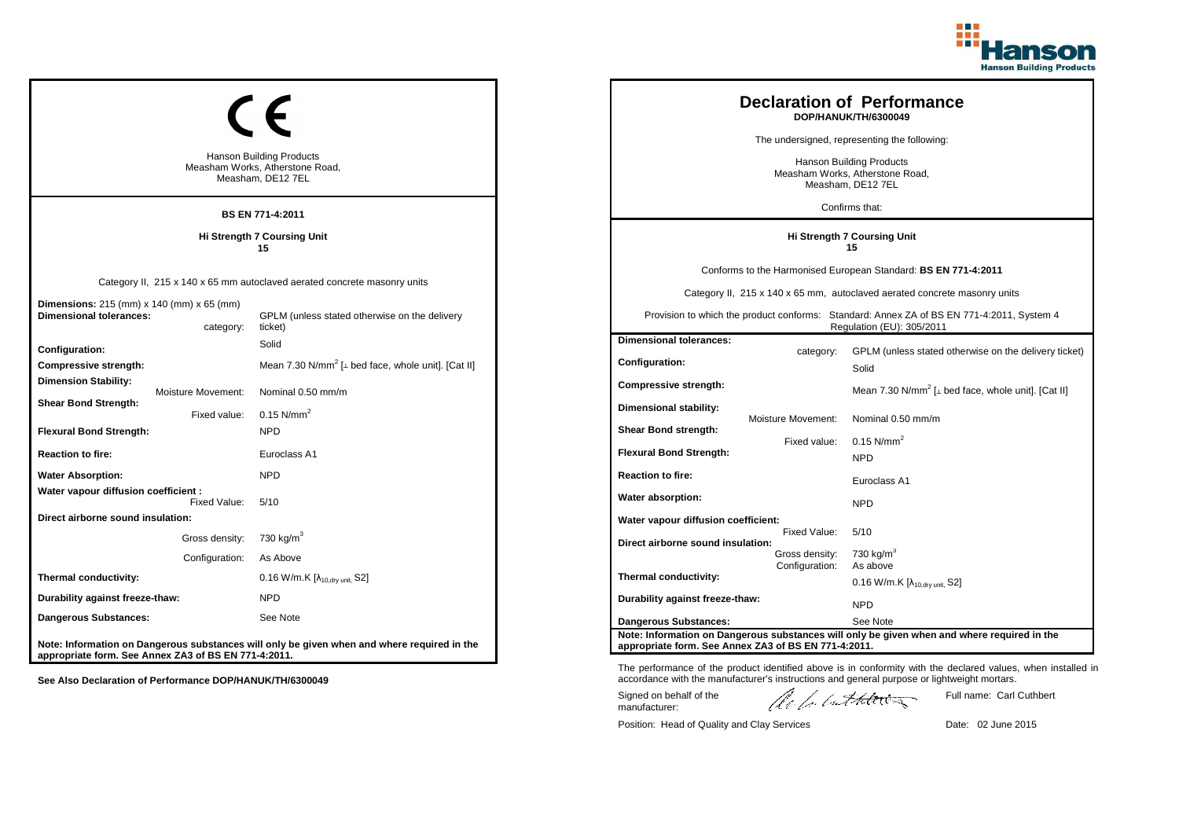## CE

Hanson Building Products
Measham Works, Atherstone Road,
Measham, DE12 7EL

**BS EN 771-4:2011**

**Hi Strength 7 Coursing Unit**
**15**

Category II, 215 x 140 x 65 mm autoclaved aerated concrete masonry units

| | |
|---|---|
| **Dimensions:** 215 (mm) x 140 (mm) x 65 (mm) | |
| **Dimensional tolerances:** category: | GPLM (unless stated otherwise on the delivery ticket) |
| **Configuration:** | Solid |
| **Compressive strength:** | Mean 7.30 N/mm$^2$ [⊥ bed face, whole unit]. [Cat II] |
| **Dimension Stability:** Moisture Movement: | Nominal 0.50 mm/m |
| **Shear Bond Strength:** Fixed value: | 0.15 N/mm$^2$ |
| **Flexural Bond Strength:** | NPD |
| **Reaction to fire:** | Euroclass A1 |
| **Water Absorption:** | NPD |
| **Water vapour diffusion coefficient :** Fixed Value: | 5/10 |
| **Direct airborne sound insulation:** Gross density: | 730 kg/m$^3$ |
| Configuration: | As Above |
| **Thermal conductivity:** | 0.16 W/m.K [$\lambda_{10,dry\ unit}$, S2] |
| **Durability against freeze-thaw:** | NPD |
| **Dangerous Substances:** | See Note |

**Note: Information on Dangerous substances will only be given when and where required in the appropriate form. See Annex ZA3 of BS EN 771-4:2011.**

**See Also Declaration of Performance DOP/HANUK/TH/6300049**

## Declaration of Performance

**DOP/HANUK/TH/6300049**

The undersigned, representing the following:

Hanson Building Products
Measham Works, Atherstone Road,
Measham, DE12 7EL

Confirms that:

**Hi Strength 7 Coursing Unit**
**15**

Conforms to the Harmonised European Standard: **BS EN 771-4:2011**

Category II, 215 x 140 x 65 mm, autoclaved aerated concrete masonry units

Provision to which the product conforms: Standard: Annex ZA of BS EN 771-4:2011, System 4 Regulation (EU): 305/2011

| | |
|---|---|
| **Dimensional tolerances:** category: | GPLM (unless stated otherwise on the delivery ticket) |
| **Configuration:** | Solid |
| **Compressive strength:** | Mean 7.30 N/mm$^2$ [⊥ bed face, whole unit]. [Cat II] |
| **Dimensional stability:** Moisture Movement: | Nominal 0.50 mm/m |
| **Shear Bond strength:** Fixed value: | 0.15 N/mm$^2$ |
| **Flexural Bond Strength:** | NPD |
| **Reaction to fire:** | Euroclass A1 |
| **Water absorption:** | NPD |
| **Water vapour diffusion coefficient:** Fixed Value: | 5/10 |
| **Direct airborne sound insulation:** Gross density: | 730 kg/m$^3$ |
| Configuration: | As above |
| **Thermal conductivity:** | 0.16 W/m.K [$\lambda_{10,dry\ unit}$, S2] |
| **Durability against freeze-thaw:** | NPD |
| **Dangerous Substances:** | See Note |

**Note: Information on Dangerous substances will only be given when and where required in the appropriate form. See Annex ZA3 of BS EN 771-4:2011.**

The performance of the product identified above is in conformity with the declared values, when installed in accordance with the manufacturer's instructions and general purpose or lightweight mortars.

Signed on behalf of the manufacturer: Full name: Carl Cuthbert

Position: Head of Quality and Clay Services Date: 02 June 2015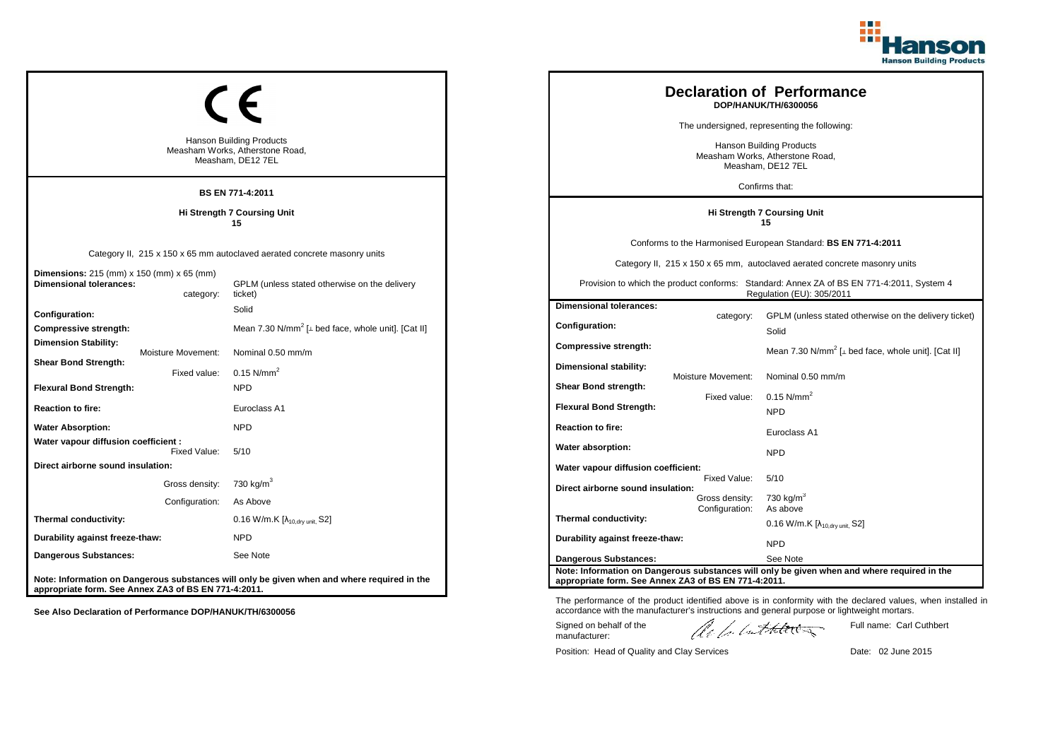CE

Hanson Building Products
Measham Works, Atherstone Road,
Measham, DE12 7EL

**BS EN 771-4:2011**

**Hi Strength 7 Coursing Unit**
**15**

Category II, 215 x 150 x 65 mm autoclaved aerated concrete masonry units

| | | |
|---|---|---|
| **Dimensions:** 215 (mm) x 150 (mm) x 65 (mm) | | |
| **Dimensional tolerances:** | category: | GPLM (unless stated otherwise on the delivery ticket) |
| **Configuration:** | | Solid |
| **Compressive strength:** | | Mean 7.30 N/mm$^2$ [⊥ bed face, whole unit]. [Cat II] |
| **Dimension Stability:** | Moisture Movement: | Nominal 0.50 mm/m |
| **Shear Bond Strength:** | Fixed value: | 0.15 N/mm$^2$ |
| **Flexural Bond Strength:** | | NPD |
| **Reaction to fire:** | | Euroclass A1 |
| **Water Absorption:** | | NPD |
| **Water vapour diffusion coefficient :** | Fixed Value: | 5/10 |
| **Direct airborne sound insulation:** | Gross density: | 730 kg/m$^3$ |
| | Configuration: | As Above |
| **Thermal conductivity:** | | 0.16 W/m.K [$\lambda_{10,dry\ unit}$, S2] |
| **Durability against freeze-thaw:** | | NPD |
| **Dangerous Substances:** | | See Note |

**Note: Information on Dangerous substances will only be given when and where required in the appropriate form. See Annex ZA3 of BS EN 771-4:2011.**

**See Also Declaration of Performance DOP/HANUK/TH/6300056**

# Declaration of Performance

**DOP/HANUK/TH/6300056**

The undersigned, representing the following:

Hanson Building Products
Measham Works, Atherstone Road,
Measham, DE12 7EL

Confirms that:

**Hi Strength 7 Coursing Unit**
**15**

Conforms to the Harmonised European Standard: **BS EN 771-4:2011**

Category II, 215 x 150 x 65 mm, autoclaved aerated concrete masonry units

Provision to which the product conforms: Standard: Annex ZA of BS EN 771-4:2011, System 4 Regulation (EU): 305/2011

| | | |
|---|---|---|
| **Dimensional tolerances:** | category: | GPLM (unless stated otherwise on the delivery ticket) |
| **Configuration:** | | Solid |
| **Compressive strength:** | | Mean 7.30 N/mm$^2$ [⊥ bed face, whole unit]. [Cat II] |
| **Dimensional stability:** | Moisture Movement: | Nominal 0.50 mm/m |
| **Shear Bond strength:** | Fixed value: | 0.15 N/mm$^2$ |
| **Flexural Bond Strength:** | | NPD |
| **Reaction to fire:** | | Euroclass A1 |
| **Water absorption:** | | NPD |
| **Water vapour diffusion coefficient:** | Fixed Value: | 5/10 |
| **Direct airborne sound insulation:** | Gross density: | 730 kg/m$^3$ |
| | Configuration: | As above |
| **Thermal conductivity:** | | 0.16 W/m.K [$\lambda_{10,dry\ unit}$, S2] |
| **Durability against freeze-thaw:** | | NPD |
| **Dangerous Substances:** | | See Note |

**Note: Information on Dangerous substances will only be given when and where required in the appropriate form. See Annex ZA3 of BS EN 771-4:2011.**

The performance of the product identified above is in conformity with the declared values, when installed in accordance with the manufacturer's instructions and general purpose or lightweight mortars.

Signed on behalf of the manufacturer: Full name: Carl Cuthbert

Position: Head of Quality and Clay Services Date: 02 June 2015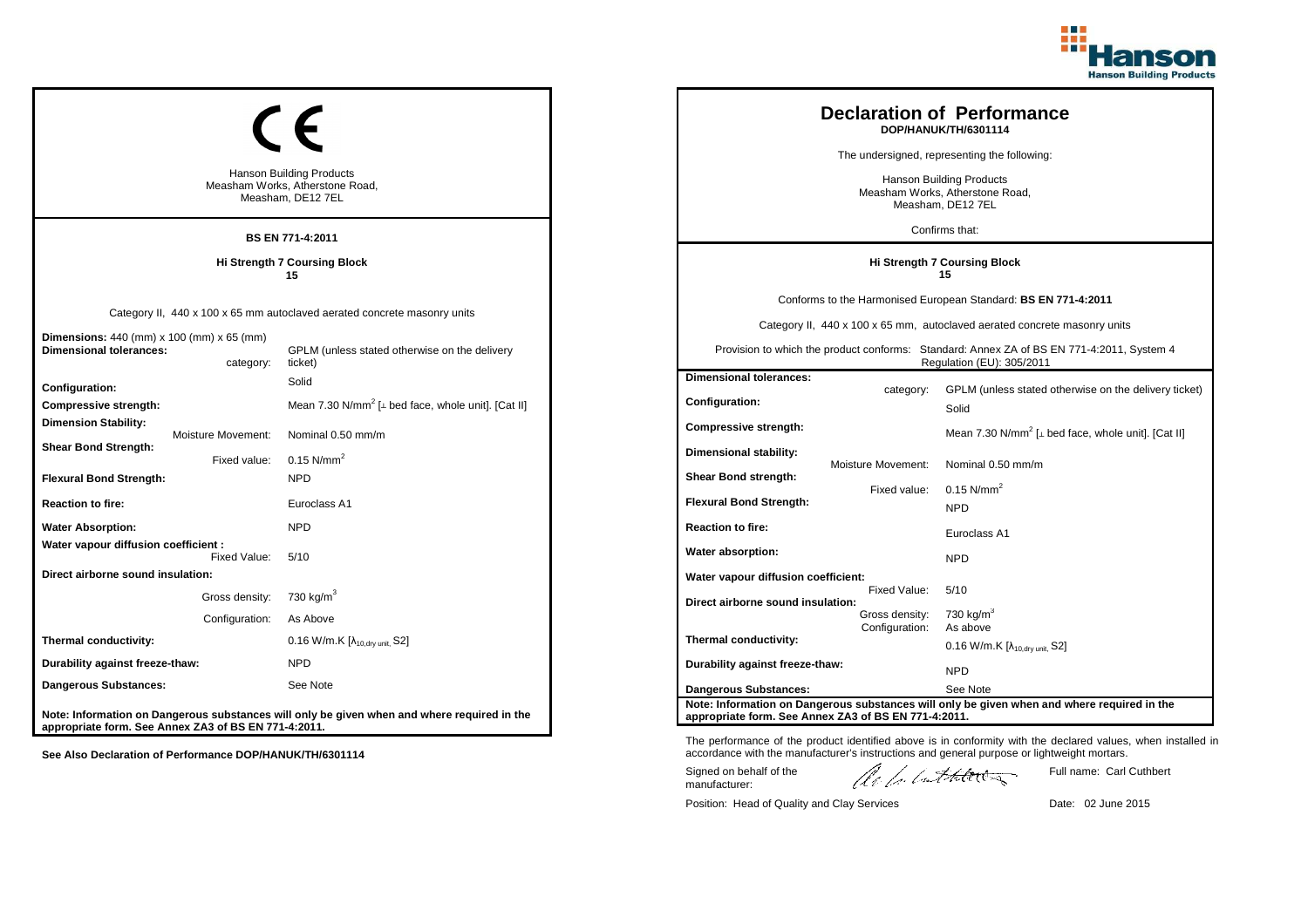## CE

Hanson Building Products
Measham Works, Atherstone Road,
Measham, DE12 7EL

**BS EN 771-4:2011**

**Hi Strength 7 Coursing Block**
**15**

Category II, 440 x 100 x 65 mm autoclaved aerated concrete masonry units

| | | |
|---|---|---|
| **Dimensions:** 440 (mm) x 100 (mm) x 65 (mm) | | |
| **Dimensional tolerances:** | category: | GPLM (unless stated otherwise on the delivery ticket) |
| **Configuration:** | | Solid |
| **Compressive strength:** | | Mean 7.30 N/mm$^2$ [⊥ bed face, whole unit]. [Cat II] |
| **Dimension Stability:** | Moisture Movement: | Nominal 0.50 mm/m |
| **Shear Bond Strength:** | Fixed value: | 0.15 N/mm$^2$ |
| **Flexural Bond Strength:** | | NPD |
| **Reaction to fire:** | | Euroclass A1 |
| **Water Absorption:** | | NPD |
| **Water vapour diffusion coefficient :** | Fixed Value: | 5/10 |
| **Direct airborne sound insulation:** | Gross density: | 730 kg/m$^3$ |
| | Configuration: | As Above |
| **Thermal conductivity:** | | 0.16 W/m.K [$\lambda_{10,dry\ unit}$, S2] |
| **Durability against freeze-thaw:** | | NPD |
| **Dangerous Substances:** | | See Note |

**Note: Information on Dangerous substances will only be given when and where required in the appropriate form. See Annex ZA3 of BS EN 771-4:2011.**

**See Also Declaration of Performance DOP/HANUK/TH/6301114**

## Declaration of Performance

**DOP/HANUK/TH/6301114**

The undersigned, representing the following:

Hanson Building Products
Measham Works, Atherstone Road,
Measham, DE12 7EL

Confirms that:

**Hi Strength 7 Coursing Block**
**15**

Conforms to the Harmonised European Standard: **BS EN 771-4:2011**

Category II, 440 x 100 x 65 mm, autoclaved aerated concrete masonry units

Provision to which the product conforms: Standard: Annex ZA of BS EN 771-4:2011, System 4 Regulation (EU): 305/2011

| | | |
|---|---|---|
| **Dimensional tolerances:** | category: | GPLM (unless stated otherwise on the delivery ticket) |
| **Configuration:** | | Solid |
| **Compressive strength:** | | Mean 7.30 N/mm$^2$ [⊥ bed face, whole unit]. [Cat II] |
| **Dimensional stability:** | Moisture Movement: | Nominal 0.50 mm/m |
| **Shear Bond strength:** | Fixed value: | 0.15 N/mm$^2$ |
| **Flexural Bond Strength:** | | NPD |
| **Reaction to fire:** | | Euroclass A1 |
| **Water absorption:** | | NPD |
| **Water vapour diffusion coefficient:** | Fixed Value: | 5/10 |
| **Direct airborne sound insulation:** | Gross density: | 730 kg/m$^3$ |
| | Configuration: | As above |
| **Thermal conductivity:** | | 0.16 W/m.K [$\lambda_{10,dry\ unit}$, S2] |
| **Durability against freeze-thaw:** | | NPD |
| **Dangerous Substances:** | | See Note |

**Note: Information on Dangerous substances will only be given when and where required in the appropriate form. See Annex ZA3 of BS EN 771-4:2011.**

The performance of the product identified above is in conformity with the declared values, when installed in accordance with the manufacturer's instructions and general purpose or lightweight mortars.

Signed on behalf of the manufacturer:

Full name: Carl Cuthbert

Position: Head of Quality and Clay Services

Date: 02 June 2015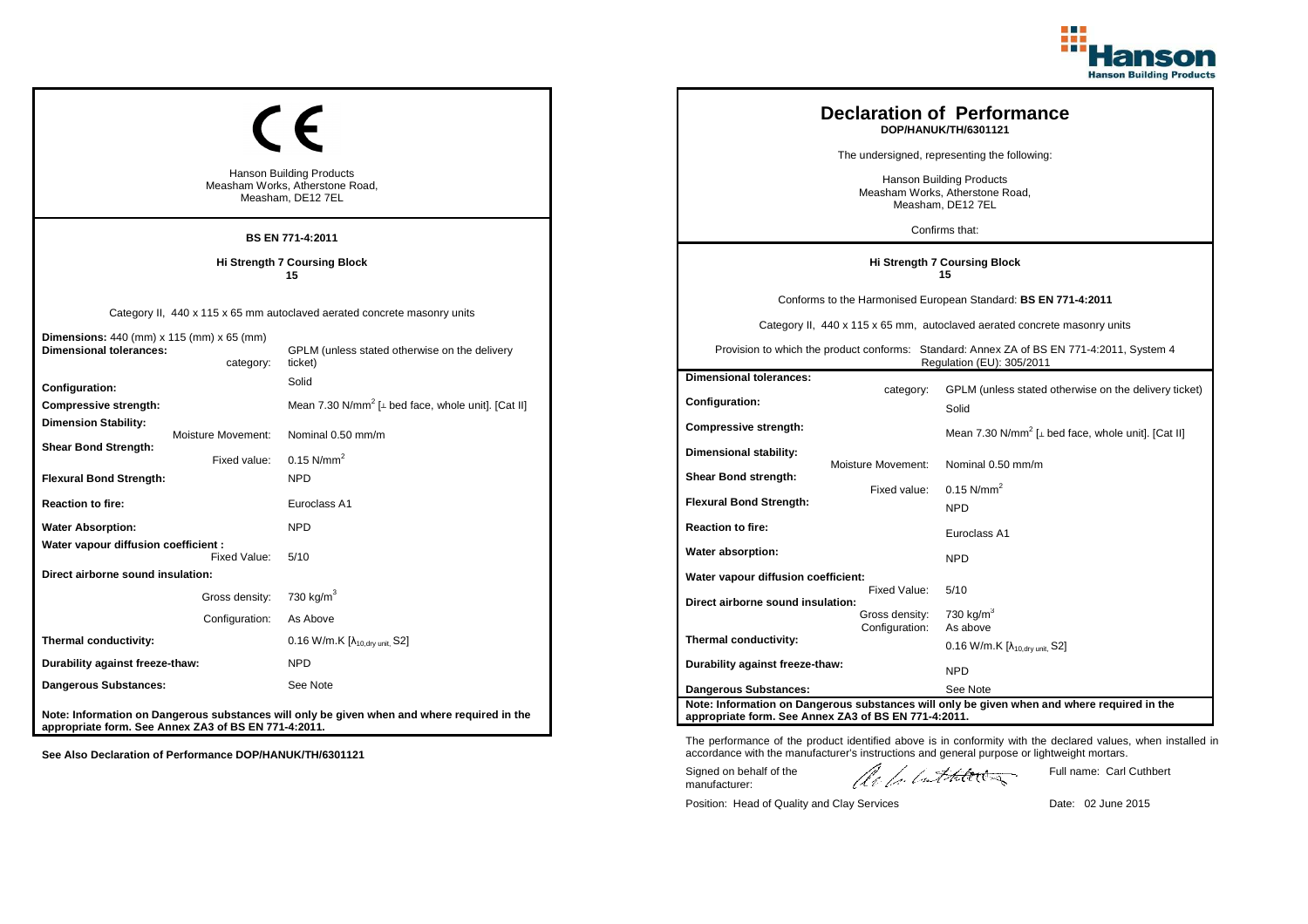CE

Hanson Building Products
Measham Works, Atherstone Road,
Measham, DE12 7EL

**BS EN 771-4:2011**

**Hi Strength 7 Coursing Block**
**15**

Category II, 440 x 115 x 65 mm autoclaved aerated concrete masonry units

| | |
|---|---|
| **Dimensions:** 440 (mm) x 115 (mm) x 65 (mm) | |
| **Dimensional tolerances:** category: | GPLM (unless stated otherwise on the delivery ticket) |
| **Configuration:** | Solid |
| **Compressive strength:** | Mean 7.30 N/mm$^2$ [⊥ bed face, whole unit]. [Cat II] |
| **Dimension Stability:** Moisture Movement: | Nominal 0.50 mm/m |
| **Shear Bond Strength:** Fixed value: | 0.15 N/mm$^2$ |
| **Flexural Bond Strength:** | NPD |
| **Reaction to fire:** | Euroclass A1 |
| **Water Absorption:** | NPD |
| **Water vapour diffusion coefficient :** Fixed Value: | 5/10 |
| **Direct airborne sound insulation:** Gross density: | 730 kg/m$^3$ |
| Configuration: | As Above |
| **Thermal conductivity:** | 0.16 W/m.K [$\lambda_{10,dry\ unit}$, S2] |
| **Durability against freeze-thaw:** | NPD |
| **Dangerous Substances:** | See Note |

**Note: Information on Dangerous substances will only be given when and where required in the appropriate form. See Annex ZA3 of BS EN 771-4:2011.**

**See Also Declaration of Performance DOP/HANUK/TH/6301121**

# Declaration of Performance
**DOP/HANUK/TH/6301121**

The undersigned, representing the following:

Hanson Building Products
Measham Works, Atherstone Road,
Measham, DE12 7EL

Confirms that:

**Hi Strength 7 Coursing Block**
**15**

Conforms to the Harmonised European Standard: **BS EN 771-4:2011**

Category II, 440 x 115 x 65 mm, autoclaved aerated concrete masonry units

Provision to which the product conforms: Standard: Annex ZA of BS EN 771-4:2011, System 4 Regulation (EU): 305/2011

| | |
|---|---|
| **Dimensional tolerances:** category: | GPLM (unless stated otherwise on the delivery ticket) |
| **Configuration:** | Solid |
| **Compressive strength:** | Mean 7.30 N/mm$^2$ [⊥ bed face, whole unit]. [Cat II] |
| **Dimensional stability:** Moisture Movement: | Nominal 0.50 mm/m |
| **Shear Bond strength:** Fixed value: | 0.15 N/mm$^2$ |
| **Flexural Bond Strength:** | NPD |
| **Reaction to fire:** | Euroclass A1 |
| **Water absorption:** | NPD |
| **Water vapour diffusion coefficient:** Fixed Value: | 5/10 |
| **Direct airborne sound insulation:** Gross density: | 730 kg/m$^3$ |
| Configuration: | As above |
| **Thermal conductivity:** | 0.16 W/m.K [$\lambda_{10,dry\ unit}$, S2] |
| **Durability against freeze-thaw:** | NPD |
| **Dangerous Substances:** | See Note |

**Note: Information on Dangerous substances will only be given when and where required in the appropriate form. See Annex ZA3 of BS EN 771-4:2011.**

The performance of the product identified above is in conformity with the declared values, when installed in accordance with the manufacturer's instructions and general purpose or lightweight mortars.

Signed on behalf of the manufacturer: Full name: Carl Cuthbert

Position: Head of Quality and Clay Services Date: 02 June 2015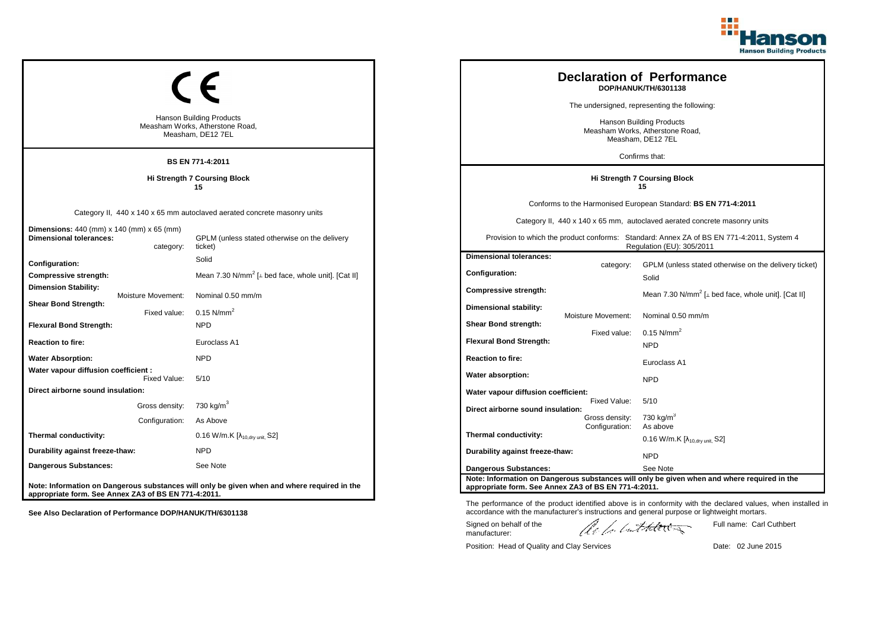CE

Hanson Building Products
Measham Works, Atherstone Road,
Measham, DE12 7EL

**BS EN 771-4:2011**

**Hi Strength 7 Coursing Block**
**15**

Category II, 440 x 140 x 65 mm autoclaved aerated concrete masonry units

| | |
|---|---|
| **Dimensions:** 440 (mm) x 140 (mm) x 65 (mm) | |
| **Dimensional tolerances:** category: | GPLM (unless stated otherwise on the delivery ticket) |
| **Configuration:** | Solid |
| **Compressive strength:** | Mean 7.30 N/mm$^2$ [⊥ bed face, whole unit]. [Cat II] |
| **Dimension Stability:** Moisture Movement: | Nominal 0.50 mm/m |
| **Shear Bond Strength:** Fixed value: | 0.15 N/mm$^2$ |
| **Flexural Bond Strength:** | NPD |
| **Reaction to fire:** | Euroclass A1 |
| **Water Absorption:** | NPD |
| **Water vapour diffusion coefficient :** Fixed Value: | 5/10 |
| **Direct airborne sound insulation:** Gross density: | 730 kg/m$^3$ |
| Configuration: | As Above |
| **Thermal conductivity:** | 0.16 W/m.K [$\lambda_{10,dry\ unit}$, S2] |
| **Durability against freeze-thaw:** | NPD |
| **Dangerous Substances:** | See Note |

**Note: Information on Dangerous substances will only be given when and where required in the appropriate form. See Annex ZA3 of BS EN 771-4:2011.**

**See Also Declaration of Performance DOP/HANUK/TH/6301138**

# Declaration of Performance
**DOP/HANUK/TH/6301138**

The undersigned, representing the following:

Hanson Building Products
Measham Works, Atherstone Road,
Measham, DE12 7EL

Confirms that:

**Hi Strength 7 Coursing Block**
**15**

Conforms to the Harmonised European Standard: **BS EN 771-4:2011**

Category II, 440 x 140 x 65 mm, autoclaved aerated concrete masonry units

Provision to which the product conforms: Standard: Annex ZA of BS EN 771-4:2011, System 4
Regulation (EU): 305/2011

| | |
|---|---|
| **Dimensional tolerances:** category: | GPLM (unless stated otherwise on the delivery ticket) |
| **Configuration:** | Solid |
| **Compressive strength:** | Mean 7.30 N/mm$^2$ [⊥ bed face, whole unit]. [Cat II] |
| **Dimensional stability:** Moisture Movement: | Nominal 0.50 mm/m |
| **Shear Bond strength:** Fixed value: | 0.15 N/mm$^2$ |
| **Flexural Bond Strength:** | NPD |
| **Reaction to fire:** | Euroclass A1 |
| **Water absorption:** | NPD |
| **Water vapour diffusion coefficient:** Fixed Value: | 5/10 |
| **Direct airborne sound insulation:** Gross density: | 730 kg/m$^3$ |
| Configuration: | As above |
| **Thermal conductivity:** | 0.16 W/m.K [$\lambda_{10,dry\ unit}$, S2] |
| **Durability against freeze-thaw:** | NPD |
| **Dangerous Substances:** | See Note |

**Note: Information on Dangerous substances will only be given when and where required in the appropriate form. See Annex ZA3 of BS EN 771-4:2011.**

The performance of the product identified above is in conformity with the declared values, when installed in accordance with the manufacturer's instructions and general purpose or lightweight mortars.

Signed on behalf of the manufacturer:

Full name: Carl Cuthbert

Position: Head of Quality and Clay Services

Date: 02 June 2015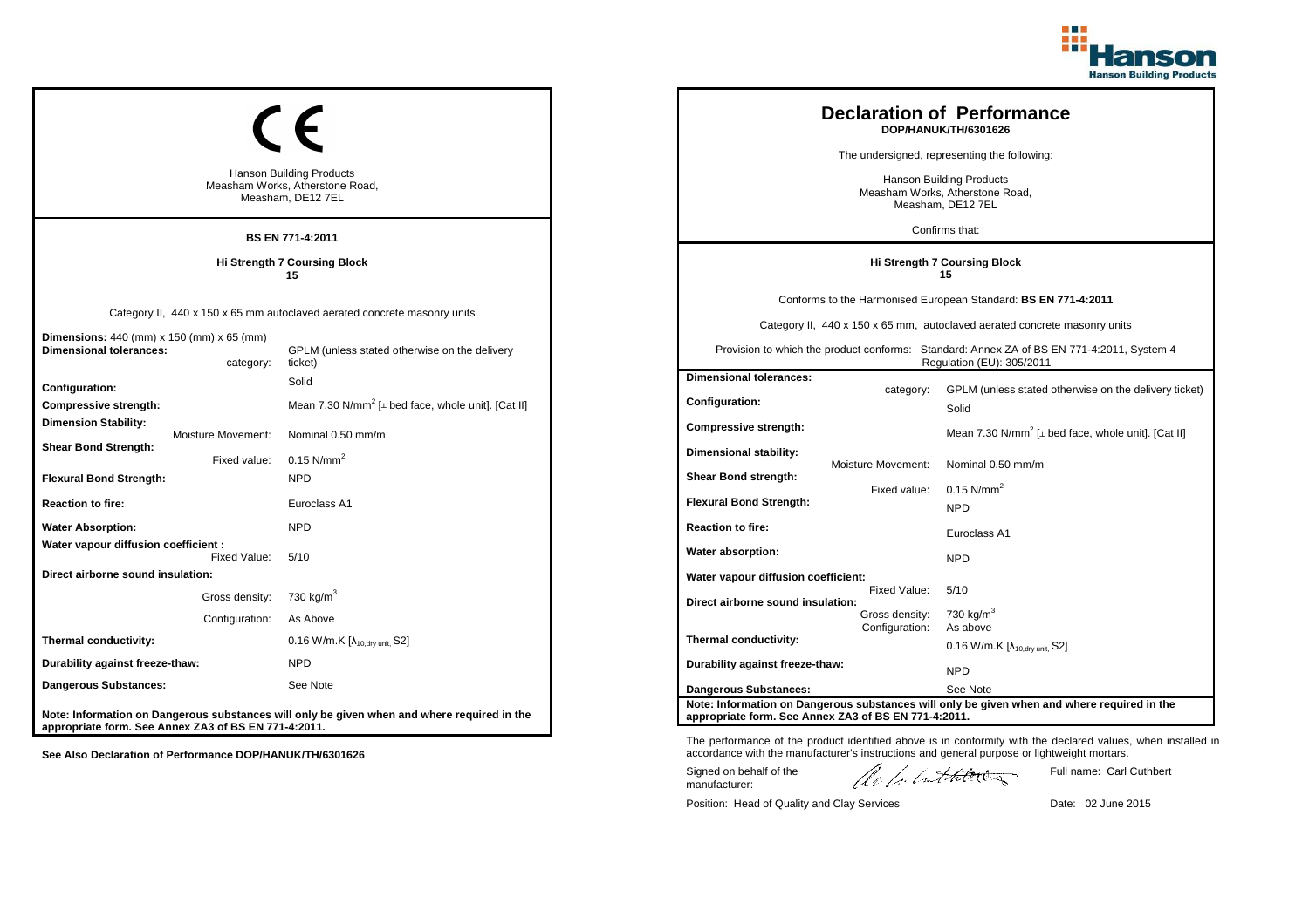## CE

Hanson Building Products
Measham Works, Atherstone Road,
Measham, DE12 7EL

**BS EN 771-4:2011**

**Hi Strength 7 Coursing Block**
**15**

Category II, 440 x 150 x 65 mm autoclaved aerated concrete masonry units

| | | |
|---|---|---|
| **Dimensions:** 440 (mm) x 150 (mm) x 65 (mm) | | |
| **Dimensional tolerances:** | category: | GPLM (unless stated otherwise on the delivery ticket) |
| **Configuration:** | | Solid |
| **Compressive strength:** | | Mean 7.30 N/mm$^2$ [⊥ bed face, whole unit]. [Cat II] |
| **Dimension Stability:** | Moisture Movement: | Nominal 0.50 mm/m |
| **Shear Bond Strength:** | Fixed value: | 0.15 N/mm$^2$ |
| **Flexural Bond Strength:** | | NPD |
| **Reaction to fire:** | | Euroclass A1 |
| **Water Absorption:** | | NPD |
| **Water vapour diffusion coefficient :** | Fixed Value: | 5/10 |
| **Direct airborne sound insulation:** | Gross density: | 730 kg/m$^3$ |
| | Configuration: | As Above |
| **Thermal conductivity:** | | 0.16 W/m.K [$\lambda_{10,dry\ unit}$, S2] |
| **Durability against freeze-thaw:** | | NPD |
| **Dangerous Substances:** | | See Note |

**Note: Information on Dangerous substances will only be given when and where required in the appropriate form. See Annex ZA3 of BS EN 771-4:2011.**

**See Also Declaration of Performance DOP/HANUK/TH/6301626**

# Declaration of Performance

**DOP/HANUK/TH/6301626**

The undersigned, representing the following:

Hanson Building Products
Measham Works, Atherstone Road,
Measham, DE12 7EL

Confirms that:

**Hi Strength 7 Coursing Block**
**15**

Conforms to the Harmonised European Standard: **BS EN 771-4:2011**

Category II, 440 x 150 x 65 mm, autoclaved aerated concrete masonry units

Provision to which the product conforms: Standard: Annex ZA of BS EN 771-4:2011, System 4 Regulation (EU): 305/2011

| | | |
|---|---|---|
| **Dimensional tolerances:** | category: | GPLM (unless stated otherwise on the delivery ticket) |
| **Configuration:** | | Solid |
| **Compressive strength:** | | Mean 7.30 N/mm$^2$ [⊥ bed face, whole unit]. [Cat II] |
| **Dimensional stability:** | Moisture Movement: | Nominal 0.50 mm/m |
| **Shear Bond strength:** | Fixed value: | 0.15 N/mm$^2$ |
| **Flexural Bond Strength:** | | NPD |
| **Reaction to fire:** | | Euroclass A1 |
| **Water absorption:** | | NPD |
| **Water vapour diffusion coefficient:** | Fixed Value: | 5/10 |
| **Direct airborne sound insulation:** | Gross density: | 730 kg/m$^3$ |
| | Configuration: | As above |
| **Thermal conductivity:** | | 0.16 W/m.K [$\lambda_{10,dry\ unit}$, S2] |
| **Durability against freeze-thaw:** | | NPD |
| **Dangerous Substances:** | | See Note |

**Note: Information on Dangerous substances will only be given when and where required in the appropriate form. See Annex ZA3 of BS EN 771-4:2011.**

The performance of the product identified above is in conformity with the declared values, when installed in accordance with the manufacturer's instructions and general purpose or lightweight mortars.

Signed on behalf of the manufacturer: [signature]

Full name: Carl Cuthbert

Position: Head of Quality and Clay Services

Date: 02 June 2015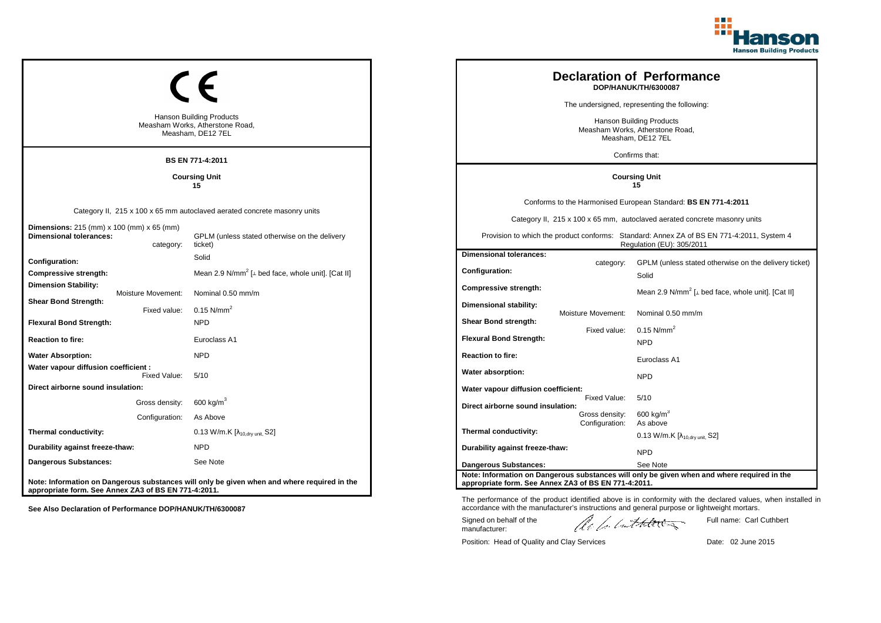CE

Hanson Building Products
Measham Works, Atherstone Road,
Measham, DE12 7EL

**BS EN 771-4:2011**

**Coursing Unit**
**15**

Category II, 215 x 100 x 65 mm autoclaved aerated concrete masonry units

| | |
|---|---|
| **Dimensions:** 215 (mm) x 100 (mm) x 65 (mm) | |
| **Dimensional tolerances:** category: | GPLM (unless stated otherwise on the delivery ticket) |
| **Configuration:** | Solid |
| **Compressive strength:** | Mean 2.9 N/mm$^2$ [⊥ bed face, whole unit]. [Cat II] |
| **Dimension Stability:** Moisture Movement: | Nominal 0.50 mm/m |
| **Shear Bond Strength:** Fixed value: | 0.15 N/mm$^2$ |
| **Flexural Bond Strength:** | NPD |
| **Reaction to fire:** | Euroclass A1 |
| **Water Absorption:** | NPD |
| **Water vapour diffusion coefficient :** Fixed Value: | 5/10 |
| **Direct airborne sound insulation:** Gross density: | 600 kg/m$^3$ |
| Configuration: | As Above |
| **Thermal conductivity:** | 0.13 W/m.K [$\lambda_{10,dry\ unit}$, S2] |
| **Durability against freeze-thaw:** | NPD |
| **Dangerous Substances:** | See Note |

**Note: Information on Dangerous substances will only be given when and where required in the appropriate form. See Annex ZA3 of BS EN 771-4:2011.**

**See Also Declaration of Performance DOP/HANUK/TH/6300087**

# Declaration of Performance

**DOP/HANUK/TH/6300087**

The undersigned, representing the following:

Hanson Building Products
Measham Works, Atherstone Road,
Measham, DE12 7EL

Confirms that:

**Coursing Unit**
**15**

Conforms to the Harmonised European Standard: **BS EN 771-4:2011**

Category II, 215 x 100 x 65 mm, autoclaved aerated concrete masonry units

Provision to which the product conforms: Standard: Annex ZA of BS EN 771-4:2011, System 4 Regulation (EU): 305/2011

| | |
|---|---|
| **Dimensional tolerances:** category: | GPLM (unless stated otherwise on the delivery ticket) |
| **Configuration:** | Solid |
| **Compressive strength:** | Mean 2.9 N/mm$^2$ [⊥ bed face, whole unit]. [Cat II] |
| **Dimensional stability:** Moisture Movement: | Nominal 0.50 mm/m |
| **Shear Bond strength:** Fixed value: | 0.15 N/mm$^2$ |
| **Flexural Bond Strength:** | NPD |
| **Reaction to fire:** | Euroclass A1 |
| **Water absorption:** | NPD |
| **Water vapour diffusion coefficient:** Fixed Value: | 5/10 |
| **Direct airborne sound insulation:** Gross density: | 600 kg/m$^3$ |
| Configuration: | As above |
| **Thermal conductivity:** | 0.13 W/m.K [$\lambda_{10,dry\ unit}$, S2] |
| **Durability against freeze-thaw:** | NPD |
| **Dangerous Substances:** | See Note |

**Note: Information on Dangerous substances will only be given when and where required in the appropriate form. See Annex ZA3 of BS EN 771-4:2011.**

The performance of the product identified above is in conformity with the declared values, when installed in accordance with the manufacturer's instructions and general purpose or lightweight mortars.

Signed on behalf of the manufacturer: Full name: Carl Cuthbert

Position: Head of Quality and Clay Services Date: 02 June 2015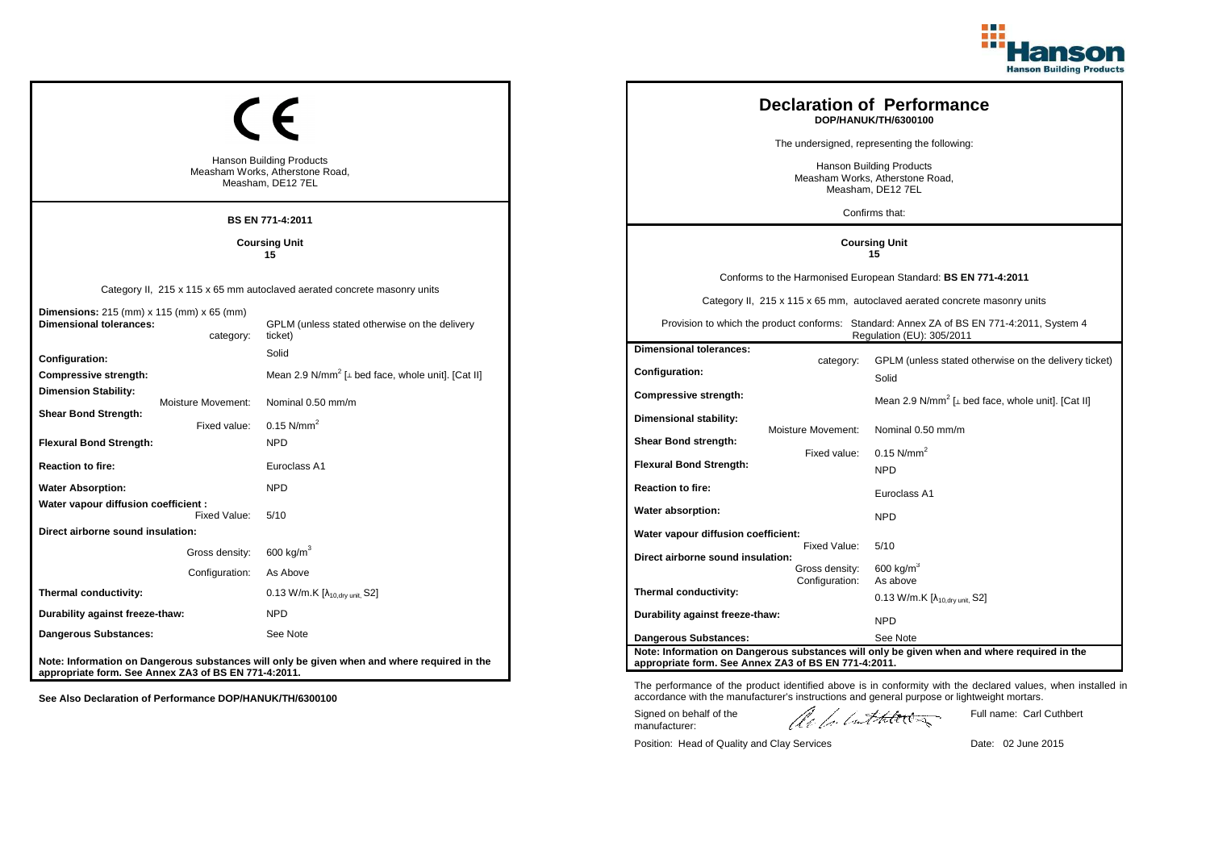## CE

Hanson Building Products
Measham Works, Atherstone Road,
Measham, DE12 7EL

**BS EN 771-4:2011**

**Coursing Unit**
**15**

Category II, 215 x 115 x 65 mm autoclaved aerated concrete masonry units

| | |
|---|---|
| **Dimensions:** 215 (mm) x 115 (mm) x 65 (mm) | |
| **Dimensional tolerances:** category: | GPLM (unless stated otherwise on the delivery ticket) |
| **Configuration:** | Solid |
| **Compressive strength:** | Mean 2.9 N/mm$^2$ [⊥ bed face, whole unit]. [Cat II] |
| **Dimension Stability:** Moisture Movement: | Nominal 0.50 mm/m |
| **Shear Bond Strength:** Fixed value: | 0.15 N/mm$^2$ |
| **Flexural Bond Strength:** | NPD |
| **Reaction to fire:** | Euroclass A1 |
| **Water Absorption:** | NPD |
| **Water vapour diffusion coefficient :** Fixed Value: | 5/10 |
| **Direct airborne sound insulation:** Gross density: | 600 kg/m$^3$ |
| Configuration: | As Above |
| **Thermal conductivity:** | 0.13 W/m.K [$\lambda_{10,dry\ unit}$, S2] |
| **Durability against freeze-thaw:** | NPD |
| **Dangerous Substances:** | See Note |

**Note: Information on Dangerous substances will only be given when and where required in the appropriate form. See Annex ZA3 of BS EN 771-4:2011.**

**See Also Declaration of Performance DOP/HANUK/TH/6300100**

## Declaration of Performance
**DOP/HANUK/TH/6300100**

The undersigned, representing the following:

Hanson Building Products
Measham Works, Atherstone Road,
Measham, DE12 7EL

Confirms that:

**Coursing Unit**
**15**

Conforms to the Harmonised European Standard: **BS EN 771-4:2011**

Category II, 215 x 115 x 65 mm, autoclaved aerated concrete masonry units

Provision to which the product conforms: Standard: Annex ZA of BS EN 771-4:2011, System 4 Regulation (EU): 305/2011

| | |
|---|---|
| **Dimensional tolerances:** category: | GPLM (unless stated otherwise on the delivery ticket) |
| **Configuration:** | Solid |
| **Compressive strength:** | Mean 2.9 N/mm$^2$ [⊥ bed face, whole unit]. [Cat II] |
| **Dimensional stability:** Moisture Movement: | Nominal 0.50 mm/m |
| **Shear Bond strength:** Fixed value: | 0.15 N/mm$^2$ |
| **Flexural Bond Strength:** | NPD |
| **Reaction to fire:** | Euroclass A1 |
| **Water absorption:** | NPD |
| **Water vapour diffusion coefficient:** Fixed Value: | 5/10 |
| **Direct airborne sound insulation:** Gross density: | 600 kg/m$^3$ |
| Configuration: | As above |
| **Thermal conductivity:** | 0.13 W/m.K [$\lambda_{10,dry\ unit}$, S2] |
| **Durability against freeze-thaw:** | NPD |
| **Dangerous Substances:** | See Note |

**Note: Information on Dangerous substances will only be given when and where required in the appropriate form. See Annex ZA3 of BS EN 771-4:2011.**

The performance of the product identified above is in conformity with the declared values, when installed in accordance with the manufacturer's instructions and general purpose or lightweight mortars.

Signed on behalf of the manufacturer: Full name: Carl Cuthbert

Position: Head of Quality and Clay Services Date: 02 June 2015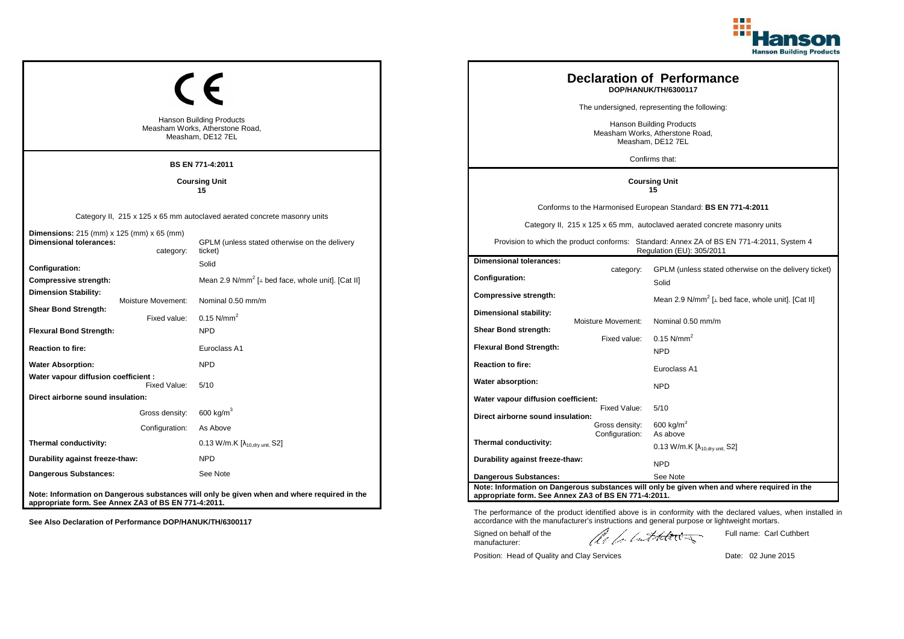CE

Hanson Building Products
Measham Works, Atherstone Road,
Measham, DE12 7EL

**BS EN 771-4:2011**

**Coursing Unit**
**15**

Category II, 215 x 125 x 65 mm autoclaved aerated concrete masonry units

| | |
|---|---|
| **Dimensions:** 215 (mm) x 125 (mm) x 65 (mm) | |
| **Dimensional tolerances:** category: | GPLM (unless stated otherwise on the delivery ticket) |
| **Configuration:** | Solid |
| **Compressive strength:** | Mean 2.9 N/mm$^2$ [⊥ bed face, whole unit]. [Cat II] |
| **Dimension Stability:** Moisture Movement: | Nominal 0.50 mm/m |
| **Shear Bond Strength:** Fixed value: | 0.15 N/mm$^2$ |
| **Flexural Bond Strength:** | NPD |
| **Reaction to fire:** | Euroclass A1 |
| **Water Absorption:** | NPD |
| **Water vapour diffusion coefficient :** Fixed Value: | 5/10 |
| **Direct airborne sound insulation:** Gross density: | 600 kg/m$^3$ |
| Configuration: | As Above |
| **Thermal conductivity:** | 0.13 W/m.K [$\lambda_{10,dry\ unit}$, S2] |
| **Durability against freeze-thaw:** | NPD |
| **Dangerous Substances:** | See Note |

**Note: Information on Dangerous substances will only be given when and where required in the appropriate form. See Annex ZA3 of BS EN 771-4:2011.**

**See Also Declaration of Performance DOP/HANUK/TH/6300117**

# Declaration of Performance

**DOP/HANUK/TH/6300117**

The undersigned, representing the following:

Hanson Building Products
Measham Works, Atherstone Road,
Measham, DE12 7EL

Confirms that:

**Coursing Unit**
**15**

Conforms to the Harmonised European Standard: **BS EN 771-4:2011**

Category II, 215 x 125 x 65 mm, autoclaved aerated concrete masonry units

Provision to which the product conforms: Standard: Annex ZA of BS EN 771-4:2011, System 4 Regulation (EU): 305/2011

| | |
|---|---|
| **Dimensional tolerances:** category: | GPLM (unless stated otherwise on the delivery ticket) |
| **Configuration:** | Solid |
| **Compressive strength:** | Mean 2.9 N/mm$^2$ [⊥ bed face, whole unit]. [Cat II] |
| **Dimensional stability:** Moisture Movement: | Nominal 0.50 mm/m |
| **Shear Bond strength:** Fixed value: | 0.15 N/mm$^2$ |
| **Flexural Bond Strength:** | NPD |
| **Reaction to fire:** | Euroclass A1 |
| **Water absorption:** | NPD |
| **Water vapour diffusion coefficient:** Fixed Value: | 5/10 |
| **Direct airborne sound insulation:** Gross density: | 600 kg/m$^3$ |
| Configuration: | As above |
| **Thermal conductivity:** | 0.13 W/m.K [$\lambda_{10,dry\ unit}$, S2] |
| **Durability against freeze-thaw:** | NPD |
| **Dangerous Substances:** | See Note |

**Note: Information on Dangerous substances will only be given when and where required in the appropriate form. See Annex ZA3 of BS EN 771-4:2011.**

The performance of the product identified above is in conformity with the declared values, when installed in accordance with the manufacturer's instructions and general purpose or lightweight mortars.

Signed on behalf of the manufacturer:

Full name: Carl Cuthbert

Position: Head of Quality and Clay Services

Date: 02 June 2015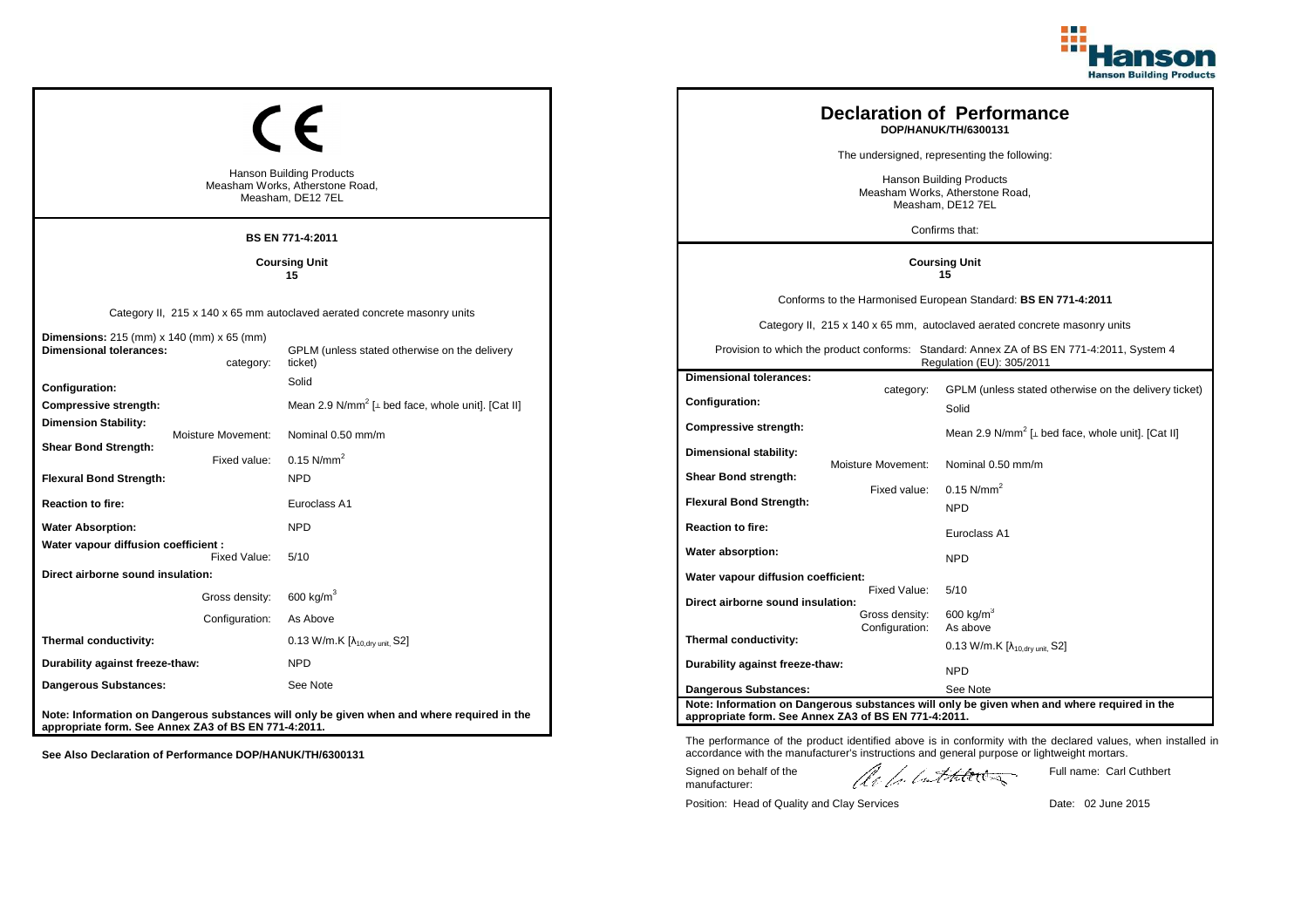CE

Hanson Building Products
Measham Works, Atherstone Road,
Measham, DE12 7EL

**BS EN 771-4:2011**

**Coursing Unit**
**15**

Category II, 215 x 140 x 65 mm autoclaved aerated concrete masonry units

| | |
|---|---|
| **Dimensions:** 215 (mm) x 140 (mm) x 65 (mm) | |
| **Dimensional tolerances:** category: | GPLM (unless stated otherwise on the delivery ticket) |
| **Configuration:** | Solid |
| **Compressive strength:** | Mean 2.9 N/mm$^2$ [⊥ bed face, whole unit]. [Cat II] |
| **Dimension Stability:** Moisture Movement: | Nominal 0.50 mm/m |
| **Shear Bond Strength:** Fixed value: | 0.15 N/mm$^2$ |
| **Flexural Bond Strength:** | NPD |
| **Reaction to fire:** | Euroclass A1 |
| **Water Absorption:** | NPD |
| **Water vapour diffusion coefficient :** Fixed Value: | 5/10 |
| **Direct airborne sound insulation:** | |
| Gross density: | 600 kg/m$^3$ |
| Configuration: | As Above |
| **Thermal conductivity:** | 0.13 W/m.K [$\lambda_{10,dry\ unit}$, S2] |
| **Durability against freeze-thaw:** | NPD |
| **Dangerous Substances:** | See Note |

**Note: Information on Dangerous substances will only be given when and where required in the appropriate form. See Annex ZA3 of BS EN 771-4:2011.**

**See Also Declaration of Performance DOP/HANUK/TH/6300131**

# Declaration of Performance

**DOP/HANUK/TH/6300131**

The undersigned, representing the following:

Hanson Building Products
Measham Works, Atherstone Road,
Measham, DE12 7EL

Confirms that:

**Coursing Unit**
**15**

Conforms to the Harmonised European Standard: **BS EN 771-4:2011**

Category II, 215 x 140 x 65 mm, autoclaved aerated concrete masonry units

Provision to which the product conforms: Standard: Annex ZA of BS EN 771-4:2011, System 4 Regulation (EU): 305/2011

| | |
|---|---|
| **Dimensional tolerances:** category: | GPLM (unless stated otherwise on the delivery ticket) |
| **Configuration:** | Solid |
| **Compressive strength:** | Mean 2.9 N/mm$^2$ [⊥ bed face, whole unit]. [Cat II] |
| **Dimensional stability:** Moisture Movement: | Nominal 0.50 mm/m |
| **Shear Bond strength:** Fixed value: | 0.15 N/mm$^2$ |
| **Flexural Bond Strength:** | NPD |
| **Reaction to fire:** | Euroclass A1 |
| **Water absorption:** | NPD |
| **Water vapour diffusion coefficient:** Fixed Value: | 5/10 |
| **Direct airborne sound insulation:** Gross density: | 600 kg/m$^3$ |
| Configuration: | As above |
| **Thermal conductivity:** | 0.13 W/m.K [$\lambda_{10,dry\ unit}$, S2] |
| **Durability against freeze-thaw:** | NPD |
| **Dangerous Substances:** | See Note |

**Note: Information on Dangerous substances will only be given when and where required in the appropriate form. See Annex ZA3 of BS EN 771-4:2011.**

The performance of the product identified above is in conformity with the declared values, when installed in accordance with the manufacturer's instructions and general purpose or lightweight mortars.

Signed on behalf of the manufacturer: Full name: Carl Cuthbert

Position: Head of Quality and Clay Services Date: 02 June 2015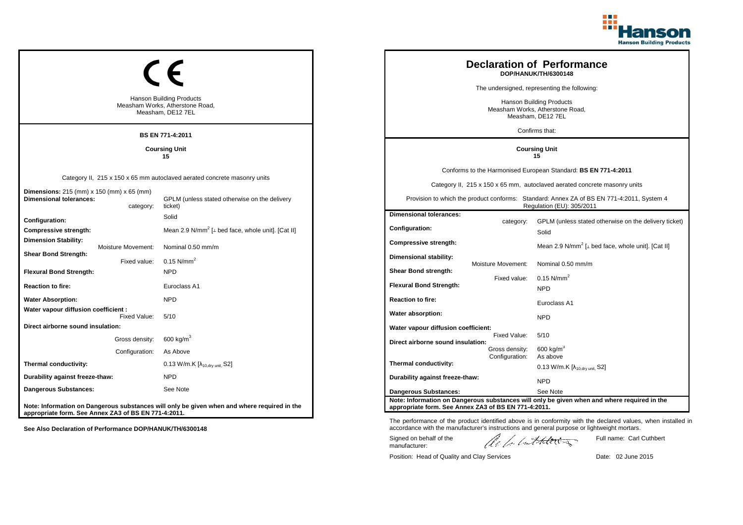CE

Hanson Building Products
Measham Works, Atherstone Road,
Measham, DE12 7EL

**BS EN 771-4:2011**

**Coursing Unit**
**15**

Category II, 215 x 150 x 65 mm autoclaved aerated concrete masonry units

| | |
|---|---|
| **Dimensions:** 215 (mm) x 150 (mm) x 65 (mm) | |
| **Dimensional tolerances:** category: | GPLM (unless stated otherwise on the delivery ticket) |
| **Configuration:** | Solid |
| **Compressive strength:** | Mean 2.9 N/mm$^2$ [⊥ bed face, whole unit]. [Cat II] |
| **Dimension Stability:** Moisture Movement: | Nominal 0.50 mm/m |
| **Shear Bond Strength:** Fixed value: | 0.15 N/mm$^2$ |
| **Flexural Bond Strength:** | NPD |
| **Reaction to fire:** | Euroclass A1 |
| **Water Absorption:** | NPD |
| **Water vapour diffusion coefficient :** Fixed Value: | 5/10 |
| **Direct airborne sound insulation:** Gross density: | 600 kg/m$^3$ |
| Configuration: | As Above |
| **Thermal conductivity:** | 0.13 W/m.K [$\lambda_{10,dry\ unit}$, S2] |
| **Durability against freeze-thaw:** | NPD |
| **Dangerous Substances:** | See Note |

**Note: Information on Dangerous substances will only be given when and where required in the appropriate form. See Annex ZA3 of BS EN 771-4:2011.**

**See Also Declaration of Performance DOP/HANUK/TH/6300148**

# Declaration of Performance

**DOP/HANUK/TH/6300148**

The undersigned, representing the following:

Hanson Building Products
Measham Works, Atherstone Road,
Measham, DE12 7EL

Confirms that:

**Coursing Unit**
**15**

Conforms to the Harmonised European Standard: **BS EN 771-4:2011**

Category II, 215 x 150 x 65 mm, autoclaved aerated concrete masonry units

Provision to which the product conforms: Standard: Annex ZA of BS EN 771-4:2011, System 4 Regulation (EU): 305/2011

| | |
|---|---|
| **Dimensional tolerances:** category: | GPLM (unless stated otherwise on the delivery ticket) |
| **Configuration:** | Solid |
| **Compressive strength:** | Mean 2.9 N/mm$^2$ [⊥ bed face, whole unit]. [Cat II] |
| **Dimensional stability:** Moisture Movement: | Nominal 0.50 mm/m |
| **Shear Bond strength:** Fixed value: | 0.15 N/mm$^2$ |
| **Flexural Bond Strength:** | NPD |
| **Reaction to fire:** | Euroclass A1 |
| **Water absorption:** | NPD |
| **Water vapour diffusion coefficient:** Fixed Value: | 5/10 |
| **Direct airborne sound insulation:** Gross density: | 600 kg/m$^3$ |
| Configuration: | As above |
| **Thermal conductivity:** | 0.13 W/m.K [$\lambda_{10,dry\ unit}$, S2] |
| **Durability against freeze-thaw:** | NPD |
| **Dangerous Substances:** | See Note |

**Note: Information on Dangerous substances will only be given when and where required in the appropriate form. See Annex ZA3 of BS EN 771-4:2011.**

The performance of the product identified above is in conformity with the declared values, when installed in accordance with the manufacturer's instructions and general purpose or lightweight mortars.

Signed on behalf of the manufacturer: Full name: Carl Cuthbert

Position: Head of Quality and Clay Services Date: 02 June 2015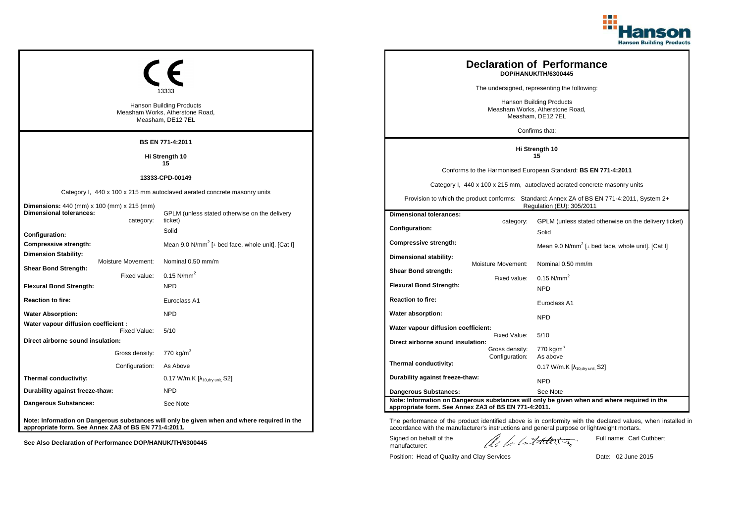Hanson Building Products

CE

13333

Hanson Building Products
Measham Works, Atherstone Road,
Measham, DE12 7EL

**BS EN 771-4:2011**

**Hi Strength 10**
**15**

**13333-CPD-00149**

Category I, 440 x 100 x 215 mm autoclaved aerated concrete masonry units

| | |
|---|---|
| **Dimensions:** 440 (mm) x 100 (mm) x 215 (mm) | |
| **Dimensional tolerances:** category: | GPLM (unless stated otherwise on the delivery ticket) |
| **Configuration:** | Solid |
| **Compressive strength:** | Mean 9.0 N/mm$^2$ [⊥ bed face, whole unit]. [Cat I] |
| **Dimension Stability:** Moisture Movement: | Nominal 0.50 mm/m |
| **Shear Bond Strength:** Fixed value: | 0.15 N/mm$^2$ |
| **Flexural Bond Strength:** | NPD |
| **Reaction to fire:** | Euroclass A1 |
| **Water Absorption:** | NPD |
| **Water vapour diffusion coefficient :** Fixed Value: | 5/10 |
| **Direct airborne sound insulation:** Gross density: | 770 kg/m$^3$ |
| Configuration: | As Above |
| **Thermal conductivity:** | 0.17 W/m.K [$\lambda_{10,dry\ unit}$, S2] |
| **Durability against freeze-thaw:** | NPD |
| **Dangerous Substances:** | See Note |

**Note: Information on Dangerous substances will only be given when and where required in the appropriate form. See Annex ZA3 of BS EN 771-4:2011.**

**See Also Declaration of Performance DOP/HANUK/TH/6300445**

# Declaration of Performance

**DOP/HANUK/TH/6300445**

The undersigned, representing the following:

Hanson Building Products
Measham Works, Atherstone Road,
Measham, DE12 7EL

Confirms that:

**Hi Strength 10**
**15**

Conforms to the Harmonised European Standard: **BS EN 771-4:2011**

Category I, 440 x 100 x 215 mm, autoclaved aerated concrete masonry units

Provision to which the product conforms: Standard: Annex ZA of BS EN 771-4:2011, System 2+ Regulation (EU): 305/2011

| | |
|---|---|
| **Dimensional tolerances:** category: | GPLM (unless stated otherwise on the delivery ticket) |
| **Configuration:** | Solid |
| **Compressive strength:** | Mean 9.0 N/mm$^2$ [⊥ bed face, whole unit]. [Cat I] |
| **Dimensional stability:** Moisture Movement: | Nominal 0.50 mm/m |
| **Shear Bond strength:** Fixed value: | 0.15 N/mm$^2$ |
| **Flexural Bond Strength:** | NPD |
| **Reaction to fire:** | Euroclass A1 |
| **Water absorption:** | NPD |
| **Water vapour diffusion coefficient:** Fixed Value: | 5/10 |
| **Direct airborne sound insulation:** Gross density: | 770 kg/m$^3$ |
| Configuration: | As above |
| **Thermal conductivity:** | 0.17 W/m.K [$\lambda_{10,dry\ unit}$, S2] |
| **Durability against freeze-thaw:** | NPD |
| **Dangerous Substances:** | See Note |

**Note: Information on Dangerous substances will only be given when and where required in the appropriate form. See Annex ZA3 of BS EN 771-4:2011.**

The performance of the product identified above is in conformity with the declared values, when installed in accordance with the manufacturer's instructions and general purpose or lightweight mortars.

Signed on behalf of the manufacturer: 

Full name: Carl Cuthbert

Position: Head of Quality and Clay Services

Date: 02 June 2015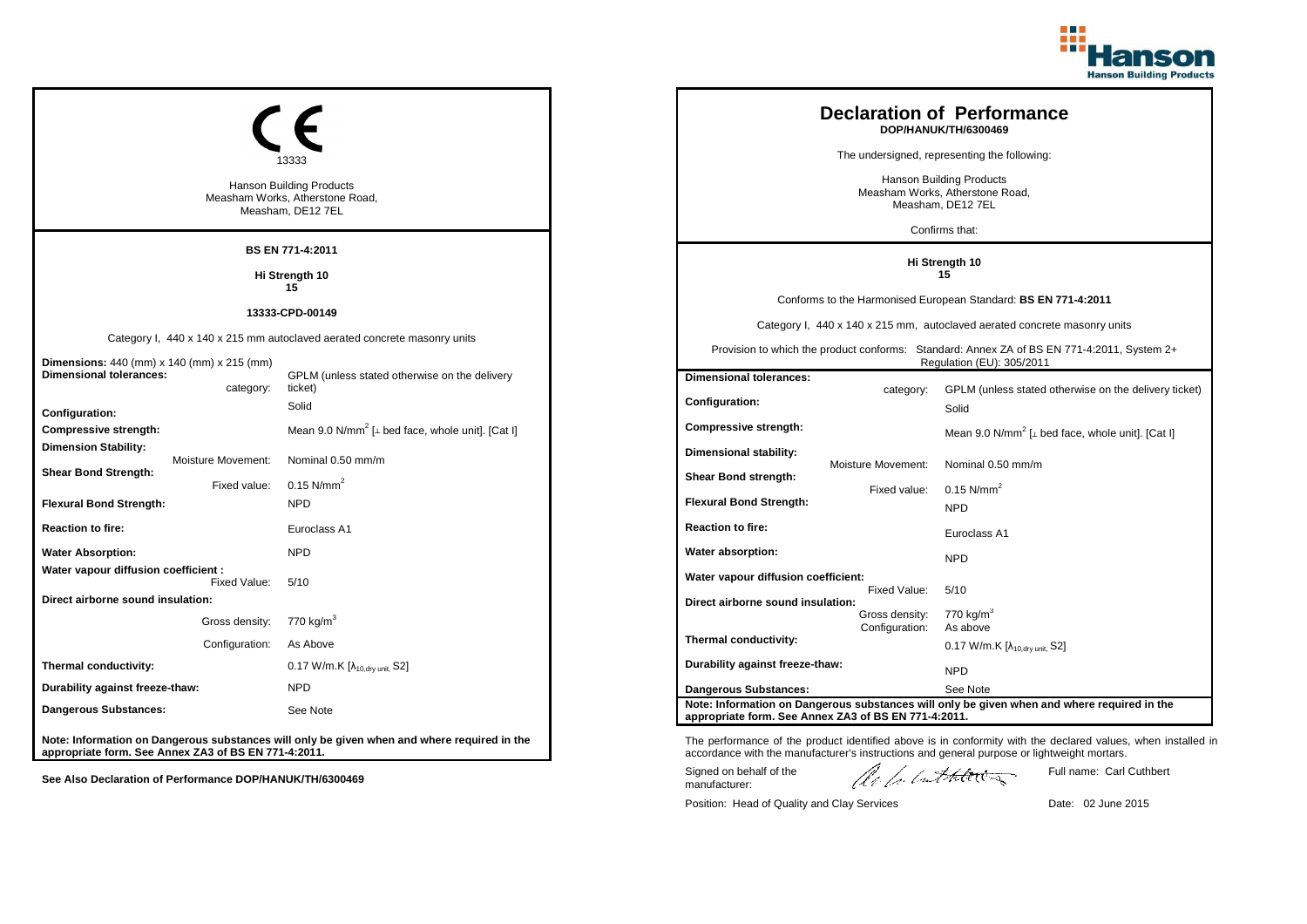## CE

13333

Hanson Building Products
Measham Works, Atherstone Road,
Measham, DE12 7EL

**BS EN 771-4:2011**

**Hi Strength 10**
**15**

**13333-CPD-00149**

Category I, 440 x 140 x 215 mm autoclaved aerated concrete masonry units

| | | |
|---|---|---|
| **Dimensions:** 440 (mm) x 140 (mm) x 215 (mm) | | |
| **Dimensional tolerances:** | category: | GPLM (unless stated otherwise on the delivery ticket) |
| **Configuration:** | | Solid |
| **Compressive strength:** | | Mean 9.0 N/mm$^2$ [⊥ bed face, whole unit]. [Cat I] |
| **Dimension Stability:** | Moisture Movement: | Nominal 0.50 mm/m |
| **Shear Bond Strength:** | Fixed value: | 0.15 N/mm$^2$ |
| **Flexural Bond Strength:** | | NPD |
| **Reaction to fire:** | | Euroclass A1 |
| **Water Absorption:** | | NPD |
| **Water vapour diffusion coefficient :** | Fixed Value: | 5/10 |
| **Direct airborne sound insulation:** | Gross density: | 770 kg/m$^3$ |
| | Configuration: | As Above |
| **Thermal conductivity:** | | 0.17 W/m.K [$\lambda_{10,dry\ unit}$, S2] |
| **Durability against freeze-thaw:** | | NPD |
| **Dangerous Substances:** | | See Note |

**Note: Information on Dangerous substances will only be given when and where required in the appropriate form. See Annex ZA3 of BS EN 771-4:2011.**

**See Also Declaration of Performance DOP/HANUK/TH/6300469**

# Declaration of Performance

**DOP/HANUK/TH/6300469**

The undersigned, representing the following:

Hanson Building Products
Measham Works, Atherstone Road,
Measham, DE12 7EL

Confirms that:

**Hi Strength 10**
**15**

Conforms to the Harmonised European Standard: **BS EN 771-4:2011**

Category I, 440 x 140 x 215 mm, autoclaved aerated concrete masonry units

Provision to which the product conforms: Standard: Annex ZA of BS EN 771-4:2011, System 2+ Regulation (EU): 305/2011

| | | |
|---|---|---|
| **Dimensional tolerances:** | category: | GPLM (unless stated otherwise on the delivery ticket) |
| **Configuration:** | | Solid |
| **Compressive strength:** | | Mean 9.0 N/mm$^2$ [⊥ bed face, whole unit]. [Cat I] |
| **Dimensional stability:** | Moisture Movement: | Nominal 0.50 mm/m |
| **Shear Bond strength:** | Fixed value: | 0.15 N/mm$^2$ |
| **Flexural Bond Strength:** | | NPD |
| **Reaction to fire:** | | Euroclass A1 |
| **Water absorption:** | | NPD |
| **Water vapour diffusion coefficient:** | Fixed Value: | 5/10 |
| **Direct airborne sound insulation:** | Gross density: | 770 kg/m$^3$ |
| | Configuration: | As above |
| **Thermal conductivity:** | | 0.17 W/m.K [$\lambda_{10,dry\ unit}$, S2] |
| **Durability against freeze-thaw:** | | NPD |
| **Dangerous Substances:** | | See Note |

**Note: Information on Dangerous substances will only be given when and where required in the appropriate form. See Annex ZA3 of BS EN 771-4:2011.**

The performance of the product identified above is in conformity with the declared values, when installed in accordance with the manufacturer's instructions and general purpose or lightweight mortars.

Signed on behalf of the manufacturer: Full name: Carl Cuthbert

Position: Head of Quality and Clay Services Date: 02 June 2015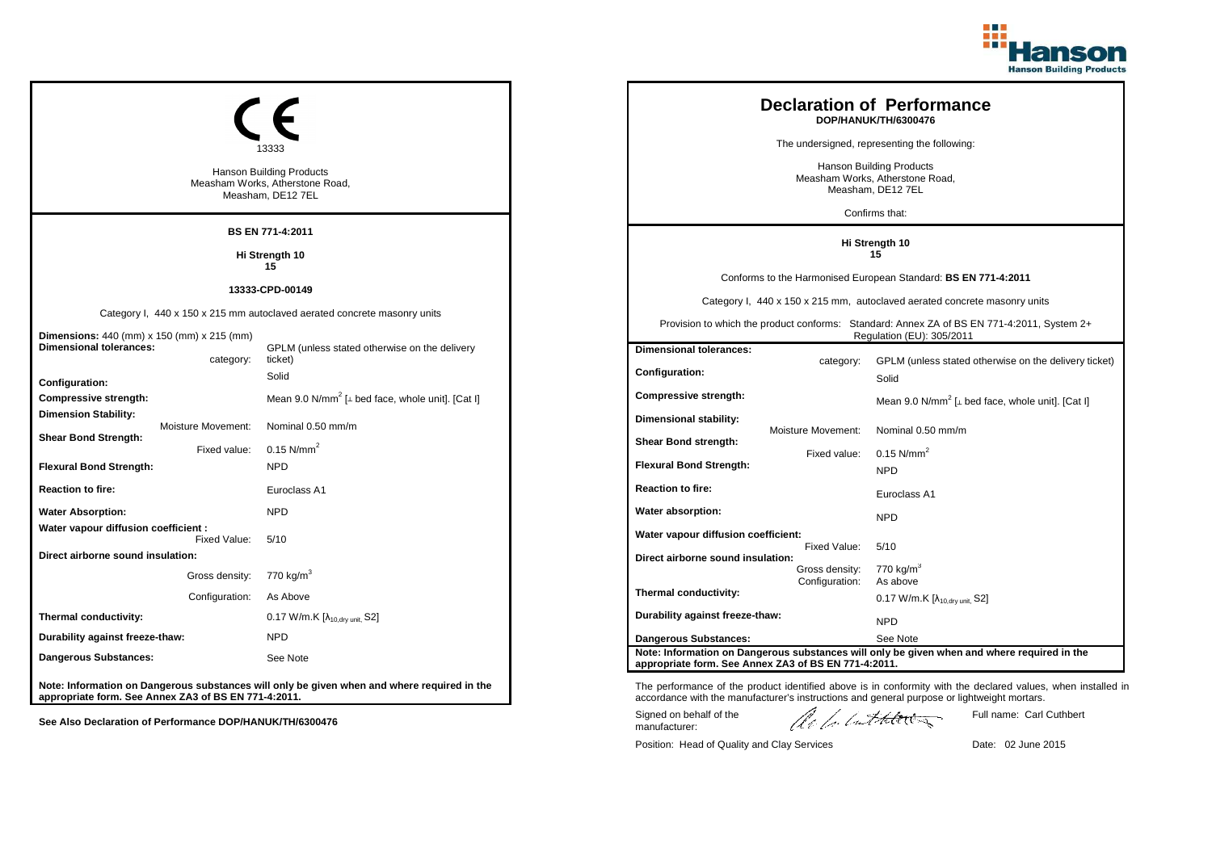Hanson Building Products

CE

13333

Hanson Building Products
Measham Works, Atherstone Road,
Measham, DE12 7EL

**BS EN 771-4:2011**

**Hi Strength 10**
**15**

**13333-CPD-00149**

Category I, 440 x 150 x 215 mm autoclaved aerated concrete masonry units

| | |
|---|---|
| **Dimensions:** 440 (mm) x 150 (mm) x 215 (mm) | |
| **Dimensional tolerances:** category: | GPLM (unless stated otherwise on the delivery ticket) |
| **Configuration:** | Solid |
| **Compressive strength:** | Mean 9.0 N/mm$^2$ [⊥ bed face, whole unit]. [Cat I] |
| **Dimension Stability:** Moisture Movement: | Nominal 0.50 mm/m |
| **Shear Bond Strength:** Fixed value: | 0.15 N/mm$^2$ |
| **Flexural Bond Strength:** | NPD |
| **Reaction to fire:** | Euroclass A1 |
| **Water Absorption:** | NPD |
| **Water vapour diffusion coefficient :** Fixed Value: | 5/10 |
| **Direct airborne sound insulation:** Gross density: | 770 kg/m$^3$ |
| Configuration: | As Above |
| **Thermal conductivity:** | 0.17 W/m.K [$\lambda_{10,dry\ unit}$, S2] |
| **Durability against freeze-thaw:** | NPD |
| **Dangerous Substances:** | See Note |

**Note: Information on Dangerous substances will only be given when and where required in the appropriate form. See Annex ZA3 of BS EN 771-4:2011.**

**See Also Declaration of Performance DOP/HANUK/TH/6300476**

# Declaration of Performance

**DOP/HANUK/TH/6300476**

The undersigned, representing the following:

Hanson Building Products
Measham Works, Atherstone Road,
Measham, DE12 7EL

Confirms that:

**Hi Strength 10**
**15**

Conforms to the Harmonised European Standard: **BS EN 771-4:2011**

Category I, 440 x 150 x 215 mm, autoclaved aerated concrete masonry units

Provision to which the product conforms: Standard: Annex ZA of BS EN 771-4:2011, System 2+ Regulation (EU): 305/2011

| | |
|---|---|
| **Dimensional tolerances:** category: | GPLM (unless stated otherwise on the delivery ticket) |
| **Configuration:** | Solid |
| **Compressive strength:** | Mean 9.0 N/mm$^2$ [⊥ bed face, whole unit]. [Cat I] |
| **Dimensional stability:** Moisture Movement: | Nominal 0.50 mm/m |
| **Shear Bond strength:** Fixed value: | 0.15 N/mm$^2$ |
| **Flexural Bond Strength:** | NPD |
| **Reaction to fire:** | Euroclass A1 |
| **Water absorption:** | NPD |
| **Water vapour diffusion coefficient:** Fixed Value: | 5/10 |
| **Direct airborne sound insulation:** Gross density: | 770 kg/m$^3$ |
| Configuration: | As above |
| **Thermal conductivity:** | 0.17 W/m.K [$\lambda_{10,dry\ unit}$, S2] |
| **Durability against freeze-thaw:** | NPD |
| **Dangerous Substances:** | See Note |

**Note: Information on Dangerous substances will only be given when and where required in the appropriate form. See Annex ZA3 of BS EN 771-4:2011.**

The performance of the product identified above is in conformity with the declared values, when installed in accordance with the manufacturer's instructions and general purpose or lightweight mortars.

Signed on behalf of the manufacturer: Full name: Carl Cuthbert

Position: Head of Quality and Clay Services Date: 02 June 2015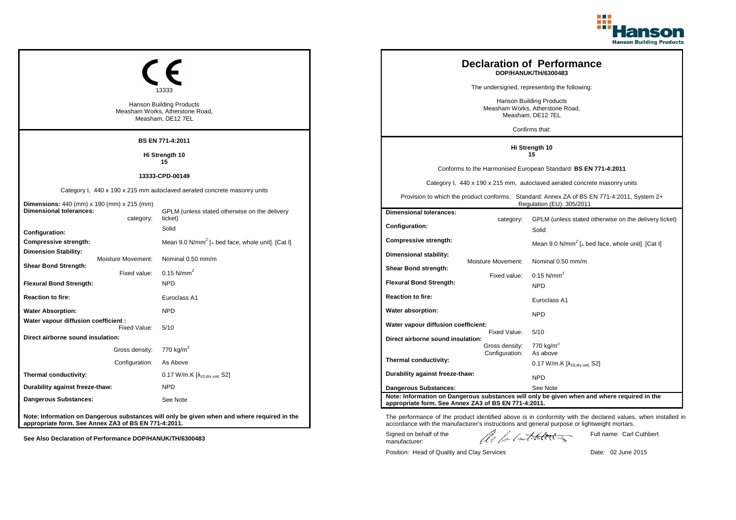## CE Marking

13333

Hanson Building Products
Measham Works, Atherstone Road,
Measham, DE12 7EL

**BS EN 771-4:2011**

**Hi Strength 10**
**15**

**13333-CPD-00149**

Category I, 440 x 190 x 215 mm autoclaved aerated concrete masonry units

| | | |
|---|---|---|
| **Dimensions:** 440 (mm) x 190 (mm) x 215 (mm) | | |
| **Dimensional tolerances:** | category: | GPLM (unless stated otherwise on the delivery ticket) |
| **Configuration:** | | Solid |
| **Compressive strength:** | | Mean 9.0 N/mm$^2$ [⊥ bed face, whole unit]. [Cat I] |
| **Dimension Stability:** | Moisture Movement: | Nominal 0.50 mm/m |
| **Shear Bond Strength:** | Fixed value: | 0.15 N/mm$^2$ |
| **Flexural Bond Strength:** | | NPD |
| **Reaction to fire:** | | Euroclass A1 |
| **Water Absorption:** | | NPD |
| **Water vapour diffusion coefficient :** | Fixed Value: | 5/10 |
| **Direct airborne sound insulation:** | Gross density: | 770 kg/m$^3$ |
| | Configuration: | As Above |
| **Thermal conductivity:** | | 0.17 W/m.K [$\lambda_{10,dry\ unit}$, S2] |
| **Durability against freeze-thaw:** | | NPD |
| **Dangerous Substances:** | | See Note |

**Note: Information on Dangerous substances will only be given when and where required in the appropriate form. See Annex ZA3 of BS EN 771-4:2011.**

**See Also Declaration of Performance DOP/HANUK/TH/6300483**

# Declaration of Performance

**DOP/HANUK/TH/6300483**

The undersigned, representing the following:

Hanson Building Products
Measham Works, Atherstone Road,
Measham, DE12 7EL

Confirms that:

**Hi Strength 10**
**15**

Conforms to the Harmonised European Standard: **BS EN 771-4:2011**

Category I, 440 x 190 x 215 mm, autoclaved aerated concrete masonry units

Provision to which the product conforms: Standard: Annex ZA of BS EN 771-4:2011, System 2+ Regulation (EU): 305/2011

| | | |
|---|---|---|
| **Dimensional tolerances:** | category: | GPLM (unless stated otherwise on the delivery ticket) |
| **Configuration:** | | Solid |
| **Compressive strength:** | | Mean 9.0 N/mm$^2$ [⊥ bed face, whole unit]. [Cat I] |
| **Dimensional stability:** | Moisture Movement: | Nominal 0.50 mm/m |
| **Shear Bond strength:** | Fixed value: | 0.15 N/mm$^2$ |
| **Flexural Bond Strength:** | | NPD |
| **Reaction to fire:** | | Euroclass A1 |
| **Water absorption:** | | NPD |
| **Water vapour diffusion coefficient:** | Fixed Value: | 5/10 |
| **Direct airborne sound insulation:** | Gross density: | 770 kg/m$^3$ |
| | Configuration: | As above |
| **Thermal conductivity:** | | 0.17 W/m.K [$\lambda_{10,dry\ unit}$, S2] |
| **Durability against freeze-thaw:** | | NPD |
| **Dangerous Substances:** | | See Note |

**Note: Information on Dangerous substances will only be given when and where required in the appropriate form. See Annex ZA3 of BS EN 771-4:2011.**

The performance of the product identified above is in conformity with the declared values, when installed in accordance with the manufacturer's instructions and general purpose or lightweight mortars.

Signed on behalf of the manufacturer: Full name: Carl Cuthbert

Position: Head of Quality and Clay Services Date: 02 June 2015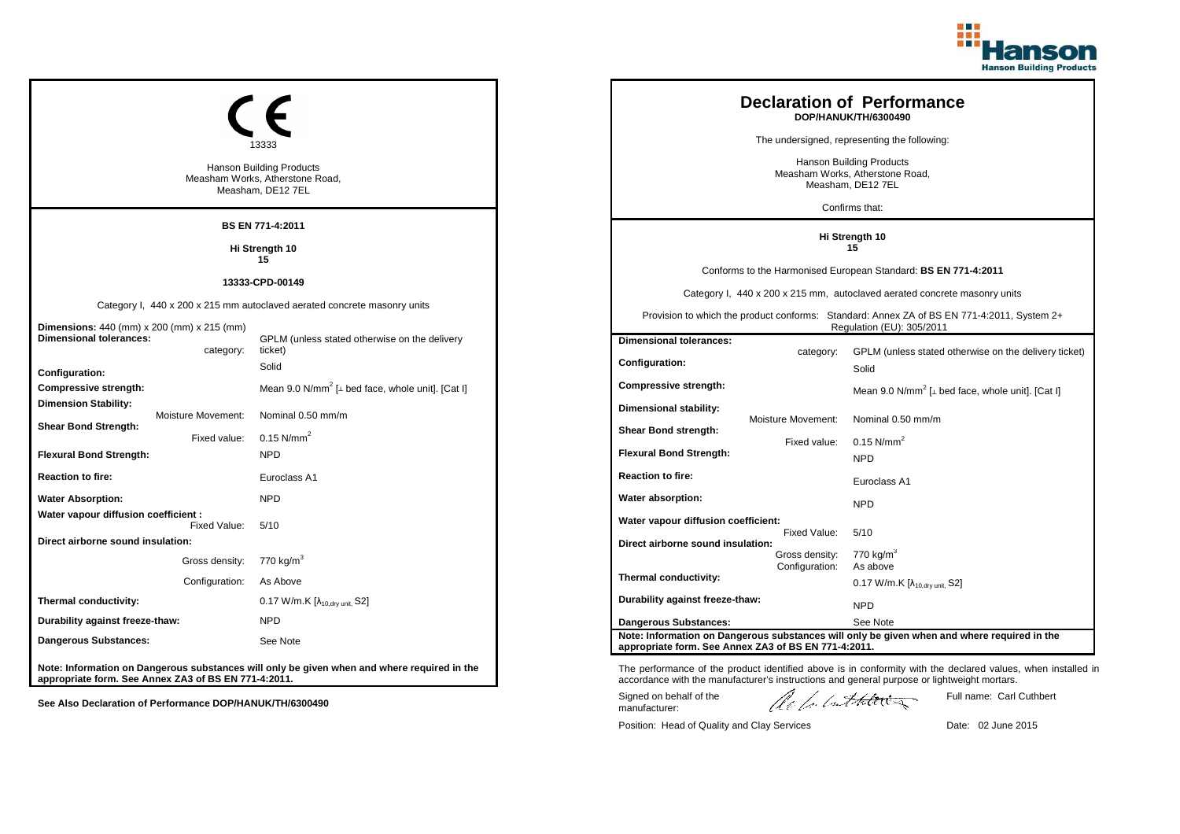# CE

13333

Hanson Building Products
Measham Works, Atherstone Road,
Measham, DE12 7EL

**BS EN 771-4:2011**

**Hi Strength 10**
**15**

**13333-CPD-00149**

Category I, 440 x 200 x 215 mm autoclaved aerated concrete masonry units

| | |
|---|---|
| **Dimensions:** 440 (mm) x 200 (mm) x 215 (mm) | |
| **Dimensional tolerances:** category: | GPLM (unless stated otherwise on the delivery ticket) |
| **Configuration:** | Solid |
| **Compressive strength:** | Mean 9.0 N/mm$^2$ [⊥ bed face, whole unit]. [Cat I] |
| **Dimension Stability:** Moisture Movement: | Nominal 0.50 mm/m |
| **Shear Bond Strength:** Fixed value: | 0.15 N/mm$^2$ |
| **Flexural Bond Strength:** | NPD |
| **Reaction to fire:** | Euroclass A1 |
| **Water Absorption:** | NPD |
| **Water vapour diffusion coefficient :** Fixed Value: | 5/10 |
| **Direct airborne sound insulation:** Gross density: | 770 kg/m$^3$ |
| Configuration: | As Above |
| **Thermal conductivity:** | 0.17 W/m.K [$\lambda_{10,dry\ unit}$, S2] |
| **Durability against freeze-thaw:** | NPD |
| **Dangerous Substances:** | See Note |

**Note: Information on Dangerous substances will only be given when and where required in the appropriate form. See Annex ZA3 of BS EN 771-4:2011.**

**See Also Declaration of Performance DOP/HANUK/TH/6300490**

# Declaration of Performance

**DOP/HANUK/TH/6300490**

The undersigned, representing the following:

Hanson Building Products
Measham Works, Atherstone Road,
Measham, DE12 7EL

Confirms that:

**Hi Strength 10**
**15**

Conforms to the Harmonised European Standard: **BS EN 771-4:2011**

Category I, 440 x 200 x 215 mm, autoclaved aerated concrete masonry units

Provision to which the product conforms: Standard: Annex ZA of BS EN 771-4:2011, System 2+ Regulation (EU): 305/2011

| | |
|---|---|
| **Dimensional tolerances:** category: | GPLM (unless stated otherwise on the delivery ticket) |
| **Configuration:** | Solid |
| **Compressive strength:** | Mean 9.0 N/mm$^2$ [⊥ bed face, whole unit]. [Cat I] |
| **Dimensional stability:** Moisture Movement: | Nominal 0.50 mm/m |
| **Shear Bond strength:** Fixed value: | 0.15 N/mm$^2$ |
| **Flexural Bond Strength:** | NPD |
| **Reaction to fire:** | Euroclass A1 |
| **Water absorption:** | NPD |
| **Water vapour diffusion coefficient:** Fixed Value: | 5/10 |
| **Direct airborne sound insulation:** Gross density: | 770 kg/m$^3$ |
| Configuration: | As above |
| **Thermal conductivity:** | 0.17 W/m.K [$\lambda_{10,dry\ unit}$, S2] |
| **Durability against freeze-thaw:** | NPD |
| **Dangerous Substances:** | See Note |

**Note: Information on Dangerous substances will only be given when and where required in the appropriate form. See Annex ZA3 of BS EN 771-4:2011.**

The performance of the product identified above is in conformity with the declared values, when installed in accordance with the manufacturer's instructions and general purpose or lightweight mortars.

Signed on behalf of the manufacturer: Full name: Carl Cuthbert

Position: Head of Quality and Clay Services Date: 02 June 2015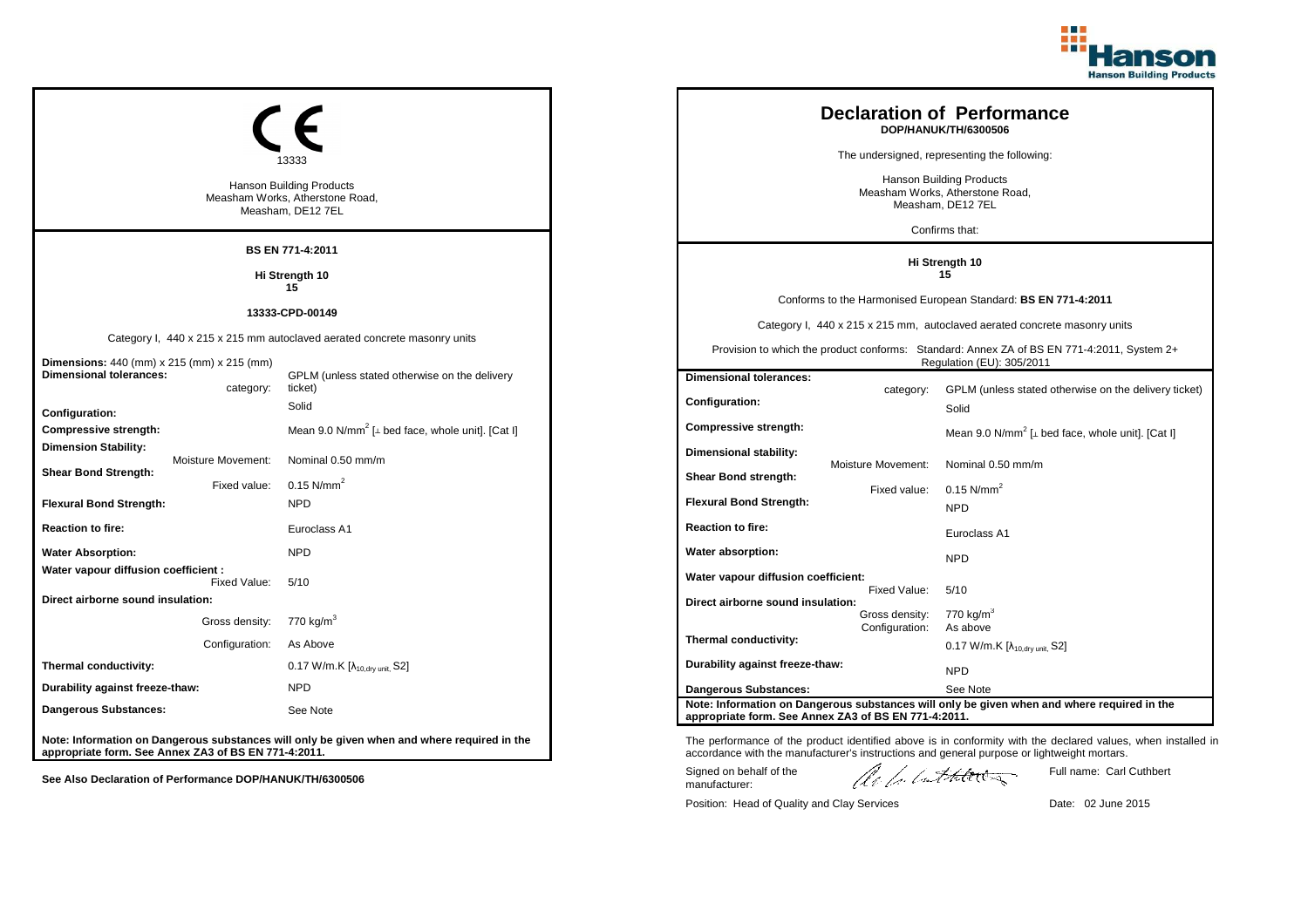## CE 13333

Hanson Building Products
Measham Works, Atherstone Road,
Measham, DE12 7EL

**BS EN 771-4:2011**

**Hi Strength 10**
**15**

**13333-CPD-00149**

Category I, 440 x 215 x 215 mm autoclaved aerated concrete masonry units

| | |
|---|---|
| **Dimensions:** 440 (mm) x 215 (mm) x 215 (mm) | |
| **Dimensional tolerances:** category: | GPLM (unless stated otherwise on the delivery ticket) |
| **Configuration:** | Solid |
| **Compressive strength:** | Mean 9.0 N/mm$^2$ [⊥ bed face, whole unit]. [Cat I] |
| **Dimension Stability:** Moisture Movement: | Nominal 0.50 mm/m |
| **Shear Bond Strength:** Fixed value: | 0.15 N/mm$^2$ |
| **Flexural Bond Strength:** | NPD |
| **Reaction to fire:** | Euroclass A1 |
| **Water Absorption:** | NPD |
| **Water vapour diffusion coefficient :** Fixed Value: | 5/10 |
| **Direct airborne sound insulation:** Gross density: | 770 kg/m$^3$ |
| Configuration: | As Above |
| **Thermal conductivity:** | 0.17 W/m.K [$\lambda_{10,dry\ unit}$, S2] |
| **Durability against freeze-thaw:** | NPD |
| **Dangerous Substances:** | See Note |

**Note: Information on Dangerous substances will only be given when and where required in the appropriate form. See Annex ZA3 of BS EN 771-4:2011.**

**See Also Declaration of Performance DOP/HANUK/TH/6300506**

---

# Declaration of Performance

**DOP/HANUK/TH/6300506**

The undersigned, representing the following:

Hanson Building Products
Measham Works, Atherstone Road,
Measham, DE12 7EL

Confirms that:

**Hi Strength 10**
**15**

Conforms to the Harmonised European Standard: **BS EN 771-4:2011**

Category I, 440 x 215 x 215 mm, autoclaved aerated concrete masonry units

Provision to which the product conforms: Standard: Annex ZA of BS EN 771-4:2011, System 2+ Regulation (EU): 305/2011

| | |
|---|---|
| **Dimensional tolerances:** category: | GPLM (unless stated otherwise on the delivery ticket) |
| **Configuration:** | Solid |
| **Compressive strength:** | Mean 9.0 N/mm$^2$ [⊥ bed face, whole unit]. [Cat I] |
| **Dimensional stability:** Moisture Movement: | Nominal 0.50 mm/m |
| **Shear Bond strength:** Fixed value: | 0.15 N/mm$^2$ |
| **Flexural Bond Strength:** | NPD |
| **Reaction to fire:** | Euroclass A1 |
| **Water absorption:** | NPD |
| **Water vapour diffusion coefficient:** Fixed Value: | 5/10 |
| **Direct airborne sound insulation:** Gross density: | 770 kg/m$^3$ |
| Configuration: | As above |
| **Thermal conductivity:** | 0.17 W/m.K [$\lambda_{10,dry\ unit}$, S2] |
| **Durability against freeze-thaw:** | NPD |
| **Dangerous Substances:** | See Note |

**Note: Information on Dangerous substances will only be given when and where required in the appropriate form. See Annex ZA3 of BS EN 771-4:2011.**

The performance of the product identified above is in conformity with the declared values, when installed in accordance with the manufacturer's instructions and general purpose or lightweight mortars.

Signed on behalf of the manufacturer:

Full name: Carl Cuthbert

Position: Head of Quality and Clay Services

Date: 02 June 2015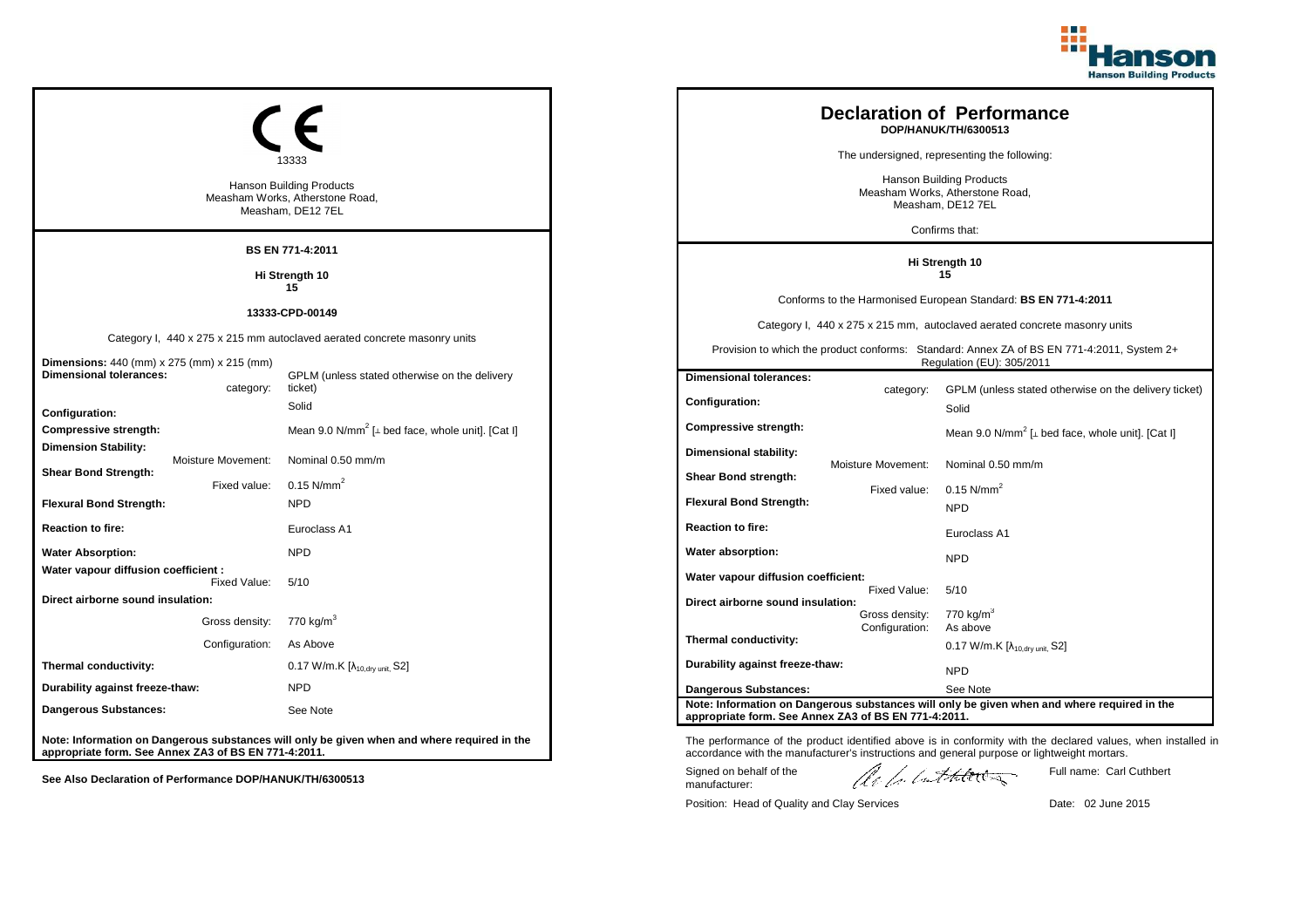## CE Marking

13333

Hanson Building Products
Measham Works, Atherstone Road,
Measham, DE12 7EL

**BS EN 771-4:2011**

**Hi Strength 10**
**15**

**13333-CPD-00149**

Category I, 440 x 275 x 215 mm autoclaved aerated concrete masonry units

| | | |
|---|---|---|
| **Dimensions:** 440 (mm) x 275 (mm) x 215 (mm) | | |
| **Dimensional tolerances:** | category: | GPLM (unless stated otherwise on the delivery ticket) |
| **Configuration:** | | Solid |
| **Compressive strength:** | | Mean 9.0 N/mm$^2$ [⊥ bed face, whole unit]. [Cat I] |
| **Dimension Stability:** | Moisture Movement: | Nominal 0.50 mm/m |
| **Shear Bond Strength:** | Fixed value: | 0.15 N/mm$^2$ |
| **Flexural Bond Strength:** | | NPD |
| **Reaction to fire:** | | Euroclass A1 |
| **Water Absorption:** | | NPD |
| **Water vapour diffusion coefficient :** | Fixed Value: | 5/10 |
| **Direct airborne sound insulation:** | Gross density: | 770 kg/m$^3$ |
| | Configuration: | As Above |
| **Thermal conductivity:** | | 0.17 W/m.K [$\lambda_{10,dry\ unit}$, S2] |
| **Durability against freeze-thaw:** | | NPD |
| **Dangerous Substances:** | | See Note |

**Note: Information on Dangerous substances will only be given when and where required in the appropriate form. See Annex ZA3 of BS EN 771-4:2011.**

**See Also Declaration of Performance DOP/HANUK/TH/6300513**

# Declaration of Performance

**DOP/HANUK/TH/6300513**

The undersigned, representing the following:

Hanson Building Products
Measham Works, Atherstone Road,
Measham, DE12 7EL

Confirms that:

**Hi Strength 10**
**15**

Conforms to the Harmonised European Standard: **BS EN 771-4:2011**

Category I, 440 x 275 x 215 mm, autoclaved aerated concrete masonry units

Provision to which the product conforms: Standard: Annex ZA of BS EN 771-4:2011, System 2+ Regulation (EU): 305/2011

| | | |
|---|---|---|
| **Dimensional tolerances:** | category: | GPLM (unless stated otherwise on the delivery ticket) |
| **Configuration:** | | Solid |
| **Compressive strength:** | | Mean 9.0 N/mm$^2$ [⊥ bed face, whole unit]. [Cat I] |
| **Dimensional stability:** | Moisture Movement: | Nominal 0.50 mm/m |
| **Shear Bond strength:** | Fixed value: | 0.15 N/mm$^2$ |
| **Flexural Bond Strength:** | | NPD |
| **Reaction to fire:** | | Euroclass A1 |
| **Water absorption:** | | NPD |
| **Water vapour diffusion coefficient:** | Fixed Value: | 5/10 |
| **Direct airborne sound insulation:** | Gross density: | 770 kg/m$^3$ |
| | Configuration: | As above |
| **Thermal conductivity:** | | 0.17 W/m.K [$\lambda_{10,dry\ unit}$, S2] |
| **Durability against freeze-thaw:** | | NPD |
| **Dangerous Substances:** | | See Note |

**Note: Information on Dangerous substances will only be given when and where required in the appropriate form. See Annex ZA3 of BS EN 771-4:2011.**

The performance of the product identified above is in conformity with the declared values, when installed in accordance with the manufacturer's instructions and general purpose or lightweight mortars.

Signed on behalf of the manufacturer: Full name: Carl Cuthbert

Position: Head of Quality and Clay Services Date: 02 June 2015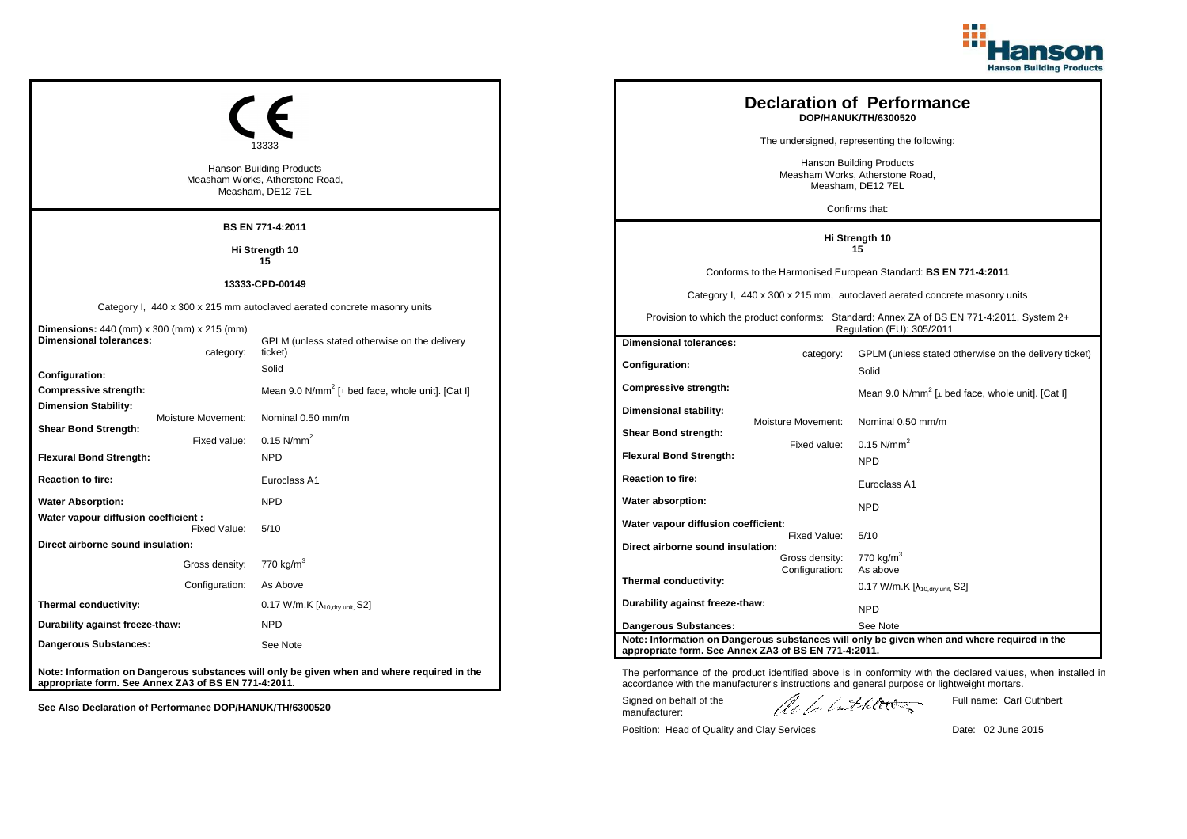CE

13333

Hanson Building Products
Measham Works, Atherstone Road,
Measham, DE12 7EL

**BS EN 771-4:2011**

**Hi Strength 10**
**15**

**13333-CPD-00149**

Category I, 440 x 300 x 215 mm autoclaved aerated concrete masonry units

| | |
|---|---|
| **Dimensions:** 440 (mm) x 300 (mm) x 215 (mm) | |
| **Dimensional tolerances:** category: | GPLM (unless stated otherwise on the delivery ticket) |
| **Configuration:** | Solid |
| **Compressive strength:** | Mean 9.0 N/mm$^2$ [⊥ bed face, whole unit]. [Cat I] |
| **Dimension Stability:** Moisture Movement: | Nominal 0.50 mm/m |
| **Shear Bond Strength:** Fixed value: | 0.15 N/mm$^2$ |
| **Flexural Bond Strength:** | NPD |
| **Reaction to fire:** | Euroclass A1 |
| **Water Absorption:** | NPD |
| **Water vapour diffusion coefficient :** Fixed Value: | 5/10 |
| **Direct airborne sound insulation:** Gross density: | 770 kg/m$^3$ |
| Configuration: | As Above |
| **Thermal conductivity:** | 0.17 W/m.K [$\lambda_{10,dry\ unit}$, S2] |
| **Durability against freeze-thaw:** | NPD |
| **Dangerous Substances:** | See Note |

**Note: Information on Dangerous substances will only be given when and where required in the appropriate form. See Annex ZA3 of BS EN 771-4:2011.**

**See Also Declaration of Performance DOP/HANUK/TH/6300520**

# Declaration of Performance
**DOP/HANUK/TH/6300520**

The undersigned, representing the following:

Hanson Building Products
Measham Works, Atherstone Road,
Measham, DE12 7EL

Confirms that:

**Hi Strength 10**
**15**

Conforms to the Harmonised European Standard: **BS EN 771-4:2011**

Category I, 440 x 300 x 215 mm, autoclaved aerated concrete masonry units

Provision to which the product conforms: Standard: Annex ZA of BS EN 771-4:2011, System 2+ Regulation (EU): 305/2011

| | |
|---|---|
| **Dimensional tolerances:** category: | GPLM (unless stated otherwise on the delivery ticket) |
| **Configuration:** | Solid |
| **Compressive strength:** | Mean 9.0 N/mm$^2$ [⊥ bed face, whole unit]. [Cat I] |
| **Dimensional stability:** Moisture Movement: | Nominal 0.50 mm/m |
| **Shear Bond strength:** Fixed value: | 0.15 N/mm$^2$ |
| **Flexural Bond Strength:** | NPD |
| **Reaction to fire:** | Euroclass A1 |
| **Water absorption:** | NPD |
| **Water vapour diffusion coefficient:** Fixed Value: | 5/10 |
| **Direct airborne sound insulation:** Gross density: | 770 kg/m$^3$ |
| Configuration: | As above |
| **Thermal conductivity:** | 0.17 W/m.K [$\lambda_{10,dry\ unit}$, S2] |
| **Durability against freeze-thaw:** | NPD |
| **Dangerous Substances:** | See Note |

**Note: Information on Dangerous substances will only be given when and where required in the appropriate form. See Annex ZA3 of BS EN 771-4:2011.**

The performance of the product identified above is in conformity with the declared values, when installed in accordance with the manufacturer's instructions and general purpose or lightweight mortars.

Signed on behalf of the manufacturer: Full name: Carl Cuthbert

Position: Head of Quality and Clay Services Date: 02 June 2015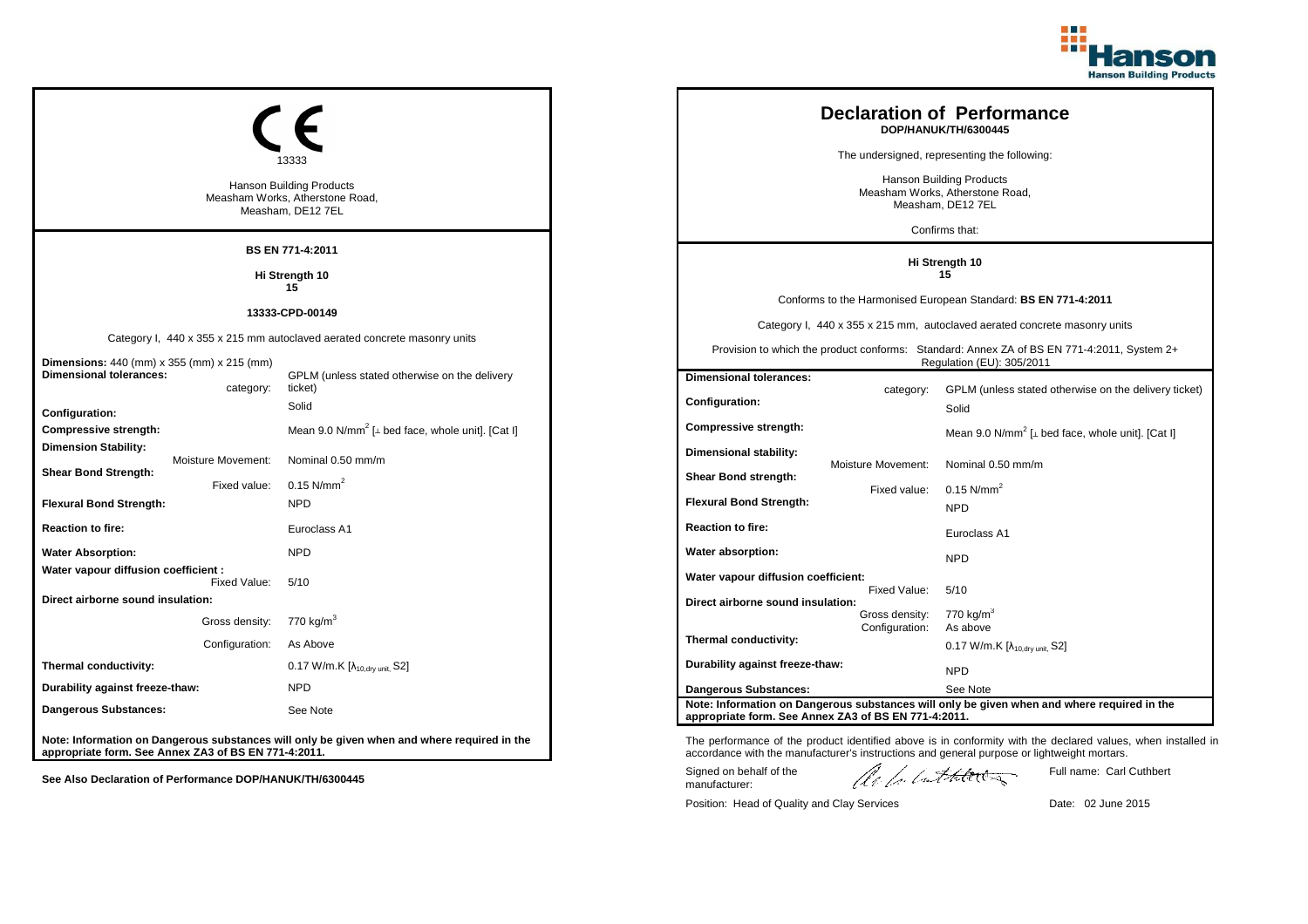CE

13333

Hanson Building Products
Measham Works, Atherstone Road,
Measham, DE12 7EL

**BS EN 771-4:2011**

**Hi Strength 10**
**15**

**13333-CPD-00149**

Category I, 440 x 355 x 215 mm autoclaved aerated concrete masonry units

| | |
|---|---|
| **Dimensions:** 440 (mm) x 355 (mm) x 215 (mm) | |
| **Dimensional tolerances:** category: | GPLM (unless stated otherwise on the delivery ticket) |
| **Configuration:** | Solid |
| **Compressive strength:** | Mean 9.0 N/mm$^2$ [⊥ bed face, whole unit]. [Cat I] |
| **Dimension Stability:** Moisture Movement: | Nominal 0.50 mm/m |
| **Shear Bond Strength:** Fixed value: | 0.15 N/mm$^2$ |
| **Flexural Bond Strength:** | NPD |
| **Reaction to fire:** | Euroclass A1 |
| **Water Absorption:** | NPD |
| **Water vapour diffusion coefficient :** Fixed Value: | 5/10 |
| **Direct airborne sound insulation:** Gross density: | 770 kg/m$^3$ |
| Configuration: | As Above |
| **Thermal conductivity:** | 0.17 W/m.K [$\lambda_{10,dry\ unit}$, S2] |
| **Durability against freeze-thaw:** | NPD |
| **Dangerous Substances:** | See Note |

**Note: Information on Dangerous substances will only be given when and where required in the appropriate form. See Annex ZA3 of BS EN 771-4:2011.**

**See Also Declaration of Performance DOP/HANUK/TH/6300445**

# Declaration of Performance

**DOP/HANUK/TH/6300445**

The undersigned, representing the following:

Hanson Building Products
Measham Works, Atherstone Road,
Measham, DE12 7EL

Confirms that:

**Hi Strength 10**
**15**

Conforms to the Harmonised European Standard: **BS EN 771-4:2011**

Category I, 440 x 355 x 215 mm, autoclaved aerated concrete masonry units

Provision to which the product conforms: Standard: Annex ZA of BS EN 771-4:2011, System 2+ Regulation (EU): 305/2011

| | |
|---|---|
| **Dimensional tolerances:** category: | GPLM (unless stated otherwise on the delivery ticket) |
| **Configuration:** | Solid |
| **Compressive strength:** | Mean 9.0 N/mm$^2$ [⊥ bed face, whole unit]. [Cat I] |
| **Dimensional stability:** Moisture Movement: | Nominal 0.50 mm/m |
| **Shear Bond strength:** Fixed value: | 0.15 N/mm$^2$ |
| **Flexural Bond Strength:** | NPD |
| **Reaction to fire:** | Euroclass A1 |
| **Water absorption:** | NPD |
| **Water vapour diffusion coefficient:** Fixed Value: | 5/10 |
| **Direct airborne sound insulation:** Gross density: | 770 kg/m$^3$ |
| Configuration: | As above |
| **Thermal conductivity:** | 0.17 W/m.K [$\lambda_{10,dry\ unit}$, S2] |
| **Durability against freeze-thaw:** | NPD |
| **Dangerous Substances:** | See Note |

**Note: Information on Dangerous substances will only be given when and where required in the appropriate form. See Annex ZA3 of BS EN 771-4:2011.**

The performance of the product identified above is in conformity with the declared values, when installed in accordance with the manufacturer's instructions and general purpose or lightweight mortars.

Signed on behalf of the manufacturer: Full name: Carl Cuthbert

Position: Head of Quality and Clay Services Date: 02 June 2015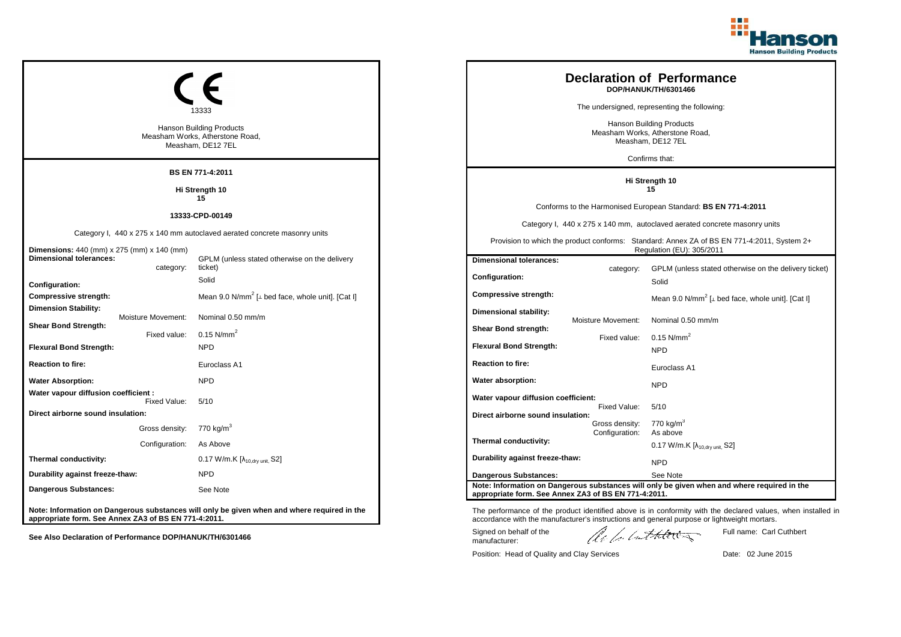## CE

13333

Hanson Building Products
Measham Works, Atherstone Road,
Measham, DE12 7EL

**BS EN 771-4:2011**

**Hi Strength 10**
**15**

**13333-CPD-00149**

Category I, 440 x 275 x 140 mm autoclaved aerated concrete masonry units

| | | |
|---|---|---|
| **Dimensions:** 440 (mm) x 275 (mm) x 140 (mm) | | |
| **Dimensional tolerances:** | category: | GPLM (unless stated otherwise on the delivery ticket) |
| **Configuration:** | | Solid |
| **Compressive strength:** | | Mean 9.0 N/mm$^2$ [⊥ bed face, whole unit]. [Cat I] |
| **Dimension Stability:** | Moisture Movement: | Nominal 0.50 mm/m |
| **Shear Bond Strength:** | Fixed value: | 0.15 N/mm$^2$ |
| **Flexural Bond Strength:** | | NPD |
| **Reaction to fire:** | | Euroclass A1 |
| **Water Absorption:** | | NPD |
| **Water vapour diffusion coefficient :** | Fixed Value: | 5/10 |
| **Direct airborne sound insulation:** | Gross density: | 770 kg/m$^3$ |
| | Configuration: | As Above |
| **Thermal conductivity:** | | 0.17 W/m.K [$\lambda_{10,dry\ unit}$, S2] |
| **Durability against freeze-thaw:** | | NPD |
| **Dangerous Substances:** | | See Note |

**Note: Information on Dangerous substances will only be given when and where required in the appropriate form. See Annex ZA3 of BS EN 771-4:2011.**

**See Also Declaration of Performance DOP/HANUK/TH/6301466**

# Declaration of Performance

**DOP/HANUK/TH/6301466**

The undersigned, representing the following:

Hanson Building Products
Measham Works, Atherstone Road,
Measham, DE12 7EL

Confirms that:

**Hi Strength 10**
**15**

Conforms to the Harmonised European Standard: **BS EN 771-4:2011**

Category I, 440 x 275 x 140 mm, autoclaved aerated concrete masonry units

Provision to which the product conforms: Standard: Annex ZA of BS EN 771-4:2011, System 2+ Regulation (EU): 305/2011

| | | |
|---|---|---|
| **Dimensional tolerances:** | category: | GPLM (unless stated otherwise on the delivery ticket) |
| **Configuration:** | | Solid |
| **Compressive strength:** | | Mean 9.0 N/mm$^2$ [⊥ bed face, whole unit]. [Cat I] |
| **Dimensional stability:** | Moisture Movement: | Nominal 0.50 mm/m |
| **Shear Bond strength:** | Fixed value: | 0.15 N/mm$^2$ |
| **Flexural Bond Strength:** | | NPD |
| **Reaction to fire:** | | Euroclass A1 |
| **Water absorption:** | | NPD |
| **Water vapour diffusion coefficient:** | Fixed Value: | 5/10 |
| **Direct airborne sound insulation:** | Gross density: | 770 kg/m$^3$ |
| | Configuration: | As above |
| **Thermal conductivity:** | | 0.17 W/m.K [$\lambda_{10,dry\ unit}$, S2] |
| **Durability against freeze-thaw:** | | NPD |
| **Dangerous Substances:** | | See Note |

**Note: Information on Dangerous substances will only be given when and where required in the appropriate form. See Annex ZA3 of BS EN 771-4:2011.**

The performance of the product identified above is in conformity with the declared values, when installed in accordance with the manufacturer's instructions and general purpose or lightweight mortars.

Signed on behalf of the manufacturer:

Full name: Carl Cuthbert

Position: Head of Quality and Clay Services

Date: 02 June 2015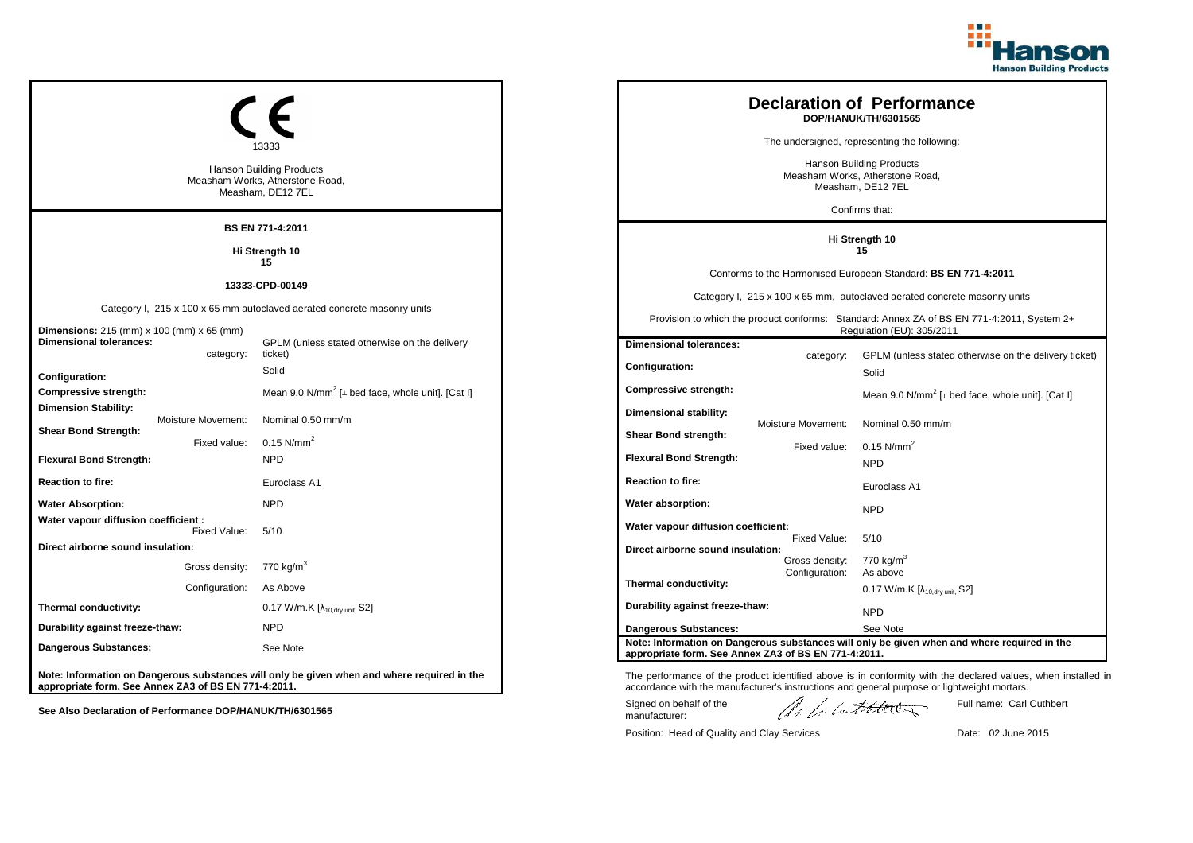## CE

13333

Hanson Building Products
Measham Works, Atherstone Road,
Measham, DE12 7EL

**BS EN 771-4:2011**

**Hi Strength 10**
**15**

**13333-CPD-00149**

Category I, 215 x 100 x 65 mm autoclaved aerated concrete masonry units

| | | |
|---|---|---|
| **Dimensions:** 215 (mm) x 100 (mm) x 65 (mm) | | |
| **Dimensional tolerances:** | category: | GPLM (unless stated otherwise on the delivery ticket) |
| **Configuration:** | | Solid |
| **Compressive strength:** | | Mean 9.0 N/mm$^2$ [⊥ bed face, whole unit]. [Cat I] |
| **Dimension Stability:** | Moisture Movement: | Nominal 0.50 mm/m |
| **Shear Bond Strength:** | Fixed value: | 0.15 N/mm$^2$ |
| **Flexural Bond Strength:** | | NPD |
| **Reaction to fire:** | | Euroclass A1 |
| **Water Absorption:** | | NPD |
| **Water vapour diffusion coefficient :** | Fixed Value: | 5/10 |
| **Direct airborne sound insulation:** | Gross density: | 770 kg/m$^3$ |
| | Configuration: | As Above |
| **Thermal conductivity:** | | 0.17 W/m.K [$\lambda_{10,dry\ unit}$, S2] |
| **Durability against freeze-thaw:** | | NPD |
| **Dangerous Substances:** | | See Note |

**Note: Information on Dangerous substances will only be given when and where required in the appropriate form. See Annex ZA3 of BS EN 771-4:2011.**

**See Also Declaration of Performance DOP/HANUK/TH/6301565**

# Declaration of Performance

**DOP/HANUK/TH/6301565**

The undersigned, representing the following:

Hanson Building Products
Measham Works, Atherstone Road,
Measham, DE12 7EL

Confirms that:

**Hi Strength 10**
**15**

Conforms to the Harmonised European Standard: **BS EN 771-4:2011**

Category I, 215 x 100 x 65 mm, autoclaved aerated concrete masonry units

Provision to which the product conforms: Standard: Annex ZA of BS EN 771-4:2011, System 2+ Regulation (EU): 305/2011

| | | |
|---|---|---|
| **Dimensional tolerances:** | category: | GPLM (unless stated otherwise on the delivery ticket) |
| **Configuration:** | | Solid |
| **Compressive strength:** | | Mean 9.0 N/mm$^2$ [⊥ bed face, whole unit]. [Cat I] |
| **Dimensional stability:** | Moisture Movement: | Nominal 0.50 mm/m |
| **Shear Bond strength:** | Fixed value: | 0.15 N/mm$^2$ |
| **Flexural Bond Strength:** | | NPD |
| **Reaction to fire:** | | Euroclass A1 |
| **Water absorption:** | | NPD |
| **Water vapour diffusion coefficient:** | Fixed Value: | 5/10 |
| **Direct airborne sound insulation:** | Gross density: | 770 kg/m$^3$ |
| | Configuration: | As above |
| **Thermal conductivity:** | | 0.17 W/m.K [$\lambda_{10,dry\ unit}$, S2] |
| **Durability against freeze-thaw:** | | NPD |
| **Dangerous Substances:** | | See Note |

**Note: Information on Dangerous substances will only be given when and where required in the appropriate form. See Annex ZA3 of BS EN 771-4:2011.**

The performance of the product identified above is in conformity with the declared values, when installed in accordance with the manufacturer's instructions and general purpose or lightweight mortars.

Signed on behalf of the manufacturer:

Full name: Carl Cuthbert

Position: Head of Quality and Clay Services

Date: 02 June 2015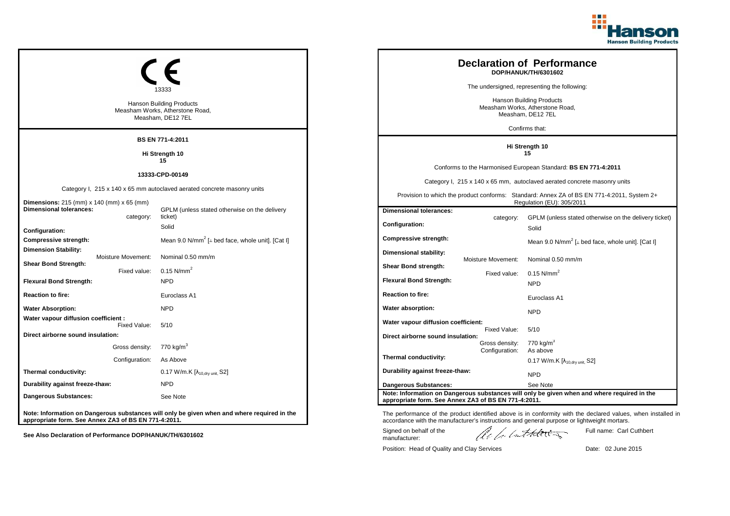Hanson Building Products

CE

13333

Hanson Building Products
Measham Works, Atherstone Road,
Measham, DE12 7EL

**BS EN 771-4:2011**

**Hi Strength 10**
**15**

**13333-CPD-00149**

Category I, 215 x 140 x 65 mm autoclaved aerated concrete masonry units

| | | |
|---|---|---|
| **Dimensions:** 215 (mm) x 140 (mm) x 65 (mm) | | |
| **Dimensional tolerances:** | category: | GPLM (unless stated otherwise on the delivery ticket) |
| **Configuration:** | | Solid |
| **Compressive strength:** | | Mean 9.0 N/mm$^2$ [⊥ bed face, whole unit]. [Cat I] |
| **Dimension Stability:** | Moisture Movement: | Nominal 0.50 mm/m |
| **Shear Bond Strength:** | Fixed value: | 0.15 N/mm$^2$ |
| **Flexural Bond Strength:** | | NPD |
| **Reaction to fire:** | | Euroclass A1 |
| **Water Absorption:** | | NPD |
| **Water vapour diffusion coefficient :** | Fixed Value: | 5/10 |
| **Direct airborne sound insulation:** | Gross density: | 770 kg/m$^3$ |
| | Configuration: | As Above |
| **Thermal conductivity:** | | 0.17 W/m.K [$\lambda_{10,dry\ unit}$, S2] |
| **Durability against freeze-thaw:** | | NPD |
| **Dangerous Substances:** | | See Note |

**Note: Information on Dangerous substances will only be given when and where required in the appropriate form. See Annex ZA3 of BS EN 771-4:2011.**

**See Also Declaration of Performance DOP/HANUK/TH/6301602**

# Declaration of Performance

**DOP/HANUK/TH/6301602**

The undersigned, representing the following:

Hanson Building Products
Measham Works, Atherstone Road,
Measham, DE12 7EL

Confirms that:

**Hi Strength 10**
**15**

Conforms to the Harmonised European Standard: **BS EN 771-4:2011**

Category I, 215 x 140 x 65 mm, autoclaved aerated concrete masonry units

Provision to which the product conforms: Standard: Annex ZA of BS EN 771-4:2011, System 2+ Regulation (EU): 305/2011

| | | |
|---|---|---|
| **Dimensional tolerances:** | category: | GPLM (unless stated otherwise on the delivery ticket) |
| **Configuration:** | | Solid |
| **Compressive strength:** | | Mean 9.0 N/mm$^2$ [⊥ bed face, whole unit]. [Cat I] |
| **Dimensional stability:** | Moisture Movement: | Nominal 0.50 mm/m |
| **Shear Bond strength:** | Fixed value: | 0.15 N/mm$^2$ |
| **Flexural Bond Strength:** | | NPD |
| **Reaction to fire:** | | Euroclass A1 |
| **Water absorption:** | | NPD |
| **Water vapour diffusion coefficient:** | Fixed Value: | 5/10 |
| **Direct airborne sound insulation:** | Gross density: | 770 kg/m$^3$ |
| | Configuration: | As above |
| **Thermal conductivity:** | | 0.17 W/m.K [$\lambda_{10,dry\ unit}$, S2] |
| **Durability against freeze-thaw:** | | NPD |
| **Dangerous Substances:** | | See Note |

**Note: Information on Dangerous substances will only be given when and where required in the appropriate form. See Annex ZA3 of BS EN 771-4:2011.**

The performance of the product identified above is in conformity with the declared values, when installed in accordance with the manufacturer's instructions and general purpose or lightweight mortars.

Signed on behalf of the manufacturer: Full name: Carl Cuthbert

Position: Head of Quality and Clay Services Date: 02 June 2015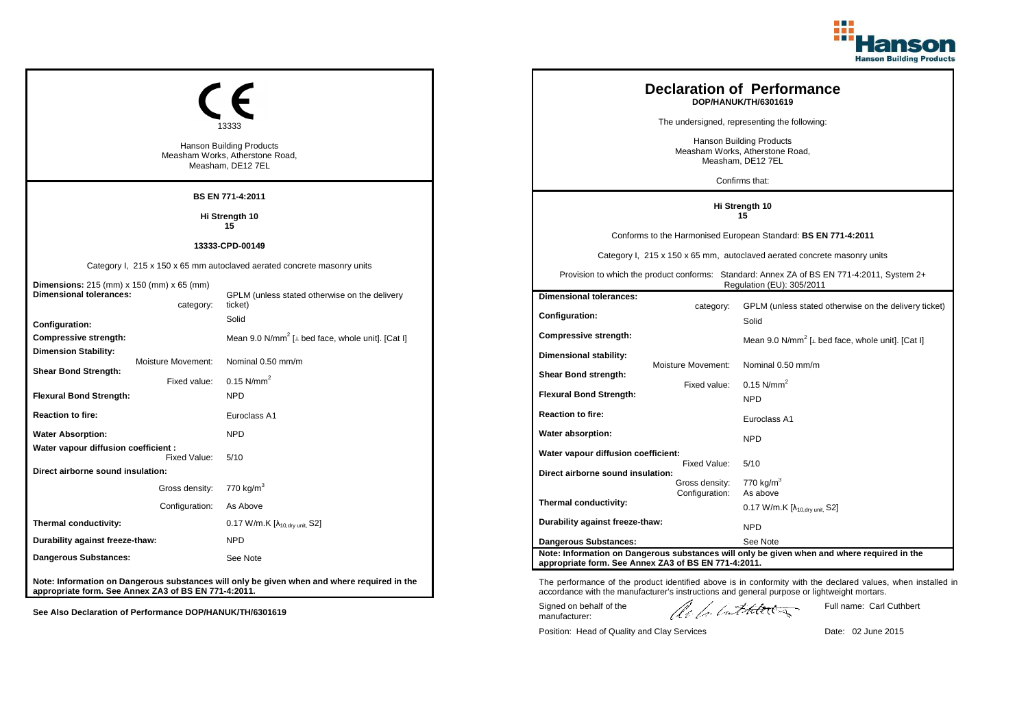CE

13333

Hanson Building Products
Measham Works, Atherstone Road,
Measham, DE12 7EL

**BS EN 771-4:2011**

**Hi Strength 10**
**15**

**13333-CPD-00149**

Category I, 215 x 150 x 65 mm autoclaved aerated concrete masonry units

| | | |
|---|---|---|
| **Dimensions:** 215 (mm) x 150 (mm) x 65 (mm) | | |
| **Dimensional tolerances:** | category: | GPLM (unless stated otherwise on the delivery ticket) |
| **Configuration:** | | Solid |
| **Compressive strength:** | | Mean 9.0 N/mm$^2$ [⊥ bed face, whole unit]. [Cat I] |
| **Dimension Stability:** | Moisture Movement: | Nominal 0.50 mm/m |
| **Shear Bond Strength:** | Fixed value: | 0.15 N/mm$^2$ |
| **Flexural Bond Strength:** | | NPD |
| **Reaction to fire:** | | Euroclass A1 |
| **Water Absorption:** | | NPD |
| **Water vapour diffusion coefficient :** | Fixed Value: | 5/10 |
| **Direct airborne sound insulation:** | Gross density: | 770 kg/m$^3$ |
| | Configuration: | As Above |
| **Thermal conductivity:** | | 0.17 W/m.K [$\lambda_{10,dry\ unit}$, S2] |
| **Durability against freeze-thaw:** | | NPD |
| **Dangerous Substances:** | | See Note |

**Note: Information on Dangerous substances will only be given when and where required in the appropriate form. See Annex ZA3 of BS EN 771-4:2011.**

**See Also Declaration of Performance DOP/HANUK/TH/6301619**

# Declaration of Performance

**DOP/HANUK/TH/6301619**

The undersigned, representing the following:

Hanson Building Products
Measham Works, Atherstone Road,
Measham, DE12 7EL

Confirms that:

**Hi Strength 10**
**15**

Conforms to the Harmonised European Standard: **BS EN 771-4:2011**

Category I, 215 x 150 x 65 mm, autoclaved aerated concrete masonry units

Provision to which the product conforms: Standard: Annex ZA of BS EN 771-4:2011, System 2+ Regulation (EU): 305/2011

| | | |
|---|---|---|
| **Dimensional tolerances:** | category: | GPLM (unless stated otherwise on the delivery ticket) |
| **Configuration:** | | Solid |
| **Compressive strength:** | | Mean 9.0 N/mm$^2$ [⊥ bed face, whole unit]. [Cat I] |
| **Dimensional stability:** | Moisture Movement: | Nominal 0.50 mm/m |
| **Shear Bond strength:** | Fixed value: | 0.15 N/mm$^2$ |
| **Flexural Bond Strength:** | | NPD |
| **Reaction to fire:** | | Euroclass A1 |
| **Water absorption:** | | NPD |
| **Water vapour diffusion coefficient:** | Fixed Value: | 5/10 |
| **Direct airborne sound insulation:** | Gross density: | 770 kg/m$^3$ |
| | Configuration: | As above |
| **Thermal conductivity:** | | 0.17 W/m.K [$\lambda_{10,dry\ unit}$, S2] |
| **Durability against freeze-thaw:** | | NPD |
| **Dangerous Substances:** | | See Note |

**Note: Information on Dangerous substances will only be given when and where required in the appropriate form. See Annex ZA3 of BS EN 771-4:2011.**

The performance of the product identified above is in conformity with the declared values, when installed in accordance with the manufacturer's instructions and general purpose or lightweight mortars.

Signed on behalf of the manufacturer:

Full name: Carl Cuthbert

Position: Head of Quality and Clay Services

Date: 02 June 2015